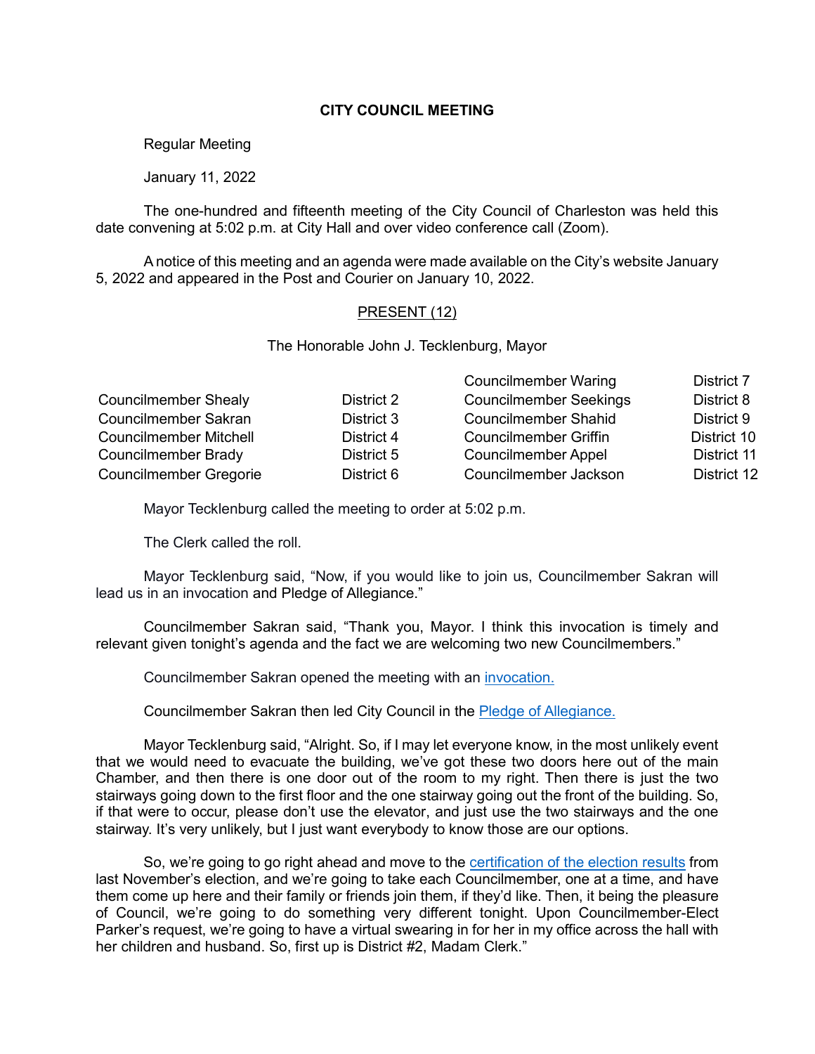**CITY COUNCIL MEETING**

Regular Meeting

January 11, 2022

The one-hundred and fifteenth meeting of the City Council of Charleston was held this date convening at 5:02 p.m. at City Hall and over video conference call (Zoom).

A notice of this meeting and an agenda were made available on the City's website January 5, 2022 and appeared in the Post and Courier on January 10, 2022.

PRESENT (12)

The Honorable John J. Tecklenburg, Mayor

| | | | |
|---|---|---|---|
| | | Councilmember Waring | District 7 |
| Councilmember Shealy | District 2 | Councilmember Seekings | District 8 |
| Councilmember Sakran | District 3 | Councilmember Shahid | District 9 |
| Councilmember Mitchell | District 4 | Councilmember Griffin | District 10 |
| Councilmember Brady | District 5 | Councilmember Appel | District 11 |
| Councilmember Gregorie | District 6 | Councilmember Jackson | District 12 |

Mayor Tecklenburg called the meeting to order at 5:02 p.m.

The Clerk called the roll.

Mayor Tecklenburg said, "Now, if you would like to join us, Councilmember Sakran will lead us in an invocation and Pledge of Allegiance."

Councilmember Sakran said, "Thank you, Mayor. I think this invocation is timely and relevant given tonight's agenda and the fact we are welcoming two new Councilmembers."

Councilmember Sakran opened the meeting with an invocation.

Councilmember Sakran then led City Council in the Pledge of Allegiance.

Mayor Tecklenburg said, "Alright. So, if I may let everyone know, in the most unlikely event that we would need to evacuate the building, we've got these two doors here out of the main Chamber, and then there is one door out of the room to my right. Then there is just the two stairways going down to the first floor and the one stairway going out the front of the building. So, if that were to occur, please don't use the elevator, and just use the two stairways and the one stairway. It's very unlikely, but I just want everybody to know those are our options.

So, we're going to go right ahead and move to the certification of the election results from last November's election, and we're going to take each Councilmember, one at a time, and have them come up here and their family or friends join them, if they'd like. Then, it being the pleasure of Council, we're going to do something very different tonight. Upon Councilmember-Elect Parker's request, we're going to have a virtual swearing in for her in my office across the hall with her children and husband. So, first up is District #2, Madam Clerk."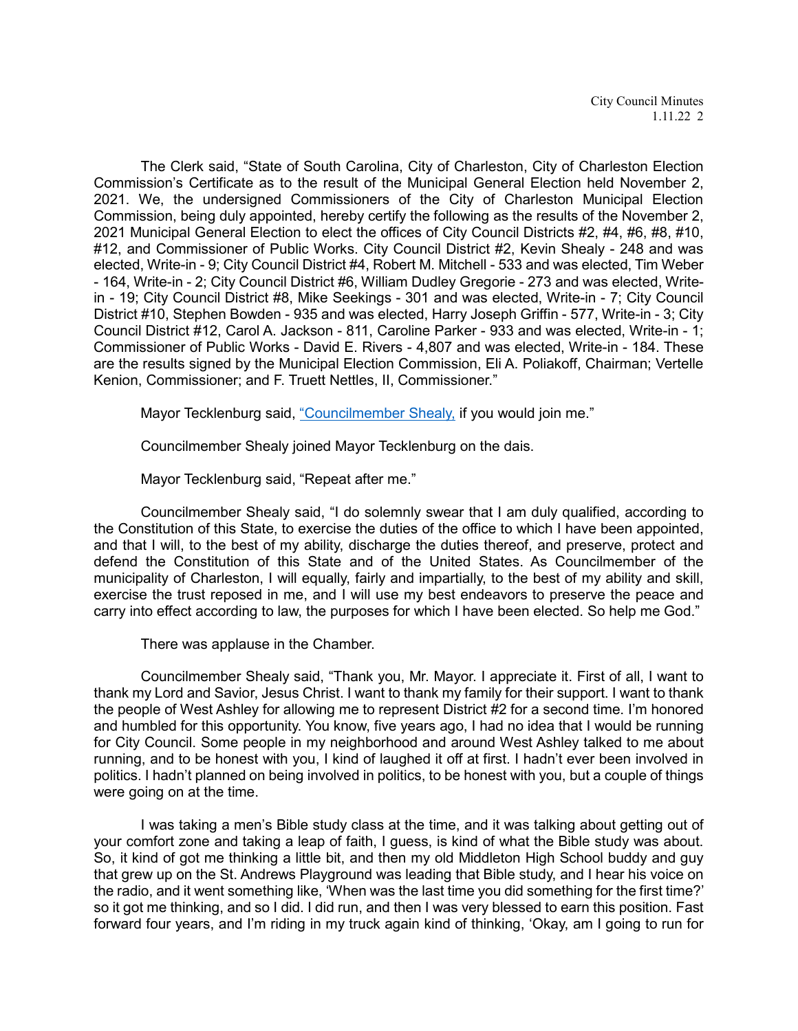The Clerk said, "State of South Carolina, City of Charleston, City of Charleston Election Commission's Certificate as to the result of the Municipal General Election held November 2, 2021. We, the undersigned Commissioners of the City of Charleston Municipal Election Commission, being duly appointed, hereby certify the following as the results of the November 2, 2021 Municipal General Election to elect the offices of City Council Districts #2, #4, #6, #8, #10, #12, and Commissioner of Public Works. City Council District #2, Kevin Shealy - 248 and was elected, Write-in - 9; City Council District #4, Robert M. Mitchell - 533 and was elected, Tim Weber - 164, Write-in - 2; City Council District #6, William Dudley Gregorie - 273 and was elected, Write-in - 19; City Council District #8, Mike Seekings - 301 and was elected, Write-in - 7; City Council District #10, Stephen Bowden - 935 and was elected, Harry Joseph Griffin - 577, Write-in - 3; City Council District #12, Carol A. Jackson - 811, Caroline Parker - 933 and was elected, Write-in - 1; Commissioner of Public Works - David E. Rivers - 4,807 and was elected, Write-in - 184. These are the results signed by the Municipal Election Commission, Eli A. Poliakoff, Chairman; Vertelle Kenion, Commissioner; and F. Truett Nettles, II, Commissioner."

Mayor Tecklenburg said, "Councilmember Shealy, if you would join me."

Councilmember Shealy joined Mayor Tecklenburg on the dais.

Mayor Tecklenburg said, "Repeat after me."

Councilmember Shealy said, "I do solemnly swear that I am duly qualified, according to the Constitution of this State, to exercise the duties of the office to which I have been appointed, and that I will, to the best of my ability, discharge the duties thereof, and preserve, protect and defend the Constitution of this State and of the United States. As Councilmember of the municipality of Charleston, I will equally, fairly and impartially, to the best of my ability and skill, exercise the trust reposed in me, and I will use my best endeavors to preserve the peace and carry into effect according to law, the purposes for which I have been elected. So help me God."

There was applause in the Chamber.

Councilmember Shealy said, "Thank you, Mr. Mayor. I appreciate it. First of all, I want to thank my Lord and Savior, Jesus Christ. I want to thank my family for their support. I want to thank the people of West Ashley for allowing me to represent District #2 for a second time. I'm honored and humbled for this opportunity. You know, five years ago, I had no idea that I would be running for City Council. Some people in my neighborhood and around West Ashley talked to me about running, and to be honest with you, I kind of laughed it off at first. I hadn't ever been involved in politics. I hadn't planned on being involved in politics, to be honest with you, but a couple of things were going on at the time.

I was taking a men's Bible study class at the time, and it was talking about getting out of your comfort zone and taking a leap of faith, I guess, is kind of what the Bible study was about. So, it kind of got me thinking a little bit, and then my old Middleton High School buddy and guy that grew up on the St. Andrews Playground was leading that Bible study, and I hear his voice on the radio, and it went something like, 'When was the last time you did something for the first time?' so it got me thinking, and so I did. I did run, and then I was very blessed to earn this position. Fast forward four years, and I'm riding in my truck again kind of thinking, 'Okay, am I going to run for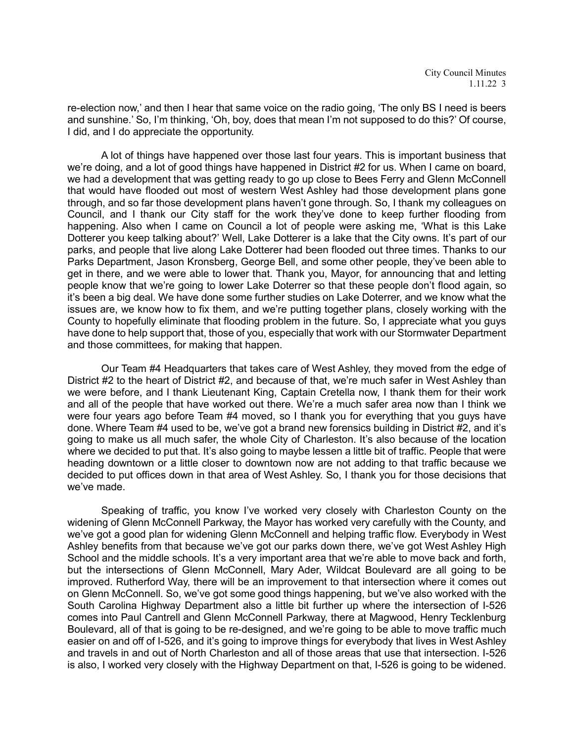re-election now,' and then I hear that same voice on the radio going, 'The only BS I need is beers and sunshine.' So, I'm thinking, 'Oh, boy, does that mean I'm not supposed to do this?' Of course, I did, and I do appreciate the opportunity.

A lot of things have happened over those last four years. This is important business that we're doing, and a lot of good things have happened in District #2 for us. When I came on board, we had a development that was getting ready to go up close to Bees Ferry and Glenn McConnell that would have flooded out most of western West Ashley had those development plans gone through, and so far those development plans haven't gone through. So, I thank my colleagues on Council, and I thank our City staff for the work they've done to keep further flooding from happening. Also when I came on Council a lot of people were asking me, 'What is this Lake Dotterer you keep talking about?' Well, Lake Dotterer is a lake that the City owns. It's part of our parks, and people that live along Lake Dotterer had been flooded out three times. Thanks to our Parks Department, Jason Kronsberg, George Bell, and some other people, they've been able to get in there, and we were able to lower that. Thank you, Mayor, for announcing that and letting people know that we're going to lower Lake Doterrer so that these people don't flood again, so it's been a big deal. We have done some further studies on Lake Doterrer, and we know what the issues are, we know how to fix them, and we're putting together plans, closely working with the County to hopefully eliminate that flooding problem in the future. So, I appreciate what you guys have done to help support that, those of you, especially that work with our Stormwater Department and those committees, for making that happen.

Our Team #4 Headquarters that takes care of West Ashley, they moved from the edge of District #2 to the heart of District #2, and because of that, we're much safer in West Ashley than we were before, and I thank Lieutenant King, Captain Cretella now, I thank them for their work and all of the people that have worked out there. We're a much safer area now than I think we were four years ago before Team #4 moved, so I thank you for everything that you guys have done. Where Team #4 used to be, we've got a brand new forensics building in District #2, and it's going to make us all much safer, the whole City of Charleston. It's also because of the location where we decided to put that. It's also going to maybe lessen a little bit of traffic. People that were heading downtown or a little closer to downtown now are not adding to that traffic because we decided to put offices down in that area of West Ashley. So, I thank you for those decisions that we've made.

Speaking of traffic, you know I've worked very closely with Charleston County on the widening of Glenn McConnell Parkway, the Mayor has worked very carefully with the County, and we've got a good plan for widening Glenn McConnell and helping traffic flow. Everybody in West Ashley benefits from that because we've got our parks down there, we've got West Ashley High School and the middle schools. It's a very important area that we're able to move back and forth, but the intersections of Glenn McConnell, Mary Ader, Wildcat Boulevard are all going to be improved. Rutherford Way, there will be an improvement to that intersection where it comes out on Glenn McConnell. So, we've got some good things happening, but we've also worked with the South Carolina Highway Department also a little bit further up where the intersection of I-526 comes into Paul Cantrell and Glenn McConnell Parkway, there at Magwood, Henry Tecklenburg Boulevard, all of that is going to be re-designed, and we're going to be able to move traffic much easier on and off of I-526, and it's going to improve things for everybody that lives in West Ashley and travels in and out of North Charleston and all of those areas that use that intersection. I-526 is also, I worked very closely with the Highway Department on that, I-526 is going to be widened.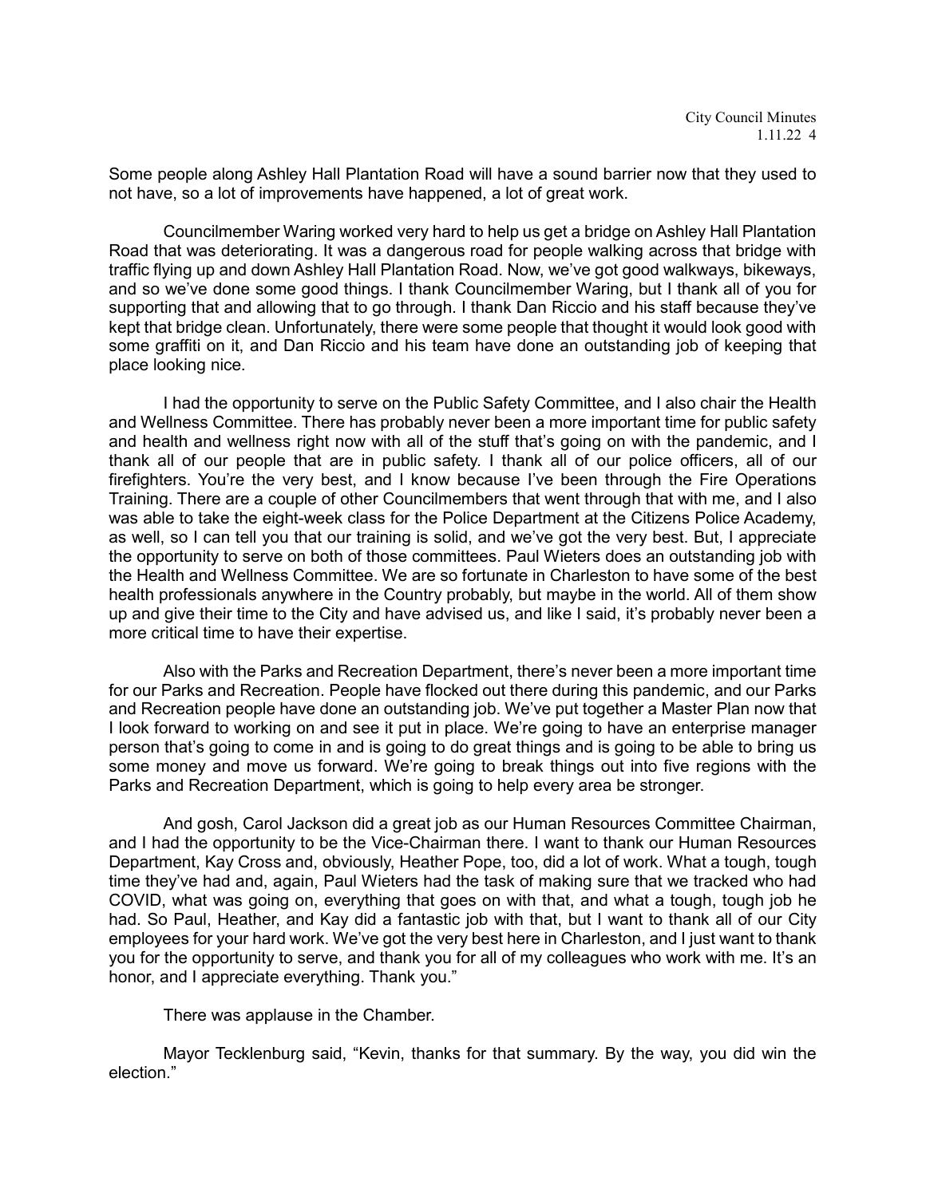Some people along Ashley Hall Plantation Road will have a sound barrier now that they used to not have, so a lot of improvements have happened, a lot of great work.

Councilmember Waring worked very hard to help us get a bridge on Ashley Hall Plantation Road that was deteriorating. It was a dangerous road for people walking across that bridge with traffic flying up and down Ashley Hall Plantation Road. Now, we've got good walkways, bikeways, and so we've done some good things. I thank Councilmember Waring, but I thank all of you for supporting that and allowing that to go through. I thank Dan Riccio and his staff because they've kept that bridge clean. Unfortunately, there were some people that thought it would look good with some graffiti on it, and Dan Riccio and his team have done an outstanding job of keeping that place looking nice.

I had the opportunity to serve on the Public Safety Committee, and I also chair the Health and Wellness Committee. There has probably never been a more important time for public safety and health and wellness right now with all of the stuff that's going on with the pandemic, and I thank all of our people that are in public safety. I thank all of our police officers, all of our firefighters. You're the very best, and I know because I've been through the Fire Operations Training. There are a couple of other Councilmembers that went through that with me, and I also was able to take the eight-week class for the Police Department at the Citizens Police Academy, as well, so I can tell you that our training is solid, and we've got the very best. But, I appreciate the opportunity to serve on both of those committees. Paul Wieters does an outstanding job with the Health and Wellness Committee. We are so fortunate in Charleston to have some of the best health professionals anywhere in the Country probably, but maybe in the world. All of them show up and give their time to the City and have advised us, and like I said, it's probably never been a more critical time to have their expertise.

Also with the Parks and Recreation Department, there's never been a more important time for our Parks and Recreation. People have flocked out there during this pandemic, and our Parks and Recreation people have done an outstanding job. We've put together a Master Plan now that I look forward to working on and see it put in place. We're going to have an enterprise manager person that's going to come in and is going to do great things and is going to be able to bring us some money and move us forward. We're going to break things out into five regions with the Parks and Recreation Department, which is going to help every area be stronger.

And gosh, Carol Jackson did a great job as our Human Resources Committee Chairman, and I had the opportunity to be the Vice-Chairman there. I want to thank our Human Resources Department, Kay Cross and, obviously, Heather Pope, too, did a lot of work. What a tough, tough time they've had and, again, Paul Wieters had the task of making sure that we tracked who had COVID, what was going on, everything that goes on with that, and what a tough, tough job he had. So Paul, Heather, and Kay did a fantastic job with that, but I want to thank all of our City employees for your hard work. We've got the very best here in Charleston, and I just want to thank you for the opportunity to serve, and thank you for all of my colleagues who work with me. It's an honor, and I appreciate everything. Thank you."

There was applause in the Chamber.

Mayor Tecklenburg said, "Kevin, thanks for that summary. By the way, you did win the election."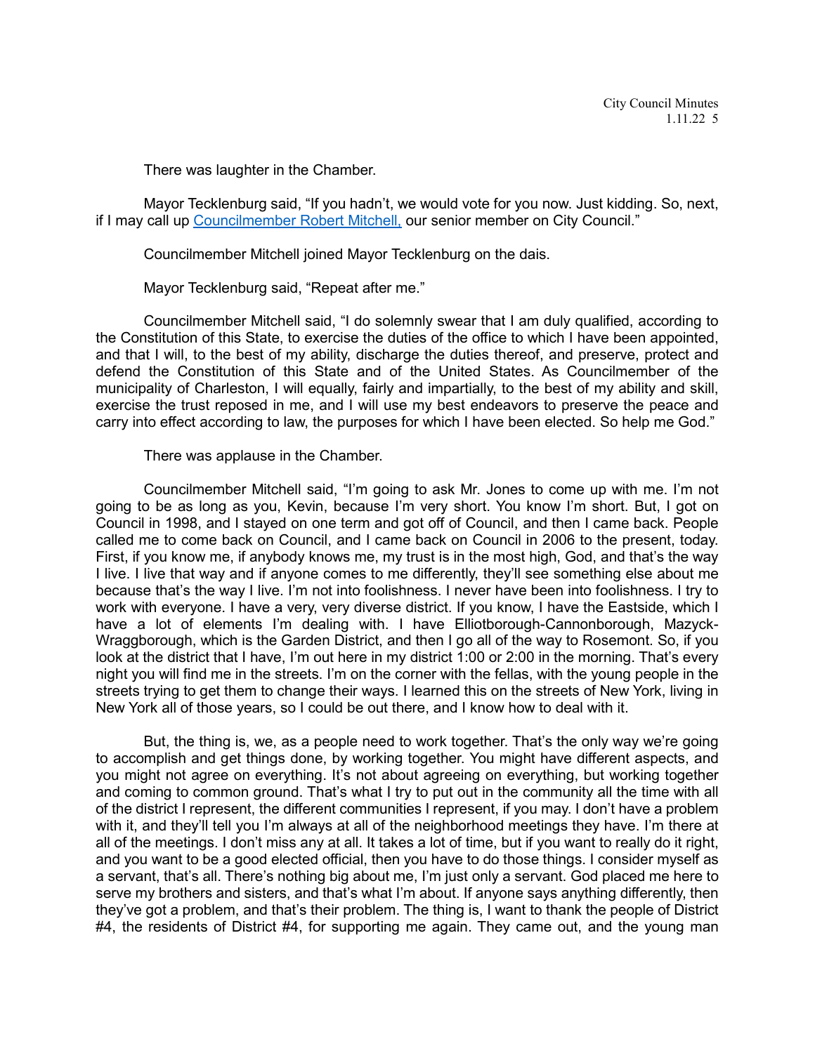There was laughter in the Chamber.

Mayor Tecklenburg said, "If you hadn't, we would vote for you now. Just kidding. So, next, if I may call up [Councilmember Robert Mitchell,](#) our senior member on City Council."

Councilmember Mitchell joined Mayor Tecklenburg on the dais.

Mayor Tecklenburg said, "Repeat after me."

Councilmember Mitchell said, "I do solemnly swear that I am duly qualified, according to the Constitution of this State, to exercise the duties of the office to which I have been appointed, and that I will, to the best of my ability, discharge the duties thereof, and preserve, protect and defend the Constitution of this State and of the United States. As Councilmember of the municipality of Charleston, I will equally, fairly and impartially, to the best of my ability and skill, exercise the trust reposed in me, and I will use my best endeavors to preserve the peace and carry into effect according to law, the purposes for which I have been elected. So help me God."

There was applause in the Chamber.

Councilmember Mitchell said, "I'm going to ask Mr. Jones to come up with me. I'm not going to be as long as you, Kevin, because I'm very short. You know I'm short. But, I got on Council in 1998, and I stayed on one term and got off of Council, and then I came back. People called me to come back on Council, and I came back on Council in 2006 to the present, today. First, if you know me, if anybody knows me, my trust is in the most high, God, and that's the way I live. I live that way and if anyone comes to me differently, they'll see something else about me because that's the way I live. I'm not into foolishness. I never have been into foolishness. I try to work with everyone. I have a very, very diverse district. If you know, I have the Eastside, which I have a lot of elements I'm dealing with. I have Elliotborough-Cannonborough, Mazyck-Wraggborough, which is the Garden District, and then I go all of the way to Rosemont. So, if you look at the district that I have, I'm out here in my district 1:00 or 2:00 in the morning. That's every night you will find me in the streets. I'm on the corner with the fellas, with the young people in the streets trying to get them to change their ways. I learned this on the streets of New York, living in New York all of those years, so I could be out there, and I know how to deal with it.

But, the thing is, we, as a people need to work together. That's the only way we're going to accomplish and get things done, by working together. You might have different aspects, and you might not agree on everything. It's not about agreeing on everything, but working together and coming to common ground. That's what I try to put out in the community all the time with all of the district I represent, the different communities I represent, if you may. I don't have a problem with it, and they'll tell you I'm always at all of the neighborhood meetings they have. I'm there at all of the meetings. I don't miss any at all. It takes a lot of time, but if you want to really do it right, and you want to be a good elected official, then you have to do those things. I consider myself as a servant, that's all. There's nothing big about me, I'm just only a servant. God placed me here to serve my brothers and sisters, and that's what I'm about. If anyone says anything differently, then they've got a problem, and that's their problem. The thing is, I want to thank the people of District #4, the residents of District #4, for supporting me again. They came out, and the young man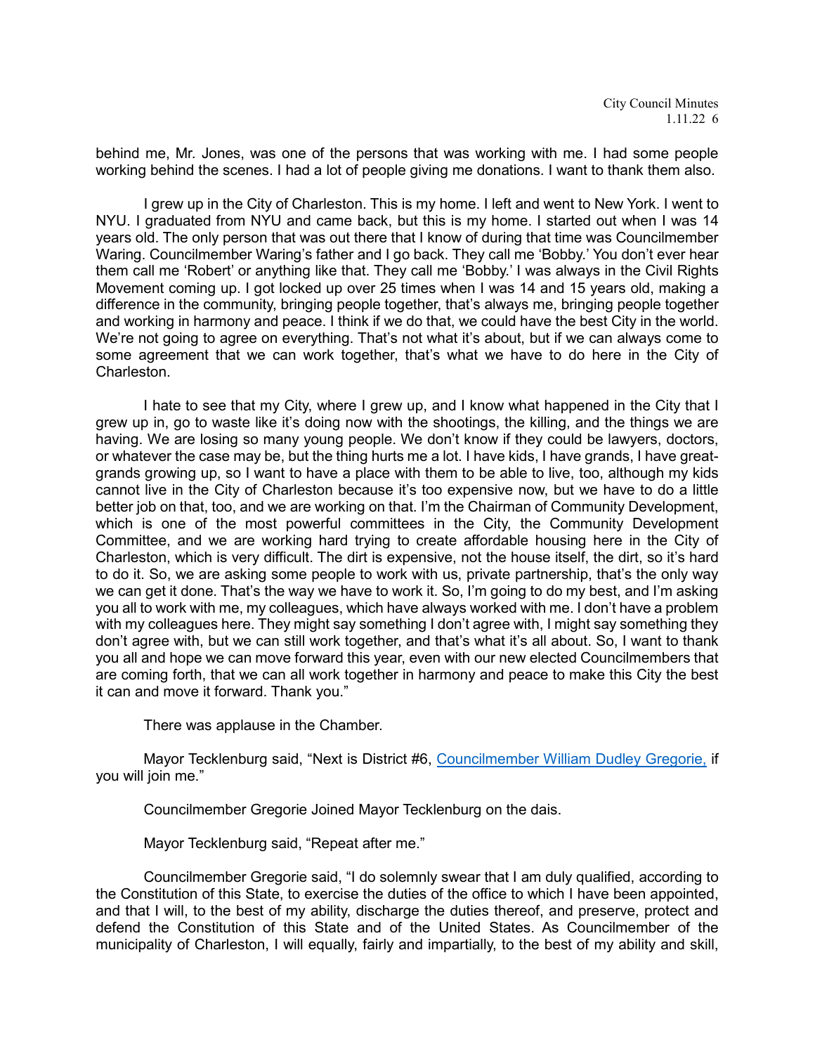behind me, Mr. Jones, was one of the persons that was working with me. I had some people working behind the scenes. I had a lot of people giving me donations. I want to thank them also.

I grew up in the City of Charleston. This is my home. I left and went to New York. I went to NYU. I graduated from NYU and came back, but this is my home. I started out when I was 14 years old. The only person that was out there that I know of during that time was Councilmember Waring. Councilmember Waring's father and I go back. They call me 'Bobby.' You don't ever hear them call me 'Robert' or anything like that. They call me 'Bobby.' I was always in the Civil Rights Movement coming up. I got locked up over 25 times when I was 14 and 15 years old, making a difference in the community, bringing people together, that's always me, bringing people together and working in harmony and peace. I think if we do that, we could have the best City in the world. We're not going to agree on everything. That's not what it's about, but if we can always come to some agreement that we can work together, that's what we have to do here in the City of Charleston.

I hate to see that my City, where I grew up, and I know what happened in the City that I grew up in, go to waste like it's doing now with the shootings, the killing, and the things we are having. We are losing so many young people. We don't know if they could be lawyers, doctors, or whatever the case may be, but the thing hurts me a lot. I have kids, I have grands, I have great-grands growing up, so I want to have a place with them to be able to live, too, although my kids cannot live in the City of Charleston because it's too expensive now, but we have to do a little better job on that, too, and we are working on that. I'm the Chairman of Community Development, which is one of the most powerful committees in the City, the Community Development Committee, and we are working hard trying to create affordable housing here in the City of Charleston, which is very difficult. The dirt is expensive, not the house itself, the dirt, so it's hard to do it. So, we are asking some people to work with us, private partnership, that's the only way we can get it done. That's the way we have to work it. So, I'm going to do my best, and I'm asking you all to work with me, my colleagues, which have always worked with me. I don't have a problem with my colleagues here. They might say something I don't agree with, I might say something they don't agree with, but we can still work together, and that's what it's all about. So, I want to thank you all and hope we can move forward this year, even with our new elected Councilmembers that are coming forth, that we can all work together in harmony and peace to make this City the best it can and move it forward. Thank you."

There was applause in the Chamber.

Mayor Tecklenburg said, "Next is District #6, Councilmember William Dudley Gregorie, if you will join me."

Councilmember Gregorie Joined Mayor Tecklenburg on the dais.

Mayor Tecklenburg said, "Repeat after me."

Councilmember Gregorie said, "I do solemnly swear that I am duly qualified, according to the Constitution of this State, to exercise the duties of the office to which I have been appointed, and that I will, to the best of my ability, discharge the duties thereof, and preserve, protect and defend the Constitution of this State and of the United States. As Councilmember of the municipality of Charleston, I will equally, fairly and impartially, to the best of my ability and skill,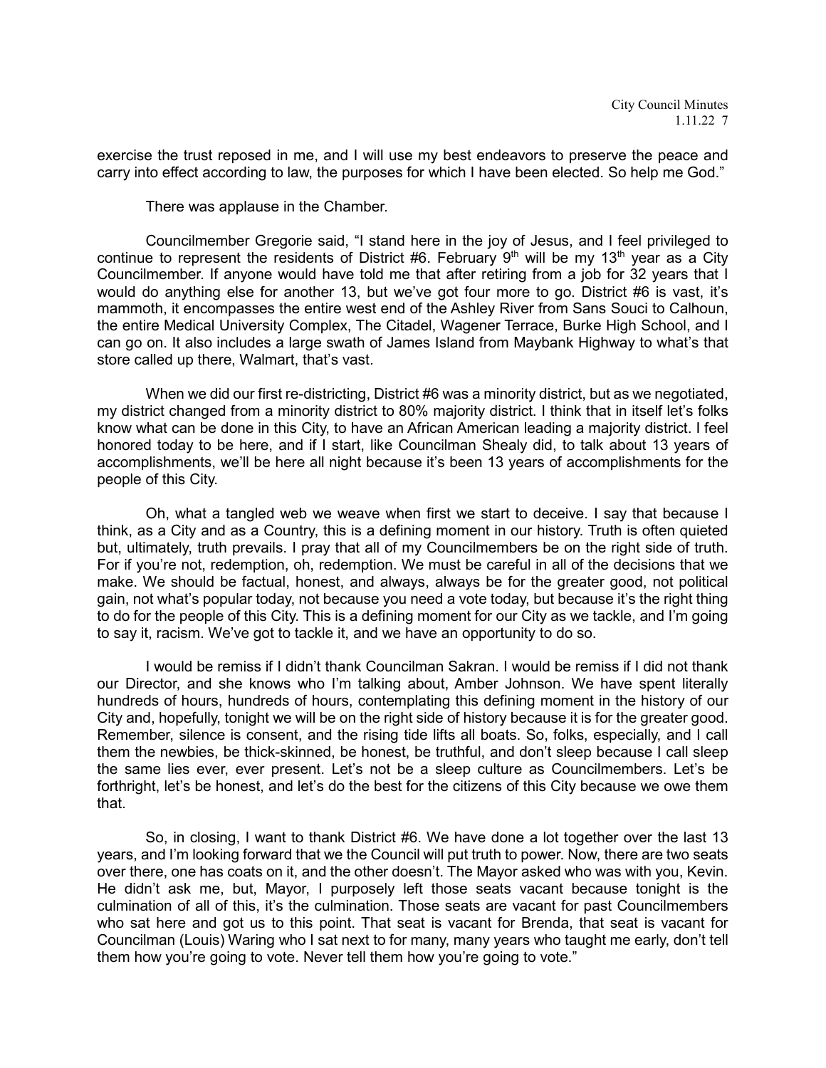exercise the trust reposed in me, and I will use my best endeavors to preserve the peace and carry into effect according to law, the purposes for which I have been elected. So help me God."

There was applause in the Chamber.

Councilmember Gregorie said, "I stand here in the joy of Jesus, and I feel privileged to continue to represent the residents of District #6. February 9th will be my 13th year as a City Councilmember. If anyone would have told me that after retiring from a job for 32 years that I would do anything else for another 13, but we've got four more to go. District #6 is vast, it's mammoth, it encompasses the entire west end of the Ashley River from Sans Souci to Calhoun, the entire Medical University Complex, The Citadel, Wagener Terrace, Burke High School, and I can go on. It also includes a large swath of James Island from Maybank Highway to what's that store called up there, Walmart, that's vast.

When we did our first re-districting, District #6 was a minority district, but as we negotiated, my district changed from a minority district to 80% majority district. I think that in itself let's folks know what can be done in this City, to have an African American leading a majority district. I feel honored today to be here, and if I start, like Councilman Shealy did, to talk about 13 years of accomplishments, we'll be here all night because it's been 13 years of accomplishments for the people of this City.

Oh, what a tangled web we weave when first we start to deceive. I say that because I think, as a City and as a Country, this is a defining moment in our history. Truth is often quieted but, ultimately, truth prevails. I pray that all of my Councilmembers be on the right side of truth. For if you're not, redemption, oh, redemption. We must be careful in all of the decisions that we make. We should be factual, honest, and always, always be for the greater good, not political gain, not what's popular today, not because you need a vote today, but because it's the right thing to do for the people of this City. This is a defining moment for our City as we tackle, and I'm going to say it, racism. We've got to tackle it, and we have an opportunity to do so.

I would be remiss if I didn't thank Councilman Sakran. I would be remiss if I did not thank our Director, and she knows who I'm talking about, Amber Johnson. We have spent literally hundreds of hours, hundreds of hours, contemplating this defining moment in the history of our City and, hopefully, tonight we will be on the right side of history because it is for the greater good. Remember, silence is consent, and the rising tide lifts all boats. So, folks, especially, and I call them the newbies, be thick-skinned, be honest, be truthful, and don't sleep because I call sleep the same lies ever, ever present. Let's not be a sleep culture as Councilmembers. Let's be forthright, let's be honest, and let's do the best for the citizens of this City because we owe them that.

So, in closing, I want to thank District #6. We have done a lot together over the last 13 years, and I'm looking forward that we the Council will put truth to power. Now, there are two seats over there, one has coats on it, and the other doesn't. The Mayor asked who was with you, Kevin. He didn't ask me, but, Mayor, I purposely left those seats vacant because tonight is the culmination of all of this, it's the culmination. Those seats are vacant for past Councilmembers who sat here and got us to this point. That seat is vacant for Brenda, that seat is vacant for Councilman (Louis) Waring who I sat next to for many, many years who taught me early, don't tell them how you're going to vote. Never tell them how you're going to vote."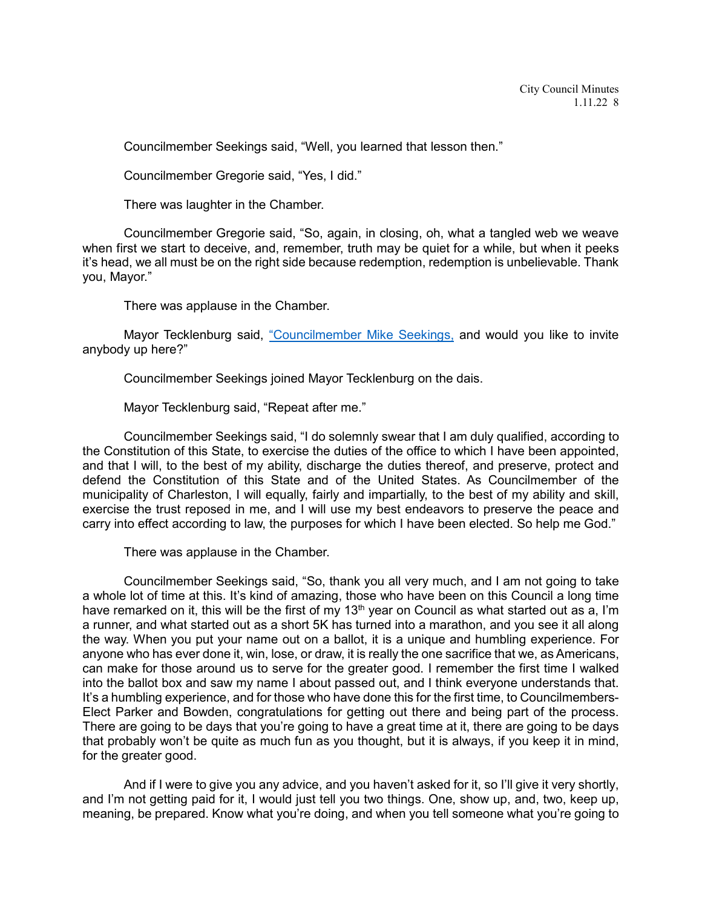Councilmember Seekings said, "Well, you learned that lesson then."

Councilmember Gregorie said, "Yes, I did."

There was laughter in the Chamber.

Councilmember Gregorie said, "So, again, in closing, oh, what a tangled web we weave when first we start to deceive, and, remember, truth may be quiet for a while, but when it peeks it's head, we all must be on the right side because redemption, redemption is unbelievable. Thank you, Mayor."

There was applause in the Chamber.

Mayor Tecklenburg said, "Councilmember Mike Seekings, and would you like to invite anybody up here?"

Councilmember Seekings joined Mayor Tecklenburg on the dais.

Mayor Tecklenburg said, "Repeat after me."

Councilmember Seekings said, "I do solemnly swear that I am duly qualified, according to the Constitution of this State, to exercise the duties of the office to which I have been appointed, and that I will, to the best of my ability, discharge the duties thereof, and preserve, protect and defend the Constitution of this State and of the United States. As Councilmember of the municipality of Charleston, I will equally, fairly and impartially, to the best of my ability and skill, exercise the trust reposed in me, and I will use my best endeavors to preserve the peace and carry into effect according to law, the purposes for which I have been elected. So help me God."

There was applause in the Chamber.

Councilmember Seekings said, "So, thank you all very much, and I am not going to take a whole lot of time at this. It's kind of amazing, those who have been on this Council a long time have remarked on it, this will be the first of my 13th year on Council as what started out as a, I'm a runner, and what started out as a short 5K has turned into a marathon, and you see it all along the way. When you put your name out on a ballot, it is a unique and humbling experience. For anyone who has ever done it, win, lose, or draw, it is really the one sacrifice that we, as Americans, can make for those around us to serve for the greater good. I remember the first time I walked into the ballot box and saw my name I about passed out, and I think everyone understands that. It's a humbling experience, and for those who have done this for the first time, to Councilmembers-Elect Parker and Bowden, congratulations for getting out there and being part of the process. There are going to be days that you're going to have a great time at it, there are going to be days that probably won't be quite as much fun as you thought, but it is always, if you keep it in mind, for the greater good.

And if I were to give you any advice, and you haven't asked for it, so I'll give it very shortly, and I'm not getting paid for it, I would just tell you two things. One, show up, and, two, keep up, meaning, be prepared. Know what you're doing, and when you tell someone what you're going to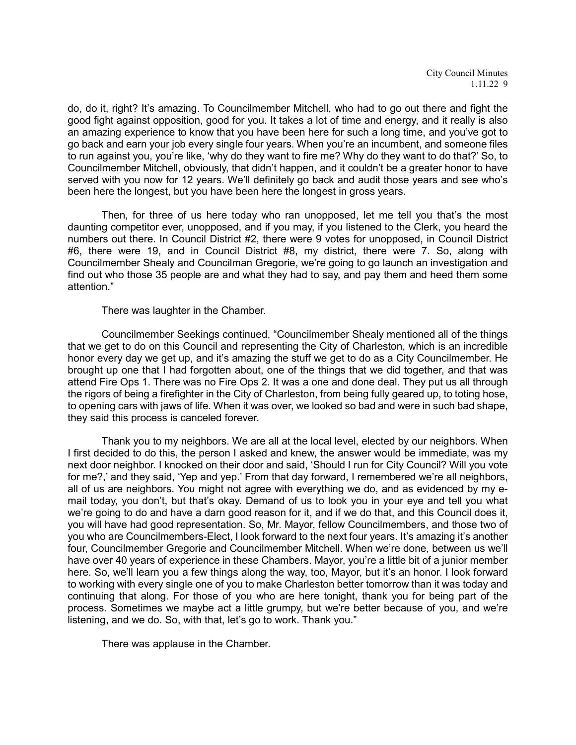do, do it, right? It's amazing. To Councilmember Mitchell, who had to go out there and fight the good fight against opposition, good for you. It takes a lot of time and energy, and it really is also an amazing experience to know that you have been here for such a long time, and you've got to go back and earn your job every single four years. When you're an incumbent, and someone files to run against you, you're like, 'why do they want to fire me? Why do they want to do that?' So, to Councilmember Mitchell, obviously, that didn't happen, and it couldn't be a greater honor to have served with you now for 12 years. We'll definitely go back and audit those years and see who's been here the longest, but you have been here the longest in gross years.

Then, for three of us here today who ran unopposed, let me tell you that's the most daunting competitor ever, unopposed, and if you may, if you listened to the Clerk, you heard the numbers out there. In Council District #2, there were 9 votes for unopposed, in Council District #6, there were 19, and in Council District #8, my district, there were 7. So, along with Councilmember Shealy and Councilman Gregorie, we're going to go launch an investigation and find out who those 35 people are and what they had to say, and pay them and heed them some attention."

There was laughter in the Chamber.

Councilmember Seekings continued, "Councilmember Shealy mentioned all of the things that we get to do on this Council and representing the City of Charleston, which is an incredible honor every day we get up, and it's amazing the stuff we get to do as a City Councilmember. He brought up one that I had forgotten about, one of the things that we did together, and that was attend Fire Ops 1. There was no Fire Ops 2. It was a one and done deal. They put us all through the rigors of being a firefighter in the City of Charleston, from being fully geared up, to toting hose, to opening cars with jaws of life. When it was over, we looked so bad and were in such bad shape, they said this process is canceled forever.

Thank you to my neighbors. We are all at the local level, elected by our neighbors. When I first decided to do this, the person I asked and knew, the answer would be immediate, was my next door neighbor. I knocked on their door and said, 'Should I run for City Council? Will you vote for me?,' and they said, 'Yep and yep.' From that day forward, I remembered we're all neighbors, all of us are neighbors. You might not agree with everything we do, and as evidenced by my e-mail today, you don't, but that's okay. Demand of us to look you in your eye and tell you what we're going to do and have a darn good reason for it, and if we do that, and this Council does it, you will have had good representation. So, Mr. Mayor, fellow Councilmembers, and those two of you who are Councilmembers-Elect, I look forward to the next four years. It's amazing it's another four, Councilmember Gregorie and Councilmember Mitchell. When we're done, between us we'll have over 40 years of experience in these Chambers. Mayor, you're a little bit of a junior member here. So, we'll learn you a few things along the way, too, Mayor, but it's an honor. I look forward to working with every single one of you to make Charleston better tomorrow than it was today and continuing that along. For those of you who are here tonight, thank you for being part of the process. Sometimes we maybe act a little grumpy, but we're better because of you, and we're listening, and we do. So, with that, let's go to work. Thank you."

There was applause in the Chamber.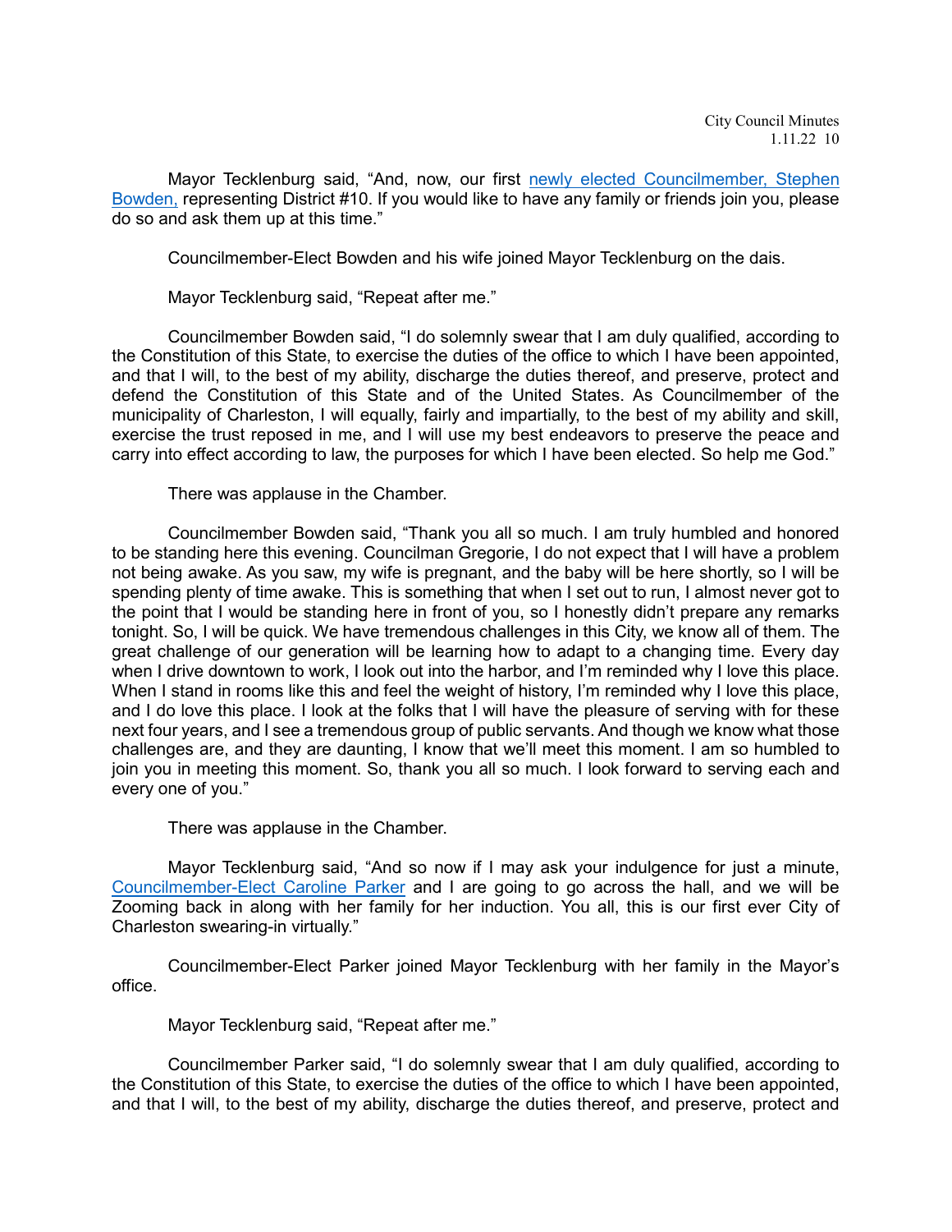Mayor Tecklenburg said, "And, now, our first newly elected Councilmember, Stephen Bowden, representing District #10. If you would like to have any family or friends join you, please do so and ask them up at this time."

Councilmember-Elect Bowden and his wife joined Mayor Tecklenburg on the dais.

Mayor Tecklenburg said, "Repeat after me."

Councilmember Bowden said, "I do solemnly swear that I am duly qualified, according to the Constitution of this State, to exercise the duties of the office to which I have been appointed, and that I will, to the best of my ability, discharge the duties thereof, and preserve, protect and defend the Constitution of this State and of the United States. As Councilmember of the municipality of Charleston, I will equally, fairly and impartially, to the best of my ability and skill, exercise the trust reposed in me, and I will use my best endeavors to preserve the peace and carry into effect according to law, the purposes for which I have been elected. So help me God."

There was applause in the Chamber.

Councilmember Bowden said, "Thank you all so much. I am truly humbled and honored to be standing here this evening. Councilman Gregorie, I do not expect that I will have a problem not being awake. As you saw, my wife is pregnant, and the baby will be here shortly, so I will be spending plenty of time awake. This is something that when I set out to run, I almost never got to the point that I would be standing here in front of you, so I honestly didn't prepare any remarks tonight. So, I will be quick. We have tremendous challenges in this City, we know all of them. The great challenge of our generation will be learning how to adapt to a changing time. Every day when I drive downtown to work, I look out into the harbor, and I'm reminded why I love this place. When I stand in rooms like this and feel the weight of history, I'm reminded why I love this place, and I do love this place. I look at the folks that I will have the pleasure of serving with for these next four years, and I see a tremendous group of public servants. And though we know what those challenges are, and they are daunting, I know that we'll meet this moment. I am so humbled to join you in meeting this moment. So, thank you all so much. I look forward to serving each and every one of you."

There was applause in the Chamber.

Mayor Tecklenburg said, "And so now if I may ask your indulgence for just a minute, Councilmember-Elect Caroline Parker and I are going to go across the hall, and we will be Zooming back in along with her family for her induction. You all, this is our first ever City of Charleston swearing-in virtually."

Councilmember-Elect Parker joined Mayor Tecklenburg with her family in the Mayor's office.

Mayor Tecklenburg said, "Repeat after me."

Councilmember Parker said, "I do solemnly swear that I am duly qualified, according to the Constitution of this State, to exercise the duties of the office to which I have been appointed, and that I will, to the best of my ability, discharge the duties thereof, and preserve, protect and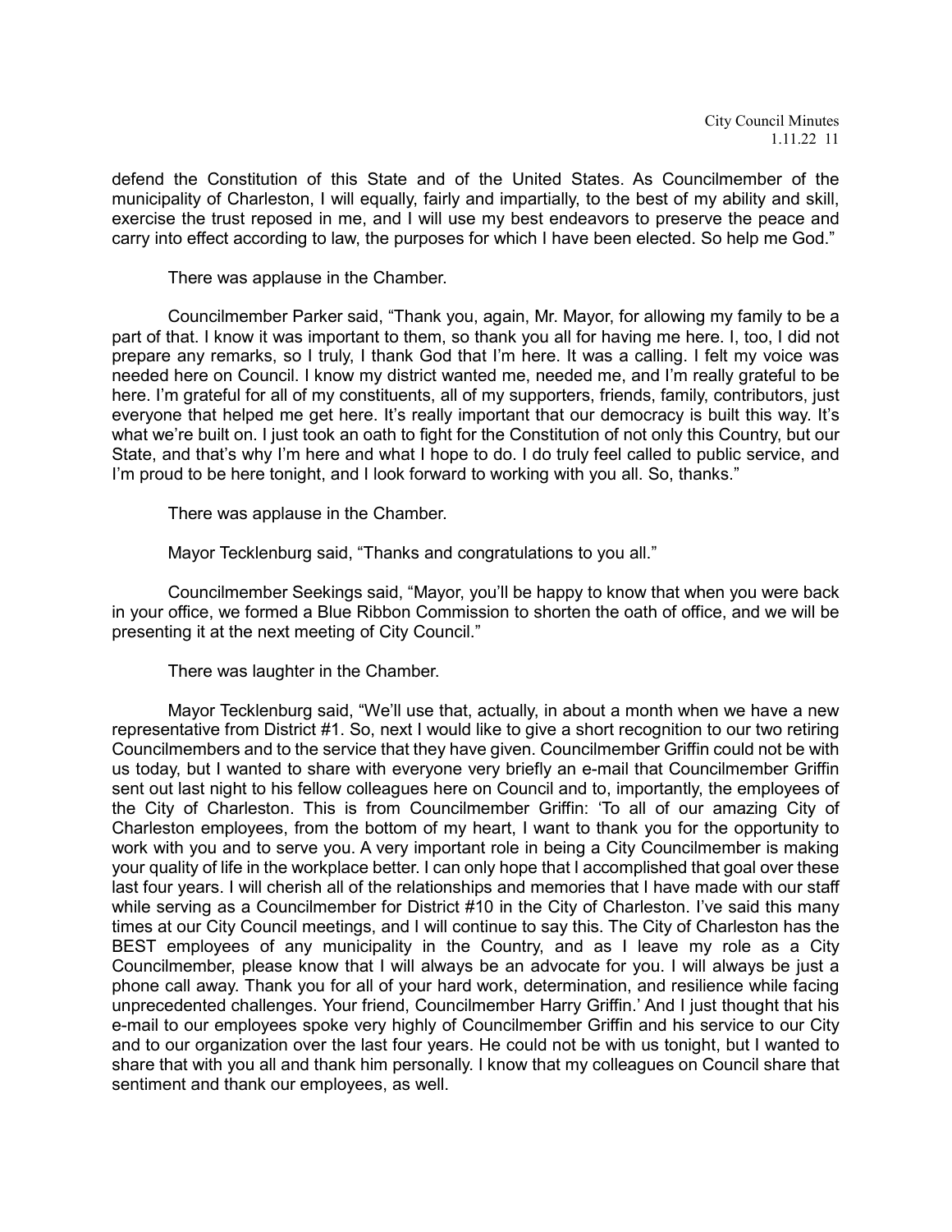defend the Constitution of this State and of the United States. As Councilmember of the municipality of Charleston, I will equally, fairly and impartially, to the best of my ability and skill, exercise the trust reposed in me, and I will use my best endeavors to preserve the peace and carry into effect according to law, the purposes for which I have been elected. So help me God."

There was applause in the Chamber.

Councilmember Parker said, "Thank you, again, Mr. Mayor, for allowing my family to be a part of that. I know it was important to them, so thank you all for having me here. I, too, I did not prepare any remarks, so I truly, I thank God that I'm here. It was a calling. I felt my voice was needed here on Council. I know my district wanted me, needed me, and I'm really grateful to be here. I'm grateful for all of my constituents, all of my supporters, friends, family, contributors, just everyone that helped me get here. It's really important that our democracy is built this way. It's what we're built on. I just took an oath to fight for the Constitution of not only this Country, but our State, and that's why I'm here and what I hope to do. I do truly feel called to public service, and I'm proud to be here tonight, and I look forward to working with you all. So, thanks."

There was applause in the Chamber.

Mayor Tecklenburg said, "Thanks and congratulations to you all."

Councilmember Seekings said, "Mayor, you'll be happy to know that when you were back in your office, we formed a Blue Ribbon Commission to shorten the oath of office, and we will be presenting it at the next meeting of City Council."

There was laughter in the Chamber.

Mayor Tecklenburg said, "We'll use that, actually, in about a month when we have a new representative from District #1. So, next I would like to give a short recognition to our two retiring Councilmembers and to the service that they have given. Councilmember Griffin could not be with us today, but I wanted to share with everyone very briefly an e-mail that Councilmember Griffin sent out last night to his fellow colleagues here on Council and to, importantly, the employees of the City of Charleston. This is from Councilmember Griffin: 'To all of our amazing City of Charleston employees, from the bottom of my heart, I want to thank you for the opportunity to work with you and to serve you. A very important role in being a City Councilmember is making your quality of life in the workplace better. I can only hope that I accomplished that goal over these last four years. I will cherish all of the relationships and memories that I have made with our staff while serving as a Councilmember for District #10 in the City of Charleston. I've said this many times at our City Council meetings, and I will continue to say this. The City of Charleston has the BEST employees of any municipality in the Country, and as I leave my role as a City Councilmember, please know that I will always be an advocate for you. I will always be just a phone call away. Thank you for all of your hard work, determination, and resilience while facing unprecedented challenges. Your friend, Councilmember Harry Griffin.' And I just thought that his e-mail to our employees spoke very highly of Councilmember Griffin and his service to our City and to our organization over the last four years. He could not be with us tonight, but I wanted to share that with you all and thank him personally. I know that my colleagues on Council share that sentiment and thank our employees, as well.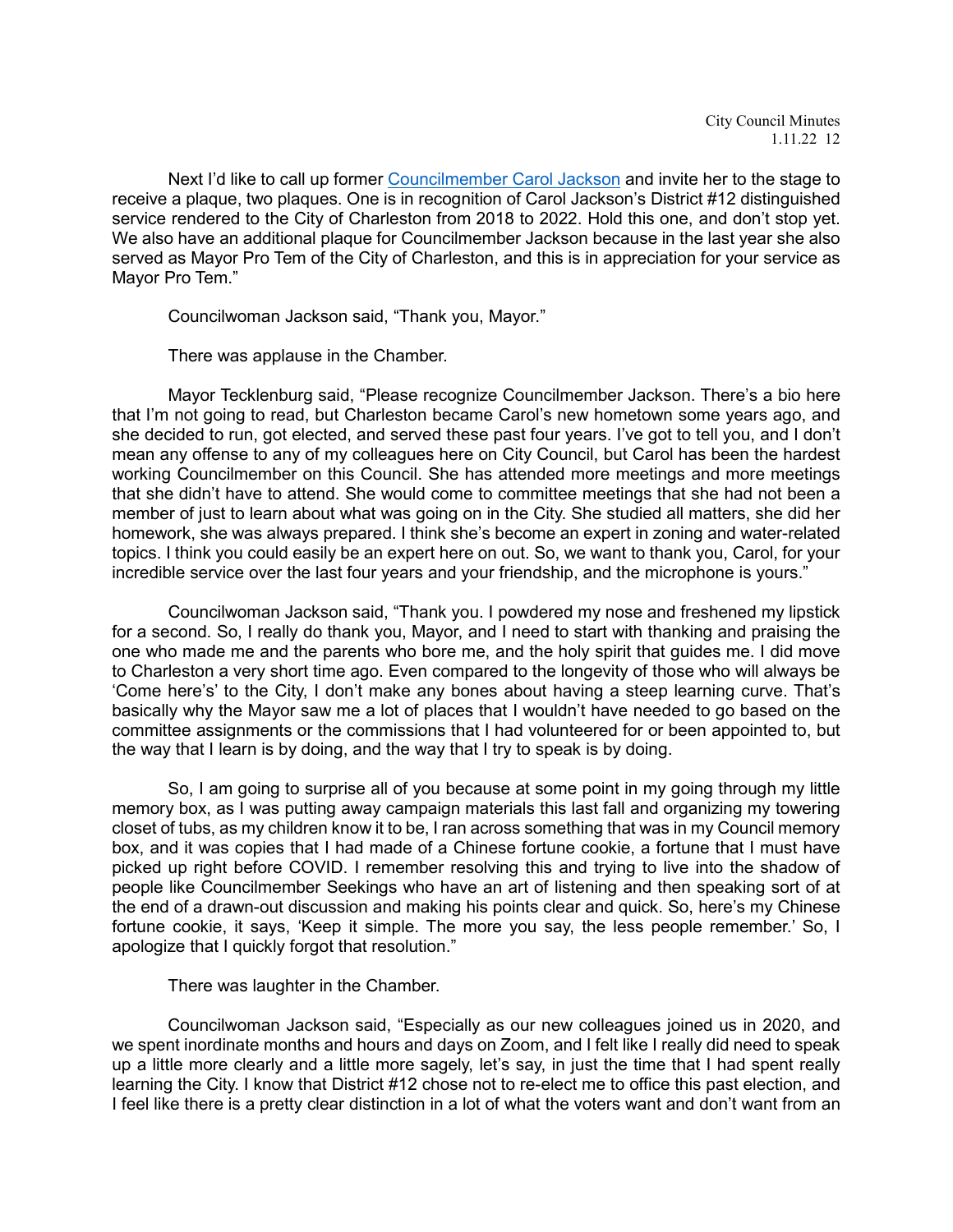Next I'd like to call up former [Councilmember Carol Jackson] and invite her to the stage to receive a plaque, two plaques. One is in recognition of Carol Jackson's District #12 distinguished service rendered to the City of Charleston from 2018 to 2022. Hold this one, and don't stop yet. We also have an additional plaque for Councilmember Jackson because in the last year she also served as Mayor Pro Tem of the City of Charleston, and this is in appreciation for your service as Mayor Pro Tem."

Councilwoman Jackson said, "Thank you, Mayor."

There was applause in the Chamber.

Mayor Tecklenburg said, "Please recognize Councilmember Jackson. There's a bio here that I'm not going to read, but Charleston became Carol's new hometown some years ago, and she decided to run, got elected, and served these past four years. I've got to tell you, and I don't mean any offense to any of my colleagues here on City Council, but Carol has been the hardest working Councilmember on this Council. She has attended more meetings and more meetings that she didn't have to attend. She would come to committee meetings that she had not been a member of just to learn about what was going on in the City. She studied all matters, she did her homework, she was always prepared. I think she's become an expert in zoning and water-related topics. I think you could easily be an expert here on out. So, we want to thank you, Carol, for your incredible service over the last four years and your friendship, and the microphone is yours."

Councilwoman Jackson said, "Thank you. I powdered my nose and freshened my lipstick for a second. So, I really do thank you, Mayor, and I need to start with thanking and praising the one who made me and the parents who bore me, and the holy spirit that guides me. I did move to Charleston a very short time ago. Even compared to the longevity of those who will always be 'Come here's' to the City, I don't make any bones about having a steep learning curve. That's basically why the Mayor saw me a lot of places that I wouldn't have needed to go based on the committee assignments or the commissions that I had volunteered for or been appointed to, but the way that I learn is by doing, and the way that I try to speak is by doing.

So, I am going to surprise all of you because at some point in my going through my little memory box, as I was putting away campaign materials this last fall and organizing my towering closet of tubs, as my children know it to be, I ran across something that was in my Council memory box, and it was copies that I had made of a Chinese fortune cookie, a fortune that I must have picked up right before COVID. I remember resolving this and trying to live into the shadow of people like Councilmember Seekings who have an art of listening and then speaking sort of at the end of a drawn-out discussion and making his points clear and quick. So, here's my Chinese fortune cookie, it says, 'Keep it simple. The more you say, the less people remember.' So, I apologize that I quickly forgot that resolution."

There was laughter in the Chamber.

Councilwoman Jackson said, "Especially as our new colleagues joined us in 2020, and we spent inordinate months and hours and days on Zoom, and I felt like I really did need to speak up a little more clearly and a little more sagely, let's say, in just the time that I had spent really learning the City. I know that District #12 chose not to re-elect me to office this past election, and I feel like there is a pretty clear distinction in a lot of what the voters want and don't want from an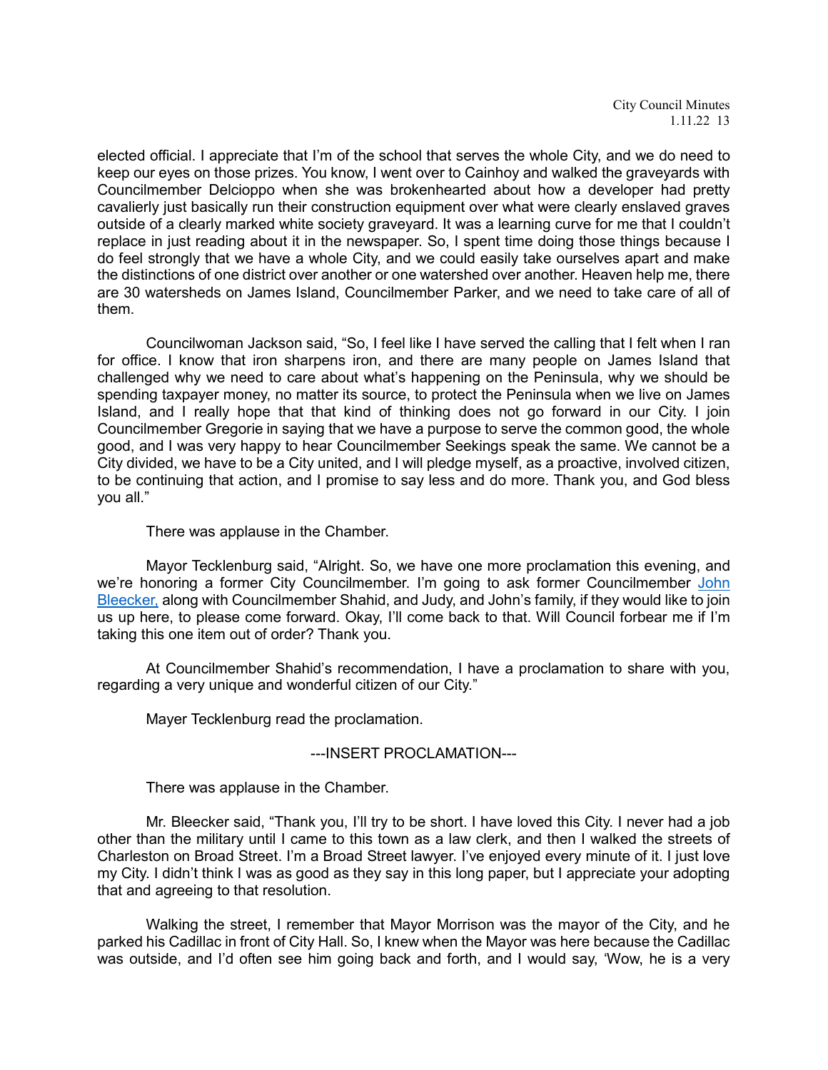elected official. I appreciate that I'm of the school that serves the whole City, and we do need to keep our eyes on those prizes. You know, I went over to Cainhoy and walked the graveyards with Councilmember Delcioppo when she was brokenhearted about how a developer had pretty cavalierly just basically run their construction equipment over what were clearly enslaved graves outside of a clearly marked white society graveyard. It was a learning curve for me that I couldn't replace in just reading about it in the newspaper. So, I spent time doing those things because I do feel strongly that we have a whole City, and we could easily take ourselves apart and make the distinctions of one district over another or one watershed over another. Heaven help me, there are 30 watersheds on James Island, Councilmember Parker, and we need to take care of all of them.

Councilwoman Jackson said, "So, I feel like I have served the calling that I felt when I ran for office. I know that iron sharpens iron, and there are many people on James Island that challenged why we need to care about what's happening on the Peninsula, why we should be spending taxpayer money, no matter its source, to protect the Peninsula when we live on James Island, and I really hope that that kind of thinking does not go forward in our City. I join Councilmember Gregorie in saying that we have a purpose to serve the common good, the whole good, and I was very happy to hear Councilmember Seekings speak the same. We cannot be a City divided, we have to be a City united, and I will pledge myself, as a proactive, involved citizen, to be continuing that action, and I promise to say less and do more. Thank you, and God bless you all."

There was applause in the Chamber.

Mayor Tecklenburg said, "Alright. So, we have one more proclamation this evening, and we're honoring a former City Councilmember. I'm going to ask former Councilmember John Bleecker, along with Councilmember Shahid, and Judy, and John's family, if they would like to join us up here, to please come forward. Okay, I'll come back to that. Will Council forbear me if I'm taking this one item out of order? Thank you.

At Councilmember Shahid's recommendation, I have a proclamation to share with you, regarding a very unique and wonderful citizen of our City."

Mayer Tecklenburg read the proclamation.

---INSERT PROCLAMATION---

There was applause in the Chamber.

Mr. Bleecker said, "Thank you, I'll try to be short. I have loved this City. I never had a job other than the military until I came to this town as a law clerk, and then I walked the streets of Charleston on Broad Street. I'm a Broad Street lawyer. I've enjoyed every minute of it. I just love my City. I didn't think I was as good as they say in this long paper, but I appreciate your adopting that and agreeing to that resolution.

Walking the street, I remember that Mayor Morrison was the mayor of the City, and he parked his Cadillac in front of City Hall. So, I knew when the Mayor was here because the Cadillac was outside, and I'd often see him going back and forth, and I would say, 'Wow, he is a very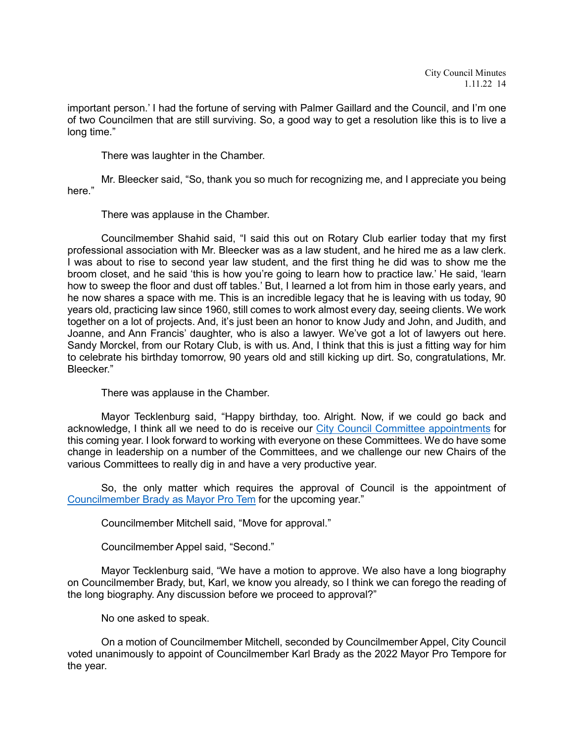important person.' I had the fortune of serving with Palmer Gaillard and the Council, and I'm one of two Councilmen that are still surviving. So, a good way to get a resolution like this is to live a long time."

There was laughter in the Chamber.

Mr. Bleecker said, "So, thank you so much for recognizing me, and I appreciate you being here."

There was applause in the Chamber.

Councilmember Shahid said, "I said this out on Rotary Club earlier today that my first professional association with Mr. Bleecker was as a law student, and he hired me as a law clerk. I was about to rise to second year law student, and the first thing he did was to show me the broom closet, and he said 'this is how you're going to learn how to practice law.' He said, 'learn how to sweep the floor and dust off tables.' But, I learned a lot from him in those early years, and he now shares a space with me. This is an incredible legacy that he is leaving with us today, 90 years old, practicing law since 1960, still comes to work almost every day, seeing clients. We work together on a lot of projects. And, it's just been an honor to know Judy and John, and Judith, and Joanne, and Ann Francis' daughter, who is also a lawyer. We've got a lot of lawyers out here. Sandy Morckel, from our Rotary Club, is with us. And, I think that this is just a fitting way for him to celebrate his birthday tomorrow, 90 years old and still kicking up dirt. So, congratulations, Mr. Bleecker."

There was applause in the Chamber.

Mayor Tecklenburg said, "Happy birthday, too. Alright. Now, if we could go back and acknowledge, I think all we need to do is receive our City Council Committee appointments for this coming year. I look forward to working with everyone on these Committees. We do have some change in leadership on a number of the Committees, and we challenge our new Chairs of the various Committees to really dig in and have a very productive year.

So, the only matter which requires the approval of Council is the appointment of Councilmember Brady as Mayor Pro Tem for the upcoming year."

Councilmember Mitchell said, "Move for approval."

Councilmember Appel said, "Second."

Mayor Tecklenburg said, "We have a motion to approve. We also have a long biography on Councilmember Brady, but, Karl, we know you already, so I think we can forego the reading of the long biography. Any discussion before we proceed to approval?"

No one asked to speak.

On a motion of Councilmember Mitchell, seconded by Councilmember Appel, City Council voted unanimously to appoint of Councilmember Karl Brady as the 2022 Mayor Pro Tempore for the year.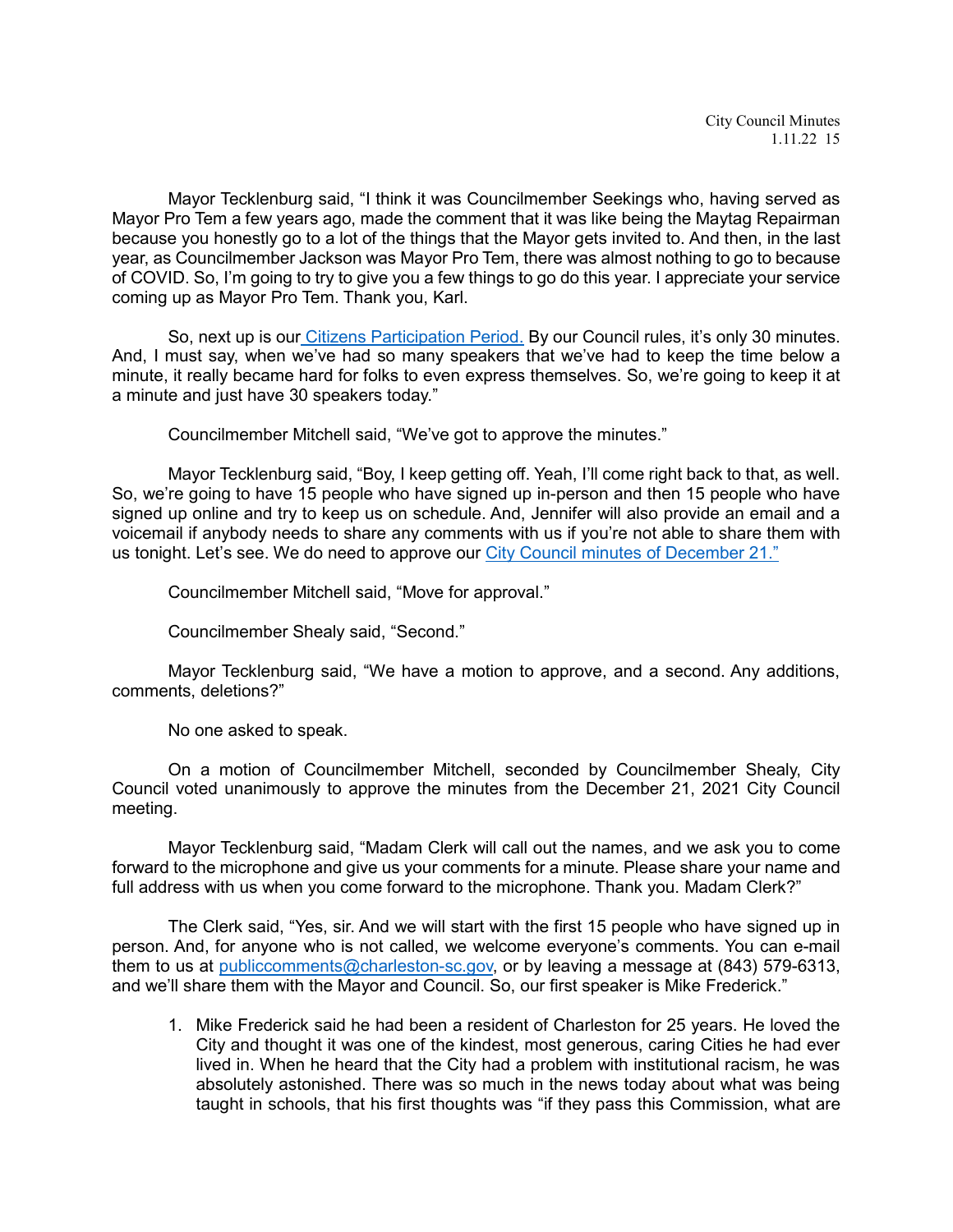Mayor Tecklenburg said, "I think it was Councilmember Seekings who, having served as Mayor Pro Tem a few years ago, made the comment that it was like being the Maytag Repairman because you honestly go to a lot of the things that the Mayor gets invited to. And then, in the last year, as Councilmember Jackson was Mayor Pro Tem, there was almost nothing to go to because of COVID. So, I'm going to try to give you a few things to go do this year. I appreciate your service coming up as Mayor Pro Tem. Thank you, Karl.

So, next up is our Citizens Participation Period. By our Council rules, it's only 30 minutes. And, I must say, when we've had so many speakers that we've had to keep the time below a minute, it really became hard for folks to even express themselves. So, we're going to keep it at a minute and just have 30 speakers today."

Councilmember Mitchell said, "We've got to approve the minutes."

Mayor Tecklenburg said, "Boy, I keep getting off. Yeah, I'll come right back to that, as well. So, we're going to have 15 people who have signed up in-person and then 15 people who have signed up online and try to keep us on schedule. And, Jennifer will also provide an email and a voicemail if anybody needs to share any comments with us if you're not able to share them with us tonight. Let's see. We do need to approve our City Council minutes of December 21."

Councilmember Mitchell said, "Move for approval."

Councilmember Shealy said, "Second."

Mayor Tecklenburg said, "We have a motion to approve, and a second. Any additions, comments, deletions?"

No one asked to speak.

On a motion of Councilmember Mitchell, seconded by Councilmember Shealy, City Council voted unanimously to approve the minutes from the December 21, 2021 City Council meeting.

Mayor Tecklenburg said, "Madam Clerk will call out the names, and we ask you to come forward to the microphone and give us your comments for a minute. Please share your name and full address with us when you come forward to the microphone. Thank you. Madam Clerk?"

The Clerk said, "Yes, sir. And we will start with the first 15 people who have signed up in person. And, for anyone who is not called, we welcome everyone's comments. You can e-mail them to us at publiccomments@charleston-sc.gov, or by leaving a message at (843) 579-6313, and we'll share them with the Mayor and Council. So, our first speaker is Mike Frederick."

1. Mike Frederick said he had been a resident of Charleston for 25 years. He loved the City and thought it was one of the kindest, most generous, caring Cities he had ever lived in. When he heard that the City had a problem with institutional racism, he was absolutely astonished. There was so much in the news today about what was being taught in schools, that his first thoughts was "if they pass this Commission, what are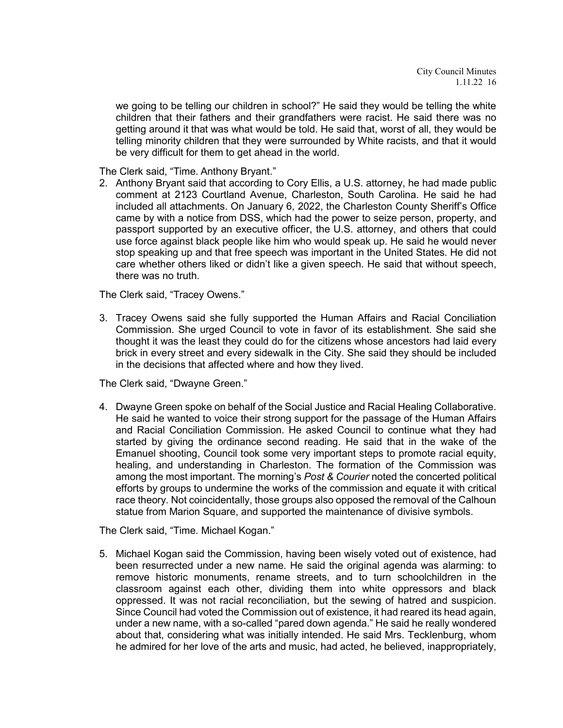we going to be telling our children in school?" He said they would be telling the white children that their fathers and their grandfathers were racist. He said there was no getting around it that was what would be told. He said that, worst of all, they would be telling minority children that they were surrounded by White racists, and that it would be very difficult for them to get ahead in the world.

The Clerk said, "Time. Anthony Bryant."

2. Anthony Bryant said that according to Cory Ellis, a U.S. attorney, he had made public comment at 2123 Courtland Avenue, Charleston, South Carolina. He said he had included all attachments. On January 6, 2022, the Charleston County Sheriff's Office came by with a notice from DSS, which had the power to seize person, property, and passport supported by an executive officer, the U.S. attorney, and others that could use force against black people like him who would speak up. He said he would never stop speaking up and that free speech was important in the United States. He did not care whether others liked or didn't like a given speech. He said that without speech, there was no truth.

The Clerk said, "Tracey Owens."

3. Tracey Owens said she fully supported the Human Affairs and Racial Conciliation Commission. She urged Council to vote in favor of its establishment. She said she thought it was the least they could do for the citizens whose ancestors had laid every brick in every street and every sidewalk in the City. She said they should be included in the decisions that affected where and how they lived.

The Clerk said, "Dwayne Green."

4. Dwayne Green spoke on behalf of the Social Justice and Racial Healing Collaborative. He said he wanted to voice their strong support for the passage of the Human Affairs and Racial Conciliation Commission. He asked Council to continue what they had started by giving the ordinance second reading. He said that in the wake of the Emanuel shooting, Council took some very important steps to promote racial equity, healing, and understanding in Charleston. The formation of the Commission was among the most important. The morning's *Post & Courier* noted the concerted political efforts by groups to undermine the works of the commission and equate it with critical race theory. Not coincidentally, those groups also opposed the removal of the Calhoun statue from Marion Square, and supported the maintenance of divisive symbols.

The Clerk said, "Time. Michael Kogan."

5. Michael Kogan said the Commission, having been wisely voted out of existence, had been resurrected under a new name. He said the original agenda was alarming: to remove historic monuments, rename streets, and to turn schoolchildren in the classroom against each other, dividing them into white oppressors and black oppressed. It was not racial reconciliation, but the sewing of hatred and suspicion. Since Council had voted the Commission out of existence, it had reared its head again, under a new name, with a so-called "pared down agenda." He said he really wondered about that, considering what was initially intended. He said Mrs. Tecklenburg, whom he admired for her love of the arts and music, had acted, he believed, inappropriately,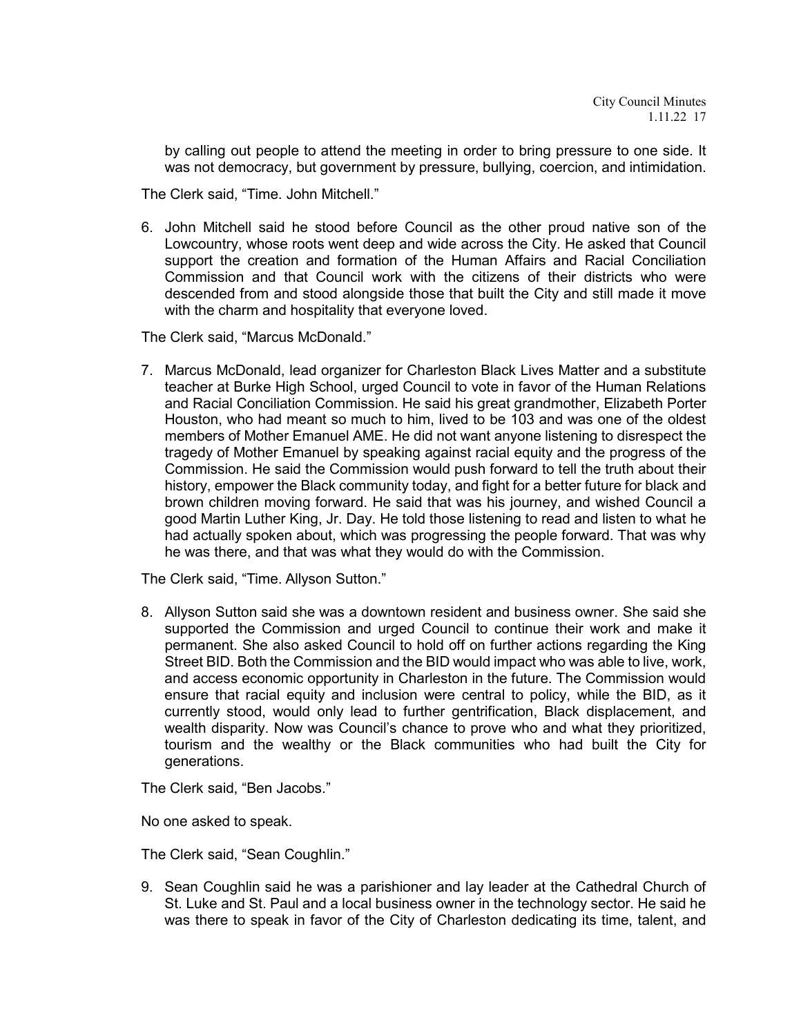by calling out people to attend the meeting in order to bring pressure to one side. It was not democracy, but government by pressure, bullying, coercion, and intimidation.

The Clerk said, "Time. John Mitchell."

6. John Mitchell said he stood before Council as the other proud native son of the Lowcountry, whose roots went deep and wide across the City. He asked that Council support the creation and formation of the Human Affairs and Racial Conciliation Commission and that Council work with the citizens of their districts who were descended from and stood alongside those that built the City and still made it move with the charm and hospitality that everyone loved.

The Clerk said, "Marcus McDonald."

7. Marcus McDonald, lead organizer for Charleston Black Lives Matter and a substitute teacher at Burke High School, urged Council to vote in favor of the Human Relations and Racial Conciliation Commission. He said his great grandmother, Elizabeth Porter Houston, who had meant so much to him, lived to be 103 and was one of the oldest members of Mother Emanuel AME. He did not want anyone listening to disrespect the tragedy of Mother Emanuel by speaking against racial equity and the progress of the Commission. He said the Commission would push forward to tell the truth about their history, empower the Black community today, and fight for a better future for black and brown children moving forward. He said that was his journey, and wished Council a good Martin Luther King, Jr. Day. He told those listening to read and listen to what he had actually spoken about, which was progressing the people forward. That was why he was there, and that was what they would do with the Commission.

The Clerk said, "Time. Allyson Sutton."

8. Allyson Sutton said she was a downtown resident and business owner. She said she supported the Commission and urged Council to continue their work and make it permanent. She also asked Council to hold off on further actions regarding the King Street BID. Both the Commission and the BID would impact who was able to live, work, and access economic opportunity in Charleston in the future. The Commission would ensure that racial equity and inclusion were central to policy, while the BID, as it currently stood, would only lead to further gentrification, Black displacement, and wealth disparity. Now was Council's chance to prove who and what they prioritized, tourism and the wealthy or the Black communities who had built the City for generations.

The Clerk said, "Ben Jacobs."

No one asked to speak.

The Clerk said, "Sean Coughlin."

9. Sean Coughlin said he was a parishioner and lay leader at the Cathedral Church of St. Luke and St. Paul and a local business owner in the technology sector. He said he was there to speak in favor of the City of Charleston dedicating its time, talent, and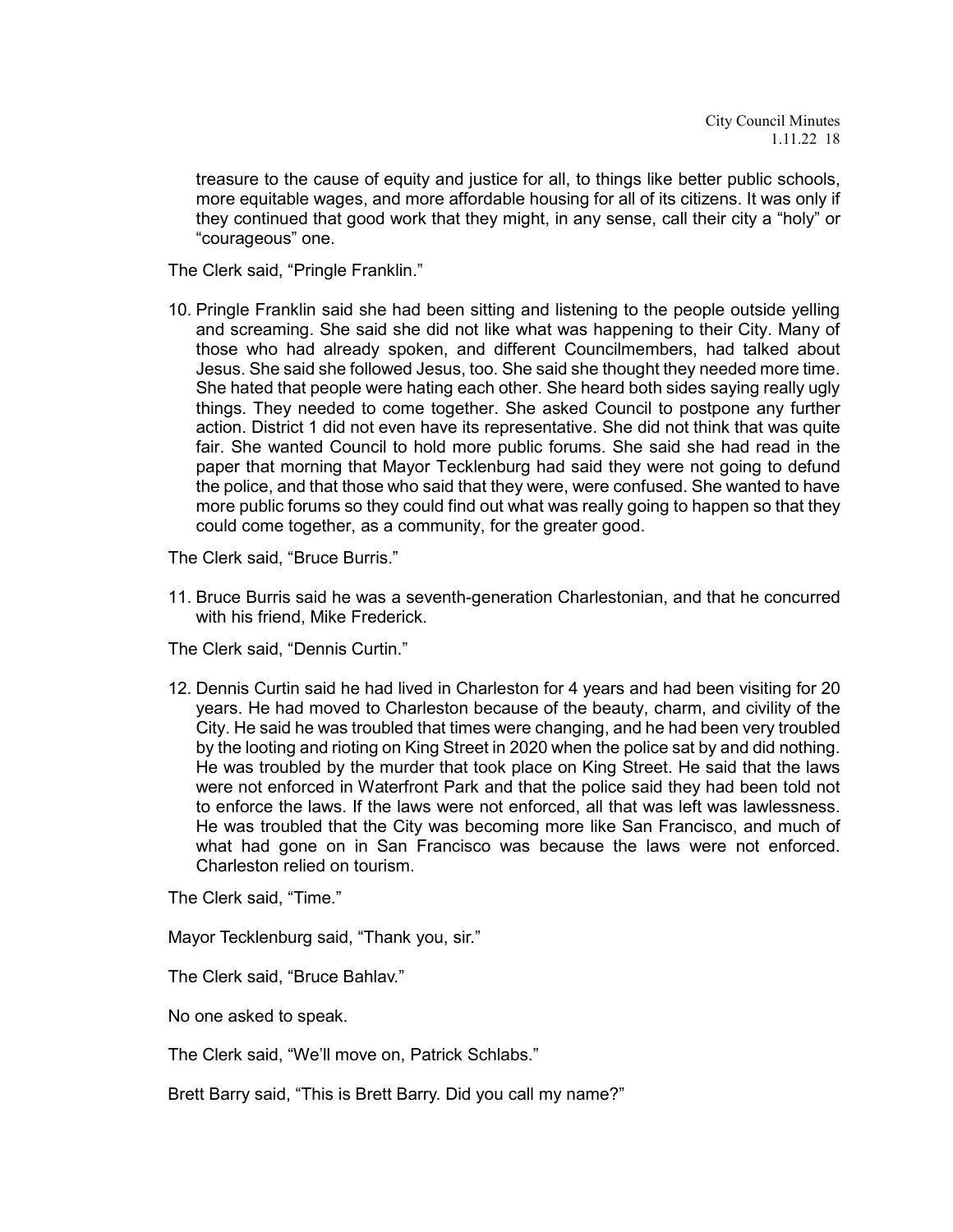treasure to the cause of equity and justice for all, to things like better public schools, more equitable wages, and more affordable housing for all of its citizens. It was only if they continued that good work that they might, in any sense, call their city a "holy" or "courageous" one.

The Clerk said, "Pringle Franklin."

10. Pringle Franklin said she had been sitting and listening to the people outside yelling and screaming. She said she did not like what was happening to their City. Many of those who had already spoken, and different Councilmembers, had talked about Jesus. She said she followed Jesus, too. She said she thought they needed more time. She hated that people were hating each other. She heard both sides saying really ugly things. They needed to come together. She asked Council to postpone any further action. District 1 did not even have its representative. She did not think that was quite fair. She wanted Council to hold more public forums. She said she had read in the paper that morning that Mayor Tecklenburg had said they were not going to defund the police, and that those who said that they were, were confused. She wanted to have more public forums so they could find out what was really going to happen so that they could come together, as a community, for the greater good.

The Clerk said, "Bruce Burris."

11. Bruce Burris said he was a seventh-generation Charlestonian, and that he concurred with his friend, Mike Frederick.

The Clerk said, "Dennis Curtin."

12. Dennis Curtin said he had lived in Charleston for 4 years and had been visiting for 20 years. He had moved to Charleston because of the beauty, charm, and civility of the City. He said he was troubled that times were changing, and he had been very troubled by the looting and rioting on King Street in 2020 when the police sat by and did nothing. He was troubled by the murder that took place on King Street. He said that the laws were not enforced in Waterfront Park and that the police said they had been told not to enforce the laws. If the laws were not enforced, all that was left was lawlessness. He was troubled that the City was becoming more like San Francisco, and much of what had gone on in San Francisco was because the laws were not enforced. Charleston relied on tourism.

The Clerk said, "Time."

Mayor Tecklenburg said, "Thank you, sir."

The Clerk said, "Bruce Bahlav."

No one asked to speak.

The Clerk said, "We'll move on, Patrick Schlabs."

Brett Barry said, "This is Brett Barry. Did you call my name?"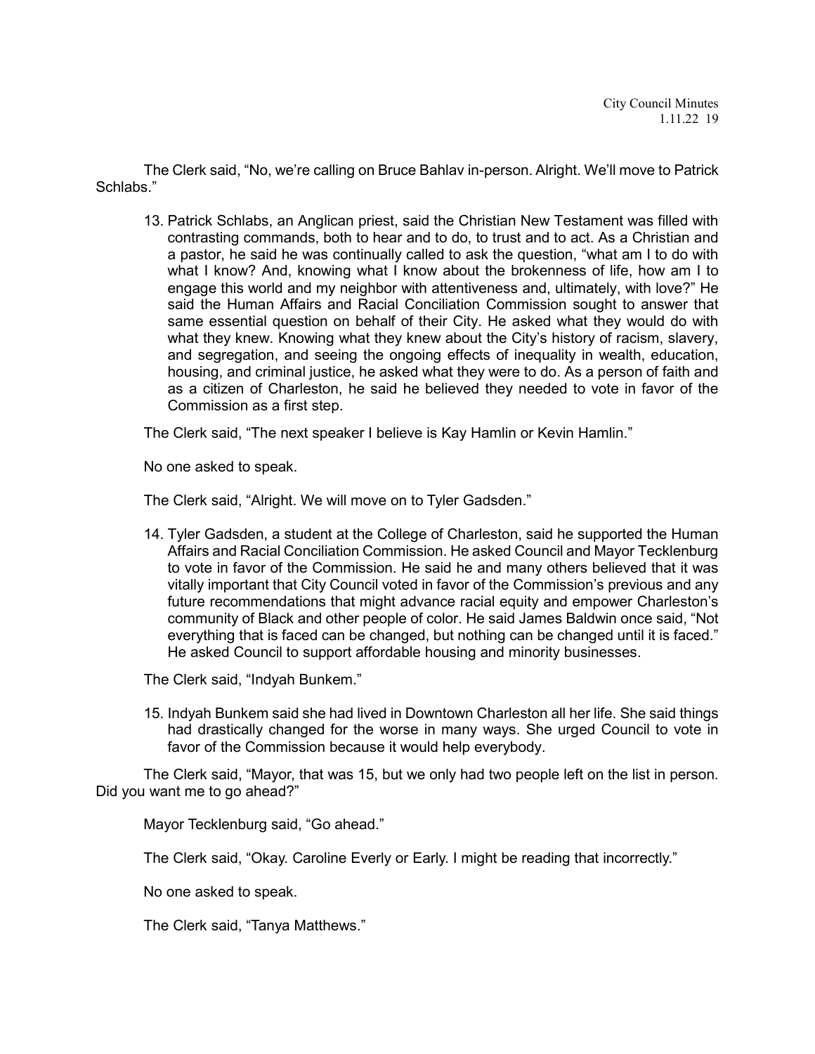The Clerk said, "No, we're calling on Bruce Bahlav in-person. Alright. We'll move to Patrick Schlabs."

13. Patrick Schlabs, an Anglican priest, said the Christian New Testament was filled with contrasting commands, both to hear and to do, to trust and to act. As a Christian and a pastor, he said he was continually called to ask the question, "what am I to do with what I know? And, knowing what I know about the brokenness of life, how am I to engage this world and my neighbor with attentiveness and, ultimately, with love?" He said the Human Affairs and Racial Conciliation Commission sought to answer that same essential question on behalf of their City. He asked what they would do with what they knew. Knowing what they knew about the City's history of racism, slavery, and segregation, and seeing the ongoing effects of inequality in wealth, education, housing, and criminal justice, he asked what they were to do. As a person of faith and as a citizen of Charleston, he said he believed they needed to vote in favor of the Commission as a first step.

The Clerk said, "The next speaker I believe is Kay Hamlin or Kevin Hamlin."

No one asked to speak.

The Clerk said, "Alright. We will move on to Tyler Gadsden."

14. Tyler Gadsden, a student at the College of Charleston, said he supported the Human Affairs and Racial Conciliation Commission. He asked Council and Mayor Tecklenburg to vote in favor of the Commission. He said he and many others believed that it was vitally important that City Council voted in favor of the Commission's previous and any future recommendations that might advance racial equity and empower Charleston's community of Black and other people of color. He said James Baldwin once said, "Not everything that is faced can be changed, but nothing can be changed until it is faced." He asked Council to support affordable housing and minority businesses.

The Clerk said, "Indyah Bunkem."

15. Indyah Bunkem said she had lived in Downtown Charleston all her life. She said things had drastically changed for the worse in many ways. She urged Council to vote in favor of the Commission because it would help everybody.

The Clerk said, "Mayor, that was 15, but we only had two people left on the list in person. Did you want me to go ahead?"

Mayor Tecklenburg said, "Go ahead."

The Clerk said, "Okay. Caroline Everly or Early. I might be reading that incorrectly."

No one asked to speak.

The Clerk said, "Tanya Matthews."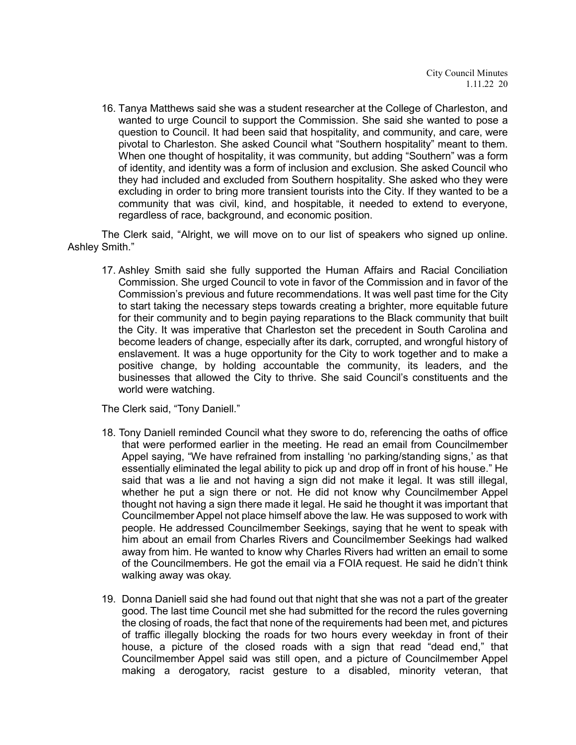16. Tanya Matthews said she was a student researcher at the College of Charleston, and wanted to urge Council to support the Commission. She said she wanted to pose a question to Council. It had been said that hospitality, and community, and care, were pivotal to Charleston. She asked Council what "Southern hospitality" meant to them. When one thought of hospitality, it was community, but adding "Southern" was a form of identity, and identity was a form of inclusion and exclusion. She asked Council who they had included and excluded from Southern hospitality. She asked who they were excluding in order to bring more transient tourists into the City. If they wanted to be a community that was civil, kind, and hospitable, it needed to extend to everyone, regardless of race, background, and economic position.

The Clerk said, "Alright, we will move on to our list of speakers who signed up online. Ashley Smith."

17. Ashley Smith said she fully supported the Human Affairs and Racial Conciliation Commission. She urged Council to vote in favor of the Commission and in favor of the Commission's previous and future recommendations. It was well past time for the City to start taking the necessary steps towards creating a brighter, more equitable future for their community and to begin paying reparations to the Black community that built the City. It was imperative that Charleston set the precedent in South Carolina and become leaders of change, especially after its dark, corrupted, and wrongful history of enslavement. It was a huge opportunity for the City to work together and to make a positive change, by holding accountable the community, its leaders, and the businesses that allowed the City to thrive. She said Council's constituents and the world were watching.

The Clerk said, "Tony Daniell."

18. Tony Daniell reminded Council what they swore to do, referencing the oaths of office that were performed earlier in the meeting. He read an email from Councilmember Appel saying, "We have refrained from installing 'no parking/standing signs,' as that essentially eliminated the legal ability to pick up and drop off in front of his house." He said that was a lie and not having a sign did not make it legal. It was still illegal, whether he put a sign there or not. He did not know why Councilmember Appel thought not having a sign there made it legal. He said he thought it was important that Councilmember Appel not place himself above the law. He was supposed to work with people. He addressed Councilmember Seekings, saying that he went to speak with him about an email from Charles Rivers and Councilmember Seekings had walked away from him. He wanted to know why Charles Rivers had written an email to some of the Councilmembers. He got the email via a FOIA request. He said he didn't think walking away was okay.

19. Donna Daniell said she had found out that night that she was not a part of the greater good. The last time Council met she had submitted for the record the rules governing the closing of roads, the fact that none of the requirements had been met, and pictures of traffic illegally blocking the roads for two hours every weekday in front of their house, a picture of the closed roads with a sign that read "dead end," that Councilmember Appel said was still open, and a picture of Councilmember Appel making a derogatory, racist gesture to a disabled, minority veteran, that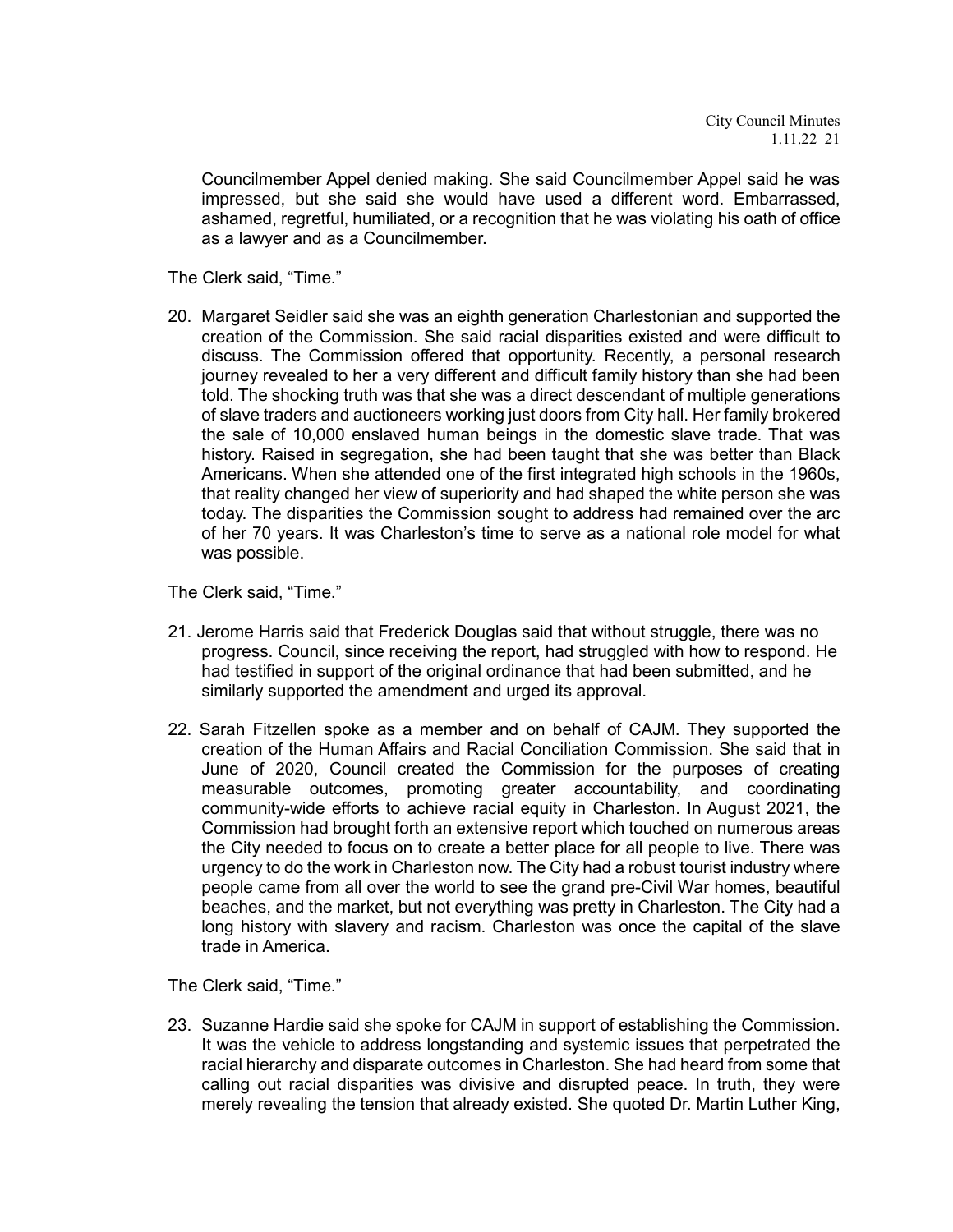Councilmember Appel denied making. She said Councilmember Appel said he was impressed, but she said she would have used a different word. Embarrassed, ashamed, regretful, humiliated, or a recognition that he was violating his oath of office as a lawyer and as a Councilmember.

The Clerk said, "Time."

20. Margaret Seidler said she was an eighth generation Charlestonian and supported the creation of the Commission. She said racial disparities existed and were difficult to discuss. The Commission offered that opportunity. Recently, a personal research journey revealed to her a very different and difficult family history than she had been told. The shocking truth was that she was a direct descendant of multiple generations of slave traders and auctioneers working just doors from City hall. Her family brokered the sale of 10,000 enslaved human beings in the domestic slave trade. That was history. Raised in segregation, she had been taught that she was better than Black Americans. When she attended one of the first integrated high schools in the 1960s, that reality changed her view of superiority and had shaped the white person she was today. The disparities the Commission sought to address had remained over the arc of her 70 years. It was Charleston's time to serve as a national role model for what was possible.

The Clerk said, "Time."

21. Jerome Harris said that Frederick Douglas said that without struggle, there was no progress. Council, since receiving the report, had struggled with how to respond. He had testified in support of the original ordinance that had been submitted, and he similarly supported the amendment and urged its approval.

22. Sarah Fitzellen spoke as a member and on behalf of CAJM. They supported the creation of the Human Affairs and Racial Conciliation Commission. She said that in June of 2020, Council created the Commission for the purposes of creating measurable outcomes, promoting greater accountability, and coordinating community-wide efforts to achieve racial equity in Charleston. In August 2021, the Commission had brought forth an extensive report which touched on numerous areas the City needed to focus on to create a better place for all people to live. There was urgency to do the work in Charleston now. The City had a robust tourist industry where people came from all over the world to see the grand pre-Civil War homes, beautiful beaches, and the market, but not everything was pretty in Charleston. The City had a long history with slavery and racism. Charleston was once the capital of the slave trade in America.

The Clerk said, "Time."

23. Suzanne Hardie said she spoke for CAJM in support of establishing the Commission. It was the vehicle to address longstanding and systemic issues that perpetrated the racial hierarchy and disparate outcomes in Charleston. She had heard from some that calling out racial disparities was divisive and disrupted peace. In truth, they were merely revealing the tension that already existed. She quoted Dr. Martin Luther King,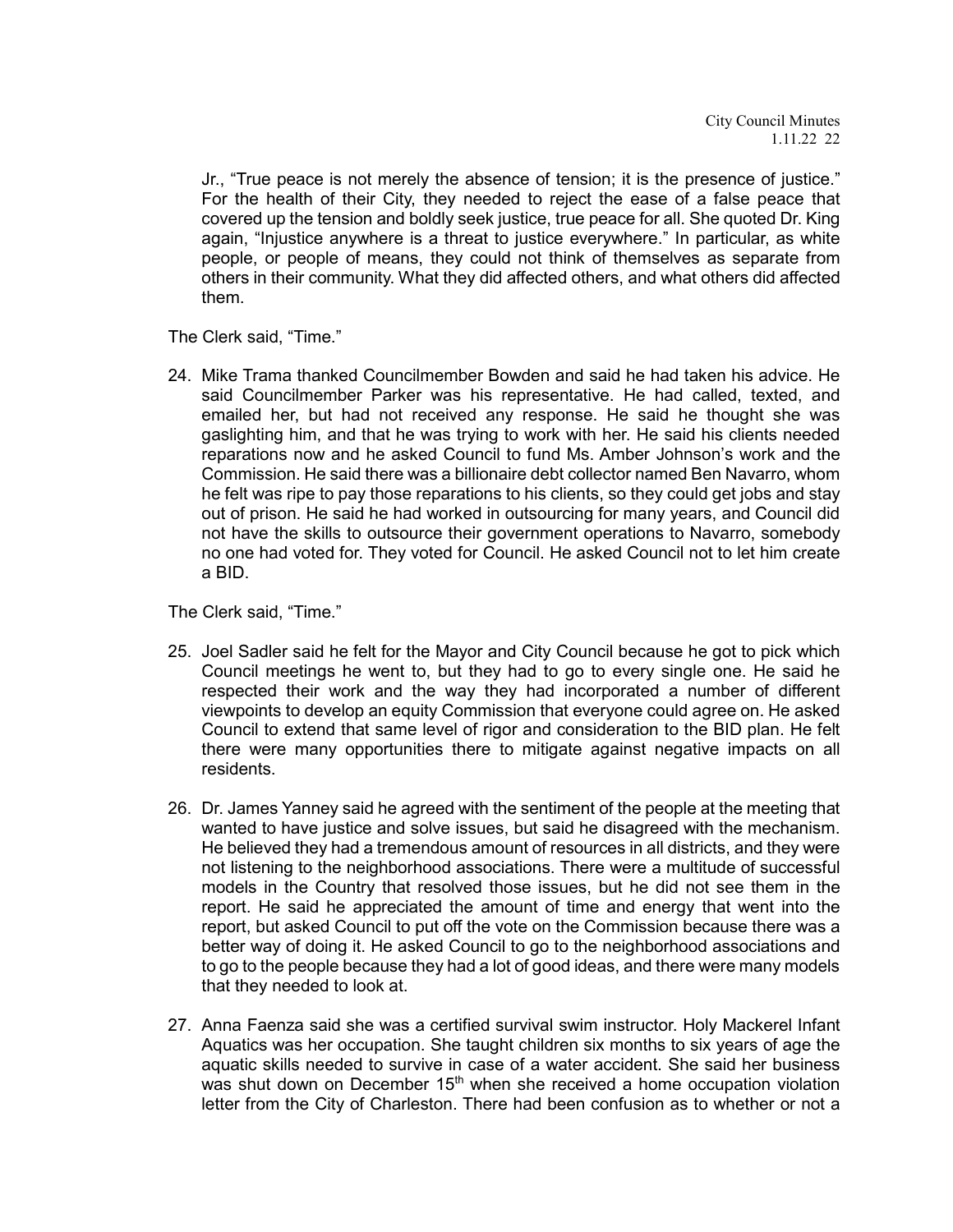Jr., "True peace is not merely the absence of tension; it is the presence of justice." For the health of their City, they needed to reject the ease of a false peace that covered up the tension and boldly seek justice, true peace for all. She quoted Dr. King again, "Injustice anywhere is a threat to justice everywhere." In particular, as white people, or people of means, they could not think of themselves as separate from others in their community. What they did affected others, and what others did affected them.

The Clerk said, "Time."

24. Mike Trama thanked Councilmember Bowden and said he had taken his advice. He said Councilmember Parker was his representative. He had called, texted, and emailed her, but had not received any response. He said he thought she was gaslighting him, and that he was trying to work with her. He said his clients needed reparations now and he asked Council to fund Ms. Amber Johnson's work and the Commission. He said there was a billionaire debt collector named Ben Navarro, whom he felt was ripe to pay those reparations to his clients, so they could get jobs and stay out of prison. He said he had worked in outsourcing for many years, and Council did not have the skills to outsource their government operations to Navarro, somebody no one had voted for. They voted for Council. He asked Council not to let him create a BID.

The Clerk said, "Time."

25. Joel Sadler said he felt for the Mayor and City Council because he got to pick which Council meetings he went to, but they had to go to every single one. He said he respected their work and the way they had incorporated a number of different viewpoints to develop an equity Commission that everyone could agree on. He asked Council to extend that same level of rigor and consideration to the BID plan. He felt there were many opportunities there to mitigate against negative impacts on all residents.

26. Dr. James Yanney said he agreed with the sentiment of the people at the meeting that wanted to have justice and solve issues, but said he disagreed with the mechanism. He believed they had a tremendous amount of resources in all districts, and they were not listening to the neighborhood associations. There were a multitude of successful models in the Country that resolved those issues, but he did not see them in the report. He said he appreciated the amount of time and energy that went into the report, but asked Council to put off the vote on the Commission because there was a better way of doing it. He asked Council to go to the neighborhood associations and to go to the people because they had a lot of good ideas, and there were many models that they needed to look at.

27. Anna Faenza said she was a certified survival swim instructor. Holy Mackerel Infant Aquatics was her occupation. She taught children six months to six years of age the aquatic skills needed to survive in case of a water accident. She said her business was shut down on December 15th when she received a home occupation violation letter from the City of Charleston. There had been confusion as to whether or not a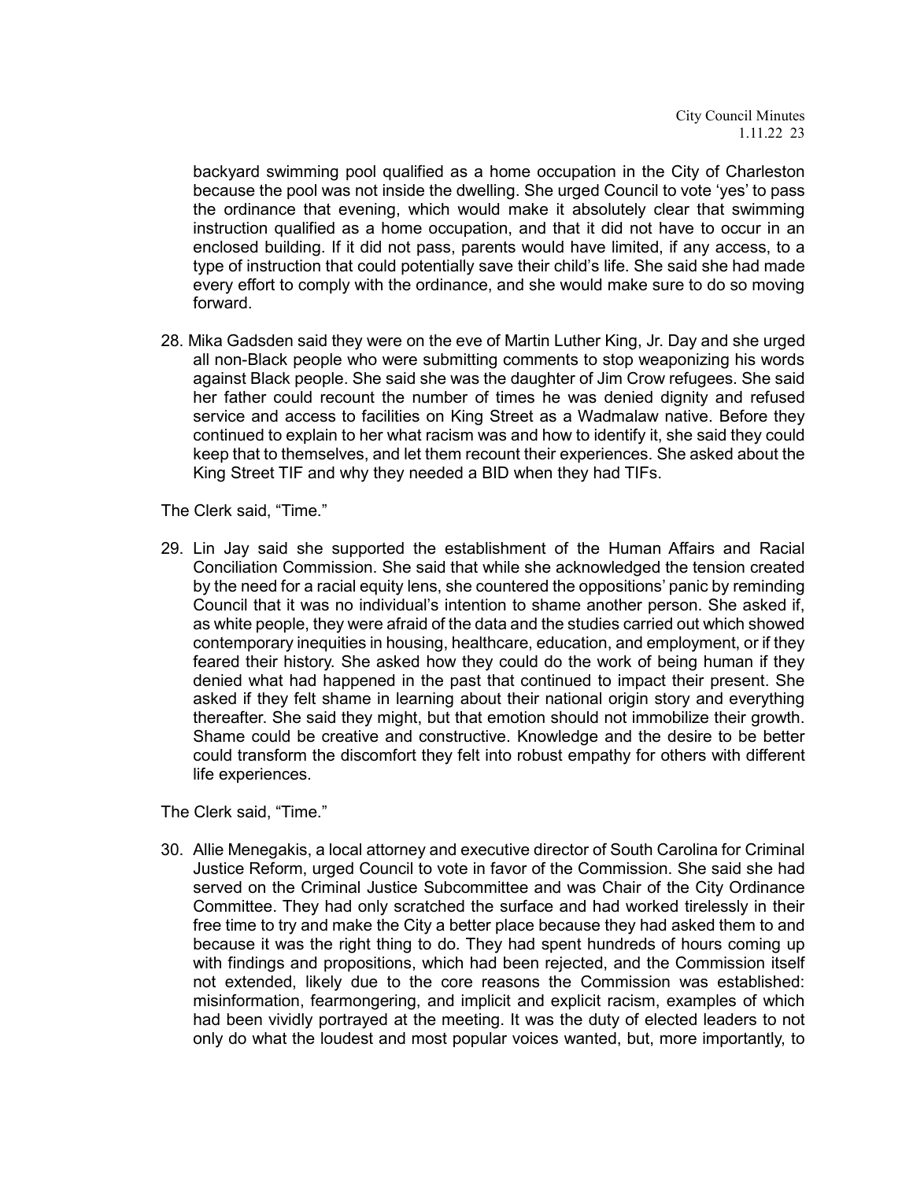backyard swimming pool qualified as a home occupation in the City of Charleston because the pool was not inside the dwelling. She urged Council to vote 'yes' to pass the ordinance that evening, which would make it absolutely clear that swimming instruction qualified as a home occupation, and that it did not have to occur in an enclosed building. If it did not pass, parents would have limited, if any access, to a type of instruction that could potentially save their child's life. She said she had made every effort to comply with the ordinance, and she would make sure to do so moving forward.

28. Mika Gadsden said they were on the eve of Martin Luther King, Jr. Day and she urged all non-Black people who were submitting comments to stop weaponizing his words against Black people. She said she was the daughter of Jim Crow refugees. She said her father could recount the number of times he was denied dignity and refused service and access to facilities on King Street as a Wadmalaw native. Before they continued to explain to her what racism was and how to identify it, she said they could keep that to themselves, and let them recount their experiences. She asked about the King Street TIF and why they needed a BID when they had TIFs.

The Clerk said, "Time."

29. Lin Jay said she supported the establishment of the Human Affairs and Racial Conciliation Commission. She said that while she acknowledged the tension created by the need for a racial equity lens, she countered the oppositions' panic by reminding Council that it was no individual's intention to shame another person. She asked if, as white people, they were afraid of the data and the studies carried out which showed contemporary inequities in housing, healthcare, education, and employment, or if they feared their history. She asked how they could do the work of being human if they denied what had happened in the past that continued to impact their present. She asked if they felt shame in learning about their national origin story and everything thereafter. She said they might, but that emotion should not immobilize their growth. Shame could be creative and constructive. Knowledge and the desire to be better could transform the discomfort they felt into robust empathy for others with different life experiences.

The Clerk said, "Time."

30. Allie Menegakis, a local attorney and executive director of South Carolina for Criminal Justice Reform, urged Council to vote in favor of the Commission. She said she had served on the Criminal Justice Subcommittee and was Chair of the City Ordinance Committee. They had only scratched the surface and had worked tirelessly in their free time to try and make the City a better place because they had asked them to and because it was the right thing to do. They had spent hundreds of hours coming up with findings and propositions, which had been rejected, and the Commission itself not extended, likely due to the core reasons the Commission was established: misinformation, fearmongering, and implicit and explicit racism, examples of which had been vividly portrayed at the meeting. It was the duty of elected leaders to not only do what the loudest and most popular voices wanted, but, more importantly, to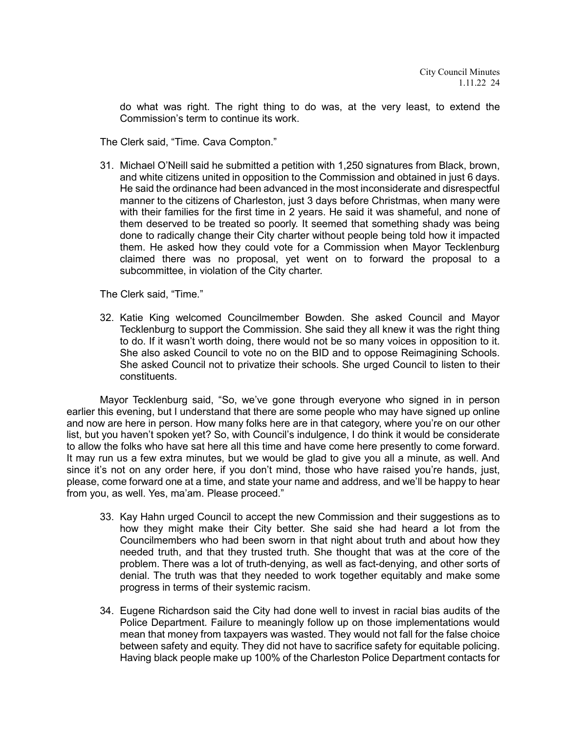do what was right. The right thing to do was, at the very least, to extend the Commission's term to continue its work.

The Clerk said, "Time. Cava Compton."

31. Michael O'Neill said he submitted a petition with 1,250 signatures from Black, brown, and white citizens united in opposition to the Commission and obtained in just 6 days. He said the ordinance had been advanced in the most inconsiderate and disrespectful manner to the citizens of Charleston, just 3 days before Christmas, when many were with their families for the first time in 2 years. He said it was shameful, and none of them deserved to be treated so poorly. It seemed that something shady was being done to radically change their City charter without people being told how it impacted them. He asked how they could vote for a Commission when Mayor Tecklenburg claimed there was no proposal, yet went on to forward the proposal to a subcommittee, in violation of the City charter.

The Clerk said, "Time."

32. Katie King welcomed Councilmember Bowden. She asked Council and Mayor Tecklenburg to support the Commission. She said they all knew it was the right thing to do. If it wasn't worth doing, there would not be so many voices in opposition to it. She also asked Council to vote no on the BID and to oppose Reimagining Schools. She asked Council not to privatize their schools. She urged Council to listen to their constituents.

Mayor Tecklenburg said, "So, we've gone through everyone who signed in in person earlier this evening, but I understand that there are some people who may have signed up online and now are here in person. How many folks here are in that category, where you're on our other list, but you haven't spoken yet? So, with Council's indulgence, I do think it would be considerate to allow the folks who have sat here all this time and have come here presently to come forward. It may run us a few extra minutes, but we would be glad to give you all a minute, as well. And since it's not on any order here, if you don't mind, those who have raised you're hands, just, please, come forward one at a time, and state your name and address, and we'll be happy to hear from you, as well. Yes, ma'am. Please proceed."

33. Kay Hahn urged Council to accept the new Commission and their suggestions as to how they might make their City better. She said she had heard a lot from the Councilmembers who had been sworn in that night about truth and about how they needed truth, and that they trusted truth. She thought that was at the core of the problem. There was a lot of truth-denying, as well as fact-denying, and other sorts of denial. The truth was that they needed to work together equitably and make some progress in terms of their systemic racism.

34. Eugene Richardson said the City had done well to invest in racial bias audits of the Police Department. Failure to meaningly follow up on those implementations would mean that money from taxpayers was wasted. They would not fall for the false choice between safety and equity. They did not have to sacrifice safety for equitable policing. Having black people make up 100% of the Charleston Police Department contacts for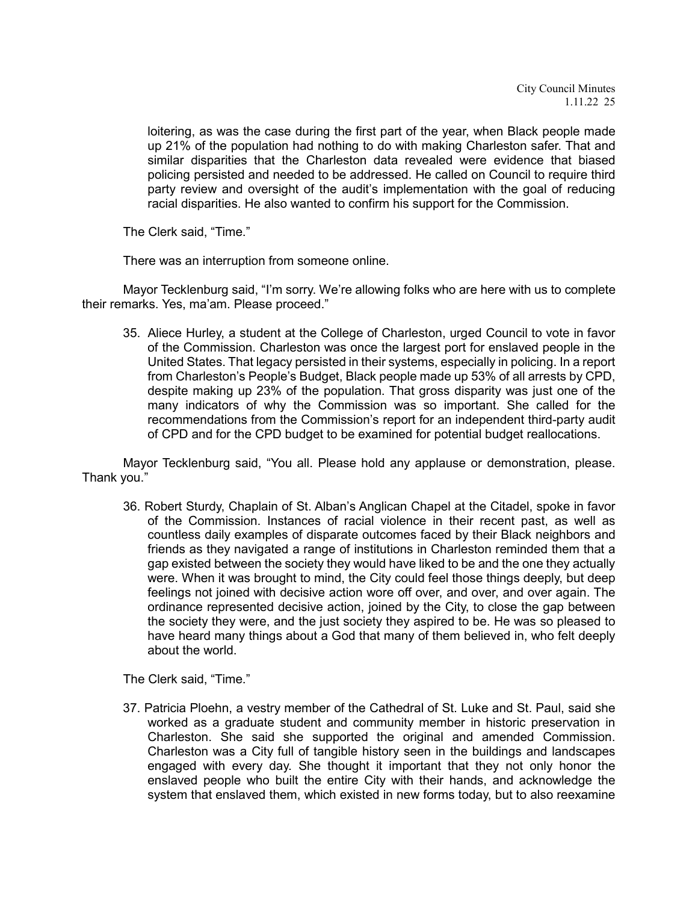loitering, as was the case during the first part of the year, when Black people made up 21% of the population had nothing to do with making Charleston safer. That and similar disparities that the Charleston data revealed were evidence that biased policing persisted and needed to be addressed. He called on Council to require third party review and oversight of the audit's implementation with the goal of reducing racial disparities. He also wanted to confirm his support for the Commission.

The Clerk said, "Time."

There was an interruption from someone online.

Mayor Tecklenburg said, "I'm sorry. We're allowing folks who are here with us to complete their remarks. Yes, ma'am. Please proceed."

35. Aliece Hurley, a student at the College of Charleston, urged Council to vote in favor of the Commission. Charleston was once the largest port for enslaved people in the United States. That legacy persisted in their systems, especially in policing. In a report from Charleston's People's Budget, Black people made up 53% of all arrests by CPD, despite making up 23% of the population. That gross disparity was just one of the many indicators of why the Commission was so important. She called for the recommendations from the Commission's report for an independent third-party audit of CPD and for the CPD budget to be examined for potential budget reallocations.

Mayor Tecklenburg said, "You all. Please hold any applause or demonstration, please. Thank you."

36. Robert Sturdy, Chaplain of St. Alban's Anglican Chapel at the Citadel, spoke in favor of the Commission. Instances of racial violence in their recent past, as well as countless daily examples of disparate outcomes faced by their Black neighbors and friends as they navigated a range of institutions in Charleston reminded them that a gap existed between the society they would have liked to be and the one they actually were. When it was brought to mind, the City could feel those things deeply, but deep feelings not joined with decisive action wore off over, and over, and over again. The ordinance represented decisive action, joined by the City, to close the gap between the society they were, and the just society they aspired to be. He was so pleased to have heard many things about a God that many of them believed in, who felt deeply about the world.

The Clerk said, "Time."

37. Patricia Ploehn, a vestry member of the Cathedral of St. Luke and St. Paul, said she worked as a graduate student and community member in historic preservation in Charleston. She said she supported the original and amended Commission. Charleston was a City full of tangible history seen in the buildings and landscapes engaged with every day. She thought it important that they not only honor the enslaved people who built the entire City with their hands, and acknowledge the system that enslaved them, which existed in new forms today, but to also reexamine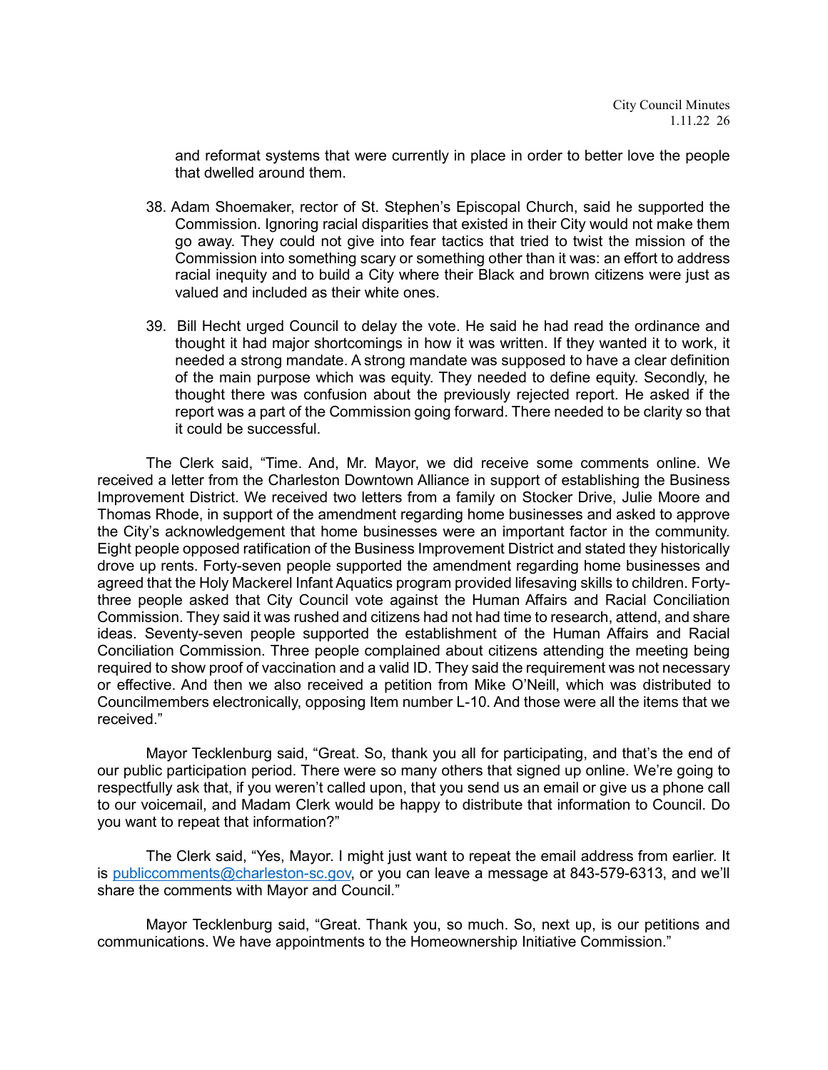and reformat systems that were currently in place in order to better love the people that dwelled around them.

38. Adam Shoemaker, rector of St. Stephen's Episcopal Church, said he supported the Commission. Ignoring racial disparities that existed in their City would not make them go away. They could not give into fear tactics that tried to twist the mission of the Commission into something scary or something other than it was: an effort to address racial inequity and to build a City where their Black and brown citizens were just as valued and included as their white ones.

39. Bill Hecht urged Council to delay the vote. He said he had read the ordinance and thought it had major shortcomings in how it was written. If they wanted it to work, it needed a strong mandate. A strong mandate was supposed to have a clear definition of the main purpose which was equity. They needed to define equity. Secondly, he thought there was confusion about the previously rejected report. He asked if the report was a part of the Commission going forward. There needed to be clarity so that it could be successful.

The Clerk said, "Time. And, Mr. Mayor, we did receive some comments online. We received a letter from the Charleston Downtown Alliance in support of establishing the Business Improvement District. We received two letters from a family on Stocker Drive, Julie Moore and Thomas Rhode, in support of the amendment regarding home businesses and asked to approve the City's acknowledgement that home businesses were an important factor in the community. Eight people opposed ratification of the Business Improvement District and stated they historically drove up rents. Forty-seven people supported the amendment regarding home businesses and agreed that the Holy Mackerel Infant Aquatics program provided lifesaving skills to children. Forty-three people asked that City Council vote against the Human Affairs and Racial Conciliation Commission. They said it was rushed and citizens had not had time to research, attend, and share ideas. Seventy-seven people supported the establishment of the Human Affairs and Racial Conciliation Commission. Three people complained about citizens attending the meeting being required to show proof of vaccination and a valid ID. They said the requirement was not necessary or effective. And then we also received a petition from Mike O'Neill, which was distributed to Councilmembers electronically, opposing Item number L-10. And those were all the items that we received."

Mayor Tecklenburg said, "Great. So, thank you all for participating, and that's the end of our public participation period. There were so many others that signed up online. We're going to respectfully ask that, if you weren't called upon, that you send us an email or give us a phone call to our voicemail, and Madam Clerk would be happy to distribute that information to Council. Do you want to repeat that information?"

The Clerk said, "Yes, Mayor. I might just want to repeat the email address from earlier. It is publiccomments@charleston-sc.gov, or you can leave a message at 843-579-6313, and we'll share the comments with Mayor and Council."

Mayor Tecklenburg said, "Great. Thank you, so much. So, next up, is our petitions and communications. We have appointments to the Homeownership Initiative Commission."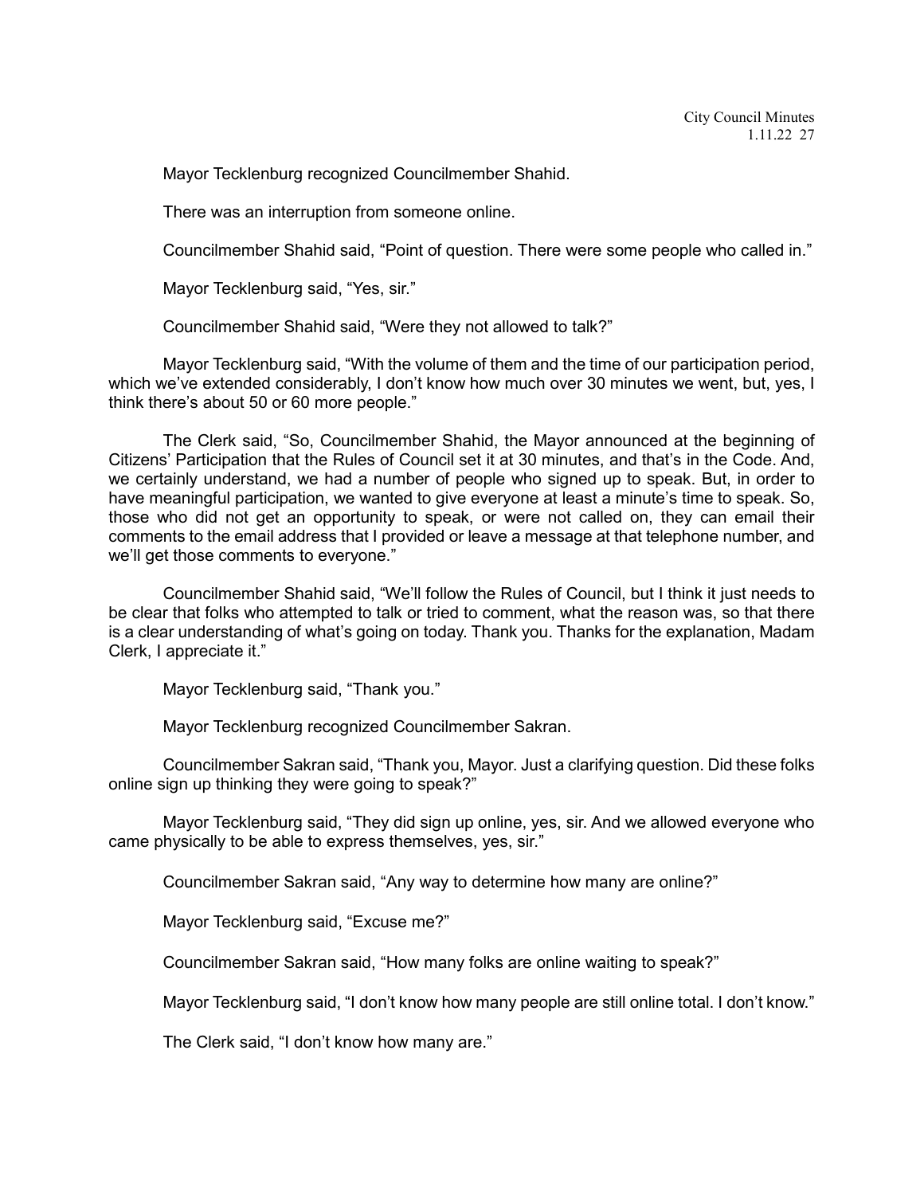Mayor Tecklenburg recognized Councilmember Shahid.

There was an interruption from someone online.

Councilmember Shahid said, "Point of question. There were some people who called in."

Mayor Tecklenburg said, "Yes, sir."

Councilmember Shahid said, "Were they not allowed to talk?"

Mayor Tecklenburg said, "With the volume of them and the time of our participation period, which we've extended considerably, I don't know how much over 30 minutes we went, but, yes, I think there's about 50 or 60 more people."

The Clerk said, "So, Councilmember Shahid, the Mayor announced at the beginning of Citizens' Participation that the Rules of Council set it at 30 minutes, and that's in the Code. And, we certainly understand, we had a number of people who signed up to speak. But, in order to have meaningful participation, we wanted to give everyone at least a minute's time to speak. So, those who did not get an opportunity to speak, or were not called on, they can email their comments to the email address that I provided or leave a message at that telephone number, and we'll get those comments to everyone."

Councilmember Shahid said, "We'll follow the Rules of Council, but I think it just needs to be clear that folks who attempted to talk or tried to comment, what the reason was, so that there is a clear understanding of what's going on today. Thank you. Thanks for the explanation, Madam Clerk, I appreciate it."

Mayor Tecklenburg said, "Thank you."

Mayor Tecklenburg recognized Councilmember Sakran.

Councilmember Sakran said, "Thank you, Mayor. Just a clarifying question. Did these folks online sign up thinking they were going to speak?"

Mayor Tecklenburg said, "They did sign up online, yes, sir. And we allowed everyone who came physically to be able to express themselves, yes, sir."

Councilmember Sakran said, "Any way to determine how many are online?"

Mayor Tecklenburg said, "Excuse me?"

Councilmember Sakran said, "How many folks are online waiting to speak?"

Mayor Tecklenburg said, "I don't know how many people are still online total. I don't know."

The Clerk said, "I don't know how many are."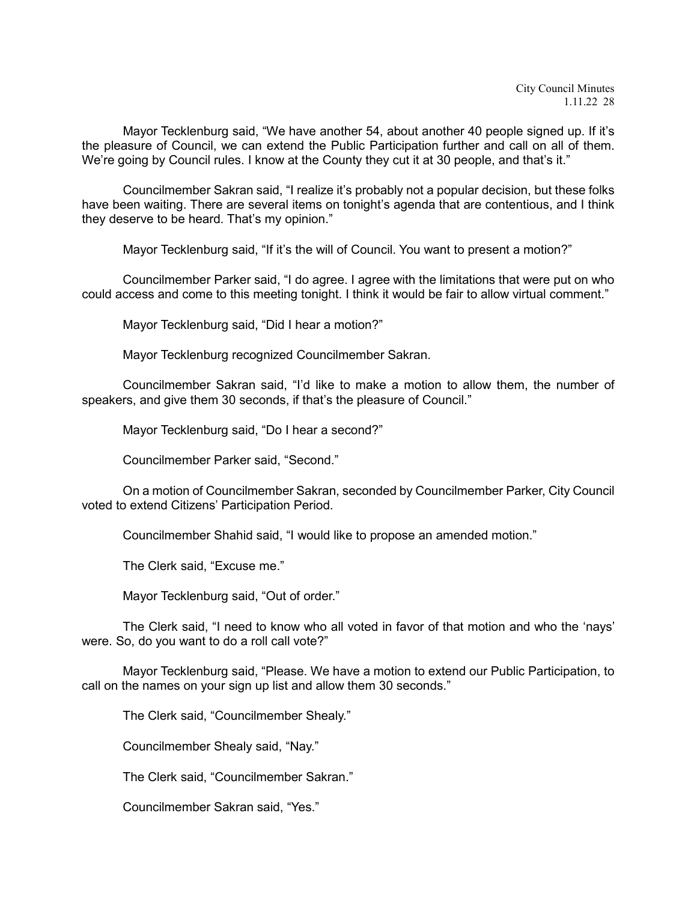Mayor Tecklenburg said, "We have another 54, about another 40 people signed up. If it's the pleasure of Council, we can extend the Public Participation further and call on all of them. We're going by Council rules. I know at the County they cut it at 30 people, and that's it."

Councilmember Sakran said, "I realize it's probably not a popular decision, but these folks have been waiting. There are several items on tonight's agenda that are contentious, and I think they deserve to be heard. That's my opinion."

Mayor Tecklenburg said, "If it's the will of Council. You want to present a motion?"

Councilmember Parker said, "I do agree. I agree with the limitations that were put on who could access and come to this meeting tonight. I think it would be fair to allow virtual comment."

Mayor Tecklenburg said, "Did I hear a motion?"

Mayor Tecklenburg recognized Councilmember Sakran.

Councilmember Sakran said, "I'd like to make a motion to allow them, the number of speakers, and give them 30 seconds, if that's the pleasure of Council."

Mayor Tecklenburg said, "Do I hear a second?"

Councilmember Parker said, "Second."

On a motion of Councilmember Sakran, seconded by Councilmember Parker, City Council voted to extend Citizens' Participation Period.

Councilmember Shahid said, "I would like to propose an amended motion."

The Clerk said, "Excuse me."

Mayor Tecklenburg said, "Out of order."

The Clerk said, "I need to know who all voted in favor of that motion and who the 'nays' were. So, do you want to do a roll call vote?"

Mayor Tecklenburg said, "Please. We have a motion to extend our Public Participation, to call on the names on your sign up list and allow them 30 seconds."

The Clerk said, "Councilmember Shealy."

Councilmember Shealy said, "Nay."

The Clerk said, "Councilmember Sakran."

Councilmember Sakran said, "Yes."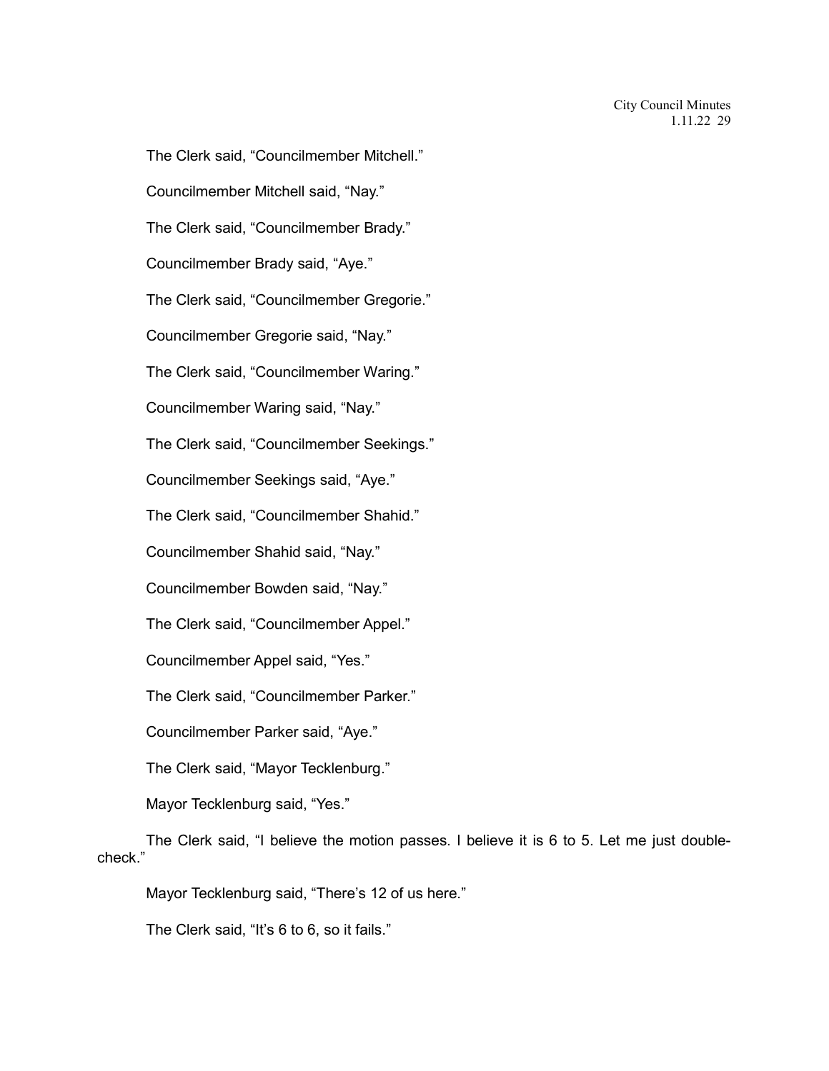The Clerk said, “Councilmember Mitchell.”

Councilmember Mitchell said, “Nay.”

The Clerk said, “Councilmember Brady.”

Councilmember Brady said, “Aye.”

The Clerk said, “Councilmember Gregorie.”

Councilmember Gregorie said, “Nay.”

The Clerk said, “Councilmember Waring.”

Councilmember Waring said, “Nay.”

The Clerk said, “Councilmember Seekings.”

Councilmember Seekings said, “Aye.”

The Clerk said, “Councilmember Shahid.”

Councilmember Shahid said, “Nay.”

Councilmember Bowden said, “Nay.”

The Clerk said, “Councilmember Appel.”

Councilmember Appel said, “Yes.”

The Clerk said, “Councilmember Parker.”

Councilmember Parker said, “Aye.”

The Clerk said, “Mayor Tecklenburg.”

Mayor Tecklenburg said, “Yes.”

The Clerk said, “I believe the motion passes. I believe it is 6 to 5. Let me just double-check.”

Mayor Tecklenburg said, “There’s 12 of us here.”

The Clerk said, “It’s 6 to 6, so it fails.”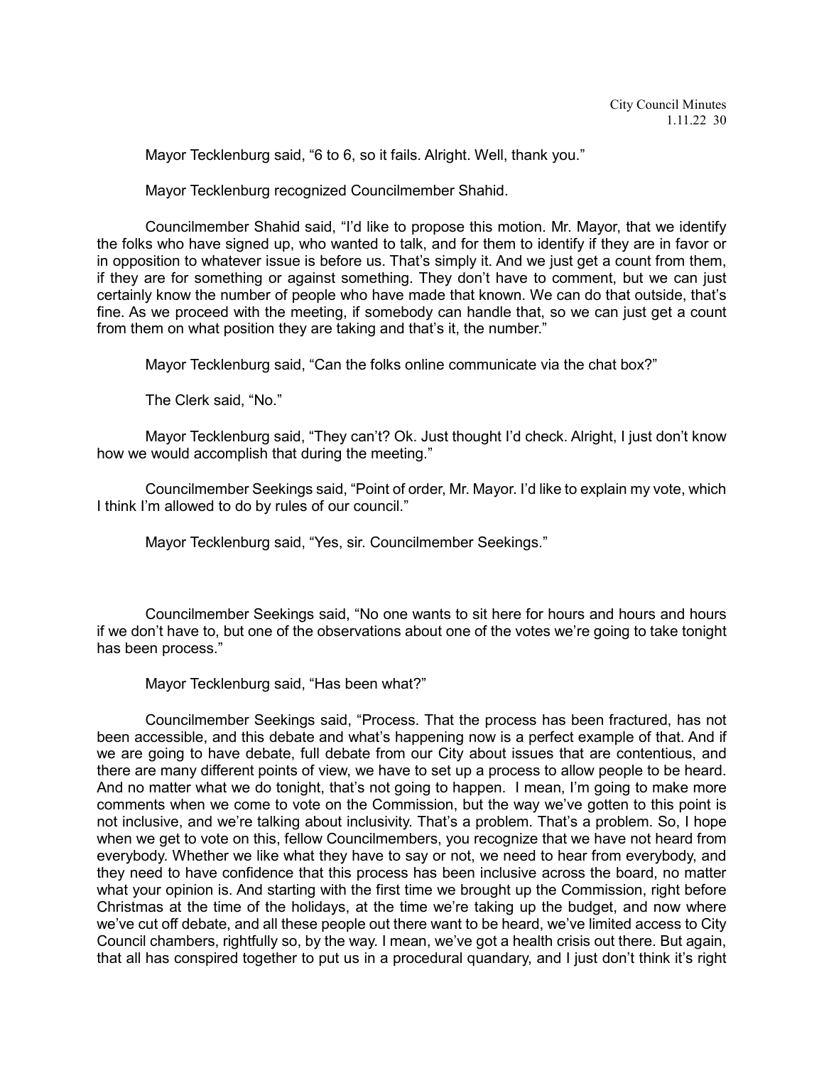Mayor Tecklenburg said, "6 to 6, so it fails. Alright. Well, thank you."

Mayor Tecklenburg recognized Councilmember Shahid.

Councilmember Shahid said, "I'd like to propose this motion. Mr. Mayor, that we identify the folks who have signed up, who wanted to talk, and for them to identify if they are in favor or in opposition to whatever issue is before us. That's simply it. And we just get a count from them, if they are for something or against something. They don't have to comment, but we can just certainly know the number of people who have made that known. We can do that outside, that's fine. As we proceed with the meeting, if somebody can handle that, so we can just get a count from them on what position they are taking and that's it, the number."

Mayor Tecklenburg said, "Can the folks online communicate via the chat box?"

The Clerk said, "No."

Mayor Tecklenburg said, "They can't? Ok. Just thought I'd check. Alright, I just don't know how we would accomplish that during the meeting."

Councilmember Seekings said, "Point of order, Mr. Mayor. I'd like to explain my vote, which I think I'm allowed to do by rules of our council."

Mayor Tecklenburg said, "Yes, sir. Councilmember Seekings."

Councilmember Seekings said, "No one wants to sit here for hours and hours and hours if we don't have to, but one of the observations about one of the votes we're going to take tonight has been process."

Mayor Tecklenburg said, "Has been what?"

Councilmember Seekings said, "Process. That the process has been fractured, has not been accessible, and this debate and what's happening now is a perfect example of that. And if we are going to have debate, full debate from our City about issues that are contentious, and there are many different points of view, we have to set up a process to allow people to be heard. And no matter what we do tonight, that's not going to happen. I mean, I'm going to make more comments when we come to vote on the Commission, but the way we've gotten to this point is not inclusive, and we're talking about inclusivity. That's a problem. That's a problem. So, I hope when we get to vote on this, fellow Councilmembers, you recognize that we have not heard from everybody. Whether we like what they have to say or not, we need to hear from everybody, and they need to have confidence that this process has been inclusive across the board, no matter what your opinion is. And starting with the first time we brought up the Commission, right before Christmas at the time of the holidays, at the time we're taking up the budget, and now where we've cut off debate, and all these people out there want to be heard, we've limited access to City Council chambers, rightfully so, by the way. I mean, we've got a health crisis out there. But again, that all has conspired together to put us in a procedural quandary, and I just don't think it's right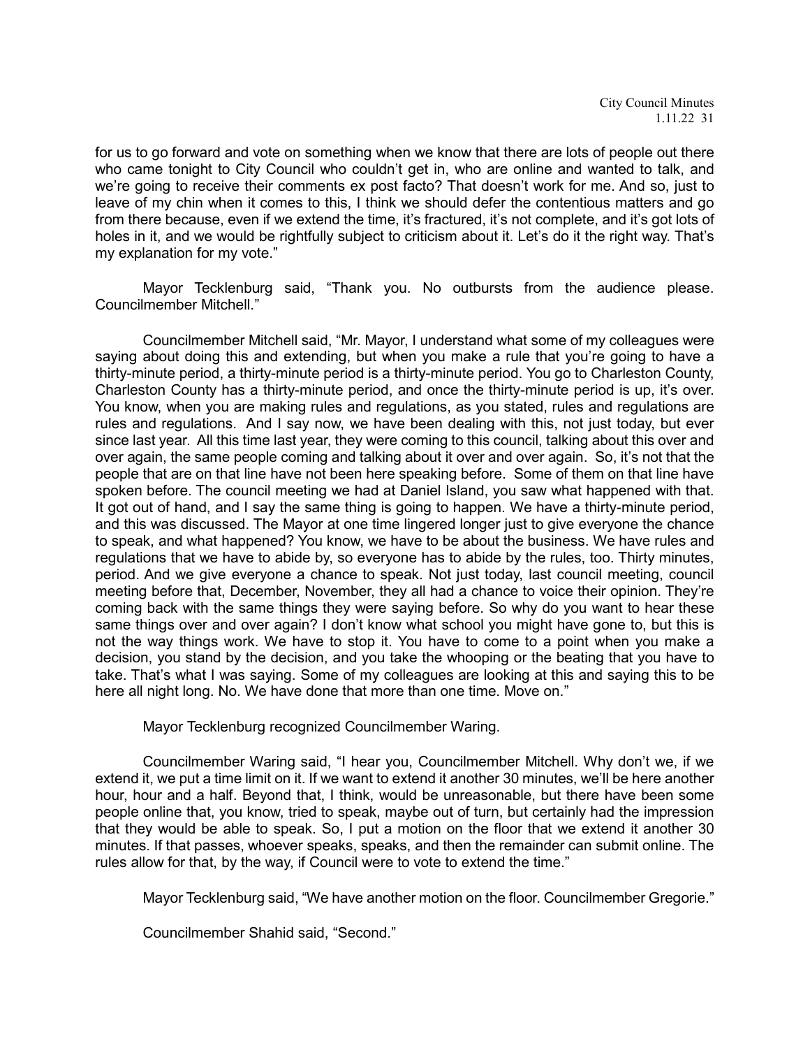for us to go forward and vote on something when we know that there are lots of people out there who came tonight to City Council who couldn't get in, who are online and wanted to talk, and we're going to receive their comments ex post facto? That doesn't work for me. And so, just to leave of my chin when it comes to this, I think we should defer the contentious matters and go from there because, even if we extend the time, it's fractured, it's not complete, and it's got lots of holes in it, and we would be rightfully subject to criticism about it. Let's do it the right way. That's my explanation for my vote."

Mayor Tecklenburg said, "Thank you. No outbursts from the audience please. Councilmember Mitchell."

Councilmember Mitchell said, "Mr. Mayor, I understand what some of my colleagues were saying about doing this and extending, but when you make a rule that you're going to have a thirty-minute period, a thirty-minute period is a thirty-minute period. You go to Charleston County, Charleston County has a thirty-minute period, and once the thirty-minute period is up, it's over. You know, when you are making rules and regulations, as you stated, rules and regulations are rules and regulations. And I say now, we have been dealing with this, not just today, but ever since last year. All this time last year, they were coming to this council, talking about this over and over again, the same people coming and talking about it over and over again. So, it's not that the people that are on that line have not been here speaking before. Some of them on that line have spoken before. The council meeting we had at Daniel Island, you saw what happened with that. It got out of hand, and I say the same thing is going to happen. We have a thirty-minute period, and this was discussed. The Mayor at one time lingered longer just to give everyone the chance to speak, and what happened? You know, we have to be about the business. We have rules and regulations that we have to abide by, so everyone has to abide by the rules, too. Thirty minutes, period. And we give everyone a chance to speak. Not just today, last council meeting, council meeting before that, December, November, they all had a chance to voice their opinion. They're coming back with the same things they were saying before. So why do you want to hear these same things over and over again? I don't know what school you might have gone to, but this is not the way things work. We have to stop it. You have to come to a point when you make a decision, you stand by the decision, and you take the whooping or the beating that you have to take. That's what I was saying. Some of my colleagues are looking at this and saying this to be here all night long. No. We have done that more than one time. Move on."

Mayor Tecklenburg recognized Councilmember Waring.

Councilmember Waring said, "I hear you, Councilmember Mitchell. Why don't we, if we extend it, we put a time limit on it. If we want to extend it another 30 minutes, we'll be here another hour, hour and a half. Beyond that, I think, would be unreasonable, but there have been some people online that, you know, tried to speak, maybe out of turn, but certainly had the impression that they would be able to speak. So, I put a motion on the floor that we extend it another 30 minutes. If that passes, whoever speaks, speaks, and then the remainder can submit online. The rules allow for that, by the way, if Council were to vote to extend the time."

Mayor Tecklenburg said, "We have another motion on the floor. Councilmember Gregorie."

Councilmember Shahid said, "Second."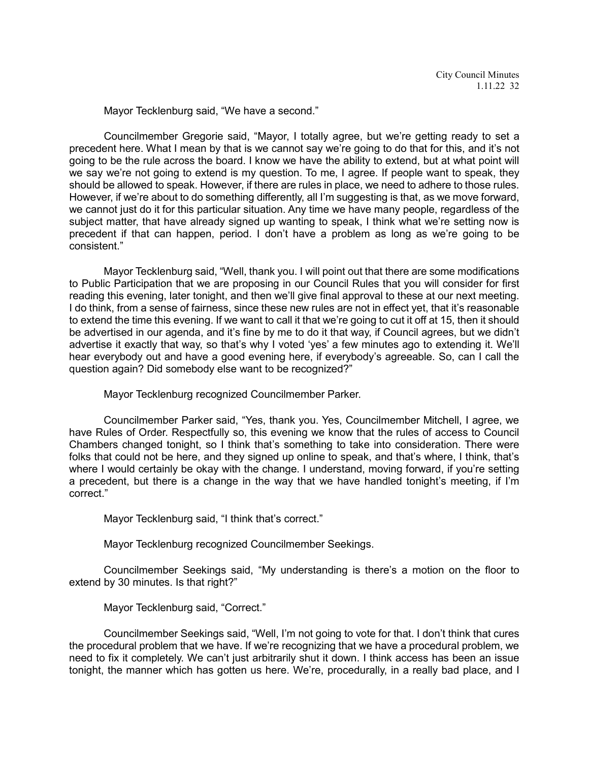Mayor Tecklenburg said, "We have a second."

Councilmember Gregorie said, "Mayor, I totally agree, but we're getting ready to set a precedent here. What I mean by that is we cannot say we're going to do that for this, and it's not going to be the rule across the board. I know we have the ability to extend, but at what point will we say we're not going to extend is my question. To me, I agree. If people want to speak, they should be allowed to speak. However, if there are rules in place, we need to adhere to those rules. However, if we're about to do something differently, all I'm suggesting is that, as we move forward, we cannot just do it for this particular situation. Any time we have many people, regardless of the subject matter, that have already signed up wanting to speak, I think what we're setting now is precedent if that can happen, period. I don't have a problem as long as we're going to be consistent."

Mayor Tecklenburg said, "Well, thank you. I will point out that there are some modifications to Public Participation that we are proposing in our Council Rules that you will consider for first reading this evening, later tonight, and then we'll give final approval to these at our next meeting. I do think, from a sense of fairness, since these new rules are not in effect yet, that it's reasonable to extend the time this evening. If we want to call it that we're going to cut it off at 15, then it should be advertised in our agenda, and it's fine by me to do it that way, if Council agrees, but we didn't advertise it exactly that way, so that's why I voted 'yes' a few minutes ago to extending it. We'll hear everybody out and have a good evening here, if everybody's agreeable. So, can I call the question again? Did somebody else want to be recognized?"

Mayor Tecklenburg recognized Councilmember Parker.

Councilmember Parker said, "Yes, thank you. Yes, Councilmember Mitchell, I agree, we have Rules of Order. Respectfully so, this evening we know that the rules of access to Council Chambers changed tonight, so I think that's something to take into consideration. There were folks that could not be here, and they signed up online to speak, and that's where, I think, that's where I would certainly be okay with the change. I understand, moving forward, if you're setting a precedent, but there is a change in the way that we have handled tonight's meeting, if I'm correct."

Mayor Tecklenburg said, "I think that's correct."

Mayor Tecklenburg recognized Councilmember Seekings.

Councilmember Seekings said, "My understanding is there's a motion on the floor to extend by 30 minutes. Is that right?"

Mayor Tecklenburg said, "Correct."

Councilmember Seekings said, "Well, I'm not going to vote for that. I don't think that cures the procedural problem that we have. If we're recognizing that we have a procedural problem, we need to fix it completely. We can't just arbitrarily shut it down. I think access has been an issue tonight, the manner which has gotten us here. We're, procedurally, in a really bad place, and I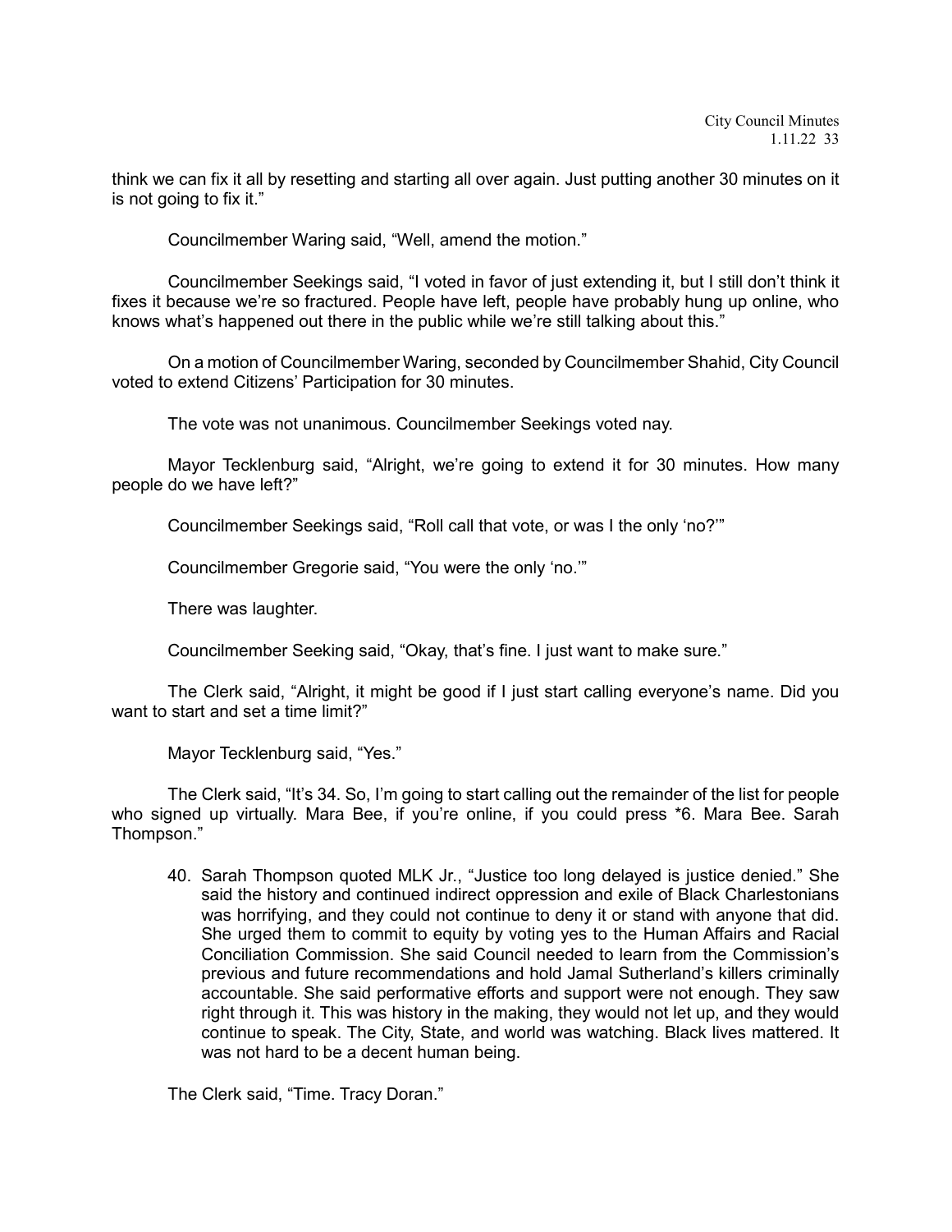think we can fix it all by resetting and starting all over again. Just putting another 30 minutes on it is not going to fix it."

Councilmember Waring said, "Well, amend the motion."

Councilmember Seekings said, "I voted in favor of just extending it, but I still don't think it fixes it because we're so fractured. People have left, people have probably hung up online, who knows what's happened out there in the public while we're still talking about this."

On a motion of Councilmember Waring, seconded by Councilmember Shahid, City Council voted to extend Citizens' Participation for 30 minutes.

The vote was not unanimous. Councilmember Seekings voted nay.

Mayor Tecklenburg said, "Alright, we're going to extend it for 30 minutes. How many people do we have left?"

Councilmember Seekings said, "Roll call that vote, or was I the only 'no?'"

Councilmember Gregorie said, "You were the only 'no.'"

There was laughter.

Councilmember Seeking said, "Okay, that's fine. I just want to make sure."

The Clerk said, "Alright, it might be good if I just start calling everyone's name. Did you want to start and set a time limit?"

Mayor Tecklenburg said, "Yes."

The Clerk said, "It's 34. So, I'm going to start calling out the remainder of the list for people who signed up virtually. Mara Bee, if you're online, if you could press *6. Mara Bee. Sarah Thompson."

40. Sarah Thompson quoted MLK Jr., "Justice too long delayed is justice denied." She said the history and continued indirect oppression and exile of Black Charlestonians was horrifying, and they could not continue to deny it or stand with anyone that did. She urged them to commit to equity by voting yes to the Human Affairs and Racial Conciliation Commission. She said Council needed to learn from the Commission's previous and future recommendations and hold Jamal Sutherland's killers criminally accountable. She said performative efforts and support were not enough. They saw right through it. This was history in the making, they would not let up, and they would continue to speak. The City, State, and world was watching. Black lives mattered. It was not hard to be a decent human being.

The Clerk said, "Time. Tracy Doran."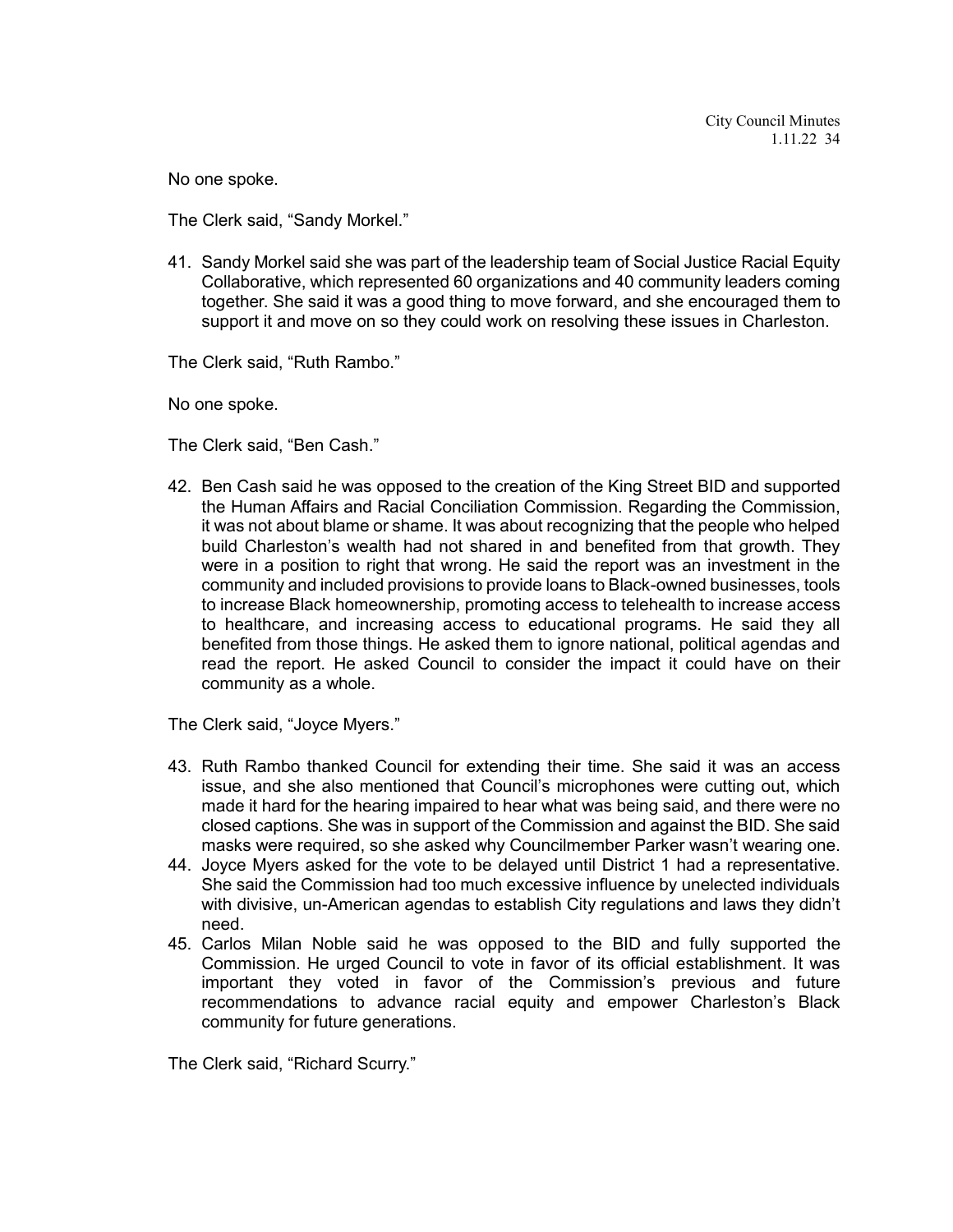No one spoke.

The Clerk said, "Sandy Morkel."

41. Sandy Morkel said she was part of the leadership team of Social Justice Racial Equity Collaborative, which represented 60 organizations and 40 community leaders coming together. She said it was a good thing to move forward, and she encouraged them to support it and move on so they could work on resolving these issues in Charleston.

The Clerk said, "Ruth Rambo."

No one spoke.

The Clerk said, "Ben Cash."

42. Ben Cash said he was opposed to the creation of the King Street BID and supported the Human Affairs and Racial Conciliation Commission. Regarding the Commission, it was not about blame or shame. It was about recognizing that the people who helped build Charleston's wealth had not shared in and benefited from that growth. They were in a position to right that wrong. He said the report was an investment in the community and included provisions to provide loans to Black-owned businesses, tools to increase Black homeownership, promoting access to telehealth to increase access to healthcare, and increasing access to educational programs. He said they all benefited from those things. He asked them to ignore national, political agendas and read the report. He asked Council to consider the impact it could have on their community as a whole.

The Clerk said, "Joyce Myers."

43. Ruth Rambo thanked Council for extending their time. She said it was an access issue, and she also mentioned that Council's microphones were cutting out, which made it hard for the hearing impaired to hear what was being said, and there were no closed captions. She was in support of the Commission and against the BID. She said masks were required, so she asked why Councilmember Parker wasn't wearing one.
44. Joyce Myers asked for the vote to be delayed until District 1 had a representative. She said the Commission had too much excessive influence by unelected individuals with divisive, un-American agendas to establish City regulations and laws they didn't need.
45. Carlos Milan Noble said he was opposed to the BID and fully supported the Commission. He urged Council to vote in favor of its official establishment. It was important they voted in favor of the Commission's previous and future recommendations to advance racial equity and empower Charleston's Black community for future generations.

The Clerk said, "Richard Scurry."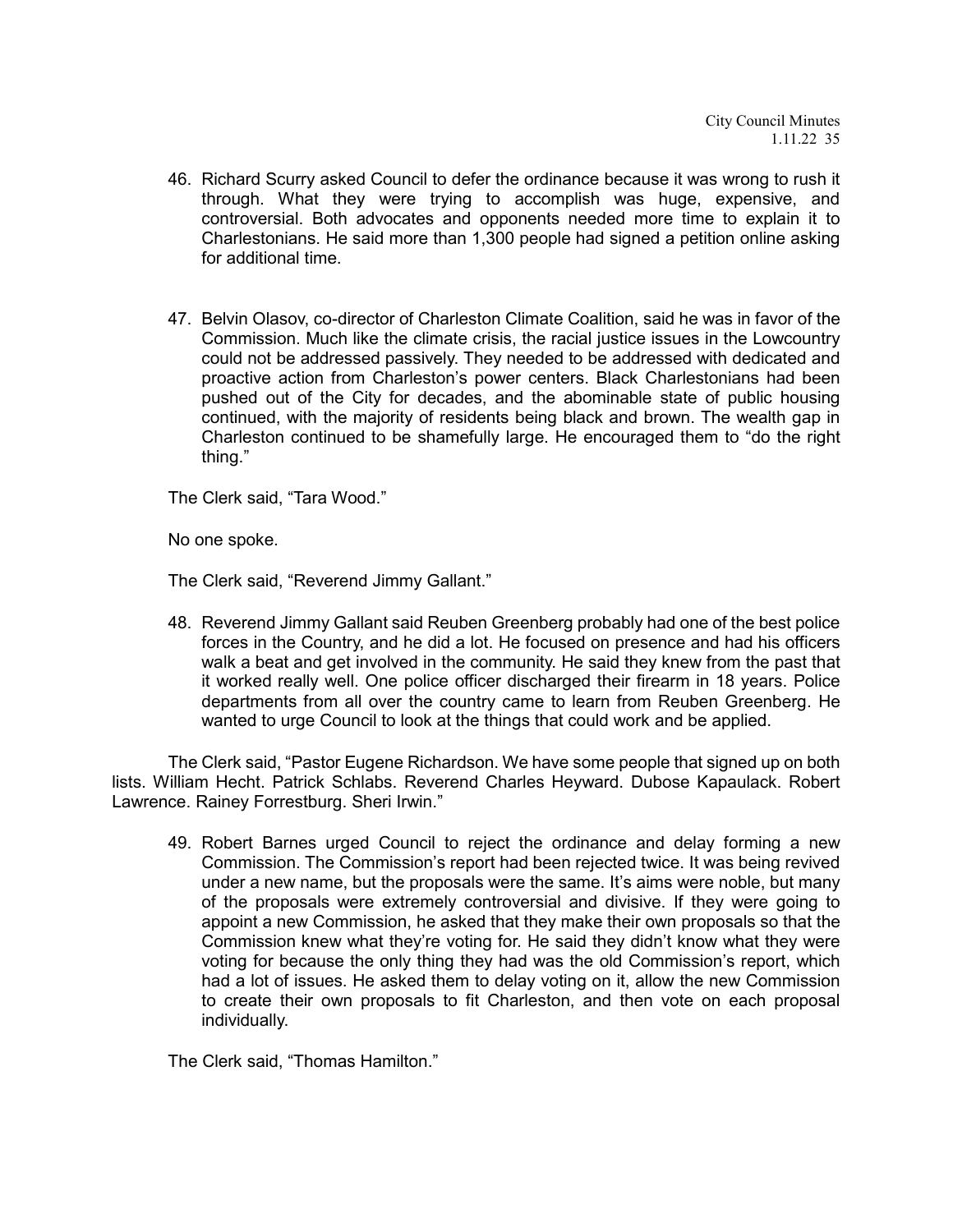46. Richard Scurry asked Council to defer the ordinance because it was wrong to rush it through. What they were trying to accomplish was huge, expensive, and controversial. Both advocates and opponents needed more time to explain it to Charlestonians. He said more than 1,300 people had signed a petition online asking for additional time.

47. Belvin Olasov, co-director of Charleston Climate Coalition, said he was in favor of the Commission. Much like the climate crisis, the racial justice issues in the Lowcountry could not be addressed passively. They needed to be addressed with dedicated and proactive action from Charleston's power centers. Black Charlestonians had been pushed out of the City for decades, and the abominable state of public housing continued, with the majority of residents being black and brown. The wealth gap in Charleston continued to be shamefully large. He encouraged them to "do the right thing."

The Clerk said, "Tara Wood."

No one spoke.

The Clerk said, "Reverend Jimmy Gallant."

48. Reverend Jimmy Gallant said Reuben Greenberg probably had one of the best police forces in the Country, and he did a lot. He focused on presence and had his officers walk a beat and get involved in the community. He said they knew from the past that it worked really well. One police officer discharged their firearm in 18 years. Police departments from all over the country came to learn from Reuben Greenberg. He wanted to urge Council to look at the things that could work and be applied.

The Clerk said, "Pastor Eugene Richardson. We have some people that signed up on both lists. William Hecht. Patrick Schlabs. Reverend Charles Heyward. Dubose Kapaulack. Robert Lawrence. Rainey Forrestburg. Sheri Irwin."

49. Robert Barnes urged Council to reject the ordinance and delay forming a new Commission. The Commission's report had been rejected twice. It was being revived under a new name, but the proposals were the same. It's aims were noble, but many of the proposals were extremely controversial and divisive. If they were going to appoint a new Commission, he asked that they make their own proposals so that the Commission knew what they're voting for. He said they didn't know what they were voting for because the only thing they had was the old Commission's report, which had a lot of issues. He asked them to delay voting on it, allow the new Commission to create their own proposals to fit Charleston, and then vote on each proposal individually.

The Clerk said, "Thomas Hamilton."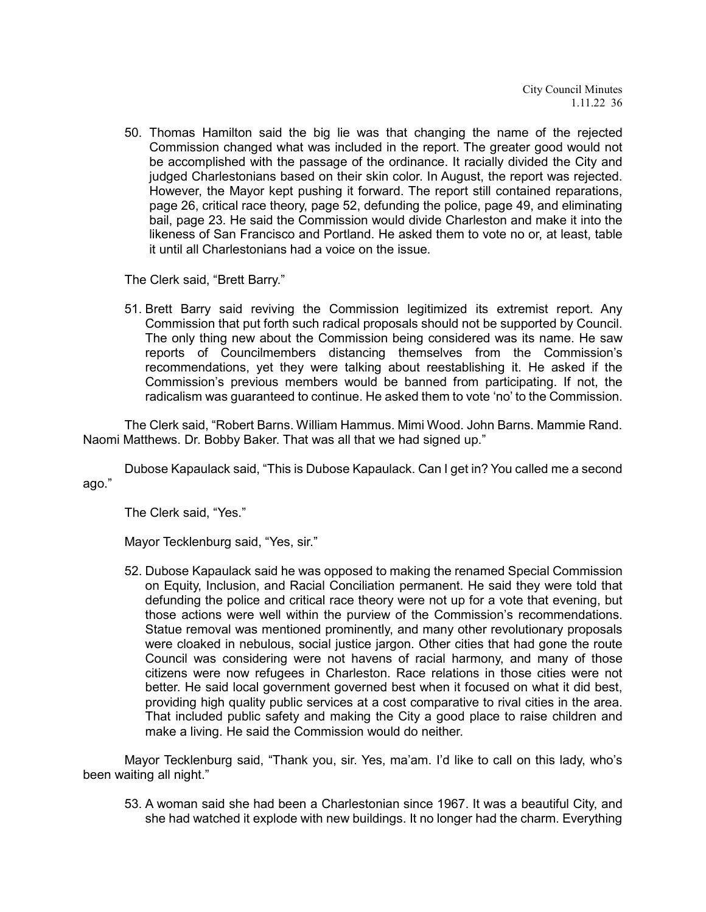50. Thomas Hamilton said the big lie was that changing the name of the rejected Commission changed what was included in the report. The greater good would not be accomplished with the passage of the ordinance. It racially divided the City and judged Charlestonians based on their skin color. In August, the report was rejected. However, the Mayor kept pushing it forward. The report still contained reparations, page 26, critical race theory, page 52, defunding the police, page 49, and eliminating bail, page 23. He said the Commission would divide Charleston and make it into the likeness of San Francisco and Portland. He asked them to vote no or, at least, table it until all Charlestonians had a voice on the issue.

The Clerk said, "Brett Barry."

51. Brett Barry said reviving the Commission legitimized its extremist report. Any Commission that put forth such radical proposals should not be supported by Council. The only thing new about the Commission being considered was its name. He saw reports of Councilmembers distancing themselves from the Commission's recommendations, yet they were talking about reestablishing it. He asked if the Commission's previous members would be banned from participating. If not, the radicalism was guaranteed to continue. He asked them to vote 'no' to the Commission.

The Clerk said, "Robert Barns. William Hammus. Mimi Wood. John Barns. Mammie Rand. Naomi Matthews. Dr. Bobby Baker. That was all that we had signed up."

Dubose Kapaulack said, "This is Dubose Kapaulack. Can I get in? You called me a second ago."

The Clerk said, "Yes."

Mayor Tecklenburg said, "Yes, sir."

52. Dubose Kapaulack said he was opposed to making the renamed Special Commission on Equity, Inclusion, and Racial Conciliation permanent. He said they were told that defunding the police and critical race theory were not up for a vote that evening, but those actions were well within the purview of the Commission's recommendations. Statue removal was mentioned prominently, and many other revolutionary proposals were cloaked in nebulous, social justice jargon. Other cities that had gone the route Council was considering were not havens of racial harmony, and many of those citizens were now refugees in Charleston. Race relations in those cities were not better. He said local government governed best when it focused on what it did best, providing high quality public services at a cost comparative to rival cities in the area. That included public safety and making the City a good place to raise children and make a living. He said the Commission would do neither.

Mayor Tecklenburg said, "Thank you, sir. Yes, ma'am. I'd like to call on this lady, who's been waiting all night."

53. A woman said she had been a Charlestonian since 1967. It was a beautiful City, and she had watched it explode with new buildings. It no longer had the charm. Everything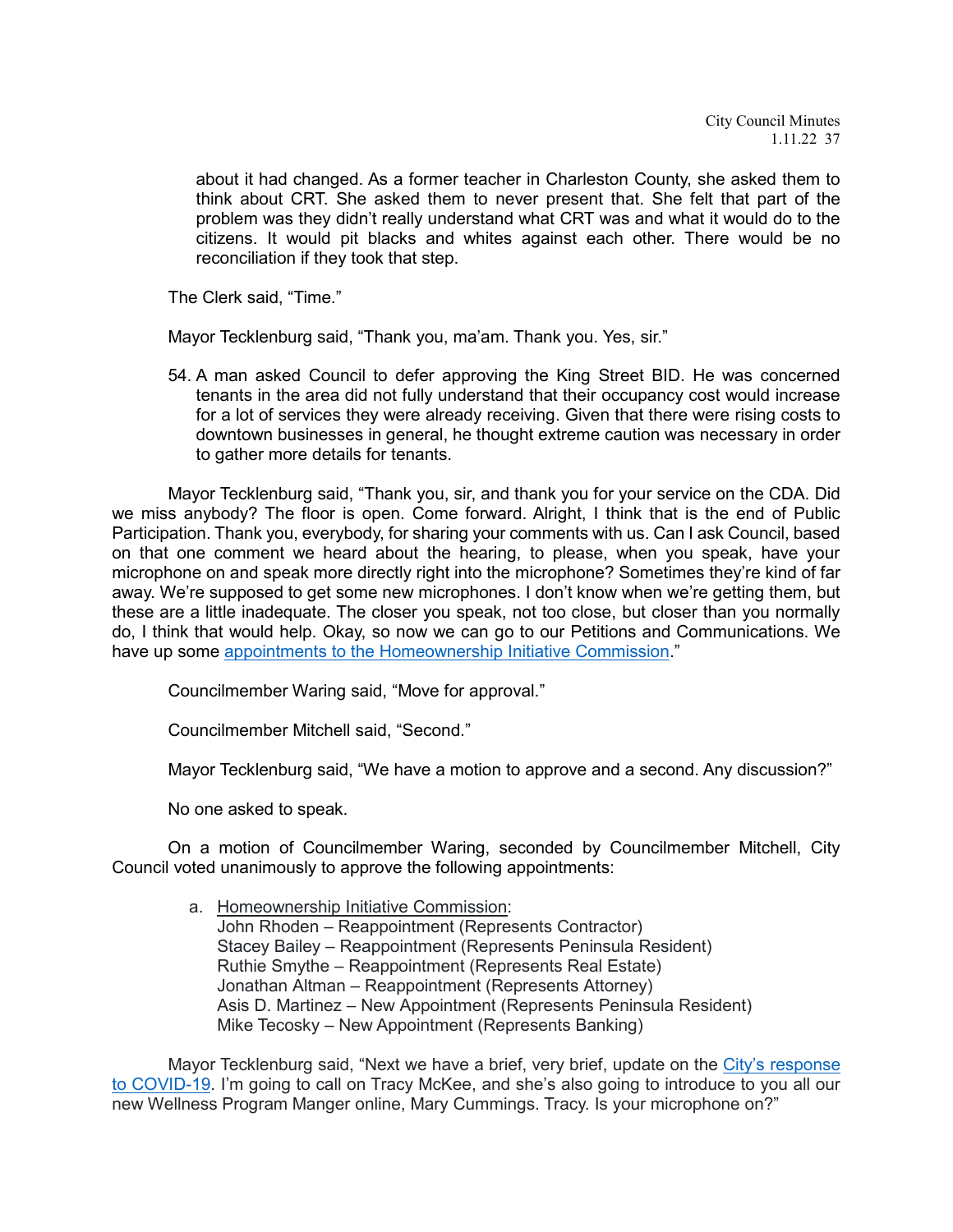about it had changed. As a former teacher in Charleston County, she asked them to think about CRT. She asked them to never present that. She felt that part of the problem was they didn't really understand what CRT was and what it would do to the citizens. It would pit blacks and whites against each other. There would be no reconciliation if they took that step.

The Clerk said, "Time."

Mayor Tecklenburg said, "Thank you, ma'am. Thank you. Yes, sir."

54. A man asked Council to defer approving the King Street BID. He was concerned tenants in the area did not fully understand that their occupancy cost would increase for a lot of services they were already receiving. Given that there were rising costs to downtown businesses in general, he thought extreme caution was necessary in order to gather more details for tenants.

Mayor Tecklenburg said, "Thank you, sir, and thank you for your service on the CDA. Did we miss anybody? The floor is open. Come forward. Alright, I think that is the end of Public Participation. Thank you, everybody, for sharing your comments with us. Can I ask Council, based on that one comment we heard about the hearing, to please, when you speak, have your microphone on and speak more directly right into the microphone? Sometimes they're kind of far away. We're supposed to get some new microphones. I don't know when we're getting them, but these are a little inadequate. The closer you speak, not too close, but closer than you normally do, I think that would help. Okay, so now we can go to our Petitions and Communications. We have up some appointments to the Homeownership Initiative Commission."

Councilmember Waring said, "Move for approval."

Councilmember Mitchell said, "Second."

Mayor Tecklenburg said, "We have a motion to approve and a second. Any discussion?"

No one asked to speak.

On a motion of Councilmember Waring, seconded by Councilmember Mitchell, City Council voted unanimously to approve the following appointments:

a. Homeownership Initiative Commission:
   John Rhoden – Reappointment (Represents Contractor)
   Stacey Bailey – Reappointment (Represents Peninsula Resident)
   Ruthie Smythe – Reappointment (Represents Real Estate)
   Jonathan Altman – Reappointment (Represents Attorney)
   Asis D. Martinez – New Appointment (Represents Peninsula Resident)
   Mike Tecosky – New Appointment (Represents Banking)

Mayor Tecklenburg said, "Next we have a brief, very brief, update on the City's response to COVID-19. I'm going to call on Tracy McKee, and she's also going to introduce to you all our new Wellness Program Manger online, Mary Cummings. Tracy. Is your microphone on?"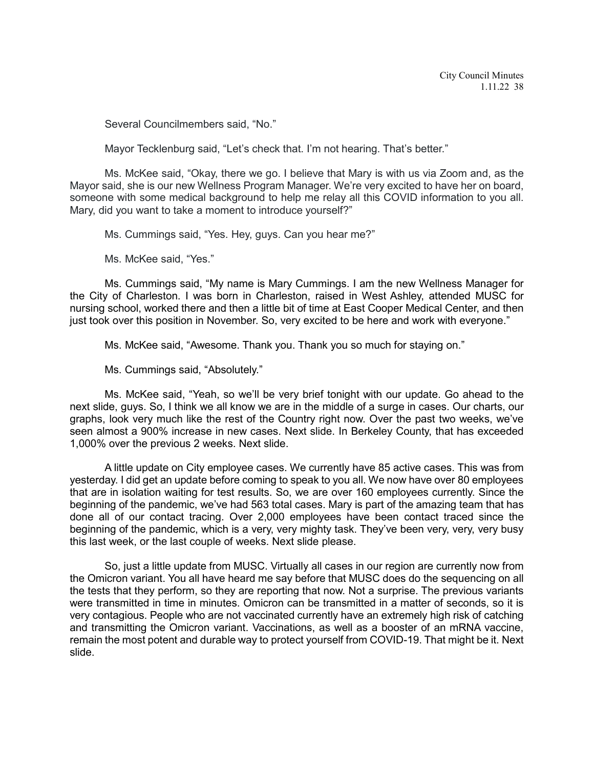Several Councilmembers said, “No.”

Mayor Tecklenburg said, “Let’s check that. I’m not hearing. That’s better.”

Ms. McKee said, “Okay, there we go. I believe that Mary is with us via Zoom and, as the Mayor said, she is our new Wellness Program Manager. We’re very excited to have her on board, someone with some medical background to help me relay all this COVID information to you all. Mary, did you want to take a moment to introduce yourself?”

Ms. Cummings said, “Yes. Hey, guys. Can you hear me?”

Ms. McKee said, “Yes.”

Ms. Cummings said, “My name is Mary Cummings. I am the new Wellness Manager for the City of Charleston. I was born in Charleston, raised in West Ashley, attended MUSC for nursing school, worked there and then a little bit of time at East Cooper Medical Center, and then just took over this position in November. So, very excited to be here and work with everyone.”

Ms. McKee said, “Awesome. Thank you. Thank you so much for staying on.”

Ms. Cummings said, “Absolutely.”

Ms. McKee said, “Yeah, so we’ll be very brief tonight with our update. Go ahead to the next slide, guys. So, I think we all know we are in the middle of a surge in cases. Our charts, our graphs, look very much like the rest of the Country right now. Over the past two weeks, we’ve seen almost a 900% increase in new cases. Next slide. In Berkeley County, that has exceeded 1,000% over the previous 2 weeks. Next slide.

A little update on City employee cases. We currently have 85 active cases. This was from yesterday. I did get an update before coming to speak to you all. We now have over 80 employees that are in isolation waiting for test results. So, we are over 160 employees currently. Since the beginning of the pandemic, we’ve had 563 total cases. Mary is part of the amazing team that has done all of our contact tracing. Over 2,000 employees have been contact traced since the beginning of the pandemic, which is a very, very mighty task. They’ve been very, very, very busy this last week, or the last couple of weeks. Next slide please.

So, just a little update from MUSC. Virtually all cases in our region are currently now from the Omicron variant. You all have heard me say before that MUSC does do the sequencing on all the tests that they perform, so they are reporting that now. Not a surprise. The previous variants were transmitted in time in minutes. Omicron can be transmitted in a matter of seconds, so it is very contagious. People who are not vaccinated currently have an extremely high risk of catching and transmitting the Omicron variant. Vaccinations, as well as a booster of an mRNA vaccine, remain the most potent and durable way to protect yourself from COVID-19. That might be it. Next slide.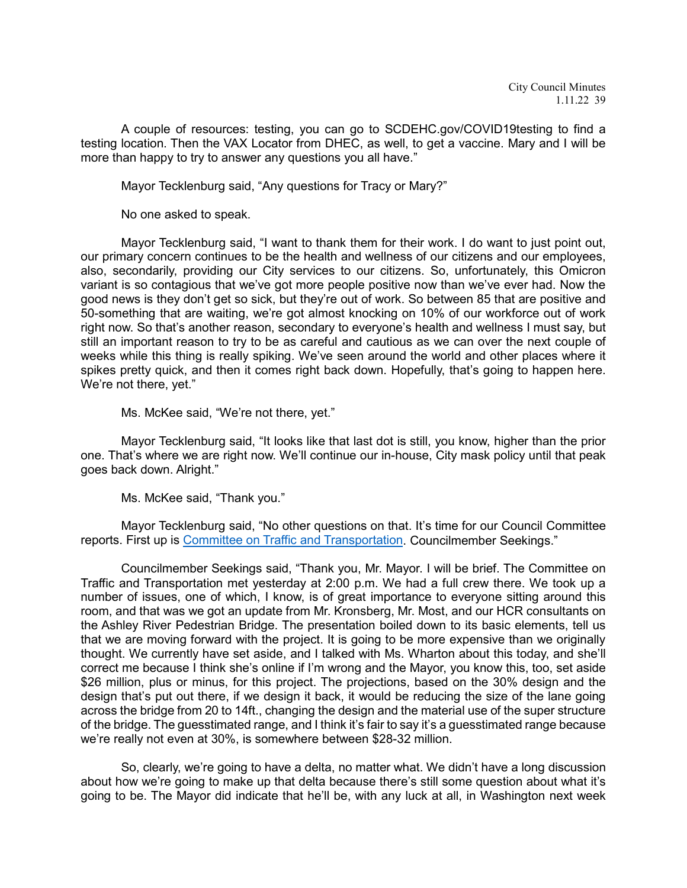A couple of resources: testing, you can go to SCDEHC.gov/COVID19testing to find a testing location. Then the VAX Locator from DHEC, as well, to get a vaccine. Mary and I will be more than happy to try to answer any questions you all have."

Mayor Tecklenburg said, "Any questions for Tracy or Mary?"

No one asked to speak.

Mayor Tecklenburg said, "I want to thank them for their work. I do want to just point out, our primary concern continues to be the health and wellness of our citizens and our employees, also, secondarily, providing our City services to our citizens. So, unfortunately, this Omicron variant is so contagious that we've got more people positive now than we've ever had. Now the good news is they don't get so sick, but they're out of work. So between 85 that are positive and 50-something that are waiting, we're got almost knocking on 10% of our workforce out of work right now. So that's another reason, secondary to everyone's health and wellness I must say, but still an important reason to try to be as careful and cautious as we can over the next couple of weeks while this thing is really spiking. We've seen around the world and other places where it spikes pretty quick, and then it comes right back down. Hopefully, that's going to happen here. We're not there, yet."

Ms. McKee said, "We're not there, yet."

Mayor Tecklenburg said, "It looks like that last dot is still, you know, higher than the prior one. That's where we are right now. We'll continue our in-house, City mask policy until that peak goes back down. Alright."

Ms. McKee said, "Thank you."

Mayor Tecklenburg said, "No other questions on that. It's time for our Council Committee reports. First up is Committee on Traffic and Transportation. Councilmember Seekings."

Councilmember Seekings said, "Thank you, Mr. Mayor. I will be brief. The Committee on Traffic and Transportation met yesterday at 2:00 p.m. We had a full crew there. We took up a number of issues, one of which, I know, is of great importance to everyone sitting around this room, and that was we got an update from Mr. Kronsberg, Mr. Most, and our HCR consultants on the Ashley River Pedestrian Bridge. The presentation boiled down to its basic elements, tell us that we are moving forward with the project. It is going to be more expensive than we originally thought. We currently have set aside, and I talked with Ms. Wharton about this today, and she'll correct me because I think she's online if I'm wrong and the Mayor, you know this, too, set aside $26 million, plus or minus, for this project. The projections, based on the 30% design and the design that's put out there, if we design it back, it would be reducing the size of the lane going across the bridge from 20 to 14ft., changing the design and the material use of the super structure of the bridge. The guesstimated range, and I think it's fair to say it's a guesstimated range because we're really not even at 30%, is somewhere between $28-32 million.

So, clearly, we're going to have a delta, no matter what. We didn't have a long discussion about how we're going to make up that delta because there's still some question about what it's going to be. The Mayor did indicate that he'll be, with any luck at all, in Washington next week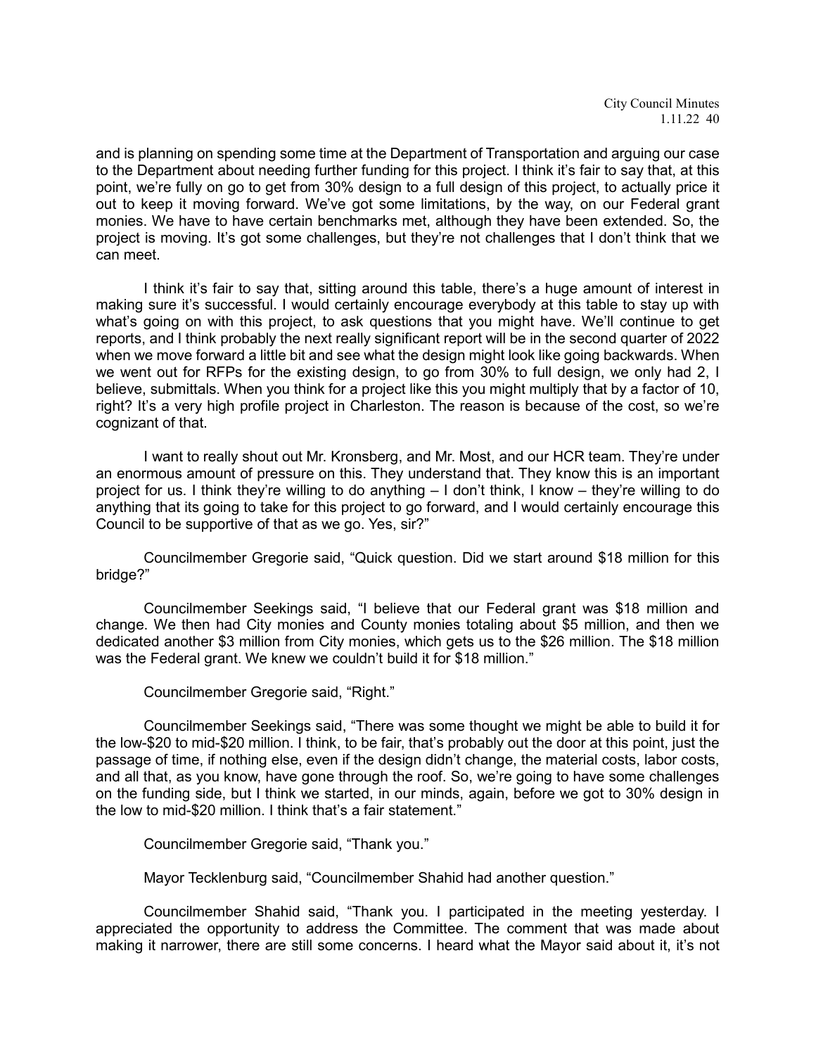and is planning on spending some time at the Department of Transportation and arguing our case to the Department about needing further funding for this project. I think it's fair to say that, at this point, we're fully on go to get from 30% design to a full design of this project, to actually price it out to keep it moving forward. We've got some limitations, by the way, on our Federal grant monies. We have to have certain benchmarks met, although they have been extended. So, the project is moving. It's got some challenges, but they're not challenges that I don't think that we can meet.

I think it's fair to say that, sitting around this table, there's a huge amount of interest in making sure it's successful. I would certainly encourage everybody at this table to stay up with what's going on with this project, to ask questions that you might have. We'll continue to get reports, and I think probably the next really significant report will be in the second quarter of 2022 when we move forward a little bit and see what the design might look like going backwards. When we went out for RFPs for the existing design, to go from 30% to full design, we only had 2, I believe, submittals. When you think for a project like this you might multiply that by a factor of 10, right? It's a very high profile project in Charleston. The reason is because of the cost, so we're cognizant of that.

I want to really shout out Mr. Kronsberg, and Mr. Most, and our HCR team. They're under an enormous amount of pressure on this. They understand that. They know this is an important project for us. I think they're willing to do anything – I don't think, I know – they're willing to do anything that its going to take for this project to go forward, and I would certainly encourage this Council to be supportive of that as we go. Yes, sir?"

Councilmember Gregorie said, "Quick question. Did we start around $18 million for this bridge?"

Councilmember Seekings said, "I believe that our Federal grant was $18 million and change. We then had City monies and County monies totaling about $5 million, and then we dedicated another $3 million from City monies, which gets us to the $26 million. The $18 million was the Federal grant. We knew we couldn't build it for $18 million."

Councilmember Gregorie said, "Right."

Councilmember Seekings said, "There was some thought we might be able to build it for the low-$20 to mid-$20 million. I think, to be fair, that's probably out the door at this point, just the passage of time, if nothing else, even if the design didn't change, the material costs, labor costs, and all that, as you know, have gone through the roof. So, we're going to have some challenges on the funding side, but I think we started, in our minds, again, before we got to 30% design in the low to mid-$20 million. I think that's a fair statement."

Councilmember Gregorie said, "Thank you."

Mayor Tecklenburg said, "Councilmember Shahid had another question."

Councilmember Shahid said, "Thank you. I participated in the meeting yesterday. I appreciated the opportunity to address the Committee. The comment that was made about making it narrower, there are still some concerns. I heard what the Mayor said about it, it's not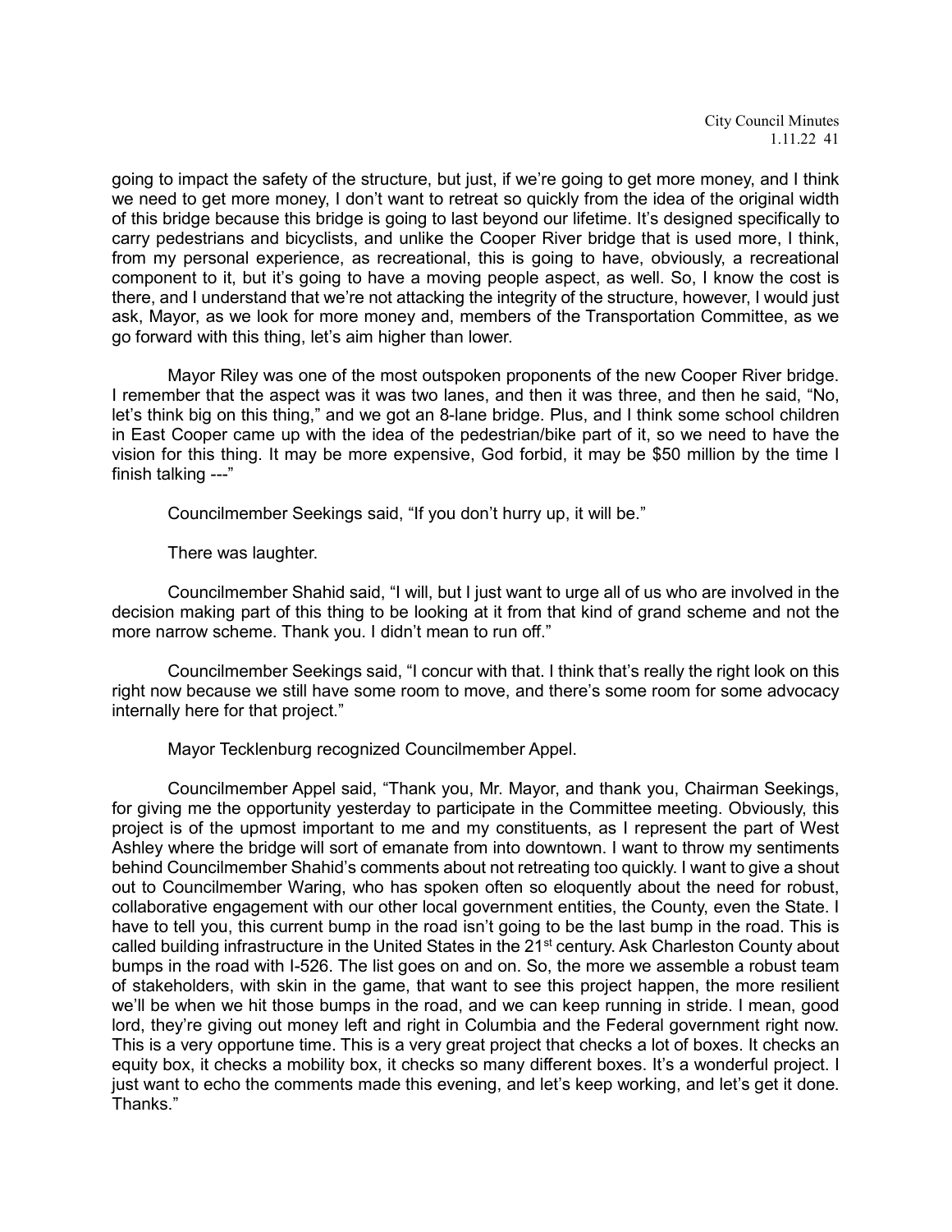going to impact the safety of the structure, but just, if we're going to get more money, and I think we need to get more money, I don't want to retreat so quickly from the idea of the original width of this bridge because this bridge is going to last beyond our lifetime. It's designed specifically to carry pedestrians and bicyclists, and unlike the Cooper River bridge that is used more, I think, from my personal experience, as recreational, this is going to have, obviously, a recreational component to it, but it's going to have a moving people aspect, as well. So, I know the cost is there, and I understand that we're not attacking the integrity of the structure, however, I would just ask, Mayor, as we look for more money and, members of the Transportation Committee, as we go forward with this thing, let's aim higher than lower.

Mayor Riley was one of the most outspoken proponents of the new Cooper River bridge. I remember that the aspect was it was two lanes, and then it was three, and then he said, "No, let's think big on this thing," and we got an 8-lane bridge. Plus, and I think some school children in East Cooper came up with the idea of the pedestrian/bike part of it, so we need to have the vision for this thing. It may be more expensive, God forbid, it may be $50 million by the time I finish talking ---"

Councilmember Seekings said, "If you don't hurry up, it will be."

There was laughter.

Councilmember Shahid said, "I will, but I just want to urge all of us who are involved in the decision making part of this thing to be looking at it from that kind of grand scheme and not the more narrow scheme. Thank you. I didn't mean to run off."

Councilmember Seekings said, "I concur with that. I think that's really the right look on this right now because we still have some room to move, and there's some room for some advocacy internally here for that project."

Mayor Tecklenburg recognized Councilmember Appel.

Councilmember Appel said, "Thank you, Mr. Mayor, and thank you, Chairman Seekings, for giving me the opportunity yesterday to participate in the Committee meeting. Obviously, this project is of the upmost important to me and my constituents, as I represent the part of West Ashley where the bridge will sort of emanate from into downtown. I want to throw my sentiments behind Councilmember Shahid's comments about not retreating too quickly. I want to give a shout out to Councilmember Waring, who has spoken often so eloquently about the need for robust, collaborative engagement with our other local government entities, the County, even the State. I have to tell you, this current bump in the road isn't going to be the last bump in the road. This is called building infrastructure in the United States in the 21st century. Ask Charleston County about bumps in the road with I-526. The list goes on and on. So, the more we assemble a robust team of stakeholders, with skin in the game, that want to see this project happen, the more resilient we'll be when we hit those bumps in the road, and we can keep running in stride. I mean, good lord, they're giving out money left and right in Columbia and the Federal government right now. This is a very opportune time. This is a very great project that checks a lot of boxes. It checks an equity box, it checks a mobility box, it checks so many different boxes. It's a wonderful project. I just want to echo the comments made this evening, and let's keep working, and let's get it done. Thanks."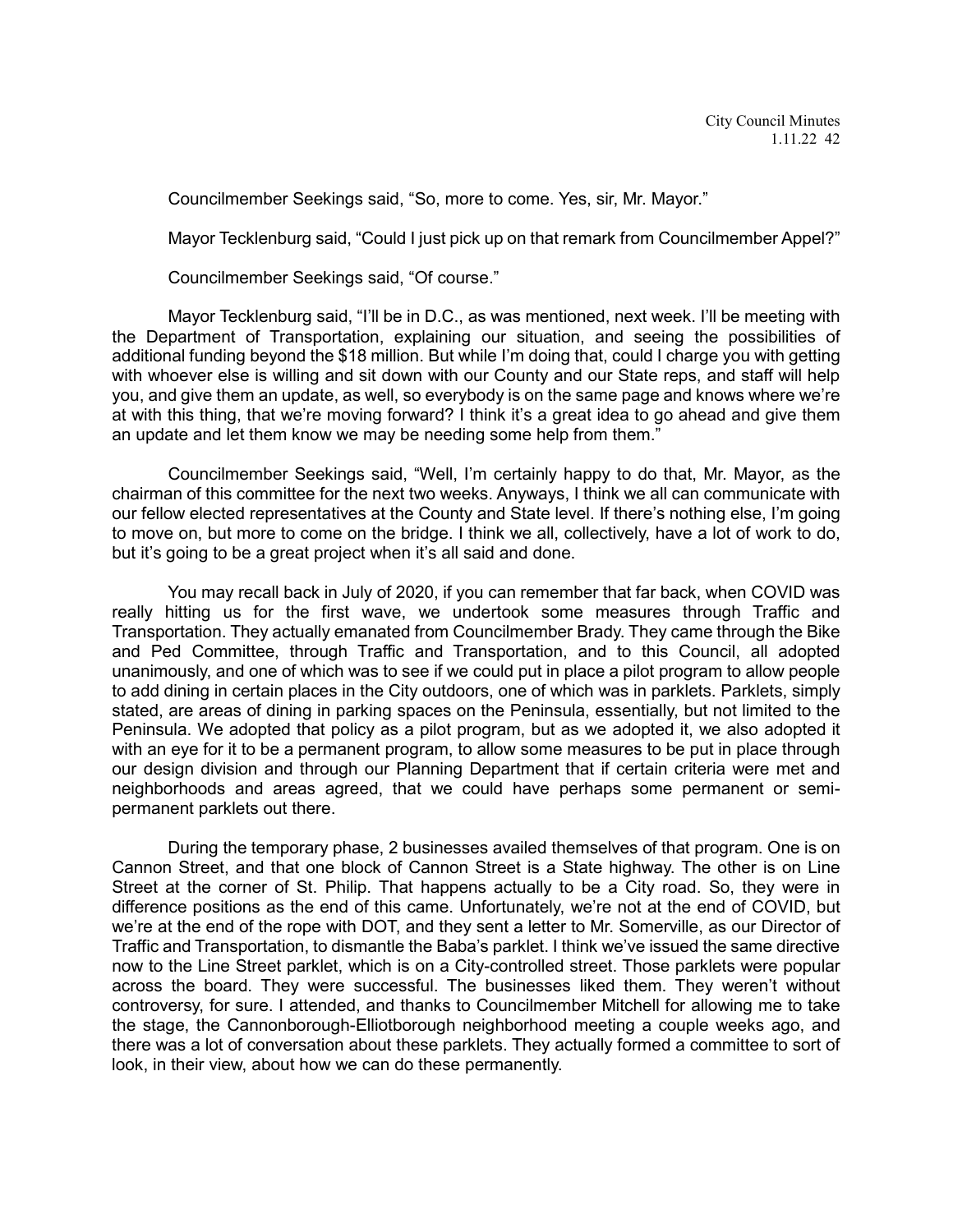Councilmember Seekings said, “So, more to come. Yes, sir, Mr. Mayor.”

Mayor Tecklenburg said, “Could I just pick up on that remark from Councilmember Appel?”

Councilmember Seekings said, “Of course.”

Mayor Tecklenburg said, “I’ll be in D.C., as was mentioned, next week. I’ll be meeting with the Department of Transportation, explaining our situation, and seeing the possibilities of additional funding beyond the $18 million. But while I’m doing that, could I charge you with getting with whoever else is willing and sit down with our County and our State reps, and staff will help you, and give them an update, as well, so everybody is on the same page and knows where we’re at with this thing, that we’re moving forward? I think it’s a great idea to go ahead and give them an update and let them know we may be needing some help from them.”

Councilmember Seekings said, “Well, I’m certainly happy to do that, Mr. Mayor, as the chairman of this committee for the next two weeks. Anyways, I think we all can communicate with our fellow elected representatives at the County and State level. If there’s nothing else, I’m going to move on, but more to come on the bridge. I think we all, collectively, have a lot of work to do, but it’s going to be a great project when it’s all said and done.

You may recall back in July of 2020, if you can remember that far back, when COVID was really hitting us for the first wave, we undertook some measures through Traffic and Transportation. They actually emanated from Councilmember Brady. They came through the Bike and Ped Committee, through Traffic and Transportation, and to this Council, all adopted unanimously, and one of which was to see if we could put in place a pilot program to allow people to add dining in certain places in the City outdoors, one of which was in parklets. Parklets, simply stated, are areas of dining in parking spaces on the Peninsula, essentially, but not limited to the Peninsula. We adopted that policy as a pilot program, but as we adopted it, we also adopted it with an eye for it to be a permanent program, to allow some measures to be put in place through our design division and through our Planning Department that if certain criteria were met and neighborhoods and areas agreed, that we could have perhaps some permanent or semi-permanent parklets out there.

During the temporary phase, 2 businesses availed themselves of that program. One is on Cannon Street, and that one block of Cannon Street is a State highway. The other is on Line Street at the corner of St. Philip. That happens actually to be a City road. So, they were in difference positions as the end of this came. Unfortunately, we’re not at the end of COVID, but we’re at the end of the rope with DOT, and they sent a letter to Mr. Somerville, as our Director of Traffic and Transportation, to dismantle the Baba’s parklet. I think we’ve issued the same directive now to the Line Street parklet, which is on a City-controlled street. Those parklets were popular across the board. They were successful. The businesses liked them. They weren’t without controversy, for sure. I attended, and thanks to Councilmember Mitchell for allowing me to take the stage, the Cannonborough-Elliotborough neighborhood meeting a couple weeks ago, and there was a lot of conversation about these parklets. They actually formed a committee to sort of look, in their view, about how we can do these permanently.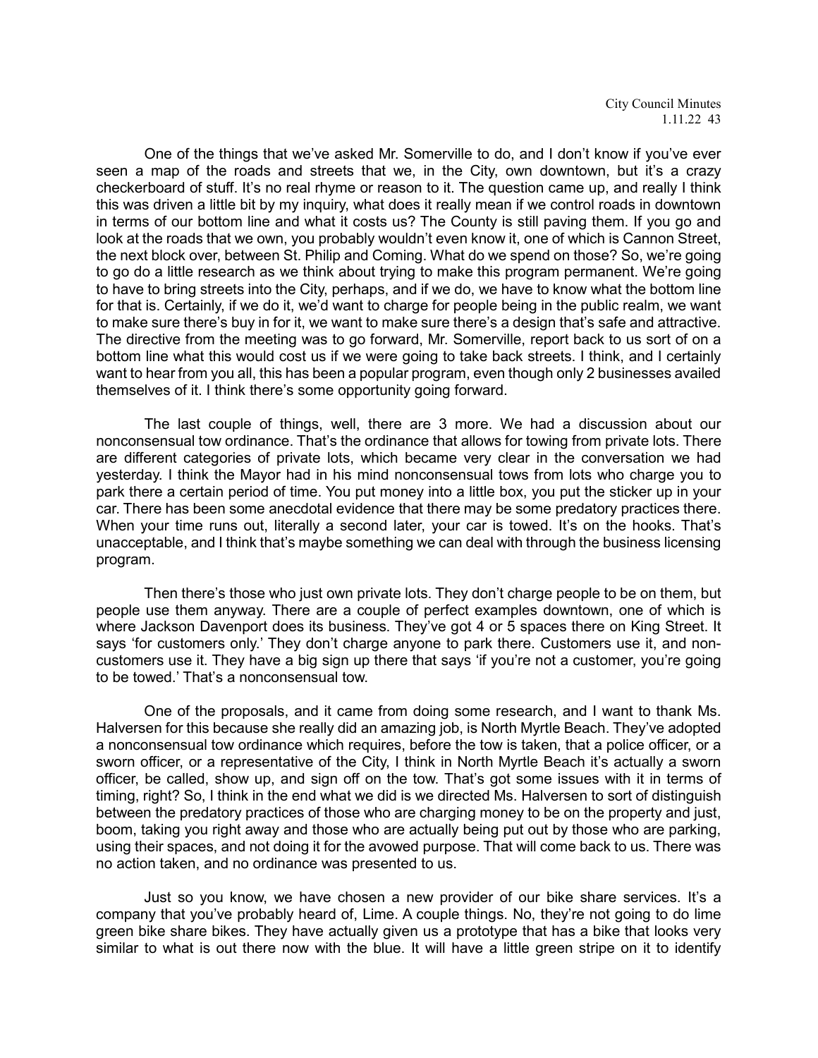One of the things that we've asked Mr. Somerville to do, and I don't know if you've ever seen a map of the roads and streets that we, in the City, own downtown, but it's a crazy checkerboard of stuff. It's no real rhyme or reason to it. The question came up, and really I think this was driven a little bit by my inquiry, what does it really mean if we control roads in downtown in terms of our bottom line and what it costs us? The County is still paving them. If you go and look at the roads that we own, you probably wouldn't even know it, one of which is Cannon Street, the next block over, between St. Philip and Coming. What do we spend on those? So, we're going to go do a little research as we think about trying to make this program permanent. We're going to have to bring streets into the City, perhaps, and if we do, we have to know what the bottom line for that is. Certainly, if we do it, we'd want to charge for people being in the public realm, we want to make sure there's buy in for it, we want to make sure there's a design that's safe and attractive. The directive from the meeting was to go forward, Mr. Somerville, report back to us sort of on a bottom line what this would cost us if we were going to take back streets. I think, and I certainly want to hear from you all, this has been a popular program, even though only 2 businesses availed themselves of it. I think there's some opportunity going forward.

The last couple of things, well, there are 3 more. We had a discussion about our nonconsensual tow ordinance. That's the ordinance that allows for towing from private lots. There are different categories of private lots, which became very clear in the conversation we had yesterday. I think the Mayor had in his mind nonconsensual tows from lots who charge you to park there a certain period of time. You put money into a little box, you put the sticker up in your car. There has been some anecdotal evidence that there may be some predatory practices there. When your time runs out, literally a second later, your car is towed. It's on the hooks. That's unacceptable, and I think that's maybe something we can deal with through the business licensing program.

Then there's those who just own private lots. They don't charge people to be on them, but people use them anyway. There are a couple of perfect examples downtown, one of which is where Jackson Davenport does its business. They've got 4 or 5 spaces there on King Street. It says 'for customers only.' They don't charge anyone to park there. Customers use it, and non-customers use it. They have a big sign up there that says 'if you're not a customer, you're going to be towed.' That's a nonconsensual tow.

One of the proposals, and it came from doing some research, and I want to thank Ms. Halversen for this because she really did an amazing job, is North Myrtle Beach. They've adopted a nonconsensual tow ordinance which requires, before the tow is taken, that a police officer, or a sworn officer, or a representative of the City, I think in North Myrtle Beach it's actually a sworn officer, be called, show up, and sign off on the tow. That's got some issues with it in terms of timing, right? So, I think in the end what we did is we directed Ms. Halversen to sort of distinguish between the predatory practices of those who are charging money to be on the property and just, boom, taking you right away and those who are actually being put out by those who are parking, using their spaces, and not doing it for the avowed purpose. That will come back to us. There was no action taken, and no ordinance was presented to us.

Just so you know, we have chosen a new provider of our bike share services. It's a company that you've probably heard of, Lime. A couple things. No, they're not going to do lime green bike share bikes. They have actually given us a prototype that has a bike that looks very similar to what is out there now with the blue. It will have a little green stripe on it to identify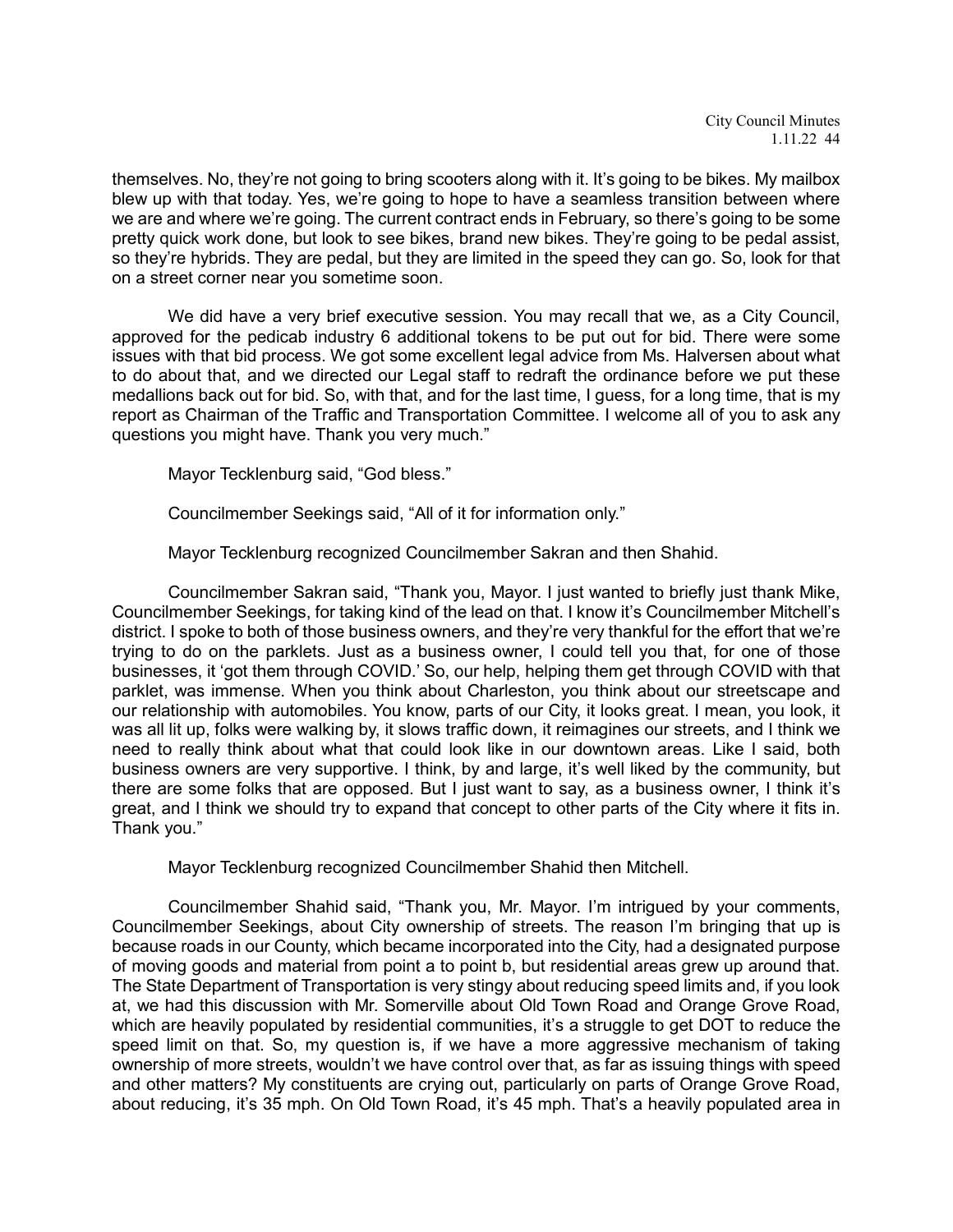themselves. No, they're not going to bring scooters along with it. It's going to be bikes. My mailbox blew up with that today. Yes, we're going to hope to have a seamless transition between where we are and where we're going. The current contract ends in February, so there's going to be some pretty quick work done, but look to see bikes, brand new bikes. They're going to be pedal assist, so they're hybrids. They are pedal, but they are limited in the speed they can go. So, look for that on a street corner near you sometime soon.

We did have a very brief executive session. You may recall that we, as a City Council, approved for the pedicab industry 6 additional tokens to be put out for bid. There were some issues with that bid process. We got some excellent legal advice from Ms. Halversen about what to do about that, and we directed our Legal staff to redraft the ordinance before we put these medallions back out for bid. So, with that, and for the last time, I guess, for a long time, that is my report as Chairman of the Traffic and Transportation Committee. I welcome all of you to ask any questions you might have. Thank you very much."

Mayor Tecklenburg said, "God bless."

Councilmember Seekings said, "All of it for information only."

Mayor Tecklenburg recognized Councilmember Sakran and then Shahid.

Councilmember Sakran said, "Thank you, Mayor. I just wanted to briefly just thank Mike, Councilmember Seekings, for taking kind of the lead on that. I know it's Councilmember Mitchell's district. I spoke to both of those business owners, and they're very thankful for the effort that we're trying to do on the parklets. Just as a business owner, I could tell you that, for one of those businesses, it 'got them through COVID.' So, our help, helping them get through COVID with that parklet, was immense. When you think about Charleston, you think about our streetscape and our relationship with automobiles. You know, parts of our City, it looks great. I mean, you look, it was all lit up, folks were walking by, it slows traffic down, it reimagines our streets, and I think we need to really think about what that could look like in our downtown areas. Like I said, both business owners are very supportive. I think, by and large, it's well liked by the community, but there are some folks that are opposed. But I just want to say, as a business owner, I think it's great, and I think we should try to expand that concept to other parts of the City where it fits in. Thank you."

Mayor Tecklenburg recognized Councilmember Shahid then Mitchell.

Councilmember Shahid said, "Thank you, Mr. Mayor. I'm intrigued by your comments, Councilmember Seekings, about City ownership of streets. The reason I'm bringing that up is because roads in our County, which became incorporated into the City, had a designated purpose of moving goods and material from point a to point b, but residential areas grew up around that. The State Department of Transportation is very stingy about reducing speed limits and, if you look at, we had this discussion with Mr. Somerville about Old Town Road and Orange Grove Road, which are heavily populated by residential communities, it's a struggle to get DOT to reduce the speed limit on that. So, my question is, if we have a more aggressive mechanism of taking ownership of more streets, wouldn't we have control over that, as far as issuing things with speed and other matters? My constituents are crying out, particularly on parts of Orange Grove Road, about reducing, it's 35 mph. On Old Town Road, it's 45 mph. That's a heavily populated area in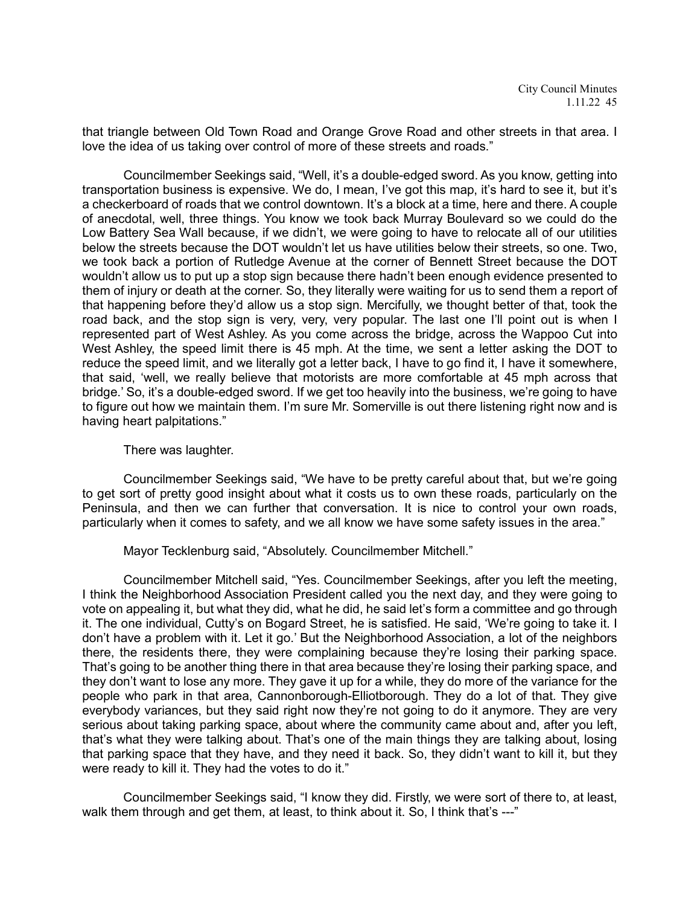that triangle between Old Town Road and Orange Grove Road and other streets in that area. I love the idea of us taking over control of more of these streets and roads."

Councilmember Seekings said, "Well, it's a double-edged sword. As you know, getting into transportation business is expensive. We do, I mean, I've got this map, it's hard to see it, but it's a checkerboard of roads that we control downtown. It's a block at a time, here and there. A couple of anecdotal, well, three things. You know we took back Murray Boulevard so we could do the Low Battery Sea Wall because, if we didn't, we were going to have to relocate all of our utilities below the streets because the DOT wouldn't let us have utilities below their streets, so one. Two, we took back a portion of Rutledge Avenue at the corner of Bennett Street because the DOT wouldn't allow us to put up a stop sign because there hadn't been enough evidence presented to them of injury or death at the corner. So, they literally were waiting for us to send them a report of that happening before they'd allow us a stop sign. Mercifully, we thought better of that, took the road back, and the stop sign is very, very, very popular. The last one I'll point out is when I represented part of West Ashley. As you come across the bridge, across the Wappoo Cut into West Ashley, the speed limit there is 45 mph. At the time, we sent a letter asking the DOT to reduce the speed limit, and we literally got a letter back, I have to go find it, I have it somewhere, that said, 'well, we really believe that motorists are more comfortable at 45 mph across that bridge.' So, it's a double-edged sword. If we get too heavily into the business, we're going to have to figure out how we maintain them. I'm sure Mr. Somerville is out there listening right now and is having heart palpitations."

There was laughter.

Councilmember Seekings said, "We have to be pretty careful about that, but we're going to get sort of pretty good insight about what it costs us to own these roads, particularly on the Peninsula, and then we can further that conversation. It is nice to control your own roads, particularly when it comes to safety, and we all know we have some safety issues in the area."

Mayor Tecklenburg said, "Absolutely. Councilmember Mitchell."

Councilmember Mitchell said, "Yes. Councilmember Seekings, after you left the meeting, I think the Neighborhood Association President called you the next day, and they were going to vote on appealing it, but what they did, what he did, he said let's form a committee and go through it. The one individual, Cutty's on Bogard Street, he is satisfied. He said, 'We're going to take it. I don't have a problem with it. Let it go.' But the Neighborhood Association, a lot of the neighbors there, the residents there, they were complaining because they're losing their parking space. That's going to be another thing there in that area because they're losing their parking space, and they don't want to lose any more. They gave it up for a while, they do more of the variance for the people who park in that area, Cannonborough-Elliotborough. They do a lot of that. They give everybody variances, but they said right now they're not going to do it anymore. They are very serious about taking parking space, about where the community came about and, after you left, that's what they were talking about. That's one of the main things they are talking about, losing that parking space that they have, and they need it back. So, they didn't want to kill it, but they were ready to kill it. They had the votes to do it."

Councilmember Seekings said, "I know they did. Firstly, we were sort of there to, at least, walk them through and get them, at least, to think about it. So, I think that's ---"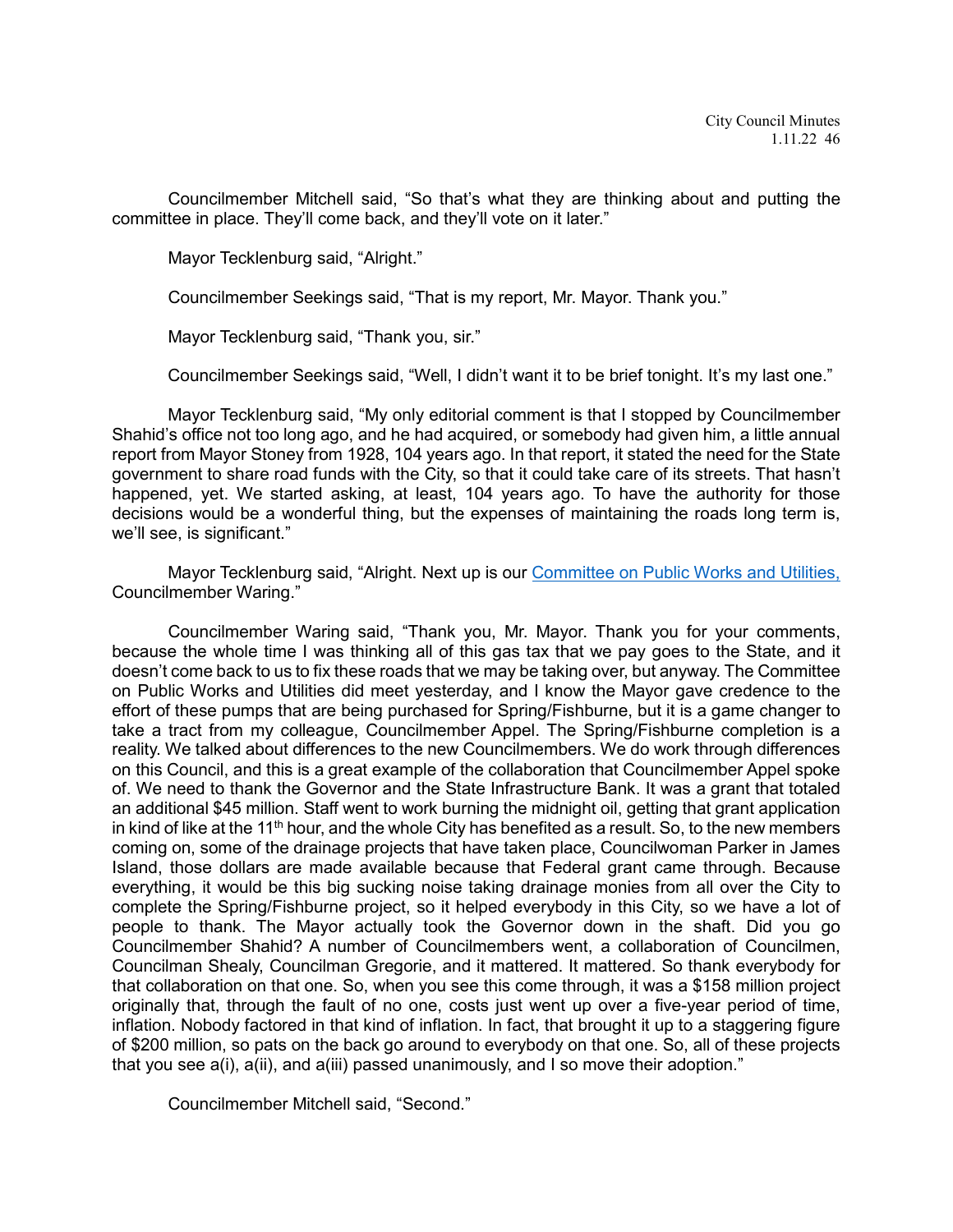Councilmember Mitchell said, "So that's what they are thinking about and putting the committee in place. They'll come back, and they'll vote on it later."

Mayor Tecklenburg said, "Alright."

Councilmember Seekings said, "That is my report, Mr. Mayor. Thank you."

Mayor Tecklenburg said, "Thank you, sir."

Councilmember Seekings said, "Well, I didn't want it to be brief tonight. It's my last one."

Mayor Tecklenburg said, "My only editorial comment is that I stopped by Councilmember Shahid's office not too long ago, and he had acquired, or somebody had given him, a little annual report from Mayor Stoney from 1928, 104 years ago. In that report, it stated the need for the State government to share road funds with the City, so that it could take care of its streets. That hasn't happened, yet. We started asking, at least, 104 years ago. To have the authority for those decisions would be a wonderful thing, but the expenses of maintaining the roads long term is, we'll see, is significant."

Mayor Tecklenburg said, "Alright. Next up is our [Committee on Public Works and Utilities,](#) Councilmember Waring."

Councilmember Waring said, "Thank you, Mr. Mayor. Thank you for your comments, because the whole time I was thinking all of this gas tax that we pay goes to the State, and it doesn't come back to us to fix these roads that we may be taking over, but anyway. The Committee on Public Works and Utilities did meet yesterday, and I know the Mayor gave credence to the effort of these pumps that are being purchased for Spring/Fishburne, but it is a game changer to take a tract from my colleague, Councilmember Appel. The Spring/Fishburne completion is a reality. We talked about differences to the new Councilmembers. We do work through differences on this Council, and this is a great example of the collaboration that Councilmember Appel spoke of. We need to thank the Governor and the State Infrastructure Bank. It was a grant that totaled an additional $45 million. Staff went to work burning the midnight oil, getting that grant application in kind of like at the 11th hour, and the whole City has benefited as a result. So, to the new members coming on, some of the drainage projects that have taken place, Councilwoman Parker in James Island, those dollars are made available because that Federal grant came through. Because everything, it would be this big sucking noise taking drainage monies from all over the City to complete the Spring/Fishburne project, so it helped everybody in this City, so we have a lot of people to thank. The Mayor actually took the Governor down in the shaft. Did you go Councilmember Shahid? A number of Councilmembers went, a collaboration of Councilmen, Councilman Shealy, Councilman Gregorie, and it mattered. It mattered. So thank everybody for that collaboration on that one. So, when you see this come through, it was a $158 million project originally that, through the fault of no one, costs just went up over a five-year period of time, inflation. Nobody factored in that kind of inflation. In fact, that brought it up to a staggering figure of $200 million, so pats on the back go around to everybody on that one. So, all of these projects that you see a(i), a(ii), and a(iii) passed unanimously, and I so move their adoption."

Councilmember Mitchell said, "Second."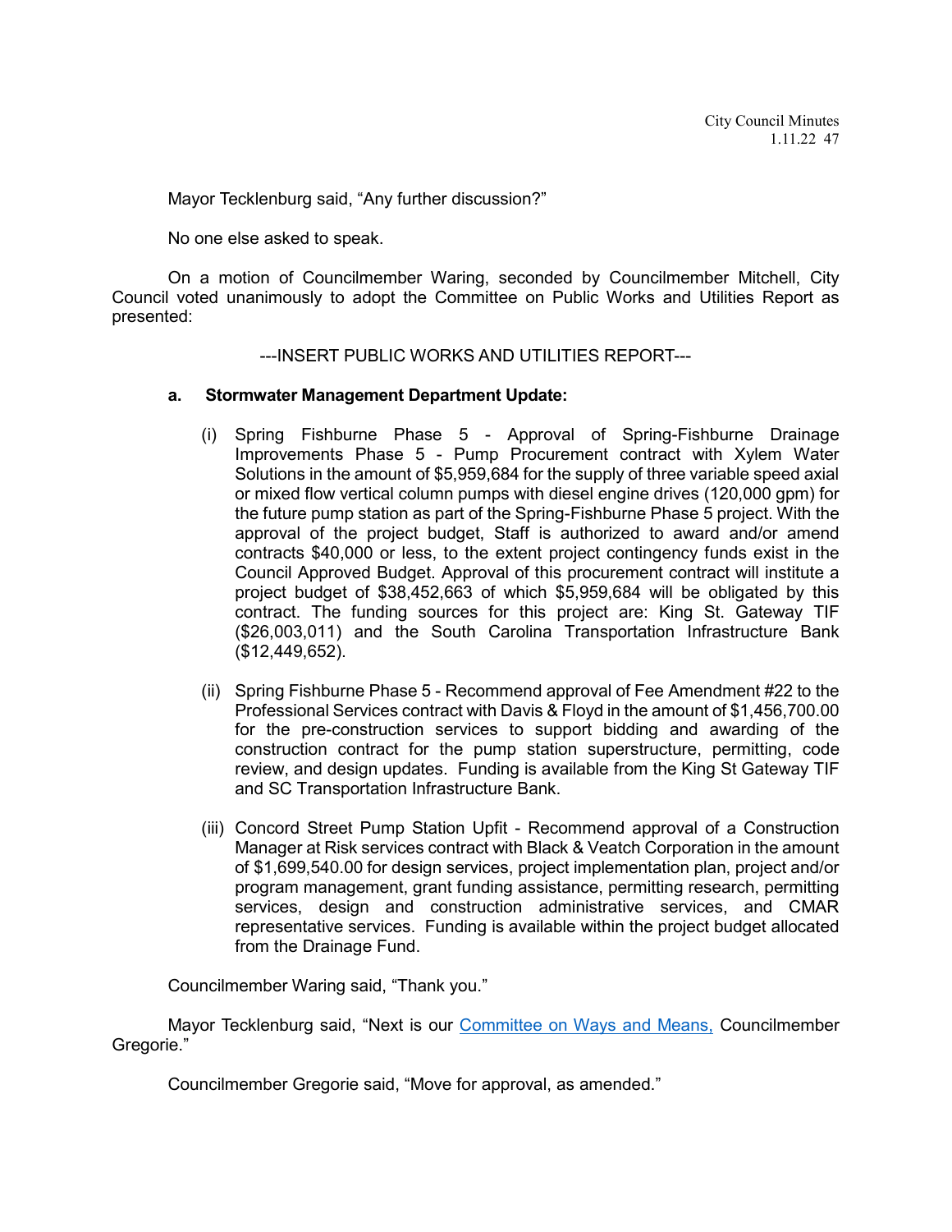Mayor Tecklenburg said, "Any further discussion?"

No one else asked to speak.

On a motion of Councilmember Waring, seconded by Councilmember Mitchell, City Council voted unanimously to adopt the Committee on Public Works and Utilities Report as presented:

---INSERT PUBLIC WORKS AND UTILITIES REPORT---

**a. Stormwater Management Department Update:**

(i) Spring Fishburne Phase 5 - Approval of Spring-Fishburne Drainage Improvements Phase 5 - Pump Procurement contract with Xylem Water Solutions in the amount of $5,959,684 for the supply of three variable speed axial or mixed flow vertical column pumps with diesel engine drives (120,000 gpm) for the future pump station as part of the Spring-Fishburne Phase 5 project. With the approval of the project budget, Staff is authorized to award and/or amend contracts $40,000 or less, to the extent project contingency funds exist in the Council Approved Budget. Approval of this procurement contract will institute a project budget of $38,452,663 of which $5,959,684 will be obligated by this contract. The funding sources for this project are: King St. Gateway TIF ($26,003,011) and the South Carolina Transportation Infrastructure Bank ($12,449,652).

(ii) Spring Fishburne Phase 5 - Recommend approval of Fee Amendment #22 to the Professional Services contract with Davis & Floyd in the amount of $1,456,700.00 for the pre-construction services to support bidding and awarding of the construction contract for the pump station superstructure, permitting, code review, and design updates. Funding is available from the King St Gateway TIF and SC Transportation Infrastructure Bank.

(iii) Concord Street Pump Station Upfit - Recommend approval of a Construction Manager at Risk services contract with Black & Veatch Corporation in the amount of $1,699,540.00 for design services, project implementation plan, project and/or program management, grant funding assistance, permitting research, permitting services, design and construction administrative services, and CMAR representative services. Funding is available within the project budget allocated from the Drainage Fund.

Councilmember Waring said, "Thank you."

Mayor Tecklenburg said, "Next is our Committee on Ways and Means, Councilmember Gregorie."

Councilmember Gregorie said, "Move for approval, as amended."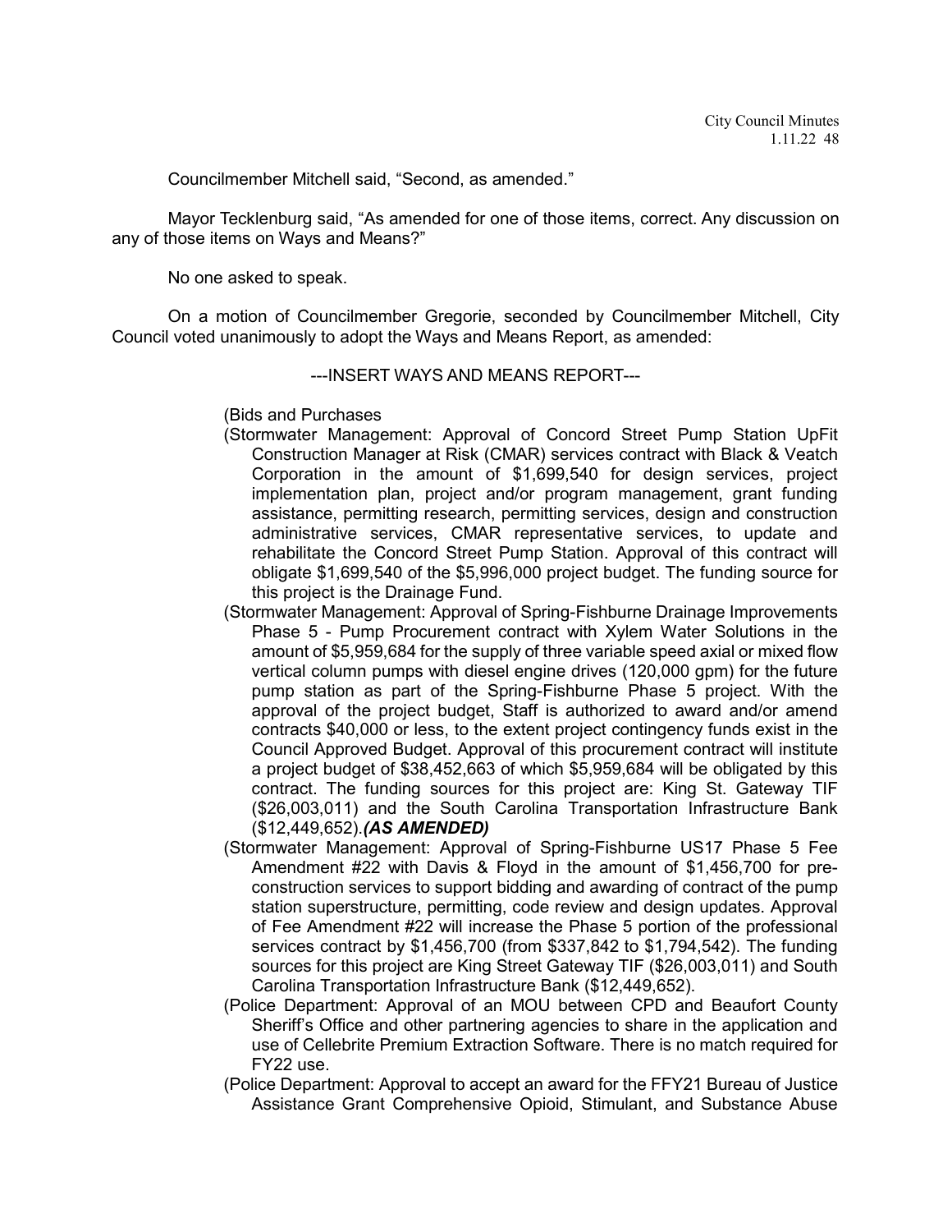Councilmember Mitchell said, "Second, as amended."

Mayor Tecklenburg said, "As amended for one of those items, correct. Any discussion on any of those items on Ways and Means?"

No one asked to speak.

On a motion of Councilmember Gregorie, seconded by Councilmember Mitchell, City Council voted unanimously to adopt the Ways and Means Report, as amended:

---INSERT WAYS AND MEANS REPORT---

(Bids and Purchases

(Stormwater Management: Approval of Concord Street Pump Station UpFit Construction Manager at Risk (CMAR) services contract with Black & Veatch Corporation in the amount of $1,699,540 for design services, project implementation plan, project and/or program management, grant funding assistance, permitting research, permitting services, design and construction administrative services, CMAR representative services, to update and rehabilitate the Concord Street Pump Station. Approval of this contract will obligate $1,699,540 of the $5,996,000 project budget. The funding source for this project is the Drainage Fund.

(Stormwater Management: Approval of Spring-Fishburne Drainage Improvements Phase 5 - Pump Procurement contract with Xylem Water Solutions in the amount of $5,959,684 for the supply of three variable speed axial or mixed flow vertical column pumps with diesel engine drives (120,000 gpm) for the future pump station as part of the Spring-Fishburne Phase 5 project. With the approval of the project budget, Staff is authorized to award and/or amend contracts $40,000 or less, to the extent project contingency funds exist in the Council Approved Budget. Approval of this procurement contract will institute a project budget of $38,452,663 of which $5,959,684 will be obligated by this contract. The funding sources for this project are: King St. Gateway TIF ($26,003,011) and the South Carolina Transportation Infrastructure Bank ($12,449,652).***(AS AMENDED)***

(Stormwater Management: Approval of Spring-Fishburne US17 Phase 5 Fee Amendment #22 with Davis & Floyd in the amount of $1,456,700 for pre-construction services to support bidding and awarding of contract of the pump station superstructure, permitting, code review and design updates. Approval of Fee Amendment #22 will increase the Phase 5 portion of the professional services contract by $1,456,700 (from $337,842 to $1,794,542). The funding sources for this project are King Street Gateway TIF ($26,003,011) and South Carolina Transportation Infrastructure Bank ($12,449,652).

(Police Department: Approval of an MOU between CPD and Beaufort County Sheriff's Office and other partnering agencies to share in the application and use of Cellebrite Premium Extraction Software. There is no match required for FY22 use.

(Police Department: Approval to accept an award for the FFY21 Bureau of Justice Assistance Grant Comprehensive Opioid, Stimulant, and Substance Abuse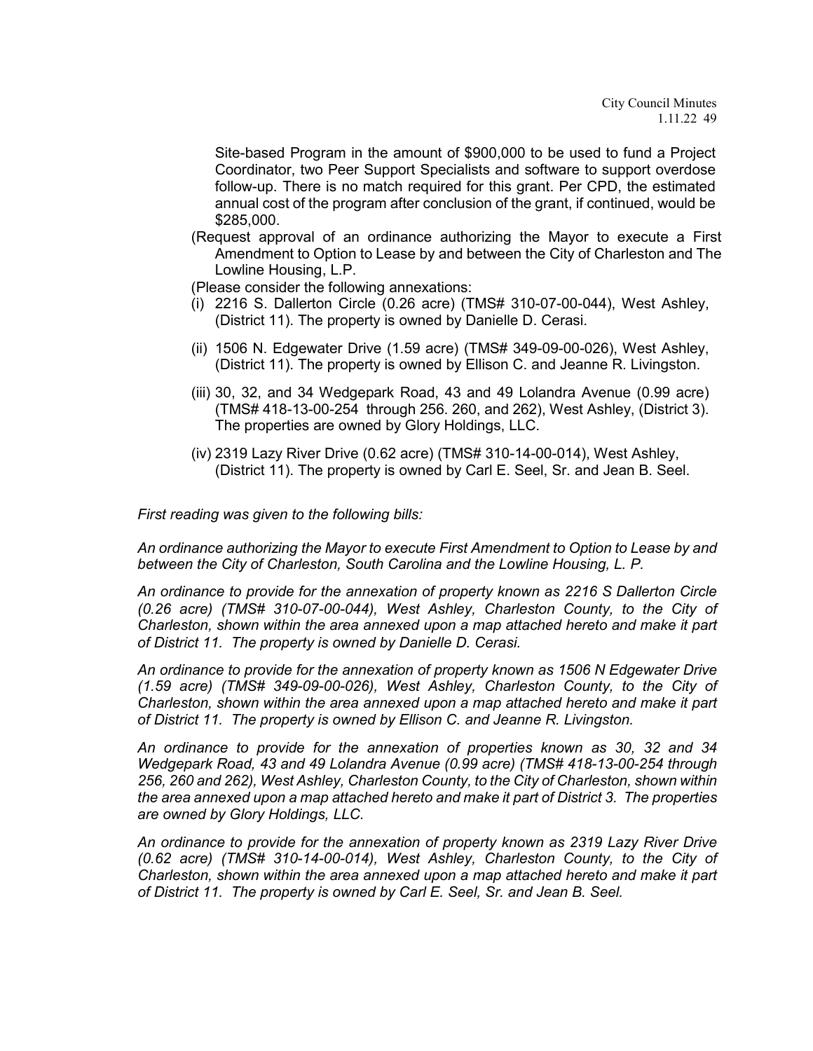Site-based Program in the amount of $900,000 to be used to fund a Project Coordinator, two Peer Support Specialists and software to support overdose follow-up. There is no match required for this grant. Per CPD, the estimated annual cost of the program after conclusion of the grant, if continued, would be $285,000.

(Request approval of an ordinance authorizing the Mayor to execute a First Amendment to Option to Lease by and between the City of Charleston and The Lowline Housing, L.P.

(Please consider the following annexations:

(i) 2216 S. Dallerton Circle (0.26 acre) (TMS# 310-07-00-044), West Ashley, (District 11). The property is owned by Danielle D. Cerasi.

(ii) 1506 N. Edgewater Drive (1.59 acre) (TMS# 349-09-00-026), West Ashley, (District 11). The property is owned by Ellison C. and Jeanne R. Livingston.

(iii) 30, 32, and 34 Wedgepark Road, 43 and 49 Lolandra Avenue (0.99 acre) (TMS# 418-13-00-254 through 256. 260, and 262), West Ashley, (District 3). The properties are owned by Glory Holdings, LLC.

(iv) 2319 Lazy River Drive (0.62 acre) (TMS# 310-14-00-014), West Ashley, (District 11). The property is owned by Carl E. Seel, Sr. and Jean B. Seel.

*First reading was given to the following bills:*

*An ordinance authorizing the Mayor to execute First Amendment to Option to Lease by and between the City of Charleston, South Carolina and the Lowline Housing, L. P.*

*An ordinance to provide for the annexation of property known as 2216 S Dallerton Circle (0.26 acre) (TMS# 310-07-00-044), West Ashley, Charleston County, to the City of Charleston, shown within the area annexed upon a map attached hereto and make it part of District 11. The property is owned by Danielle D. Cerasi.*

*An ordinance to provide for the annexation of property known as 1506 N Edgewater Drive (1.59 acre) (TMS# 349-09-00-026), West Ashley, Charleston County, to the City of Charleston, shown within the area annexed upon a map attached hereto and make it part of District 11. The property is owned by Ellison C. and Jeanne R. Livingston.*

*An ordinance to provide for the annexation of properties known as 30, 32 and 34 Wedgepark Road, 43 and 49 Lolandra Avenue (0.99 acre) (TMS# 418-13-00-254 through 256, 260 and 262), West Ashley, Charleston County, to the City of Charleston, shown within the area annexed upon a map attached hereto and make it part of District 3. The properties are owned by Glory Holdings, LLC.*

*An ordinance to provide for the annexation of property known as 2319 Lazy River Drive (0.62 acre) (TMS# 310-14-00-014), West Ashley, Charleston County, to the City of Charleston, shown within the area annexed upon a map attached hereto and make it part of District 11. The property is owned by Carl E. Seel, Sr. and Jean B. Seel.*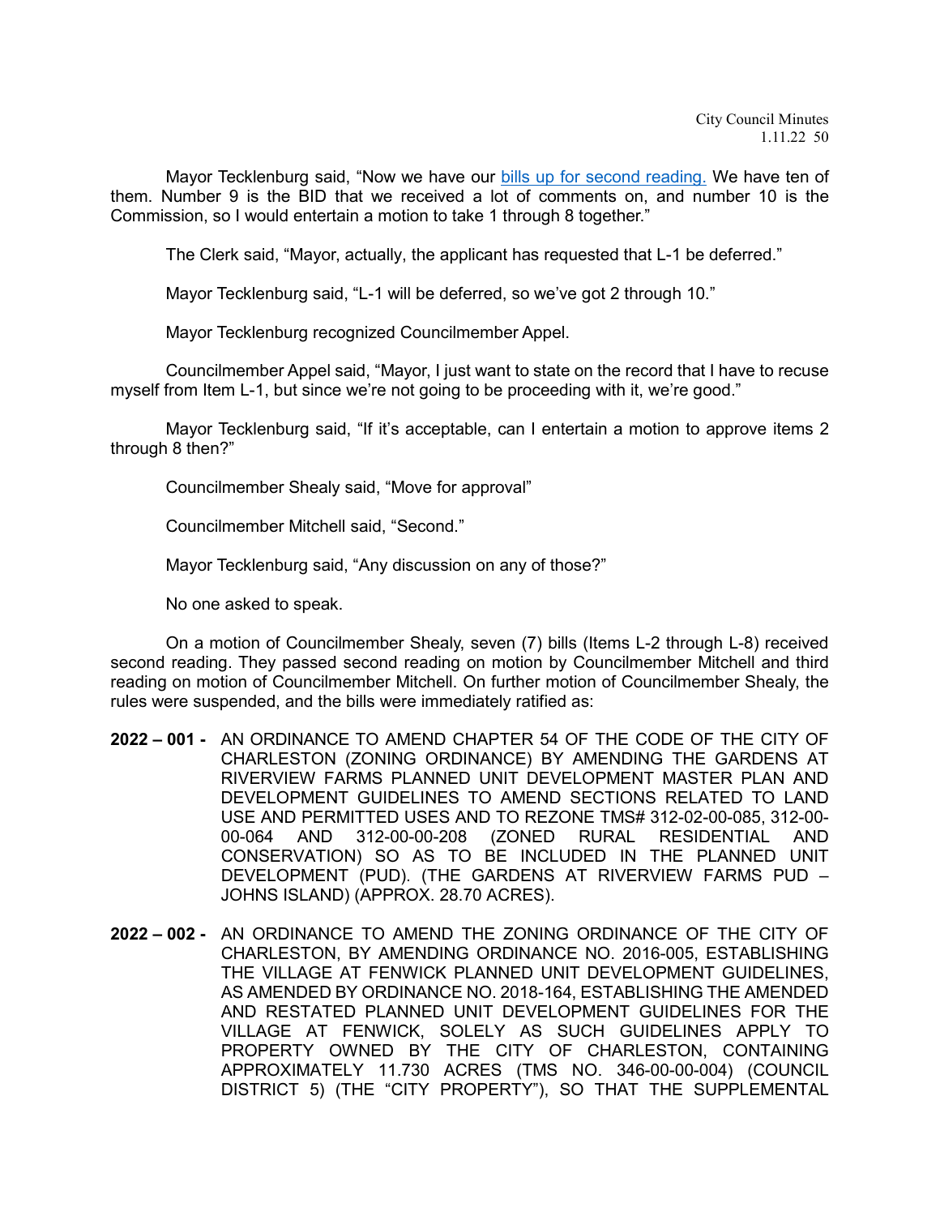Mayor Tecklenburg said, "Now we have our [bills up for second reading.](#) We have ten of them. Number 9 is the BID that we received a lot of comments on, and number 10 is the Commission, so I would entertain a motion to take 1 through 8 together."

The Clerk said, "Mayor, actually, the applicant has requested that L-1 be deferred."

Mayor Tecklenburg said, "L-1 will be deferred, so we've got 2 through 10."

Mayor Tecklenburg recognized Councilmember Appel.

Councilmember Appel said, "Mayor, I just want to state on the record that I have to recuse myself from Item L-1, but since we're not going to be proceeding with it, we're good."

Mayor Tecklenburg said, "If it's acceptable, can I entertain a motion to approve items 2 through 8 then?"

Councilmember Shealy said, "Move for approval"

Councilmember Mitchell said, "Second."

Mayor Tecklenburg said, "Any discussion on any of those?"

No one asked to speak.

On a motion of Councilmember Shealy, seven (7) bills (Items L-2 through L-8) received second reading. They passed second reading on motion by Councilmember Mitchell and third reading on motion of Councilmember Mitchell. On further motion of Councilmember Shealy, the rules were suspended, and the bills were immediately ratified as:

**2022 – 001 -** AN ORDINANCE TO AMEND CHAPTER 54 OF THE CODE OF THE CITY OF CHARLESTON (ZONING ORDINANCE) BY AMENDING THE GARDENS AT RIVERVIEW FARMS PLANNED UNIT DEVELOPMENT MASTER PLAN AND DEVELOPMENT GUIDELINES TO AMEND SECTIONS RELATED TO LAND USE AND PERMITTED USES AND TO REZONE TMS# 312-02-00-085, 312-00-00-064 AND 312-00-00-208 (ZONED RURAL RESIDENTIAL AND CONSERVATION) SO AS TO BE INCLUDED IN THE PLANNED UNIT DEVELOPMENT (PUD). (THE GARDENS AT RIVERVIEW FARMS PUD – JOHNS ISLAND) (APPROX. 28.70 ACRES).

**2022 – 002 -** AN ORDINANCE TO AMEND THE ZONING ORDINANCE OF THE CITY OF CHARLESTON, BY AMENDING ORDINANCE NO. 2016-005, ESTABLISHING THE VILLAGE AT FENWICK PLANNED UNIT DEVELOPMENT GUIDELINES, AS AMENDED BY ORDINANCE NO. 2018-164, ESTABLISHING THE AMENDED AND RESTATED PLANNED UNIT DEVELOPMENT GUIDELINES FOR THE VILLAGE AT FENWICK, SOLELY AS SUCH GUIDELINES APPLY TO PROPERTY OWNED BY THE CITY OF CHARLESTON, CONTAINING APPROXIMATELY 11.730 ACRES (TMS NO. 346-00-00-004) (COUNCIL DISTRICT 5) (THE "CITY PROPERTY"), SO THAT THE SUPPLEMENTAL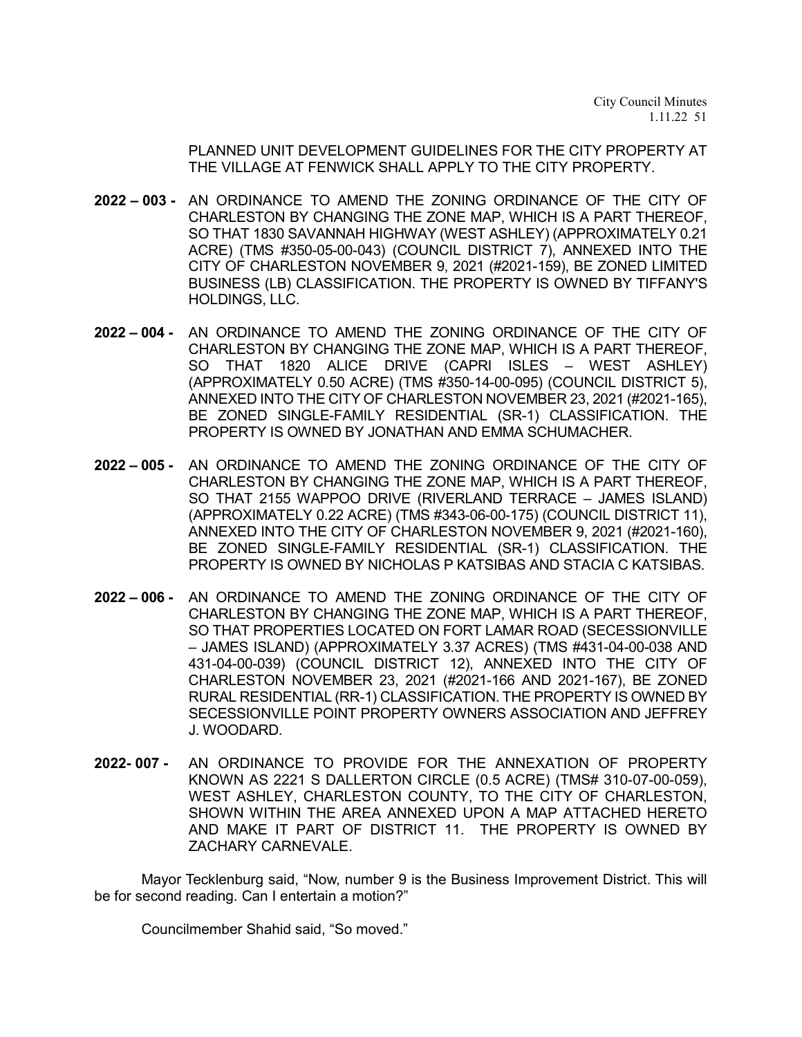PLANNED UNIT DEVELOPMENT GUIDELINES FOR THE CITY PROPERTY AT THE VILLAGE AT FENWICK SHALL APPLY TO THE CITY PROPERTY.

**2022 – 003 -** AN ORDINANCE TO AMEND THE ZONING ORDINANCE OF THE CITY OF CHARLESTON BY CHANGING THE ZONE MAP, WHICH IS A PART THEREOF, SO THAT 1830 SAVANNAH HIGHWAY (WEST ASHLEY) (APPROXIMATELY 0.21 ACRE) (TMS #350-05-00-043) (COUNCIL DISTRICT 7), ANNEXED INTO THE CITY OF CHARLESTON NOVEMBER 9, 2021 (#2021-159), BE ZONED LIMITED BUSINESS (LB) CLASSIFICATION. THE PROPERTY IS OWNED BY TIFFANY'S HOLDINGS, LLC.

**2022 – 004 -** AN ORDINANCE TO AMEND THE ZONING ORDINANCE OF THE CITY OF CHARLESTON BY CHANGING THE ZONE MAP, WHICH IS A PART THEREOF, SO THAT 1820 ALICE DRIVE (CAPRI ISLES – WEST ASHLEY) (APPROXIMATELY 0.50 ACRE) (TMS #350-14-00-095) (COUNCIL DISTRICT 5), ANNEXED INTO THE CITY OF CHARLESTON NOVEMBER 23, 2021 (#2021-165), BE ZONED SINGLE-FAMILY RESIDENTIAL (SR-1) CLASSIFICATION. THE PROPERTY IS OWNED BY JONATHAN AND EMMA SCHUMACHER.

**2022 – 005 -** AN ORDINANCE TO AMEND THE ZONING ORDINANCE OF THE CITY OF CHARLESTON BY CHANGING THE ZONE MAP, WHICH IS A PART THEREOF, SO THAT 2155 WAPPOO DRIVE (RIVERLAND TERRACE – JAMES ISLAND) (APPROXIMATELY 0.22 ACRE) (TMS #343-06-00-175) (COUNCIL DISTRICT 11), ANNEXED INTO THE CITY OF CHARLESTON NOVEMBER 9, 2021 (#2021-160), BE ZONED SINGLE-FAMILY RESIDENTIAL (SR-1) CLASSIFICATION. THE PROPERTY IS OWNED BY NICHOLAS P KATSIBAS AND STACIA C KATSIBAS.

**2022 – 006 -** AN ORDINANCE TO AMEND THE ZONING ORDINANCE OF THE CITY OF CHARLESTON BY CHANGING THE ZONE MAP, WHICH IS A PART THEREOF, SO THAT PROPERTIES LOCATED ON FORT LAMAR ROAD (SECESSIONVILLE – JAMES ISLAND) (APPROXIMATELY 3.37 ACRES) (TMS #431-04-00-038 AND 431-04-00-039) (COUNCIL DISTRICT 12), ANNEXED INTO THE CITY OF CHARLESTON NOVEMBER 23, 2021 (#2021-166 AND 2021-167), BE ZONED RURAL RESIDENTIAL (RR-1) CLASSIFICATION. THE PROPERTY IS OWNED BY SECESSIONVILLE POINT PROPERTY OWNERS ASSOCIATION AND JEFFREY J. WOODARD.

**2022- 007 -** AN ORDINANCE TO PROVIDE FOR THE ANNEXATION OF PROPERTY KNOWN AS 2221 S DALLERTON CIRCLE (0.5 ACRE) (TMS# 310-07-00-059), WEST ASHLEY, CHARLESTON COUNTY, TO THE CITY OF CHARLESTON, SHOWN WITHIN THE AREA ANNEXED UPON A MAP ATTACHED HERETO AND MAKE IT PART OF DISTRICT 11. THE PROPERTY IS OWNED BY ZACHARY CARNEVALE.

Mayor Tecklenburg said, "Now, number 9 is the Business Improvement District. This will be for second reading. Can I entertain a motion?"

Councilmember Shahid said, "So moved."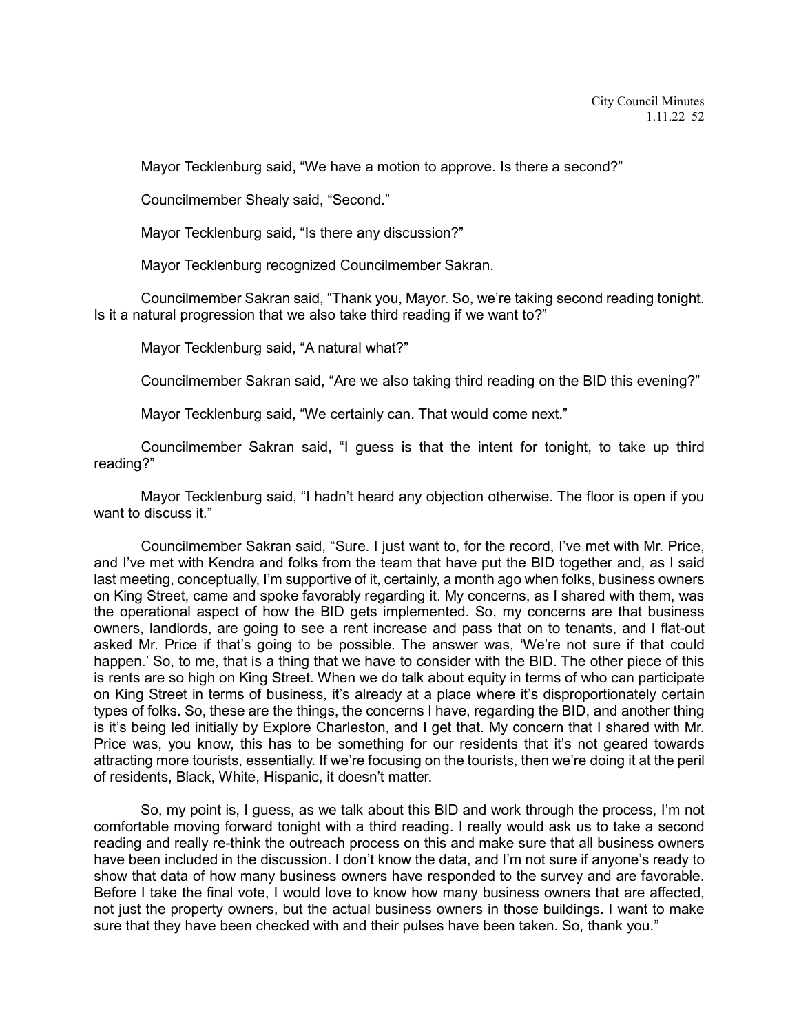Mayor Tecklenburg said, "We have a motion to approve. Is there a second?"

Councilmember Shealy said, "Second."

Mayor Tecklenburg said, "Is there any discussion?"

Mayor Tecklenburg recognized Councilmember Sakran.

Councilmember Sakran said, "Thank you, Mayor. So, we're taking second reading tonight. Is it a natural progression that we also take third reading if we want to?"

Mayor Tecklenburg said, "A natural what?"

Councilmember Sakran said, "Are we also taking third reading on the BID this evening?"

Mayor Tecklenburg said, "We certainly can. That would come next."

Councilmember Sakran said, "I guess is that the intent for tonight, to take up third reading?"

Mayor Tecklenburg said, "I hadn't heard any objection otherwise. The floor is open if you want to discuss it."

Councilmember Sakran said, "Sure. I just want to, for the record, I've met with Mr. Price, and I've met with Kendra and folks from the team that have put the BID together and, as I said last meeting, conceptually, I'm supportive of it, certainly, a month ago when folks, business owners on King Street, came and spoke favorably regarding it. My concerns, as I shared with them, was the operational aspect of how the BID gets implemented. So, my concerns are that business owners, landlords, are going to see a rent increase and pass that on to tenants, and I flat-out asked Mr. Price if that's going to be possible. The answer was, 'We're not sure if that could happen.' So, to me, that is a thing that we have to consider with the BID. The other piece of this is rents are so high on King Street. When we do talk about equity in terms of who can participate on King Street in terms of business, it's already at a place where it's disproportionately certain types of folks. So, these are the things, the concerns I have, regarding the BID, and another thing is it's being led initially by Explore Charleston, and I get that. My concern that I shared with Mr. Price was, you know, this has to be something for our residents that it's not geared towards attracting more tourists, essentially. If we're focusing on the tourists, then we're doing it at the peril of residents, Black, White, Hispanic, it doesn't matter.

So, my point is, I guess, as we talk about this BID and work through the process, I'm not comfortable moving forward tonight with a third reading. I really would ask us to take a second reading and really re-think the outreach process on this and make sure that all business owners have been included in the discussion. I don't know the data, and I'm not sure if anyone's ready to show that data of how many business owners have responded to the survey and are favorable. Before I take the final vote, I would love to know how many business owners that are affected, not just the property owners, but the actual business owners in those buildings. I want to make sure that they have been checked with and their pulses have been taken. So, thank you."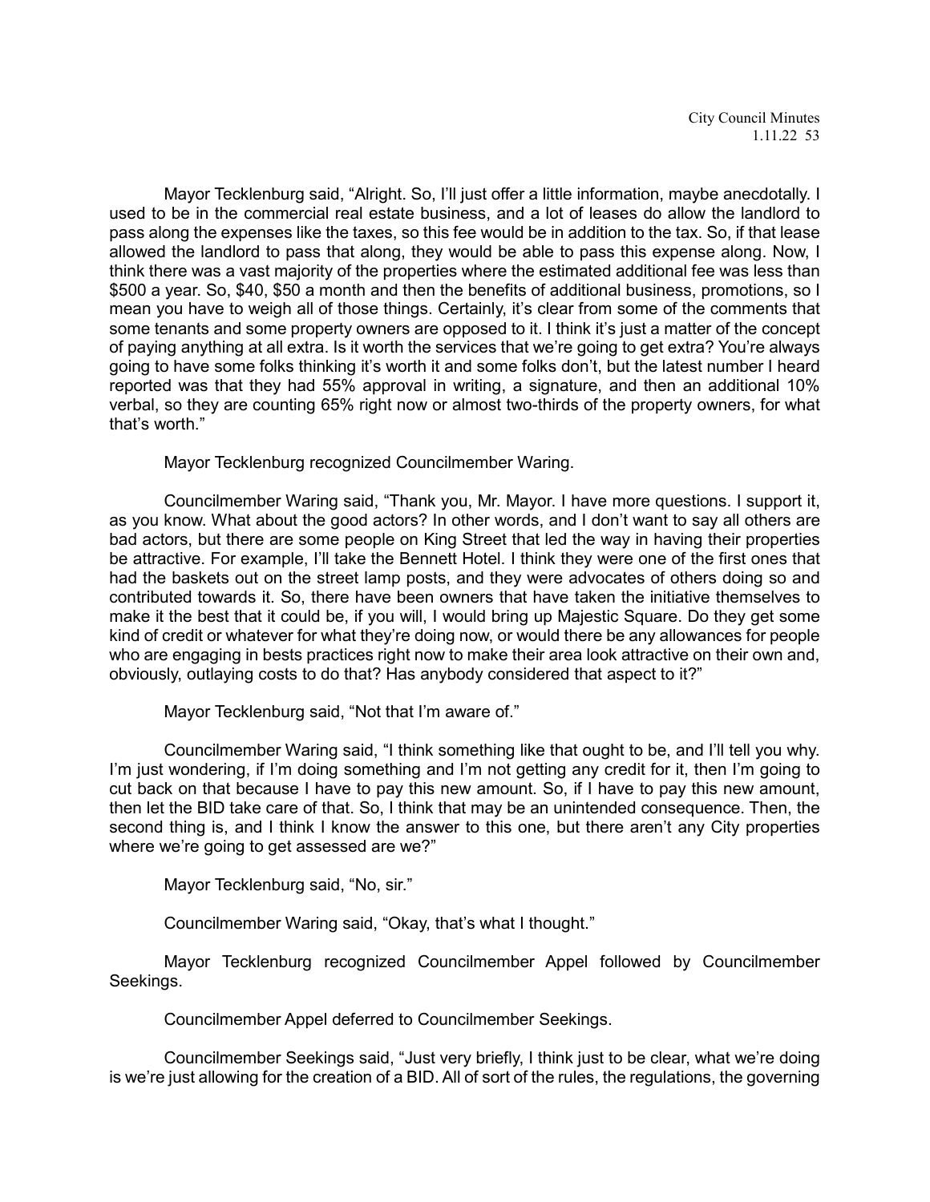Mayor Tecklenburg said, "Alright. So, I'll just offer a little information, maybe anecdotally. I used to be in the commercial real estate business, and a lot of leases do allow the landlord to pass along the expenses like the taxes, so this fee would be in addition to the tax. So, if that lease allowed the landlord to pass that along, they would be able to pass this expense along. Now, I think there was a vast majority of the properties where the estimated additional fee was less than $500 a year. So, $40, $50 a month and then the benefits of additional business, promotions, so I mean you have to weigh all of those things. Certainly, it's clear from some of the comments that some tenants and some property owners are opposed to it. I think it's just a matter of the concept of paying anything at all extra. Is it worth the services that we're going to get extra? You're always going to have some folks thinking it's worth it and some folks don't, but the latest number I heard reported was that they had 55% approval in writing, a signature, and then an additional 10% verbal, so they are counting 65% right now or almost two-thirds of the property owners, for what that's worth."

Mayor Tecklenburg recognized Councilmember Waring.

Councilmember Waring said, "Thank you, Mr. Mayor. I have more questions. I support it, as you know. What about the good actors? In other words, and I don't want to say all others are bad actors, but there are some people on King Street that led the way in having their properties be attractive. For example, I'll take the Bennett Hotel. I think they were one of the first ones that had the baskets out on the street lamp posts, and they were advocates of others doing so and contributed towards it. So, there have been owners that have taken the initiative themselves to make it the best that it could be, if you will, I would bring up Majestic Square. Do they get some kind of credit or whatever for what they're doing now, or would there be any allowances for people who are engaging in bests practices right now to make their area look attractive on their own and, obviously, outlaying costs to do that? Has anybody considered that aspect to it?"

Mayor Tecklenburg said, "Not that I'm aware of."

Councilmember Waring said, "I think something like that ought to be, and I'll tell you why. I'm just wondering, if I'm doing something and I'm not getting any credit for it, then I'm going to cut back on that because I have to pay this new amount. So, if I have to pay this new amount, then let the BID take care of that. So, I think that may be an unintended consequence. Then, the second thing is, and I think I know the answer to this one, but there aren't any City properties where we're going to get assessed are we?"

Mayor Tecklenburg said, "No, sir."

Councilmember Waring said, "Okay, that's what I thought."

Mayor Tecklenburg recognized Councilmember Appel followed by Councilmember Seekings.

Councilmember Appel deferred to Councilmember Seekings.

Councilmember Seekings said, "Just very briefly, I think just to be clear, what we're doing is we're just allowing for the creation of a BID. All of sort of the rules, the regulations, the governing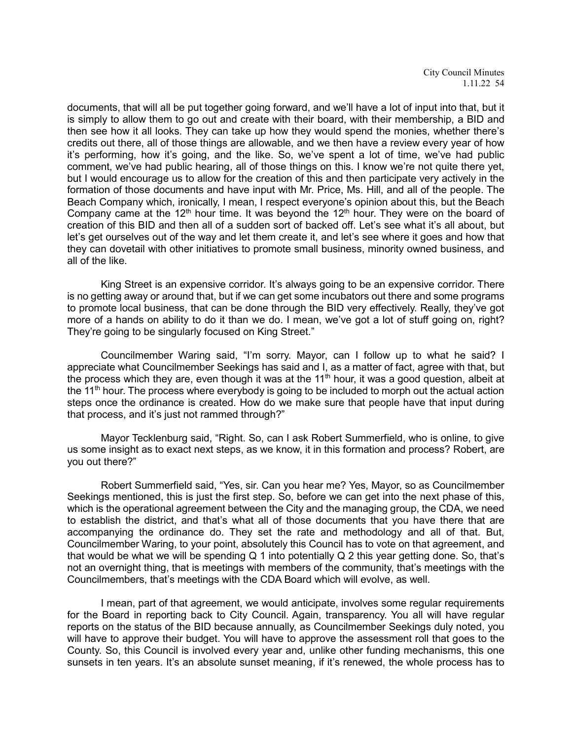documents, that will all be put together going forward, and we'll have a lot of input into that, but it is simply to allow them to go out and create with their board, with their membership, a BID and then see how it all looks. They can take up how they would spend the monies, whether there's credits out there, all of those things are allowable, and we then have a review every year of how it's performing, how it's going, and the like. So, we've spent a lot of time, we've had public comment, we've had public hearing, all of those things on this. I know we're not quite there yet, but I would encourage us to allow for the creation of this and then participate very actively in the formation of those documents and have input with Mr. Price, Ms. Hill, and all of the people. The Beach Company which, ironically, I mean, I respect everyone's opinion about this, but the Beach Company came at the 12th hour time. It was beyond the 12th hour. They were on the board of creation of this BID and then all of a sudden sort of backed off. Let's see what it's all about, but let's get ourselves out of the way and let them create it, and let's see where it goes and how that they can dovetail with other initiatives to promote small business, minority owned business, and all of the like.

King Street is an expensive corridor. It's always going to be an expensive corridor. There is no getting away or around that, but if we can get some incubators out there and some programs to promote local business, that can be done through the BID very effectively. Really, they've got more of a hands on ability to do it than we do. I mean, we've got a lot of stuff going on, right? They're going to be singularly focused on King Street."

Councilmember Waring said, "I'm sorry. Mayor, can I follow up to what he said? I appreciate what Councilmember Seekings has said and I, as a matter of fact, agree with that, but the process which they are, even though it was at the 11th hour, it was a good question, albeit at the 11th hour. The process where everybody is going to be included to morph out the actual action steps once the ordinance is created. How do we make sure that people have that input during that process, and it's just not rammed through?"

Mayor Tecklenburg said, "Right. So, can I ask Robert Summerfield, who is online, to give us some insight as to exact next steps, as we know, it in this formation and process? Robert, are you out there?"

Robert Summerfield said, "Yes, sir. Can you hear me? Yes, Mayor, so as Councilmember Seekings mentioned, this is just the first step. So, before we can get into the next phase of this, which is the operational agreement between the City and the managing group, the CDA, we need to establish the district, and that's what all of those documents that you have there that are accompanying the ordinance do. They set the rate and methodology and all of that. But, Councilmember Waring, to your point, absolutely this Council has to vote on that agreement, and that would be what we will be spending Q 1 into potentially Q 2 this year getting done. So, that's not an overnight thing, that is meetings with members of the community, that's meetings with the Councilmembers, that's meetings with the CDA Board which will evolve, as well.

I mean, part of that agreement, we would anticipate, involves some regular requirements for the Board in reporting back to City Council. Again, transparency. You all will have regular reports on the status of the BID because annually, as Councilmember Seekings duly noted, you will have to approve their budget. You will have to approve the assessment roll that goes to the County. So, this Council is involved every year and, unlike other funding mechanisms, this one sunsets in ten years. It's an absolute sunset meaning, if it's renewed, the whole process has to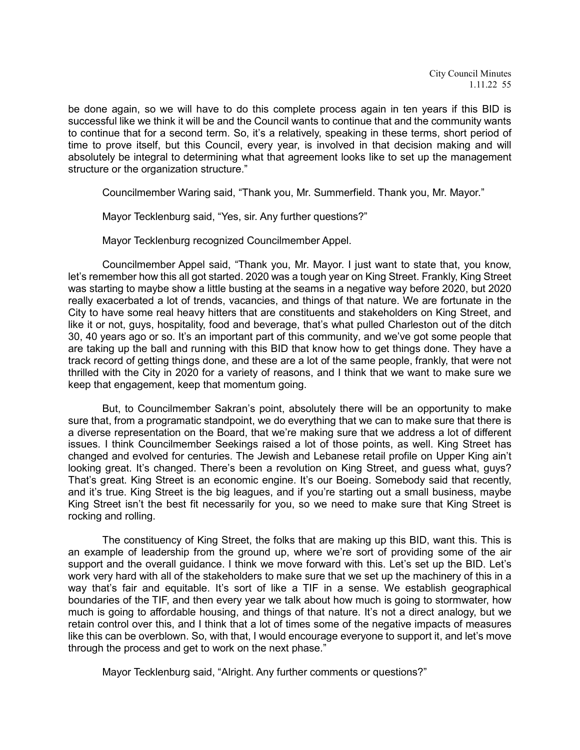be done again, so we will have to do this complete process again in ten years if this BID is successful like we think it will be and the Council wants to continue that and the community wants to continue that for a second term. So, it's a relatively, speaking in these terms, short period of time to prove itself, but this Council, every year, is involved in that decision making and will absolutely be integral to determining what that agreement looks like to set up the management structure or the organization structure."

Councilmember Waring said, "Thank you, Mr. Summerfield. Thank you, Mr. Mayor."

Mayor Tecklenburg said, "Yes, sir. Any further questions?"

Mayor Tecklenburg recognized Councilmember Appel.

Councilmember Appel said, "Thank you, Mr. Mayor. I just want to state that, you know, let's remember how this all got started. 2020 was a tough year on King Street. Frankly, King Street was starting to maybe show a little busting at the seams in a negative way before 2020, but 2020 really exacerbated a lot of trends, vacancies, and things of that nature. We are fortunate in the City to have some real heavy hitters that are constituents and stakeholders on King Street, and like it or not, guys, hospitality, food and beverage, that's what pulled Charleston out of the ditch 30, 40 years ago or so. It's an important part of this community, and we've got some people that are taking up the ball and running with this BID that know how to get things done. They have a track record of getting things done, and these are a lot of the same people, frankly, that were not thrilled with the City in 2020 for a variety of reasons, and I think that we want to make sure we keep that engagement, keep that momentum going.

But, to Councilmember Sakran's point, absolutely there will be an opportunity to make sure that, from a programatic standpoint, we do everything that we can to make sure that there is a diverse representation on the Board, that we're making sure that we address a lot of different issues. I think Councilmember Seekings raised a lot of those points, as well. King Street has changed and evolved for centuries. The Jewish and Lebanese retail profile on Upper King ain't looking great. It's changed. There's been a revolution on King Street, and guess what, guys? That's great. King Street is an economic engine. It's our Boeing. Somebody said that recently, and it's true. King Street is the big leagues, and if you're starting out a small business, maybe King Street isn't the best fit necessarily for you, so we need to make sure that King Street is rocking and rolling.

The constituency of King Street, the folks that are making up this BID, want this. This is an example of leadership from the ground up, where we're sort of providing some of the air support and the overall guidance. I think we move forward with this. Let's set up the BID. Let's work very hard with all of the stakeholders to make sure that we set up the machinery of this in a way that's fair and equitable. It's sort of like a TIF in a sense. We establish geographical boundaries of the TIF, and then every year we talk about how much is going to stormwater, how much is going to affordable housing, and things of that nature. It's not a direct analogy, but we retain control over this, and I think that a lot of times some of the negative impacts of measures like this can be overblown. So, with that, I would encourage everyone to support it, and let's move through the process and get to work on the next phase."

Mayor Tecklenburg said, "Alright. Any further comments or questions?"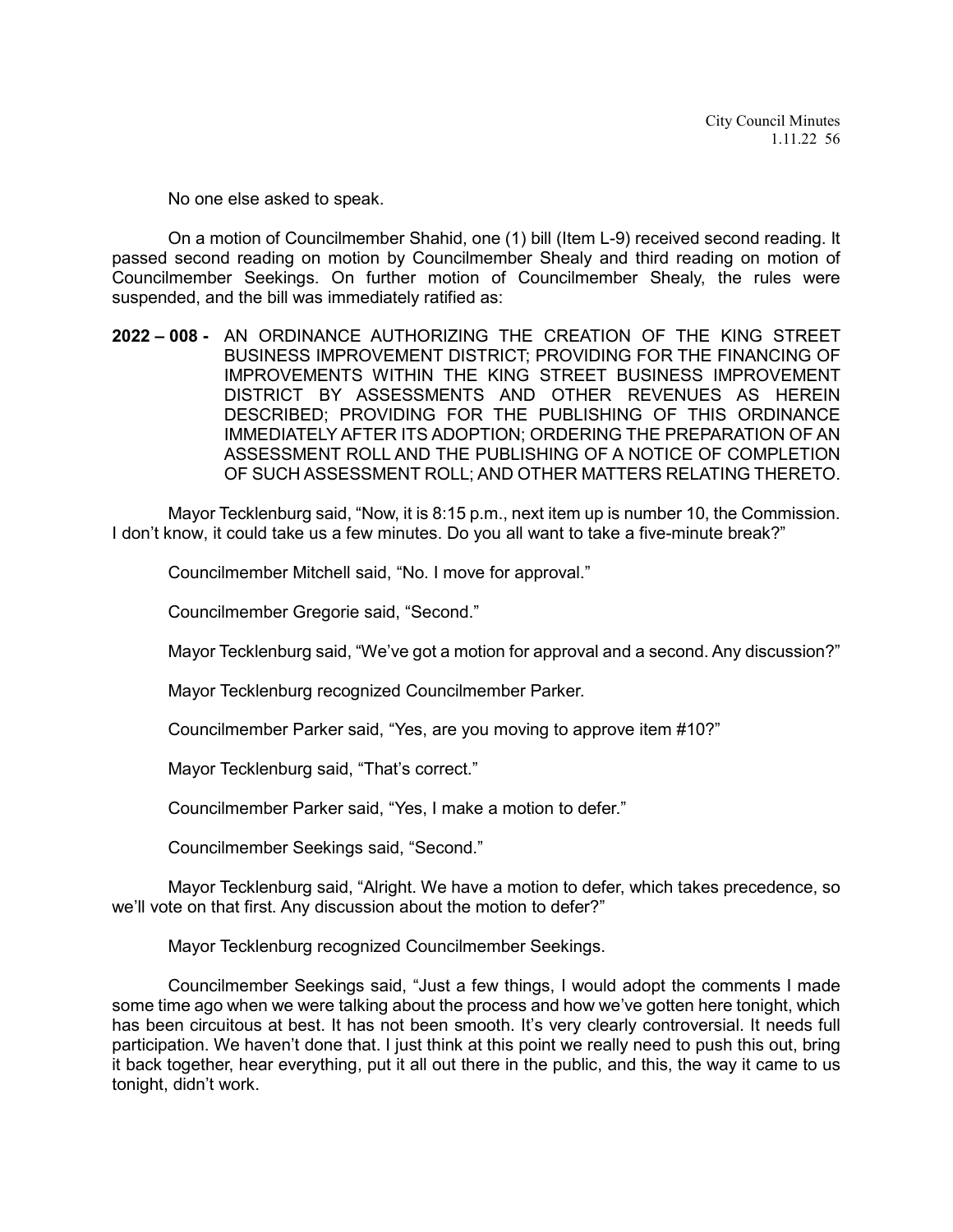No one else asked to speak.

On a motion of Councilmember Shahid, one (1) bill (Item L-9) received second reading. It passed second reading on motion by Councilmember Shealy and third reading on motion of Councilmember Seekings. On further motion of Councilmember Shealy, the rules were suspended, and the bill was immediately ratified as:

**2022 – 008 -** AN ORDINANCE AUTHORIZING THE CREATION OF THE KING STREET BUSINESS IMPROVEMENT DISTRICT; PROVIDING FOR THE FINANCING OF IMPROVEMENTS WITHIN THE KING STREET BUSINESS IMPROVEMENT DISTRICT BY ASSESSMENTS AND OTHER REVENUES AS HEREIN DESCRIBED; PROVIDING FOR THE PUBLISHING OF THIS ORDINANCE IMMEDIATELY AFTER ITS ADOPTION; ORDERING THE PREPARATION OF AN ASSESSMENT ROLL AND THE PUBLISHING OF A NOTICE OF COMPLETION OF SUCH ASSESSMENT ROLL; AND OTHER MATTERS RELATING THERETO.

Mayor Tecklenburg said, "Now, it is 8:15 p.m., next item up is number 10, the Commission. I don't know, it could take us a few minutes. Do you all want to take a five-minute break?"

Councilmember Mitchell said, "No. I move for approval."

Councilmember Gregorie said, "Second."

Mayor Tecklenburg said, "We've got a motion for approval and a second. Any discussion?"

Mayor Tecklenburg recognized Councilmember Parker.

Councilmember Parker said, "Yes, are you moving to approve item #10?"

Mayor Tecklenburg said, "That's correct."

Councilmember Parker said, "Yes, I make a motion to defer."

Councilmember Seekings said, "Second."

Mayor Tecklenburg said, "Alright. We have a motion to defer, which takes precedence, so we'll vote on that first. Any discussion about the motion to defer?"

Mayor Tecklenburg recognized Councilmember Seekings.

Councilmember Seekings said, "Just a few things, I would adopt the comments I made some time ago when we were talking about the process and how we've gotten here tonight, which has been circuitous at best. It has not been smooth. It's very clearly controversial. It needs full participation. We haven't done that. I just think at this point we really need to push this out, bring it back together, hear everything, put it all out there in the public, and this, the way it came to us tonight, didn't work.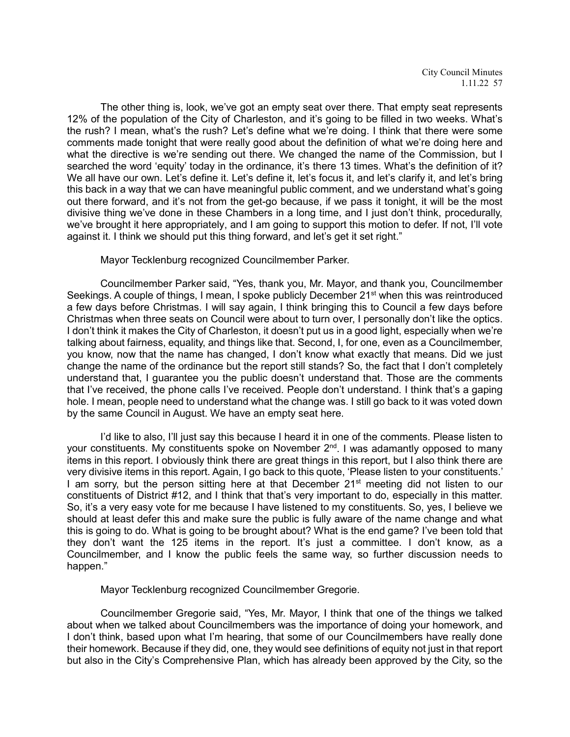The other thing is, look, we've got an empty seat over there. That empty seat represents 12% of the population of the City of Charleston, and it's going to be filled in two weeks. What's the rush? I mean, what's the rush? Let's define what we're doing. I think that there were some comments made tonight that were really good about the definition of what we're doing here and what the directive is we're sending out there. We changed the name of the Commission, but I searched the word 'equity' today in the ordinance, it's there 13 times. What's the definition of it? We all have our own. Let's define it. Let's define it, let's focus it, and let's clarify it, and let's bring this back in a way that we can have meaningful public comment, and we understand what's going out there forward, and it's not from the get-go because, if we pass it tonight, it will be the most divisive thing we've done in these Chambers in a long time, and I just don't think, procedurally, we've brought it here appropriately, and I am going to support this motion to defer. If not, I'll vote against it. I think we should put this thing forward, and let's get it set right."

Mayor Tecklenburg recognized Councilmember Parker.

Councilmember Parker said, "Yes, thank you, Mr. Mayor, and thank you, Councilmember Seekings. A couple of things, I mean, I spoke publicly December 21st when this was reintroduced a few days before Christmas. I will say again, I think bringing this to Council a few days before Christmas when three seats on Council were about to turn over, I personally don't like the optics. I don't think it makes the City of Charleston, it doesn't put us in a good light, especially when we're talking about fairness, equality, and things like that. Second, I, for one, even as a Councilmember, you know, now that the name has changed, I don't know what exactly that means. Did we just change the name of the ordinance but the report still stands? So, the fact that I don't completely understand that, I guarantee you the public doesn't understand that. Those are the comments that I've received, the phone calls I've received. People don't understand. I think that's a gaping hole. I mean, people need to understand what the change was. I still go back to it was voted down by the same Council in August. We have an empty seat here.

I'd like to also, I'll just say this because I heard it in one of the comments. Please listen to your constituents. My constituents spoke on November 2nd. I was adamantly opposed to many items in this report. I obviously think there are great things in this report, but I also think there are very divisive items in this report. Again, I go back to this quote, 'Please listen to your constituents.' I am sorry, but the person sitting here at that December 21st meeting did not listen to our constituents of District #12, and I think that that's very important to do, especially in this matter. So, it's a very easy vote for me because I have listened to my constituents. So, yes, I believe we should at least defer this and make sure the public is fully aware of the name change and what this is going to do. What is going to be brought about? What is the end game? I've been told that they don't want the 125 items in the report. It's just a committee. I don't know, as a Councilmember, and I know the public feels the same way, so further discussion needs to happen."

Mayor Tecklenburg recognized Councilmember Gregorie.

Councilmember Gregorie said, "Yes, Mr. Mayor, I think that one of the things we talked about when we talked about Councilmembers was the importance of doing your homework, and I don't think, based upon what I'm hearing, that some of our Councilmembers have really done their homework. Because if they did, one, they would see definitions of equity not just in that report but also in the City's Comprehensive Plan, which has already been approved by the City, so the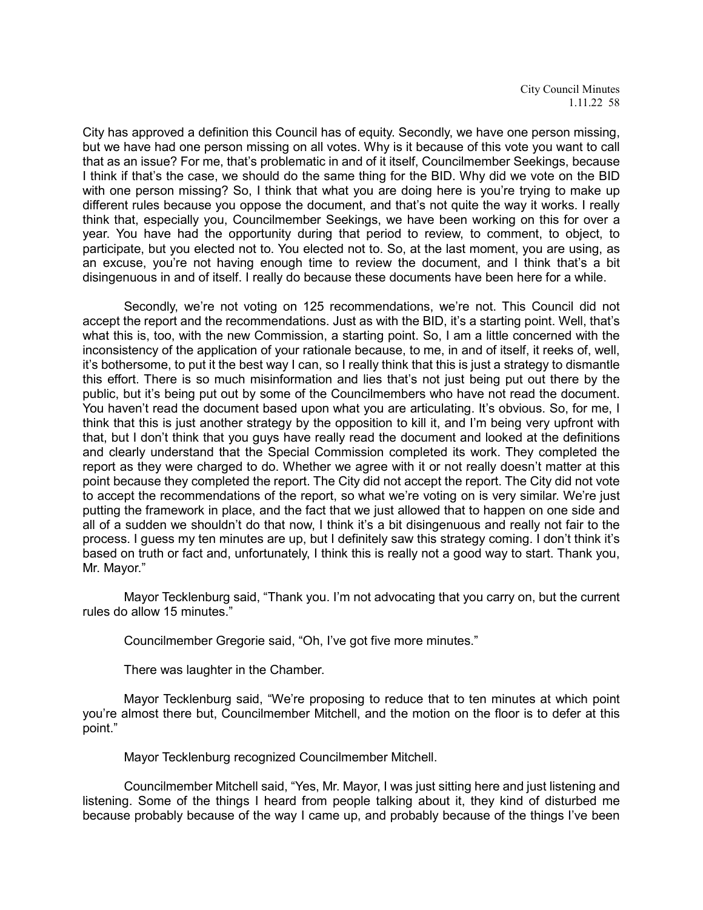City has approved a definition this Council has of equity. Secondly, we have one person missing, but we have had one person missing on all votes. Why is it because of this vote you want to call that as an issue? For me, that's problematic in and of it itself, Councilmember Seekings, because I think if that's the case, we should do the same thing for the BID. Why did we vote on the BID with one person missing? So, I think that what you are doing here is you're trying to make up different rules because you oppose the document, and that's not quite the way it works. I really think that, especially you, Councilmember Seekings, we have been working on this for over a year. You have had the opportunity during that period to review, to comment, to object, to participate, but you elected not to. You elected not to. So, at the last moment, you are using, as an excuse, you're not having enough time to review the document, and I think that's a bit disingenuous in and of itself. I really do because these documents have been here for a while.

Secondly, we're not voting on 125 recommendations, we're not. This Council did not accept the report and the recommendations. Just as with the BID, it's a starting point. Well, that's what this is, too, with the new Commission, a starting point. So, I am a little concerned with the inconsistency of the application of your rationale because, to me, in and of itself, it reeks of, well, it's bothersome, to put it the best way I can, so I really think that this is just a strategy to dismantle this effort. There is so much misinformation and lies that's not just being put out there by the public, but it's being put out by some of the Councilmembers who have not read the document. You haven't read the document based upon what you are articulating. It's obvious. So, for me, I think that this is just another strategy by the opposition to kill it, and I'm being very upfront with that, but I don't think that you guys have really read the document and looked at the definitions and clearly understand that the Special Commission completed its work. They completed the report as they were charged to do. Whether we agree with it or not really doesn't matter at this point because they completed the report. The City did not accept the report. The City did not vote to accept the recommendations of the report, so what we're voting on is very similar. We're just putting the framework in place, and the fact that we just allowed that to happen on one side and all of a sudden we shouldn't do that now, I think it's a bit disingenuous and really not fair to the process. I guess my ten minutes are up, but I definitely saw this strategy coming. I don't think it's based on truth or fact and, unfortunately, I think this is really not a good way to start. Thank you, Mr. Mayor."

Mayor Tecklenburg said, "Thank you. I'm not advocating that you carry on, but the current rules do allow 15 minutes."

Councilmember Gregorie said, "Oh, I've got five more minutes."

There was laughter in the Chamber.

Mayor Tecklenburg said, "We're proposing to reduce that to ten minutes at which point you're almost there but, Councilmember Mitchell, and the motion on the floor is to defer at this point."

Mayor Tecklenburg recognized Councilmember Mitchell.

Councilmember Mitchell said, "Yes, Mr. Mayor, I was just sitting here and just listening and listening. Some of the things I heard from people talking about it, they kind of disturbed me because probably because of the way I came up, and probably because of the things I've been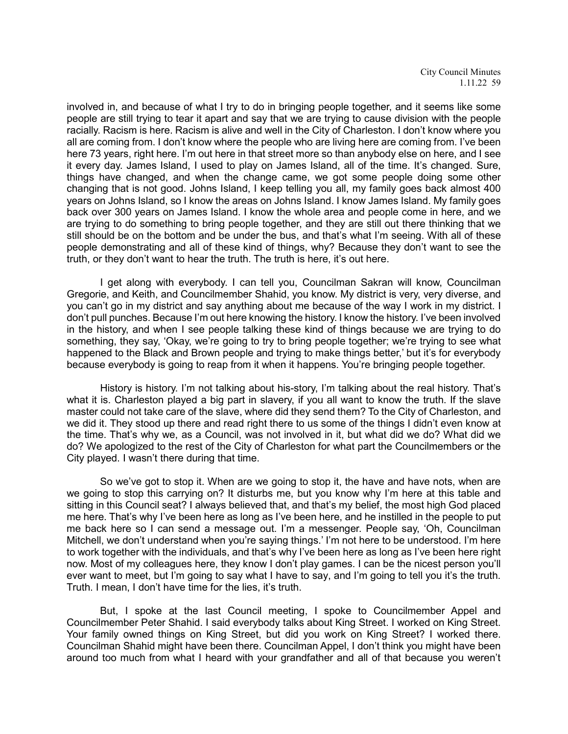involved in, and because of what I try to do in bringing people together, and it seems like some people are still trying to tear it apart and say that we are trying to cause division with the people racially. Racism is here. Racism is alive and well in the City of Charleston. I don't know where you all are coming from. I don't know where the people who are living here are coming from. I've been here 73 years, right here. I'm out here in that street more so than anybody else on here, and I see it every day. James Island, I used to play on James Island, all of the time. It's changed. Sure, things have changed, and when the change came, we got some people doing some other changing that is not good. Johns Island, I keep telling you all, my family goes back almost 400 years on Johns Island, so I know the areas on Johns Island. I know James Island. My family goes back over 300 years on James Island. I know the whole area and people come in here, and we are trying to do something to bring people together, and they are still out there thinking that we still should be on the bottom and be under the bus, and that's what I'm seeing. With all of these people demonstrating and all of these kind of things, why? Because they don't want to see the truth, or they don't want to hear the truth. The truth is here, it's out here.

I get along with everybody. I can tell you, Councilman Sakran will know, Councilman Gregorie, and Keith, and Councilmember Shahid, you know. My district is very, very diverse, and you can't go in my district and say anything about me because of the way I work in my district. I don't pull punches. Because I'm out here knowing the history. I know the history. I've been involved in the history, and when I see people talking these kind of things because we are trying to do something, they say, 'Okay, we're going to try to bring people together; we're trying to see what happened to the Black and Brown people and trying to make things better,' but it's for everybody because everybody is going to reap from it when it happens. You're bringing people together.

History is history. I'm not talking about his-story, I'm talking about the real history. That's what it is. Charleston played a big part in slavery, if you all want to know the truth. If the slave master could not take care of the slave, where did they send them? To the City of Charleston, and we did it. They stood up there and read right there to us some of the things I didn't even know at the time. That's why we, as a Council, was not involved in it, but what did we do? What did we do? We apologized to the rest of the City of Charleston for what part the Councilmembers or the City played. I wasn't there during that time.

So we've got to stop it. When are we going to stop it, the have and have nots, when are we going to stop this carrying on? It disturbs me, but you know why I'm here at this table and sitting in this Council seat? I always believed that, and that's my belief, the most high God placed me here. That's why I've been here as long as I've been here, and he instilled in the people to put me back here so I can send a message out. I'm a messenger. People say, 'Oh, Councilman Mitchell, we don't understand when you're saying things.' I'm not here to be understood. I'm here to work together with the individuals, and that's why I've been here as long as I've been here right now. Most of my colleagues here, they know I don't play games. I can be the nicest person you'll ever want to meet, but I'm going to say what I have to say, and I'm going to tell you it's the truth. Truth. I mean, I don't have time for the lies, it's truth.

But, I spoke at the last Council meeting, I spoke to Councilmember Appel and Councilmember Peter Shahid. I said everybody talks about King Street. I worked on King Street. Your family owned things on King Street, but did you work on King Street? I worked there. Councilman Shahid might have been there. Councilman Appel, I don't think you might have been around too much from what I heard with your grandfather and all of that because you weren't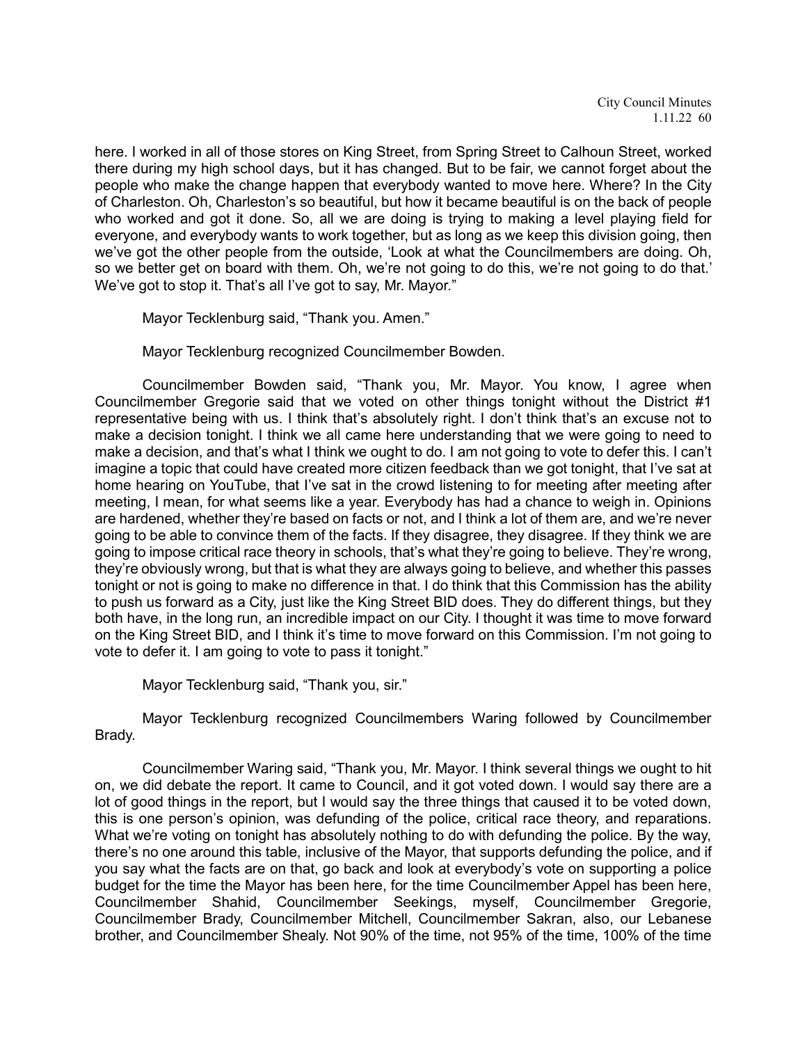here. I worked in all of those stores on King Street, from Spring Street to Calhoun Street, worked there during my high school days, but it has changed. But to be fair, we cannot forget about the people who make the change happen that everybody wanted to move here. Where? In the City of Charleston. Oh, Charleston's so beautiful, but how it became beautiful is on the back of people who worked and got it done. So, all we are doing is trying to making a level playing field for everyone, and everybody wants to work together, but as long as we keep this division going, then we've got the other people from the outside, 'Look at what the Councilmembers are doing. Oh, so we better get on board with them. Oh, we're not going to do this, we're not going to do that.' We've got to stop it. That's all I've got to say, Mr. Mayor."

Mayor Tecklenburg said, "Thank you. Amen."

Mayor Tecklenburg recognized Councilmember Bowden.

Councilmember Bowden said, "Thank you, Mr. Mayor. You know, I agree when Councilmember Gregorie said that we voted on other things tonight without the District #1 representative being with us. I think that's absolutely right. I don't think that's an excuse not to make a decision tonight. I think we all came here understanding that we were going to need to make a decision, and that's what I think we ought to do. I am not going to vote to defer this. I can't imagine a topic that could have created more citizen feedback than we got tonight, that I've sat at home hearing on YouTube, that I've sat in the crowd listening to for meeting after meeting after meeting, I mean, for what seems like a year. Everybody has had a chance to weigh in. Opinions are hardened, whether they're based on facts or not, and I think a lot of them are, and we're never going to be able to convince them of the facts. If they disagree, they disagree. If they think we are going to impose critical race theory in schools, that's what they're going to believe. They're wrong, they're obviously wrong, but that is what they are always going to believe, and whether this passes tonight or not is going to make no difference in that. I do think that this Commission has the ability to push us forward as a City, just like the King Street BID does. They do different things, but they both have, in the long run, an incredible impact on our City. I thought it was time to move forward on the King Street BID, and I think it's time to move forward on this Commission. I'm not going to vote to defer it. I am going to vote to pass it tonight."

Mayor Tecklenburg said, "Thank you, sir."

Mayor Tecklenburg recognized Councilmembers Waring followed by Councilmember Brady.

Councilmember Waring said, "Thank you, Mr. Mayor. I think several things we ought to hit on, we did debate the report. It came to Council, and it got voted down. I would say there are a lot of good things in the report, but I would say the three things that caused it to be voted down, this is one person's opinion, was defunding of the police, critical race theory, and reparations. What we're voting on tonight has absolutely nothing to do with defunding the police. By the way, there's no one around this table, inclusive of the Mayor, that supports defunding the police, and if you say what the facts are on that, go back and look at everybody's vote on supporting a police budget for the time the Mayor has been here, for the time Councilmember Appel has been here, Councilmember Shahid, Councilmember Seekings, myself, Councilmember Gregorie, Councilmember Brady, Councilmember Mitchell, Councilmember Sakran, also, our Lebanese brother, and Councilmember Shealy. Not 90% of the time, not 95% of the time, 100% of the time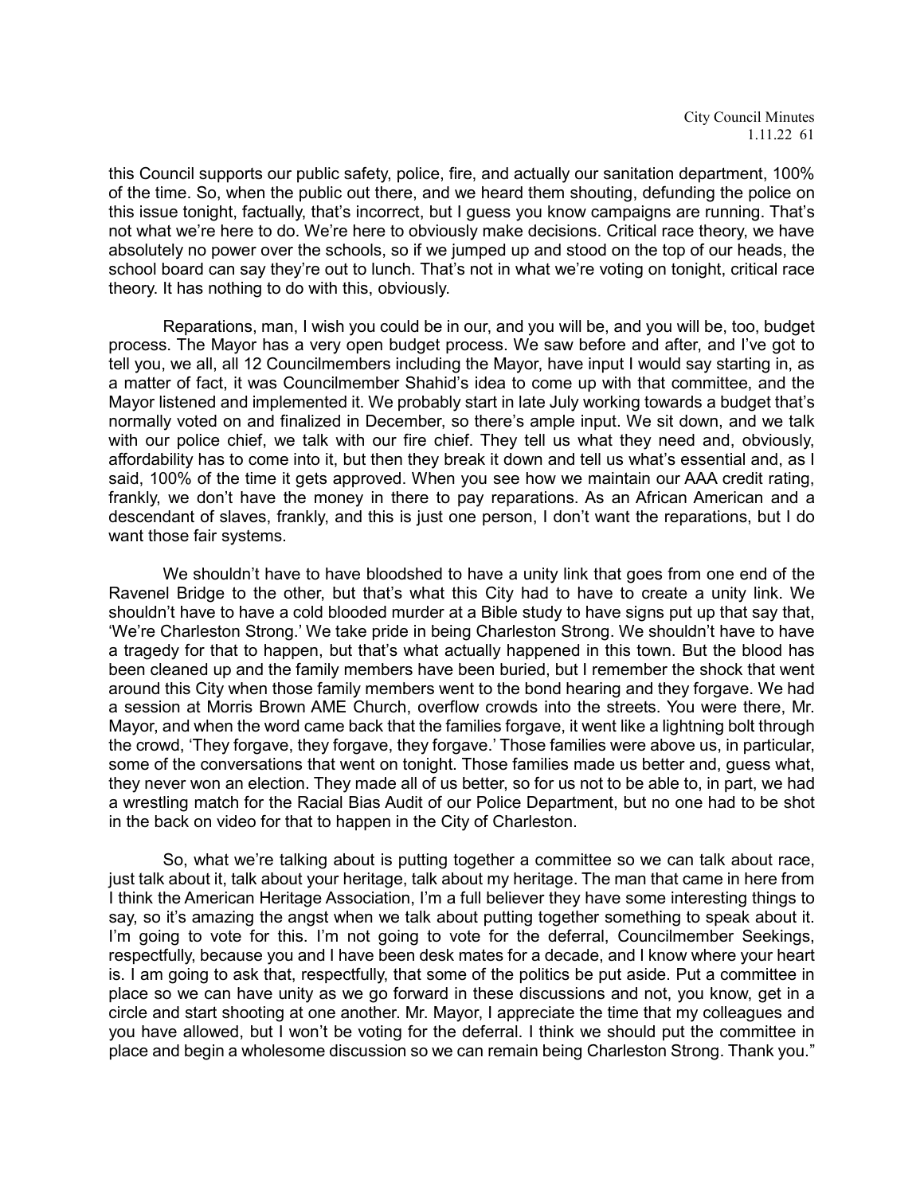this Council supports our public safety, police, fire, and actually our sanitation department, 100% of the time. So, when the public out there, and we heard them shouting, defunding the police on this issue tonight, factually, that's incorrect, but I guess you know campaigns are running. That's not what we're here to do. We're here to obviously make decisions. Critical race theory, we have absolutely no power over the schools, so if we jumped up and stood on the top of our heads, the school board can say they're out to lunch. That's not in what we're voting on tonight, critical race theory. It has nothing to do with this, obviously.

Reparations, man, I wish you could be in our, and you will be, and you will be, too, budget process. The Mayor has a very open budget process. We saw before and after, and I've got to tell you, we all, all 12 Councilmembers including the Mayor, have input I would say starting in, as a matter of fact, it was Councilmember Shahid's idea to come up with that committee, and the Mayor listened and implemented it. We probably start in late July working towards a budget that's normally voted on and finalized in December, so there's ample input. We sit down, and we talk with our police chief, we talk with our fire chief. They tell us what they need and, obviously, affordability has to come into it, but then they break it down and tell us what's essential and, as I said, 100% of the time it gets approved. When you see how we maintain our AAA credit rating, frankly, we don't have the money in there to pay reparations. As an African American and a descendant of slaves, frankly, and this is just one person, I don't want the reparations, but I do want those fair systems.

We shouldn't have to have bloodshed to have a unity link that goes from one end of the Ravenel Bridge to the other, but that's what this City had to have to create a unity link. We shouldn't have to have a cold blooded murder at a Bible study to have signs put up that say that, 'We're Charleston Strong.' We take pride in being Charleston Strong. We shouldn't have to have a tragedy for that to happen, but that's what actually happened in this town. But the blood has been cleaned up and the family members have been buried, but I remember the shock that went around this City when those family members went to the bond hearing and they forgave. We had a session at Morris Brown AME Church, overflow crowds into the streets. You were there, Mr. Mayor, and when the word came back that the families forgave, it went like a lightning bolt through the crowd, 'They forgave, they forgave, they forgave.' Those families were above us, in particular, some of the conversations that went on tonight. Those families made us better and, guess what, they never won an election. They made all of us better, so for us not to be able to, in part, we had a wrestling match for the Racial Bias Audit of our Police Department, but no one had to be shot in the back on video for that to happen in the City of Charleston.

So, what we're talking about is putting together a committee so we can talk about race, just talk about it, talk about your heritage, talk about my heritage. The man that came in here from I think the American Heritage Association, I'm a full believer they have some interesting things to say, so it's amazing the angst when we talk about putting together something to speak about it. I'm going to vote for this. I'm not going to vote for the deferral, Councilmember Seekings, respectfully, because you and I have been desk mates for a decade, and I know where your heart is. I am going to ask that, respectfully, that some of the politics be put aside. Put a committee in place so we can have unity as we go forward in these discussions and not, you know, get in a circle and start shooting at one another. Mr. Mayor, I appreciate the time that my colleagues and you have allowed, but I won't be voting for the deferral. I think we should put the committee in place and begin a wholesome discussion so we can remain being Charleston Strong. Thank you."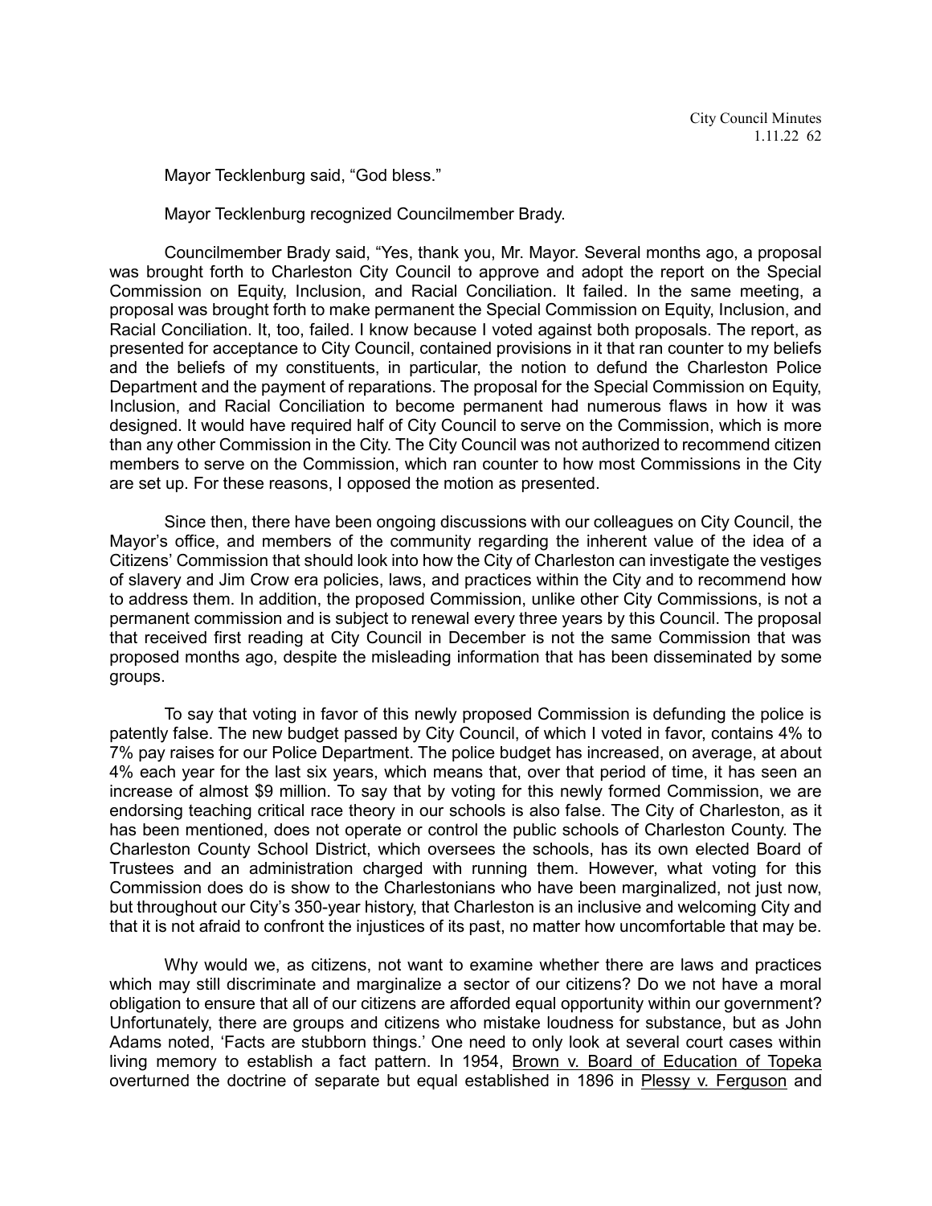Mayor Tecklenburg said, "God bless."

Mayor Tecklenburg recognized Councilmember Brady.

Councilmember Brady said, "Yes, thank you, Mr. Mayor. Several months ago, a proposal was brought forth to Charleston City Council to approve and adopt the report on the Special Commission on Equity, Inclusion, and Racial Conciliation. It failed. In the same meeting, a proposal was brought forth to make permanent the Special Commission on Equity, Inclusion, and Racial Conciliation. It, too, failed. I know because I voted against both proposals. The report, as presented for acceptance to City Council, contained provisions in it that ran counter to my beliefs and the beliefs of my constituents, in particular, the notion to defund the Charleston Police Department and the payment of reparations. The proposal for the Special Commission on Equity, Inclusion, and Racial Conciliation to become permanent had numerous flaws in how it was designed. It would have required half of City Council to serve on the Commission, which is more than any other Commission in the City. The City Council was not authorized to recommend citizen members to serve on the Commission, which ran counter to how most Commissions in the City are set up. For these reasons, I opposed the motion as presented.

Since then, there have been ongoing discussions with our colleagues on City Council, the Mayor's office, and members of the community regarding the inherent value of the idea of a Citizens' Commission that should look into how the City of Charleston can investigate the vestiges of slavery and Jim Crow era policies, laws, and practices within the City and to recommend how to address them. In addition, the proposed Commission, unlike other City Commissions, is not a permanent commission and is subject to renewal every three years by this Council. The proposal that received first reading at City Council in December is not the same Commission that was proposed months ago, despite the misleading information that has been disseminated by some groups.

To say that voting in favor of this newly proposed Commission is defunding the police is patently false. The new budget passed by City Council, of which I voted in favor, contains 4% to 7% pay raises for our Police Department. The police budget has increased, on average, at about 4% each year for the last six years, which means that, over that period of time, it has seen an increase of almost $9 million. To say that by voting for this newly formed Commission, we are endorsing teaching critical race theory in our schools is also false. The City of Charleston, as it has been mentioned, does not operate or control the public schools of Charleston County. The Charleston County School District, which oversees the schools, has its own elected Board of Trustees and an administration charged with running them. However, what voting for this Commission does do is show to the Charlestonians who have been marginalized, not just now, but throughout our City's 350-year history, that Charleston is an inclusive and welcoming City and that it is not afraid to confront the injustices of its past, no matter how uncomfortable that may be.

Why would we, as citizens, not want to examine whether there are laws and practices which may still discriminate and marginalize a sector of our citizens? Do we not have a moral obligation to ensure that all of our citizens are afforded equal opportunity within our government? Unfortunately, there are groups and citizens who mistake loudness for substance, but as John Adams noted, 'Facts are stubborn things.' One need to only look at several court cases within living memory to establish a fact pattern. In 1954, Brown v. Board of Education of Topeka overturned the doctrine of separate but equal established in 1896 in Plessy v. Ferguson and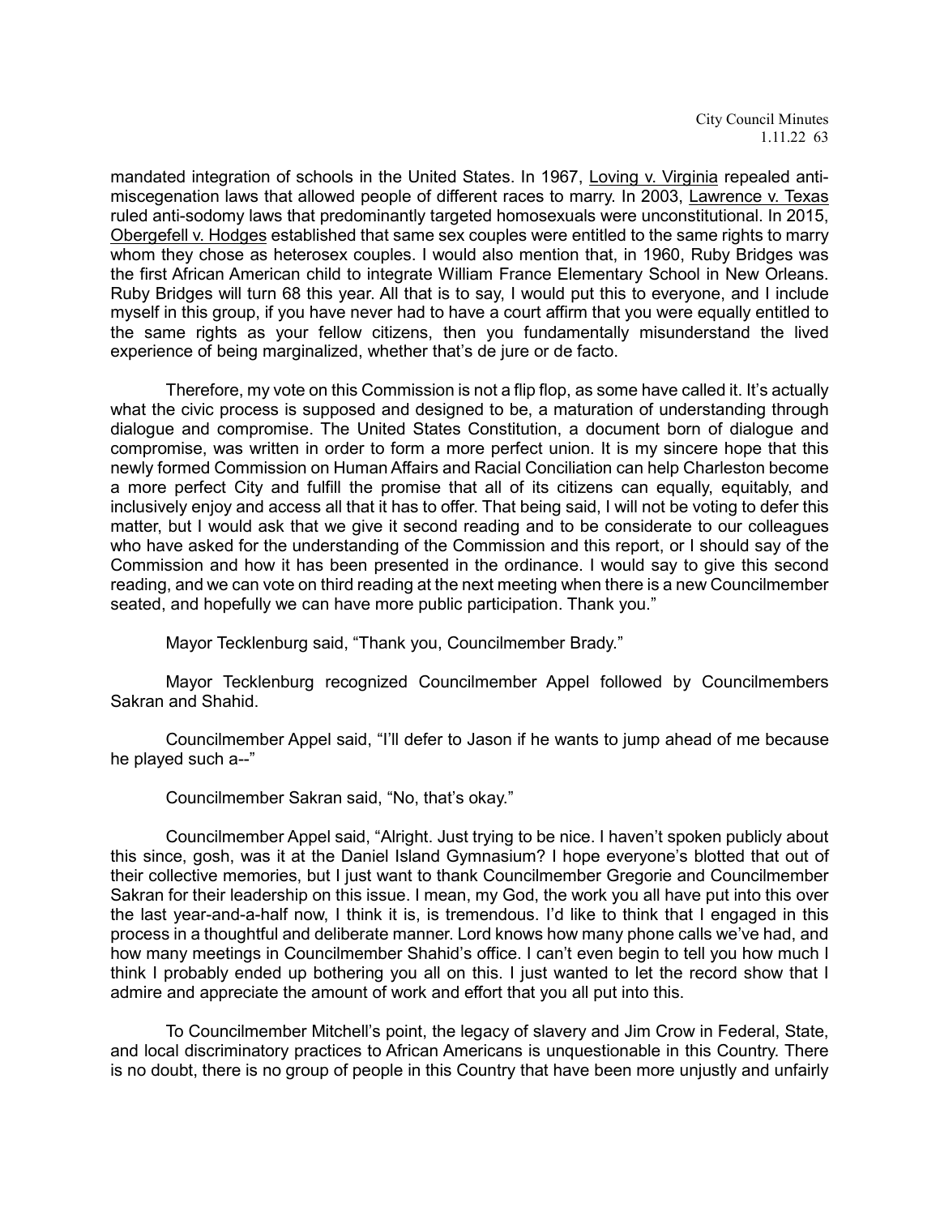mandated integration of schools in the United States. In 1967, Loving v. Virginia repealed anti-miscegenation laws that allowed people of different races to marry. In 2003, Lawrence v. Texas ruled anti-sodomy laws that predominantly targeted homosexuals were unconstitutional. In 2015, Obergefell v. Hodges established that same sex couples were entitled to the same rights to marry whom they chose as heterosex couples. I would also mention that, in 1960, Ruby Bridges was the first African American child to integrate William France Elementary School in New Orleans. Ruby Bridges will turn 68 this year. All that is to say, I would put this to everyone, and I include myself in this group, if you have never had to have a court affirm that you were equally entitled to the same rights as your fellow citizens, then you fundamentally misunderstand the lived experience of being marginalized, whether that's de jure or de facto.

Therefore, my vote on this Commission is not a flip flop, as some have called it. It's actually what the civic process is supposed and designed to be, a maturation of understanding through dialogue and compromise. The United States Constitution, a document born of dialogue and compromise, was written in order to form a more perfect union. It is my sincere hope that this newly formed Commission on Human Affairs and Racial Conciliation can help Charleston become a more perfect City and fulfill the promise that all of its citizens can equally, equitably, and inclusively enjoy and access all that it has to offer. That being said, I will not be voting to defer this matter, but I would ask that we give it second reading and to be considerate to our colleagues who have asked for the understanding of the Commission and this report, or I should say of the Commission and how it has been presented in the ordinance. I would say to give this second reading, and we can vote on third reading at the next meeting when there is a new Councilmember seated, and hopefully we can have more public participation. Thank you."

Mayor Tecklenburg said, "Thank you, Councilmember Brady."

Mayor Tecklenburg recognized Councilmember Appel followed by Councilmembers Sakran and Shahid.

Councilmember Appel said, "I'll defer to Jason if he wants to jump ahead of me because he played such a--"

Councilmember Sakran said, "No, that's okay."

Councilmember Appel said, "Alright. Just trying to be nice. I haven't spoken publicly about this since, gosh, was it at the Daniel Island Gymnasium? I hope everyone's blotted that out of their collective memories, but I just want to thank Councilmember Gregorie and Councilmember Sakran for their leadership on this issue. I mean, my God, the work you all have put into this over the last year-and-a-half now, I think it is, is tremendous. I'd like to think that I engaged in this process in a thoughtful and deliberate manner. Lord knows how many phone calls we've had, and how many meetings in Councilmember Shahid's office. I can't even begin to tell you how much I think I probably ended up bothering you all on this. I just wanted to let the record show that I admire and appreciate the amount of work and effort that you all put into this.

To Councilmember Mitchell's point, the legacy of slavery and Jim Crow in Federal, State, and local discriminatory practices to African Americans is unquestionable in this Country. There is no doubt, there is no group of people in this Country that have been more unjustly and unfairly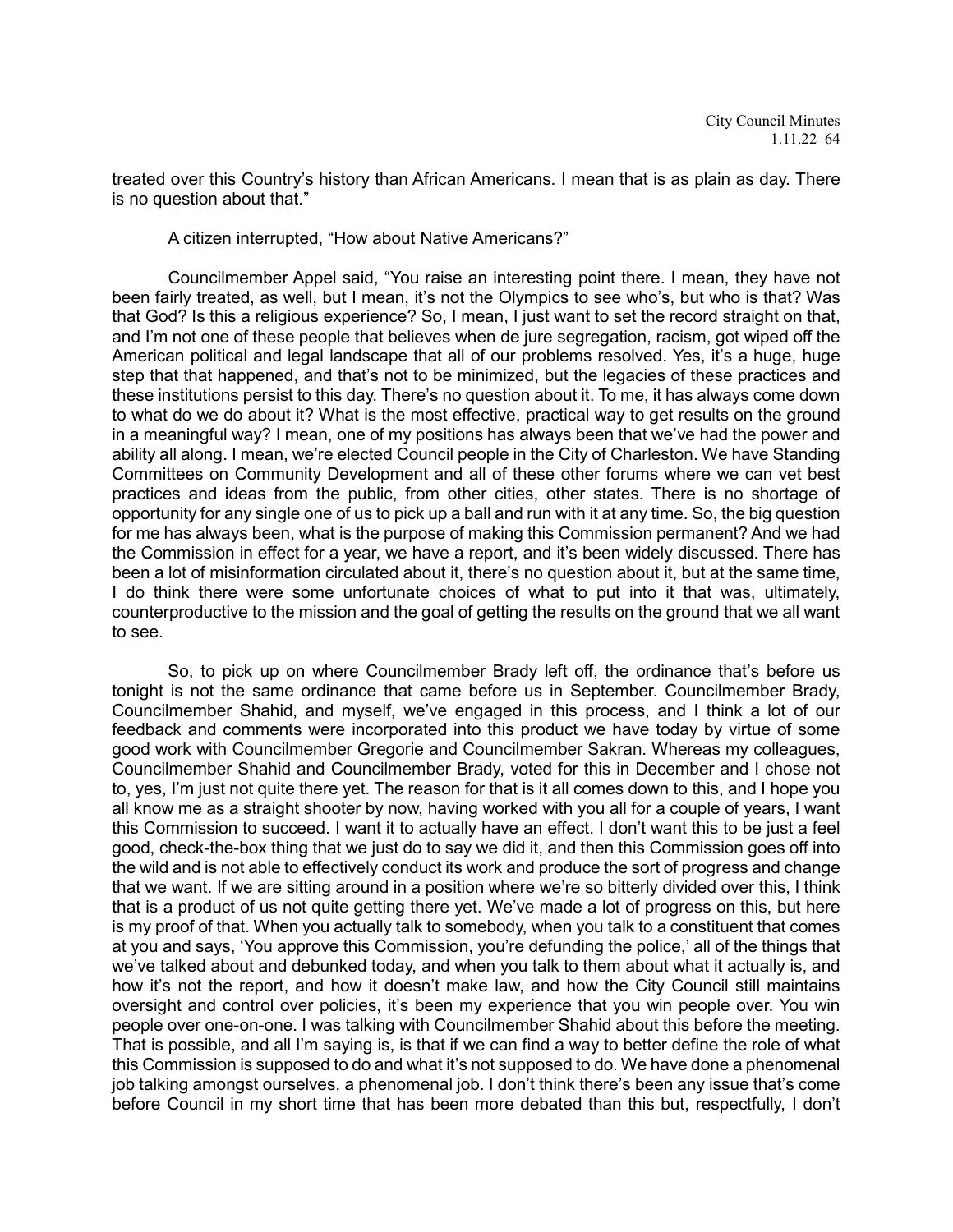treated over this Country's history than African Americans. I mean that is as plain as day. There is no question about that."

A citizen interrupted, "How about Native Americans?"

Councilmember Appel said, "You raise an interesting point there. I mean, they have not been fairly treated, as well, but I mean, it's not the Olympics to see who's, but who is that? Was that God? Is this a religious experience? So, I mean, I just want to set the record straight on that, and I'm not one of these people that believes when de jure segregation, racism, got wiped off the American political and legal landscape that all of our problems resolved. Yes, it's a huge, huge step that that happened, and that's not to be minimized, but the legacies of these practices and these institutions persist to this day. There's no question about it. To me, it has always come down to what do we do about it? What is the most effective, practical way to get results on the ground in a meaningful way? I mean, one of my positions has always been that we've had the power and ability all along. I mean, we're elected Council people in the City of Charleston. We have Standing Committees on Community Development and all of these other forums where we can vet best practices and ideas from the public, from other cities, other states. There is no shortage of opportunity for any single one of us to pick up a ball and run with it at any time. So, the big question for me has always been, what is the purpose of making this Commission permanent? And we had the Commission in effect for a year, we have a report, and it's been widely discussed. There has been a lot of misinformation circulated about it, there's no question about it, but at the same time, I do think there were some unfortunate choices of what to put into it that was, ultimately, counterproductive to the mission and the goal of getting the results on the ground that we all want to see.

So, to pick up on where Councilmember Brady left off, the ordinance that's before us tonight is not the same ordinance that came before us in September. Councilmember Brady, Councilmember Shahid, and myself, we've engaged in this process, and I think a lot of our feedback and comments were incorporated into this product we have today by virtue of some good work with Councilmember Gregorie and Councilmember Sakran. Whereas my colleagues, Councilmember Shahid and Councilmember Brady, voted for this in December and I chose not to, yes, I'm just not quite there yet. The reason for that is it all comes down to this, and I hope you all know me as a straight shooter by now, having worked with you all for a couple of years, I want this Commission to succeed. I want it to actually have an effect. I don't want this to be just a feel good, check-the-box thing that we just do to say we did it, and then this Commission goes off into the wild and is not able to effectively conduct its work and produce the sort of progress and change that we want. If we are sitting around in a position where we're so bitterly divided over this, I think that is a product of us not quite getting there yet. We've made a lot of progress on this, but here is my proof of that. When you actually talk to somebody, when you talk to a constituent that comes at you and says, 'You approve this Commission, you're defunding the police,' all of the things that we've talked about and debunked today, and when you talk to them about what it actually is, and how it's not the report, and how it doesn't make law, and how the City Council still maintains oversight and control over policies, it's been my experience that you win people over. You win people over one-on-one. I was talking with Councilmember Shahid about this before the meeting. That is possible, and all I'm saying, is, is that if we can find a way to better define the role of what this Commission is supposed to do and what it's not supposed to do. We have done a phenomenal job talking amongst ourselves, a phenomenal job. I don't think there's been any issue that's come before Council in my short time that has been more debated than this but, respectfully, I don't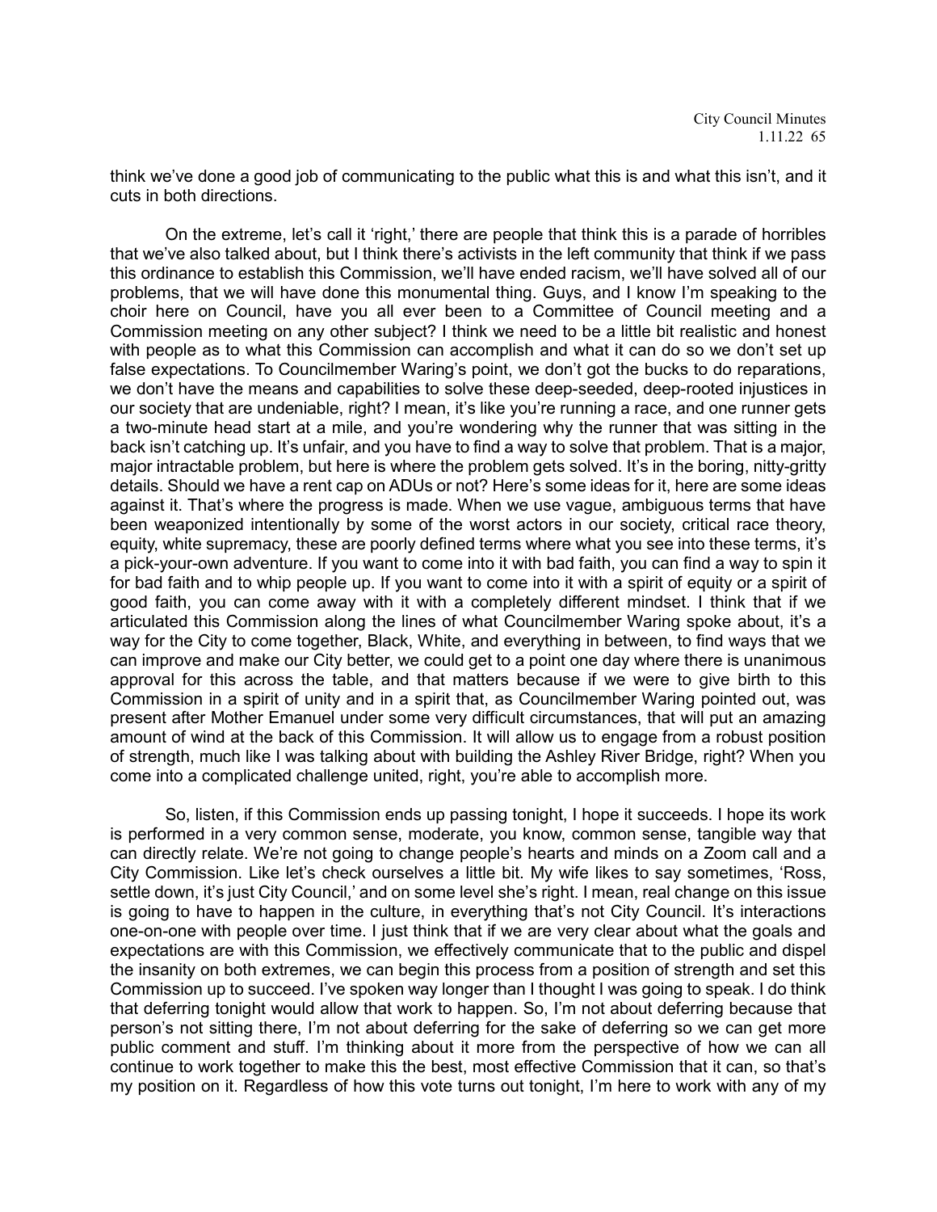think we've done a good job of communicating to the public what this is and what this isn't, and it cuts in both directions.

On the extreme, let's call it 'right,' there are people that think this is a parade of horribles that we've also talked about, but I think there's activists in the left community that think if we pass this ordinance to establish this Commission, we'll have ended racism, we'll have solved all of our problems, that we will have done this monumental thing. Guys, and I know I'm speaking to the choir here on Council, have you all ever been to a Committee of Council meeting and a Commission meeting on any other subject? I think we need to be a little bit realistic and honest with people as to what this Commission can accomplish and what it can do so we don't set up false expectations. To Councilmember Waring's point, we don't got the bucks to do reparations, we don't have the means and capabilities to solve these deep-seeded, deep-rooted injustices in our society that are undeniable, right? I mean, it's like you're running a race, and one runner gets a two-minute head start at a mile, and you're wondering why the runner that was sitting in the back isn't catching up. It's unfair, and you have to find a way to solve that problem. That is a major, major intractable problem, but here is where the problem gets solved. It's in the boring, nitty-gritty details. Should we have a rent cap on ADUs or not? Here's some ideas for it, here are some ideas against it. That's where the progress is made. When we use vague, ambiguous terms that have been weaponized intentionally by some of the worst actors in our society, critical race theory, equity, white supremacy, these are poorly defined terms where what you see into these terms, it's a pick-your-own adventure. If you want to come into it with bad faith, you can find a way to spin it for bad faith and to whip people up. If you want to come into it with a spirit of equity or a spirit of good faith, you can come away with it with a completely different mindset. I think that if we articulated this Commission along the lines of what Councilmember Waring spoke about, it's a way for the City to come together, Black, White, and everything in between, to find ways that we can improve and make our City better, we could get to a point one day where there is unanimous approval for this across the table, and that matters because if we were to give birth to this Commission in a spirit of unity and in a spirit that, as Councilmember Waring pointed out, was present after Mother Emanuel under some very difficult circumstances, that will put an amazing amount of wind at the back of this Commission. It will allow us to engage from a robust position of strength, much like I was talking about with building the Ashley River Bridge, right? When you come into a complicated challenge united, right, you're able to accomplish more.

So, listen, if this Commission ends up passing tonight, I hope it succeeds. I hope its work is performed in a very common sense, moderate, you know, common sense, tangible way that can directly relate. We're not going to change people's hearts and minds on a Zoom call and a City Commission. Like let's check ourselves a little bit. My wife likes to say sometimes, 'Ross, settle down, it's just City Council,' and on some level she's right. I mean, real change on this issue is going to have to happen in the culture, in everything that's not City Council. It's interactions one-on-one with people over time. I just think that if we are very clear about what the goals and expectations are with this Commission, we effectively communicate that to the public and dispel the insanity on both extremes, we can begin this process from a position of strength and set this Commission up to succeed. I've spoken way longer than I thought I was going to speak. I do think that deferring tonight would allow that work to happen. So, I'm not about deferring because that person's not sitting there, I'm not about deferring for the sake of deferring so we can get more public comment and stuff. I'm thinking about it more from the perspective of how we can all continue to work together to make this the best, most effective Commission that it can, so that's my position on it. Regardless of how this vote turns out tonight, I'm here to work with any of my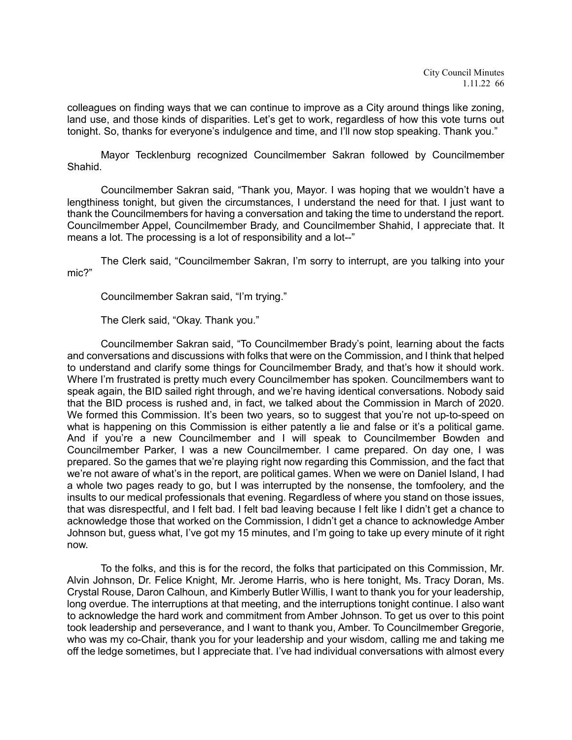colleagues on finding ways that we can continue to improve as a City around things like zoning, land use, and those kinds of disparities. Let's get to work, regardless of how this vote turns out tonight. So, thanks for everyone's indulgence and time, and I'll now stop speaking. Thank you."

Mayor Tecklenburg recognized Councilmember Sakran followed by Councilmember Shahid.

Councilmember Sakran said, "Thank you, Mayor. I was hoping that we wouldn't have a lengthiness tonight, but given the circumstances, I understand the need for that. I just want to thank the Councilmembers for having a conversation and taking the time to understand the report. Councilmember Appel, Councilmember Brady, and Councilmember Shahid, I appreciate that. It means a lot. The processing is a lot of responsibility and a lot--"

The Clerk said, "Councilmember Sakran, I'm sorry to interrupt, are you talking into your mic?"

Councilmember Sakran said, "I'm trying."

The Clerk said, "Okay. Thank you."

Councilmember Sakran said, "To Councilmember Brady's point, learning about the facts and conversations and discussions with folks that were on the Commission, and I think that helped to understand and clarify some things for Councilmember Brady, and that's how it should work. Where I'm frustrated is pretty much every Councilmember has spoken. Councilmembers want to speak again, the BID sailed right through, and we're having identical conversations. Nobody said that the BID process is rushed and, in fact, we talked about the Commission in March of 2020. We formed this Commission. It's been two years, so to suggest that you're not up-to-speed on what is happening on this Commission is either patently a lie and false or it's a political game. And if you're a new Councilmember and I will speak to Councilmember Bowden and Councilmember Parker, I was a new Councilmember. I came prepared. On day one, I was prepared. So the games that we're playing right now regarding this Commission, and the fact that we're not aware of what's in the report, are political games. When we were on Daniel Island, I had a whole two pages ready to go, but I was interrupted by the nonsense, the tomfoolery, and the insults to our medical professionals that evening. Regardless of where you stand on those issues, that was disrespectful, and I felt bad. I felt bad leaving because I felt like I didn't get a chance to acknowledge those that worked on the Commission, I didn't get a chance to acknowledge Amber Johnson but, guess what, I've got my 15 minutes, and I'm going to take up every minute of it right now.

To the folks, and this is for the record, the folks that participated on this Commission, Mr. Alvin Johnson, Dr. Felice Knight, Mr. Jerome Harris, who is here tonight, Ms. Tracy Doran, Ms. Crystal Rouse, Daron Calhoun, and Kimberly Butler Willis, I want to thank you for your leadership, long overdue. The interruptions at that meeting, and the interruptions tonight continue. I also want to acknowledge the hard work and commitment from Amber Johnson. To get us over to this point took leadership and perseverance, and I want to thank you, Amber. To Councilmember Gregorie, who was my co-Chair, thank you for your leadership and your wisdom, calling me and taking me off the ledge sometimes, but I appreciate that. I've had individual conversations with almost every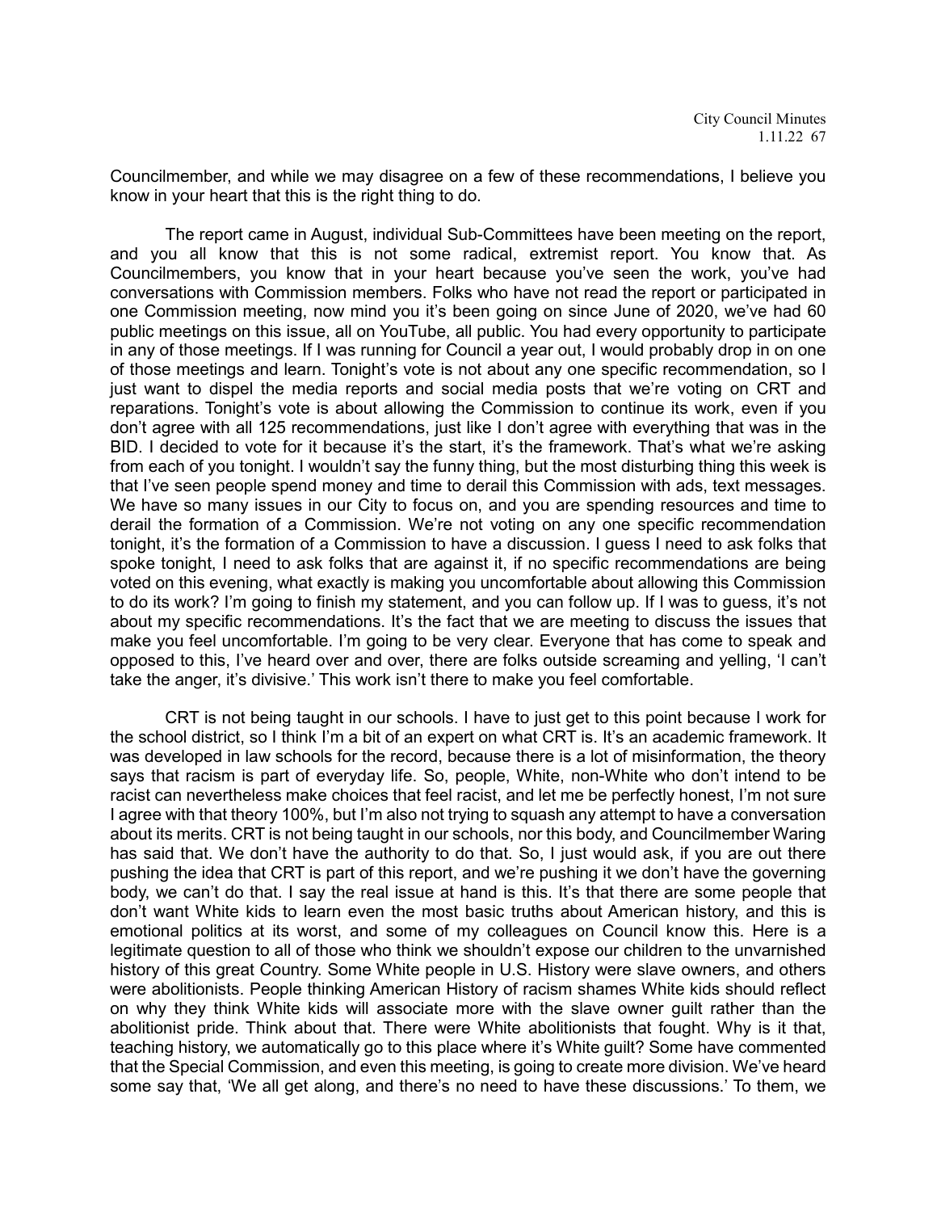Councilmember, and while we may disagree on a few of these recommendations, I believe you know in your heart that this is the right thing to do.

The report came in August, individual Sub-Committees have been meeting on the report, and you all know that this is not some radical, extremist report. You know that. As Councilmembers, you know that in your heart because you've seen the work, you've had conversations with Commission members. Folks who have not read the report or participated in one Commission meeting, now mind you it's been going on since June of 2020, we've had 60 public meetings on this issue, all on YouTube, all public. You had every opportunity to participate in any of those meetings. If I was running for Council a year out, I would probably drop in on one of those meetings and learn. Tonight's vote is not about any one specific recommendation, so I just want to dispel the media reports and social media posts that we're voting on CRT and reparations. Tonight's vote is about allowing the Commission to continue its work, even if you don't agree with all 125 recommendations, just like I don't agree with everything that was in the BID. I decided to vote for it because it's the start, it's the framework. That's what we're asking from each of you tonight. I wouldn't say the funny thing, but the most disturbing thing this week is that I've seen people spend money and time to derail this Commission with ads, text messages. We have so many issues in our City to focus on, and you are spending resources and time to derail the formation of a Commission. We're not voting on any one specific recommendation tonight, it's the formation of a Commission to have a discussion. I guess I need to ask folks that spoke tonight, I need to ask folks that are against it, if no specific recommendations are being voted on this evening, what exactly is making you uncomfortable about allowing this Commission to do its work? I'm going to finish my statement, and you can follow up. If I was to guess, it's not about my specific recommendations. It's the fact that we are meeting to discuss the issues that make you feel uncomfortable. I'm going to be very clear. Everyone that has come to speak and opposed to this, I've heard over and over, there are folks outside screaming and yelling, 'I can't take the anger, it's divisive.' This work isn't there to make you feel comfortable.

CRT is not being taught in our schools. I have to just get to this point because I work for the school district, so I think I'm a bit of an expert on what CRT is. It's an academic framework. It was developed in law schools for the record, because there is a lot of misinformation, the theory says that racism is part of everyday life. So, people, White, non-White who don't intend to be racist can nevertheless make choices that feel racist, and let me be perfectly honest, I'm not sure I agree with that theory 100%, but I'm also not trying to squash any attempt to have a conversation about its merits. CRT is not being taught in our schools, nor this body, and Councilmember Waring has said that. We don't have the authority to do that. So, I just would ask, if you are out there pushing the idea that CRT is part of this report, and we're pushing it we don't have the governing body, we can't do that. I say the real issue at hand is this. It's that there are some people that don't want White kids to learn even the most basic truths about American history, and this is emotional politics at its worst, and some of my colleagues on Council know this. Here is a legitimate question to all of those who think we shouldn't expose our children to the unvarnished history of this great Country. Some White people in U.S. History were slave owners, and others were abolitionists. People thinking American History of racism shames White kids should reflect on why they think White kids will associate more with the slave owner guilt rather than the abolitionist pride. Think about that. There were White abolitionists that fought. Why is it that, teaching history, we automatically go to this place where it's White guilt? Some have commented that the Special Commission, and even this meeting, is going to create more division. We've heard some say that, 'We all get along, and there's no need to have these discussions.' To them, we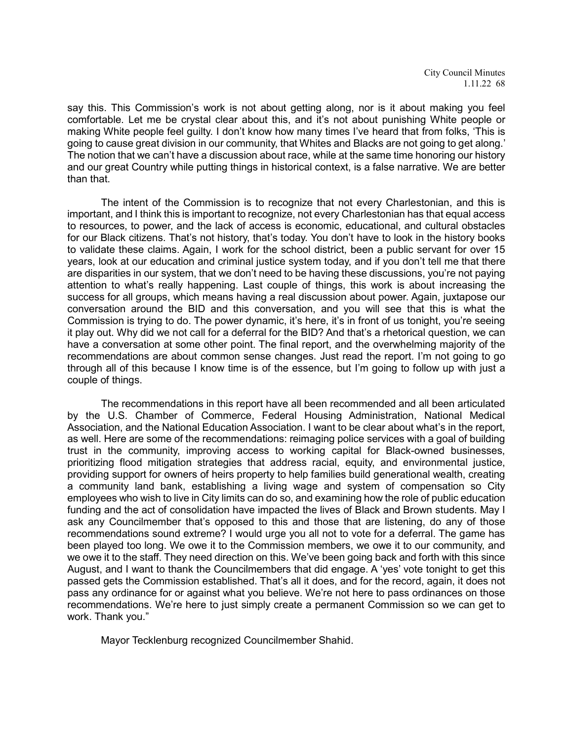say this. This Commission's work is not about getting along, nor is it about making you feel comfortable. Let me be crystal clear about this, and it's not about punishing White people or making White people feel guilty. I don't know how many times I've heard that from folks, 'This is going to cause great division in our community, that Whites and Blacks are not going to get along.' The notion that we can't have a discussion about race, while at the same time honoring our history and our great Country while putting things in historical context, is a false narrative. We are better than that.

The intent of the Commission is to recognize that not every Charlestonian, and this is important, and I think this is important to recognize, not every Charlestonian has that equal access to resources, to power, and the lack of access is economic, educational, and cultural obstacles for our Black citizens. That's not history, that's today. You don't have to look in the history books to validate these claims. Again, I work for the school district, been a public servant for over 15 years, look at our education and criminal justice system today, and if you don't tell me that there are disparities in our system, that we don't need to be having these discussions, you're not paying attention to what's really happening. Last couple of things, this work is about increasing the success for all groups, which means having a real discussion about power. Again, juxtapose our conversation around the BID and this conversation, and you will see that this is what the Commission is trying to do. The power dynamic, it's here, it's in front of us tonight, you're seeing it play out. Why did we not call for a deferral for the BID? And that's a rhetorical question, we can have a conversation at some other point. The final report, and the overwhelming majority of the recommendations are about common sense changes. Just read the report. I'm not going to go through all of this because I know time is of the essence, but I'm going to follow up with just a couple of things.

The recommendations in this report have all been recommended and all been articulated by the U.S. Chamber of Commerce, Federal Housing Administration, National Medical Association, and the National Education Association. I want to be clear about what's in the report, as well. Here are some of the recommendations: reimaging police services with a goal of building trust in the community, improving access to working capital for Black-owned businesses, prioritizing flood mitigation strategies that address racial, equity, and environmental justice, providing support for owners of heirs property to help families build generational wealth, creating a community land bank, establishing a living wage and system of compensation so City employees who wish to live in City limits can do so, and examining how the role of public education funding and the act of consolidation have impacted the lives of Black and Brown students. May I ask any Councilmember that's opposed to this and those that are listening, do any of those recommendations sound extreme? I would urge you all not to vote for a deferral. The game has been played too long. We owe it to the Commission members, we owe it to our community, and we owe it to the staff. They need direction on this. We've been going back and forth with this since August, and I want to thank the Councilmembers that did engage. A 'yes' vote tonight to get this passed gets the Commission established. That's all it does, and for the record, again, it does not pass any ordinance for or against what you believe. We're not here to pass ordinances on those recommendations. We're here to just simply create a permanent Commission so we can get to work. Thank you."

Mayor Tecklenburg recognized Councilmember Shahid.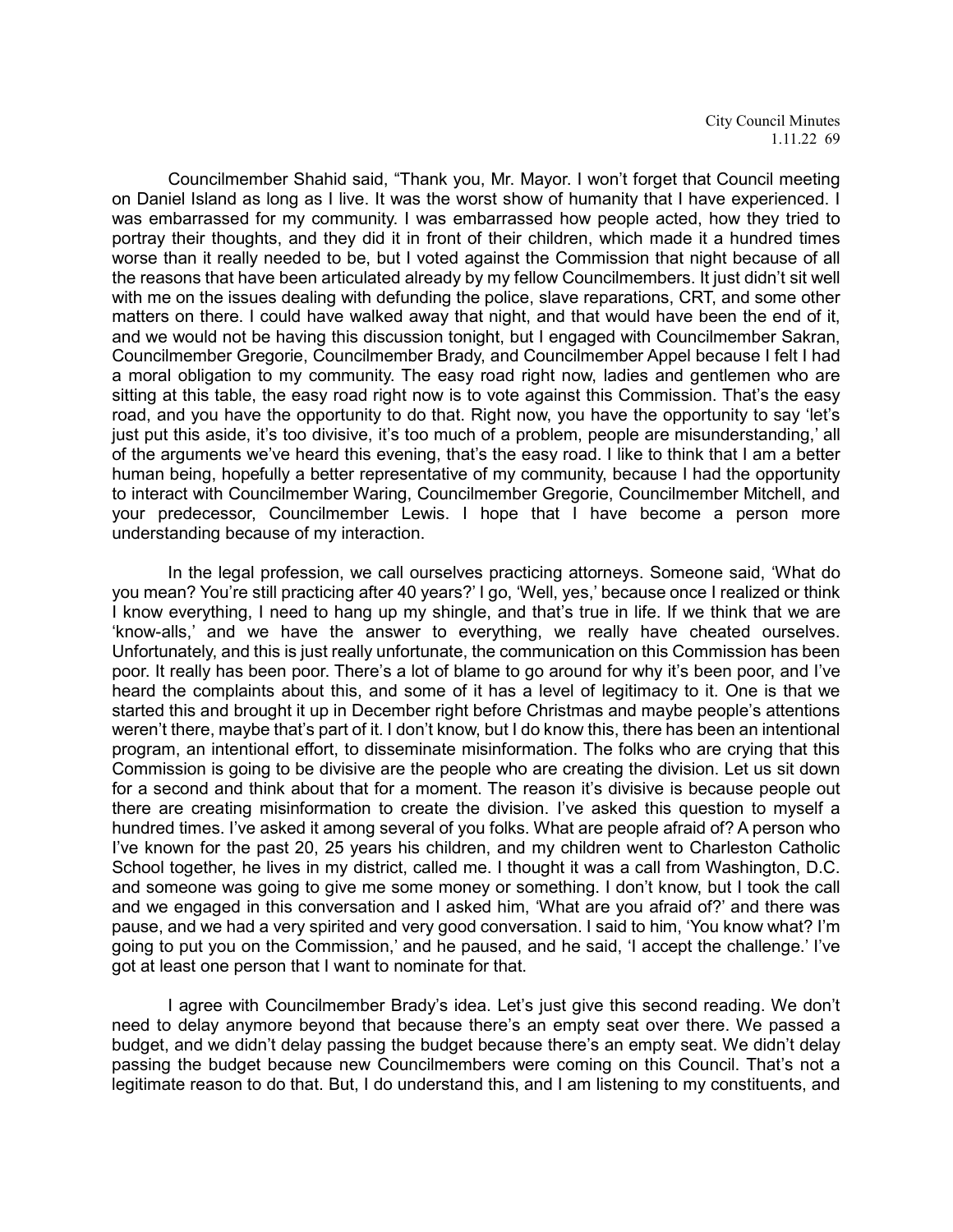Councilmember Shahid said, "Thank you, Mr. Mayor. I won't forget that Council meeting on Daniel Island as long as I live. It was the worst show of humanity that I have experienced. I was embarrassed for my community. I was embarrassed how people acted, how they tried to portray their thoughts, and they did it in front of their children, which made it a hundred times worse than it really needed to be, but I voted against the Commission that night because of all the reasons that have been articulated already by my fellow Councilmembers. It just didn't sit well with me on the issues dealing with defunding the police, slave reparations, CRT, and some other matters on there. I could have walked away that night, and that would have been the end of it, and we would not be having this discussion tonight, but I engaged with Councilmember Sakran, Councilmember Gregorie, Councilmember Brady, and Councilmember Appel because I felt I had a moral obligation to my community. The easy road right now, ladies and gentlemen who are sitting at this table, the easy road right now is to vote against this Commission. That's the easy road, and you have the opportunity to do that. Right now, you have the opportunity to say 'let's just put this aside, it's too divisive, it's too much of a problem, people are misunderstanding,' all of the arguments we've heard this evening, that's the easy road. I like to think that I am a better human being, hopefully a better representative of my community, because I had the opportunity to interact with Councilmember Waring, Councilmember Gregorie, Councilmember Mitchell, and your predecessor, Councilmember Lewis. I hope that I have become a person more understanding because of my interaction.

In the legal profession, we call ourselves practicing attorneys. Someone said, 'What do you mean? You're still practicing after 40 years?' I go, 'Well, yes,' because once I realized or think I know everything, I need to hang up my shingle, and that's true in life. If we think that we are 'know-alls,' and we have the answer to everything, we really have cheated ourselves. Unfortunately, and this is just really unfortunate, the communication on this Commission has been poor. It really has been poor. There's a lot of blame to go around for why it's been poor, and I've heard the complaints about this, and some of it has a level of legitimacy to it. One is that we started this and brought it up in December right before Christmas and maybe people's attentions weren't there, maybe that's part of it. I don't know, but I do know this, there has been an intentional program, an intentional effort, to disseminate misinformation. The folks who are crying that this Commission is going to be divisive are the people who are creating the division. Let us sit down for a second and think about that for a moment. The reason it's divisive is because people out there are creating misinformation to create the division. I've asked this question to myself a hundred times. I've asked it among several of you folks. What are people afraid of? A person who I've known for the past 20, 25 years his children, and my children went to Charleston Catholic School together, he lives in my district, called me. I thought it was a call from Washington, D.C. and someone was going to give me some money or something. I don't know, but I took the call and we engaged in this conversation and I asked him, 'What are you afraid of?' and there was pause, and we had a very spirited and very good conversation. I said to him, 'You know what? I'm going to put you on the Commission,' and he paused, and he said, 'I accept the challenge.' I've got at least one person that I want to nominate for that.

I agree with Councilmember Brady's idea. Let's just give this second reading. We don't need to delay anymore beyond that because there's an empty seat over there. We passed a budget, and we didn't delay passing the budget because there's an empty seat. We didn't delay passing the budget because new Councilmembers were coming on this Council. That's not a legitimate reason to do that. But, I do understand this, and I am listening to my constituents, and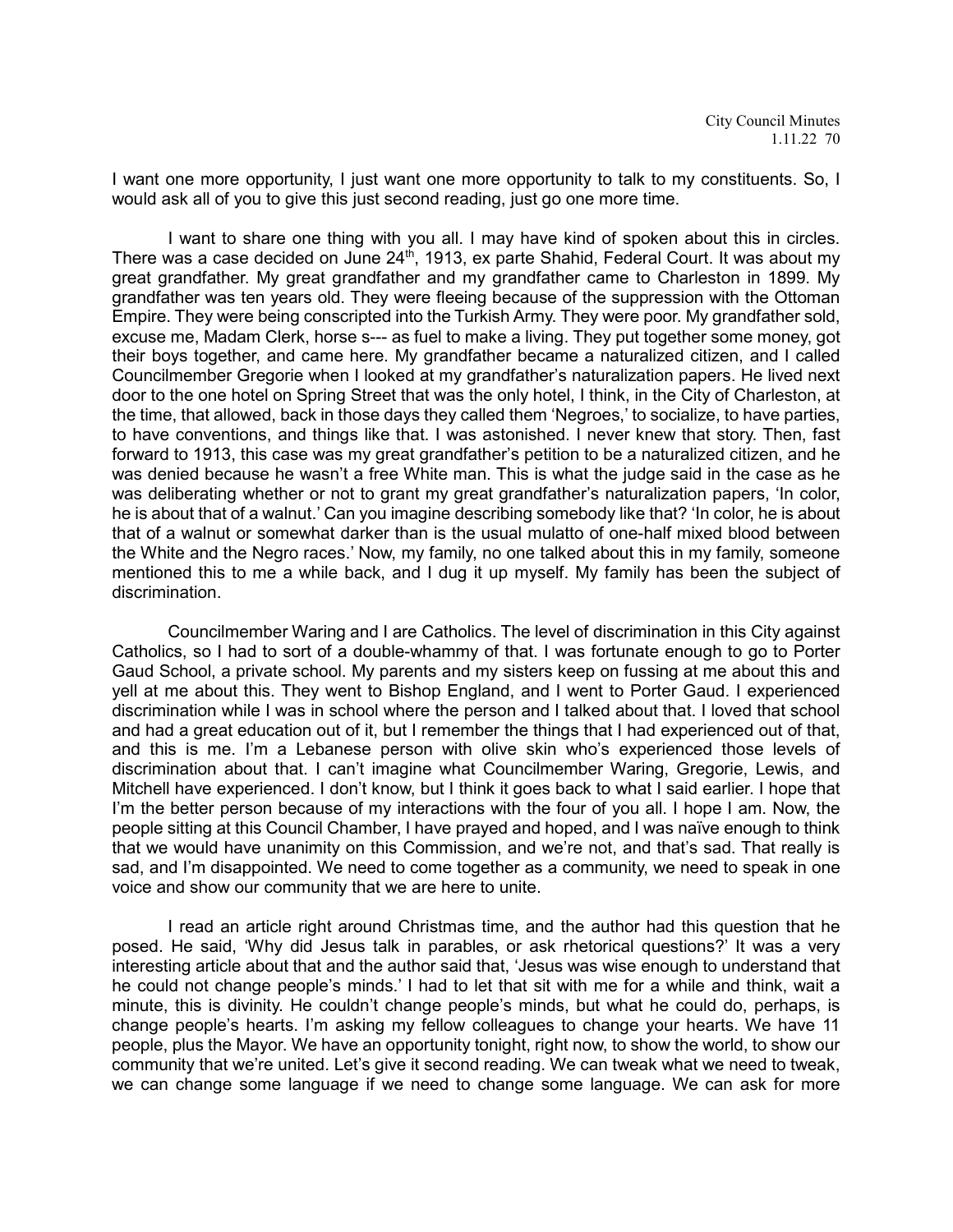I want one more opportunity, I just want one more opportunity to talk to my constituents. So, I would ask all of you to give this just second reading, just go one more time.

I want to share one thing with you all. I may have kind of spoken about this in circles. There was a case decided on June 24th, 1913, ex parte Shahid, Federal Court. It was about my great grandfather. My great grandfather and my grandfather came to Charleston in 1899. My grandfather was ten years old. They were fleeing because of the suppression with the Ottoman Empire. They were being conscripted into the Turkish Army. They were poor. My grandfather sold, excuse me, Madam Clerk, horse s--- as fuel to make a living. They put together some money, got their boys together, and came here. My grandfather became a naturalized citizen, and I called Councilmember Gregorie when I looked at my grandfather's naturalization papers. He lived next door to the one hotel on Spring Street that was the only hotel, I think, in the City of Charleston, at the time, that allowed, back in those days they called them 'Negroes,' to socialize, to have parties, to have conventions, and things like that. I was astonished. I never knew that story. Then, fast forward to 1913, this case was my great grandfather's petition to be a naturalized citizen, and he was denied because he wasn't a free White man. This is what the judge said in the case as he was deliberating whether or not to grant my great grandfather's naturalization papers, 'In color, he is about that of a walnut.' Can you imagine describing somebody like that? 'In color, he is about that of a walnut or somewhat darker than is the usual mulatto of one-half mixed blood between the White and the Negro races.' Now, my family, no one talked about this in my family, someone mentioned this to me a while back, and I dug it up myself. My family has been the subject of discrimination.

Councilmember Waring and I are Catholics. The level of discrimination in this City against Catholics, so I had to sort of a double-whammy of that. I was fortunate enough to go to Porter Gaud School, a private school. My parents and my sisters keep on fussing at me about this and yell at me about this. They went to Bishop England, and I went to Porter Gaud. I experienced discrimination while I was in school where the person and I talked about that. I loved that school and had a great education out of it, but I remember the things that I had experienced out of that, and this is me. I'm a Lebanese person with olive skin who's experienced those levels of discrimination about that. I can't imagine what Councilmember Waring, Gregorie, Lewis, and Mitchell have experienced. I don't know, but I think it goes back to what I said earlier. I hope that I'm the better person because of my interactions with the four of you all. I hope I am. Now, the people sitting at this Council Chamber, I have prayed and hoped, and I was naïve enough to think that we would have unanimity on this Commission, and we're not, and that's sad. That really is sad, and I'm disappointed. We need to come together as a community, we need to speak in one voice and show our community that we are here to unite.

I read an article right around Christmas time, and the author had this question that he posed. He said, 'Why did Jesus talk in parables, or ask rhetorical questions?' It was a very interesting article about that and the author said that, 'Jesus was wise enough to understand that he could not change people's minds.' I had to let that sit with me for a while and think, wait a minute, this is divinity. He couldn't change people's minds, but what he could do, perhaps, is change people's hearts. I'm asking my fellow colleagues to change your hearts. We have 11 people, plus the Mayor. We have an opportunity tonight, right now, to show the world, to show our community that we're united. Let's give it second reading. We can tweak what we need to tweak, we can change some language if we need to change some language. We can ask for more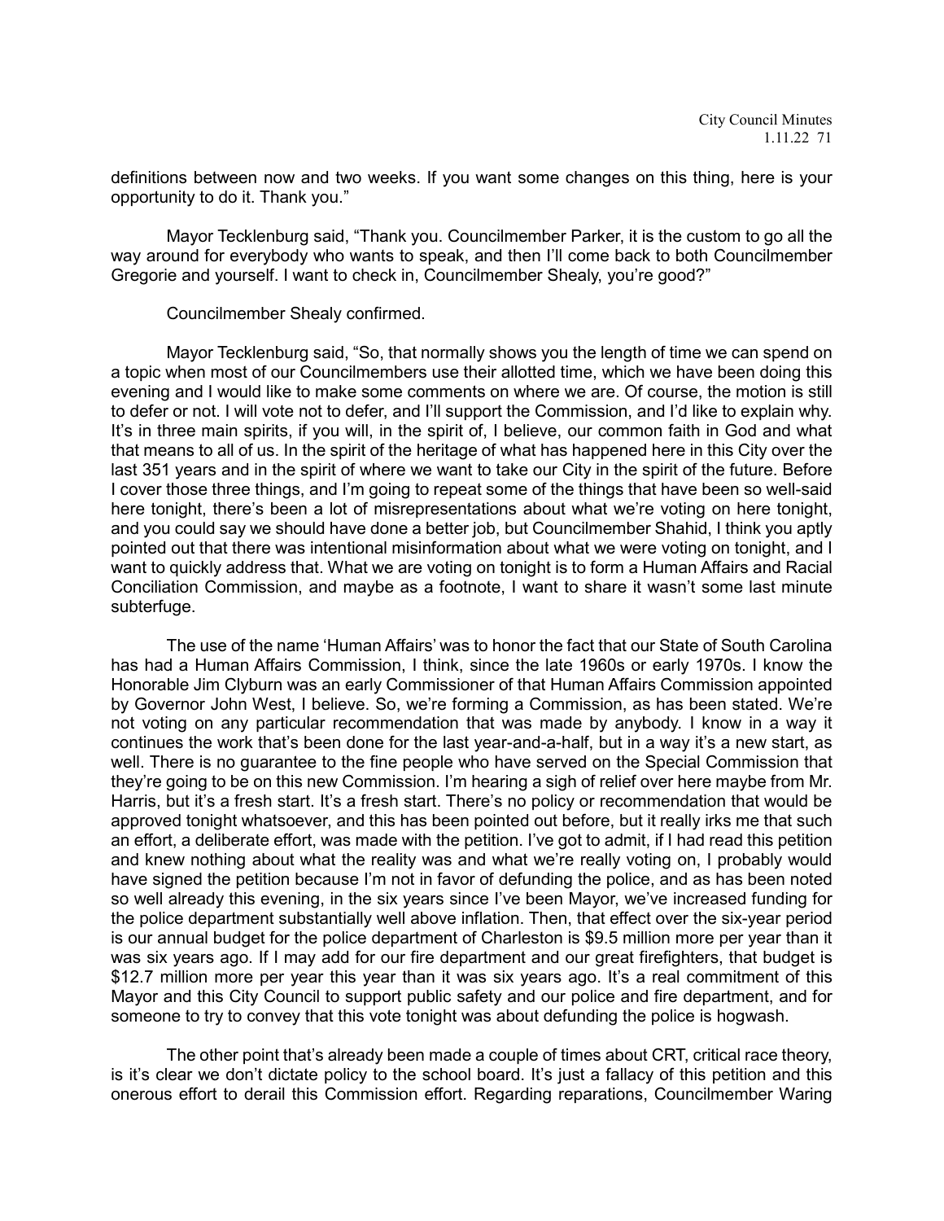definitions between now and two weeks. If you want some changes on this thing, here is your opportunity to do it. Thank you."

Mayor Tecklenburg said, "Thank you. Councilmember Parker, it is the custom to go all the way around for everybody who wants to speak, and then I'll come back to both Councilmember Gregorie and yourself. I want to check in, Councilmember Shealy, you're good?"

Councilmember Shealy confirmed.

Mayor Tecklenburg said, "So, that normally shows you the length of time we can spend on a topic when most of our Councilmembers use their allotted time, which we have been doing this evening and I would like to make some comments on where we are. Of course, the motion is still to defer or not. I will vote not to defer, and I'll support the Commission, and I'd like to explain why. It's in three main spirits, if you will, in the spirit of, I believe, our common faith in God and what that means to all of us. In the spirit of the heritage of what has happened here in this City over the last 351 years and in the spirit of where we want to take our City in the spirit of the future. Before I cover those three things, and I'm going to repeat some of the things that have been so well-said here tonight, there's been a lot of misrepresentations about what we're voting on here tonight, and you could say we should have done a better job, but Councilmember Shahid, I think you aptly pointed out that there was intentional misinformation about what we were voting on tonight, and I want to quickly address that. What we are voting on tonight is to form a Human Affairs and Racial Conciliation Commission, and maybe as a footnote, I want to share it wasn't some last minute subterfuge.

The use of the name 'Human Affairs' was to honor the fact that our State of South Carolina has had a Human Affairs Commission, I think, since the late 1960s or early 1970s. I know the Honorable Jim Clyburn was an early Commissioner of that Human Affairs Commission appointed by Governor John West, I believe. So, we're forming a Commission, as has been stated. We're not voting on any particular recommendation that was made by anybody. I know in a way it continues the work that's been done for the last year-and-a-half, but in a way it's a new start, as well. There is no guarantee to the fine people who have served on the Special Commission that they're going to be on this new Commission. I'm hearing a sigh of relief over here maybe from Mr. Harris, but it's a fresh start. It's a fresh start. There's no policy or recommendation that would be approved tonight whatsoever, and this has been pointed out before, but it really irks me that such an effort, a deliberate effort, was made with the petition. I've got to admit, if I had read this petition and knew nothing about what the reality was and what we're really voting on, I probably would have signed the petition because I'm not in favor of defunding the police, and as has been noted so well already this evening, in the six years since I've been Mayor, we've increased funding for the police department substantially well above inflation. Then, that effect over the six-year period is our annual budget for the police department of Charleston is $9.5 million more per year than it was six years ago. If I may add for our fire department and our great firefighters, that budget is $12.7 million more per year this year than it was six years ago. It's a real commitment of this Mayor and this City Council to support public safety and our police and fire department, and for someone to try to convey that this vote tonight was about defunding the police is hogwash.

The other point that's already been made a couple of times about CRT, critical race theory, is it's clear we don't dictate policy to the school board. It's just a fallacy of this petition and this onerous effort to derail this Commission effort. Regarding reparations, Councilmember Waring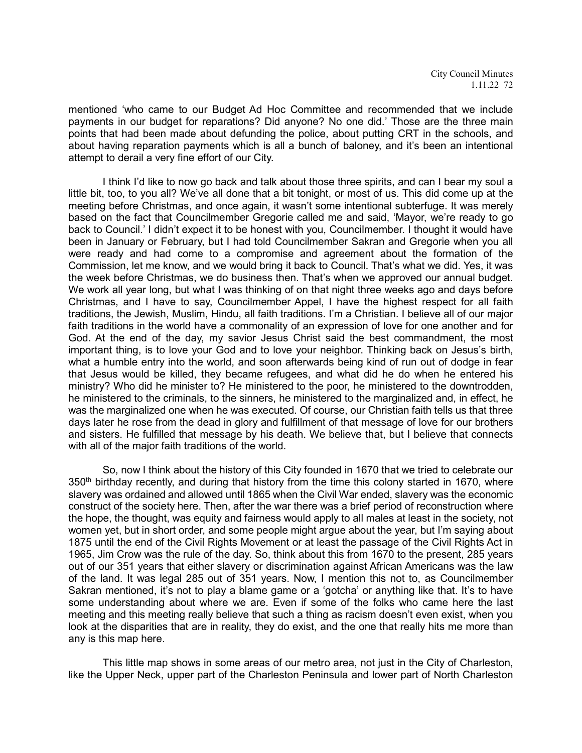mentioned 'who came to our Budget Ad Hoc Committee and recommended that we include payments in our budget for reparations? Did anyone? No one did.' Those are the three main points that had been made about defunding the police, about putting CRT in the schools, and about having reparation payments which is all a bunch of baloney, and it's been an intentional attempt to derail a very fine effort of our City.

I think I'd like to now go back and talk about those three spirits, and can I bear my soul a little bit, too, to you all? We've all done that a bit tonight, or most of us. This did come up at the meeting before Christmas, and once again, it wasn't some intentional subterfuge. It was merely based on the fact that Councilmember Gregorie called me and said, 'Mayor, we're ready to go back to Council.' I didn't expect it to be honest with you, Councilmember. I thought it would have been in January or February, but I had told Councilmember Sakran and Gregorie when you all were ready and had come to a compromise and agreement about the formation of the Commission, let me know, and we would bring it back to Council. That's what we did. Yes, it was the week before Christmas, we do business then. That's when we approved our annual budget. We work all year long, but what I was thinking of on that night three weeks ago and days before Christmas, and I have to say, Councilmember Appel, I have the highest respect for all faith traditions, the Jewish, Muslim, Hindu, all faith traditions. I'm a Christian. I believe all of our major faith traditions in the world have a commonality of an expression of love for one another and for God. At the end of the day, my savior Jesus Christ said the best commandment, the most important thing, is to love your God and to love your neighbor. Thinking back on Jesus's birth, what a humble entry into the world, and soon afterwards being kind of run out of dodge in fear that Jesus would be killed, they became refugees, and what did he do when he entered his ministry? Who did he minister to? He ministered to the poor, he ministered to the downtrodden, he ministered to the criminals, to the sinners, he ministered to the marginalized and, in effect, he was the marginalized one when he was executed. Of course, our Christian faith tells us that three days later he rose from the dead in glory and fulfillment of that message of love for our brothers and sisters. He fulfilled that message by his death. We believe that, but I believe that connects with all of the major faith traditions of the world.

So, now I think about the history of this City founded in 1670 that we tried to celebrate our 350th birthday recently, and during that history from the time this colony started in 1670, where slavery was ordained and allowed until 1865 when the Civil War ended, slavery was the economic construct of the society here. Then, after the war there was a brief period of reconstruction where the hope, the thought, was equity and fairness would apply to all males at least in the society, not women yet, but in short order, and some people might argue about the year, but I'm saying about 1875 until the end of the Civil Rights Movement or at least the passage of the Civil Rights Act in 1965, Jim Crow was the rule of the day. So, think about this from 1670 to the present, 285 years out of our 351 years that either slavery or discrimination against African Americans was the law of the land. It was legal 285 out of 351 years. Now, I mention this not to, as Councilmember Sakran mentioned, it's not to play a blame game or a 'gotcha' or anything like that. It's to have some understanding about where we are. Even if some of the folks who came here the last meeting and this meeting really believe that such a thing as racism doesn't even exist, when you look at the disparities that are in reality, they do exist, and the one that really hits me more than any is this map here.

This little map shows in some areas of our metro area, not just in the City of Charleston, like the Upper Neck, upper part of the Charleston Peninsula and lower part of North Charleston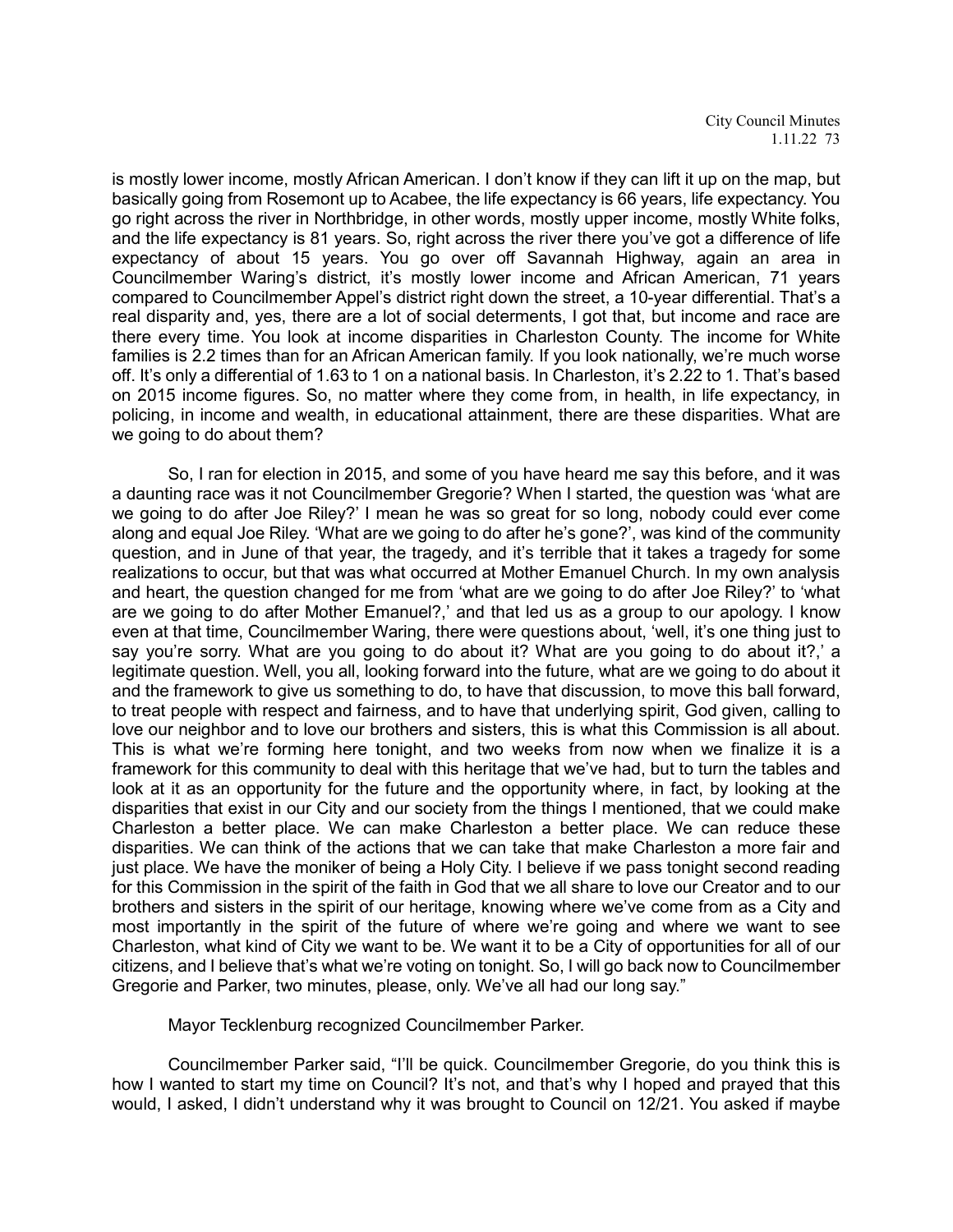is mostly lower income, mostly African American. I don't know if they can lift it up on the map, but basically going from Rosemont up to Acabee, the life expectancy is 66 years, life expectancy. You go right across the river in Northbridge, in other words, mostly upper income, mostly White folks, and the life expectancy is 81 years. So, right across the river there you've got a difference of life expectancy of about 15 years. You go over off Savannah Highway, again an area in Councilmember Waring's district, it's mostly lower income and African American, 71 years compared to Councilmember Appel's district right down the street, a 10-year differential. That's a real disparity and, yes, there are a lot of social determents, I got that, but income and race are there every time. You look at income disparities in Charleston County. The income for White families is 2.2 times than for an African American family. If you look nationally, we're much worse off. It's only a differential of 1.63 to 1 on a national basis. In Charleston, it's 2.22 to 1. That's based on 2015 income figures. So, no matter where they come from, in health, in life expectancy, in policing, in income and wealth, in educational attainment, there are these disparities. What are we going to do about them?

So, I ran for election in 2015, and some of you have heard me say this before, and it was a daunting race was it not Councilmember Gregorie? When I started, the question was 'what are we going to do after Joe Riley?' I mean he was so great for so long, nobody could ever come along and equal Joe Riley. 'What are we going to do after he's gone?', was kind of the community question, and in June of that year, the tragedy, and it's terrible that it takes a tragedy for some realizations to occur, but that was what occurred at Mother Emanuel Church. In my own analysis and heart, the question changed for me from 'what are we going to do after Joe Riley?' to 'what are we going to do after Mother Emanuel?,' and that led us as a group to our apology. I know even at that time, Councilmember Waring, there were questions about, 'well, it's one thing just to say you're sorry. What are you going to do about it? What are you going to do about it?,' a legitimate question. Well, you all, looking forward into the future, what are we going to do about it and the framework to give us something to do, to have that discussion, to move this ball forward, to treat people with respect and fairness, and to have that underlying spirit, God given, calling to love our neighbor and to love our brothers and sisters, this is what this Commission is all about. This is what we're forming here tonight, and two weeks from now when we finalize it is a framework for this community to deal with this heritage that we've had, but to turn the tables and look at it as an opportunity for the future and the opportunity where, in fact, by looking at the disparities that exist in our City and our society from the things I mentioned, that we could make Charleston a better place. We can make Charleston a better place. We can reduce these disparities. We can think of the actions that we can take that make Charleston a more fair and just place. We have the moniker of being a Holy City. I believe if we pass tonight second reading for this Commission in the spirit of the faith in God that we all share to love our Creator and to our brothers and sisters in the spirit of our heritage, knowing where we've come from as a City and most importantly in the spirit of the future of where we're going and where we want to see Charleston, what kind of City we want to be. We want it to be a City of opportunities for all of our citizens, and I believe that's what we're voting on tonight. So, I will go back now to Councilmember Gregorie and Parker, two minutes, please, only. We've all had our long say."

Mayor Tecklenburg recognized Councilmember Parker.

Councilmember Parker said, "I'll be quick. Councilmember Gregorie, do you think this is how I wanted to start my time on Council? It's not, and that's why I hoped and prayed that this would, I asked, I didn't understand why it was brought to Council on 12/21. You asked if maybe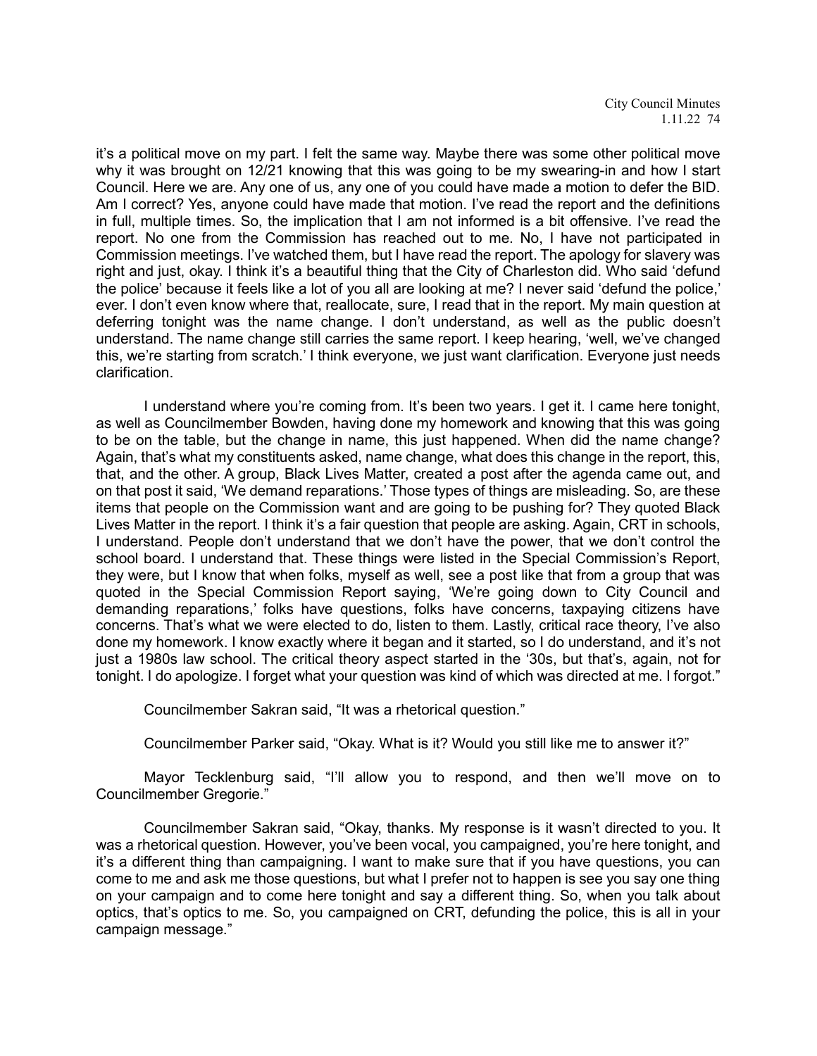it's a political move on my part. I felt the same way. Maybe there was some other political move why it was brought on 12/21 knowing that this was going to be my swearing-in and how I start Council. Here we are. Any one of us, any one of you could have made a motion to defer the BID. Am I correct? Yes, anyone could have made that motion. I've read the report and the definitions in full, multiple times. So, the implication that I am not informed is a bit offensive. I've read the report. No one from the Commission has reached out to me. No, I have not participated in Commission meetings. I've watched them, but I have read the report. The apology for slavery was right and just, okay. I think it's a beautiful thing that the City of Charleston did. Who said 'defund the police' because it feels like a lot of you all are looking at me? I never said 'defund the police,' ever. I don't even know where that, reallocate, sure, I read that in the report. My main question at deferring tonight was the name change. I don't understand, as well as the public doesn't understand. The name change still carries the same report. I keep hearing, 'well, we've changed this, we're starting from scratch.' I think everyone, we just want clarification. Everyone just needs clarification.

I understand where you're coming from. It's been two years. I get it. I came here tonight, as well as Councilmember Bowden, having done my homework and knowing that this was going to be on the table, but the change in name, this just happened. When did the name change? Again, that's what my constituents asked, name change, what does this change in the report, this, that, and the other. A group, Black Lives Matter, created a post after the agenda came out, and on that post it said, 'We demand reparations.' Those types of things are misleading. So, are these items that people on the Commission want and are going to be pushing for? They quoted Black Lives Matter in the report. I think it's a fair question that people are asking. Again, CRT in schools, I understand. People don't understand that we don't have the power, that we don't control the school board. I understand that. These things were listed in the Special Commission's Report, they were, but I know that when folks, myself as well, see a post like that from a group that was quoted in the Special Commission Report saying, 'We're going down to City Council and demanding reparations,' folks have questions, folks have concerns, taxpaying citizens have concerns. That's what we were elected to do, listen to them. Lastly, critical race theory, I've also done my homework. I know exactly where it began and it started, so I do understand, and it's not just a 1980s law school. The critical theory aspect started in the '30s, but that's, again, not for tonight. I do apologize. I forget what your question was kind of which was directed at me. I forgot."

Councilmember Sakran said, "It was a rhetorical question."

Councilmember Parker said, "Okay. What is it? Would you still like me to answer it?"

Mayor Tecklenburg said, "I'll allow you to respond, and then we'll move on to Councilmember Gregorie."

Councilmember Sakran said, "Okay, thanks. My response is it wasn't directed to you. It was a rhetorical question. However, you've been vocal, you campaigned, you're here tonight, and it's a different thing than campaigning. I want to make sure that if you have questions, you can come to me and ask me those questions, but what I prefer not to happen is see you say one thing on your campaign and to come here tonight and say a different thing. So, when you talk about optics, that's optics to me. So, you campaigned on CRT, defunding the police, this is all in your campaign message."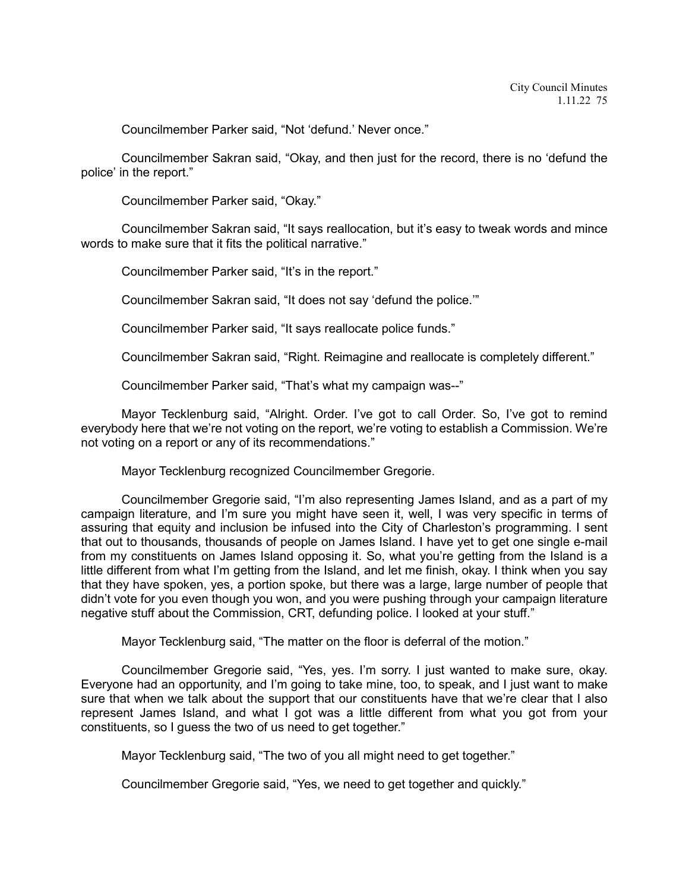Councilmember Parker said, "Not 'defund.' Never once."

Councilmember Sakran said, "Okay, and then just for the record, there is no 'defund the police' in the report."

Councilmember Parker said, "Okay."

Councilmember Sakran said, "It says reallocation, but it's easy to tweak words and mince words to make sure that it fits the political narrative."

Councilmember Parker said, "It's in the report."

Councilmember Sakran said, "It does not say 'defund the police.'"

Councilmember Parker said, "It says reallocate police funds."

Councilmember Sakran said, "Right. Reimagine and reallocate is completely different."

Councilmember Parker said, "That's what my campaign was--"

Mayor Tecklenburg said, "Alright. Order. I've got to call Order. So, I've got to remind everybody here that we're not voting on the report, we're voting to establish a Commission. We're not voting on a report or any of its recommendations."

Mayor Tecklenburg recognized Councilmember Gregorie.

Councilmember Gregorie said, "I'm also representing James Island, and as a part of my campaign literature, and I'm sure you might have seen it, well, I was very specific in terms of assuring that equity and inclusion be infused into the City of Charleston's programming. I sent that out to thousands, thousands of people on James Island. I have yet to get one single e-mail from my constituents on James Island opposing it. So, what you're getting from the Island is a little different from what I'm getting from the Island, and let me finish, okay. I think when you say that they have spoken, yes, a portion spoke, but there was a large, large number of people that didn't vote for you even though you won, and you were pushing through your campaign literature negative stuff about the Commission, CRT, defunding police. I looked at your stuff."

Mayor Tecklenburg said, "The matter on the floor is deferral of the motion."

Councilmember Gregorie said, "Yes, yes. I'm sorry. I just wanted to make sure, okay. Everyone had an opportunity, and I'm going to take mine, too, to speak, and I just want to make sure that when we talk about the support that our constituents have that we're clear that I also represent James Island, and what I got was a little different from what you got from your constituents, so I guess the two of us need to get together."

Mayor Tecklenburg said, "The two of you all might need to get together."

Councilmember Gregorie said, "Yes, we need to get together and quickly."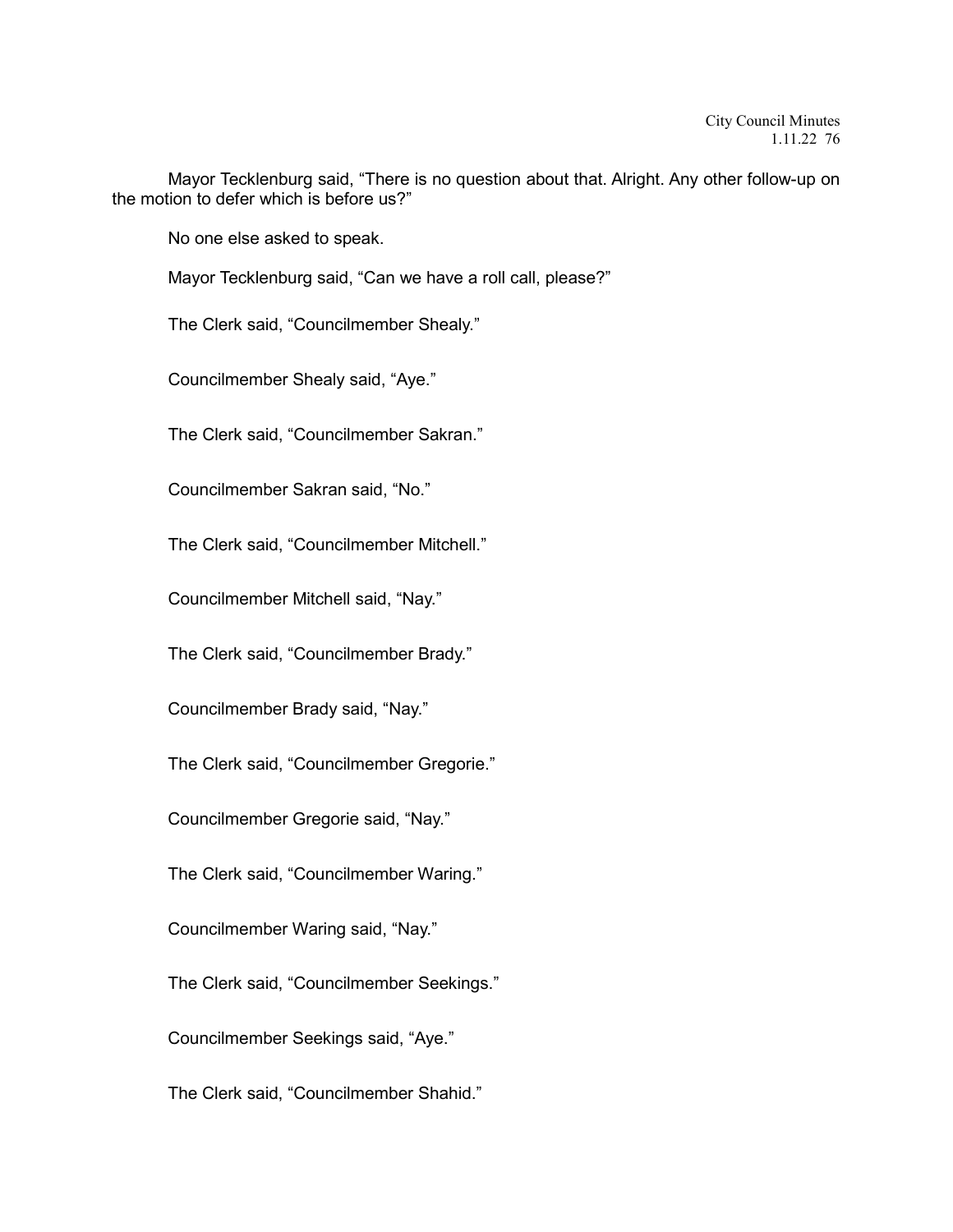Mayor Tecklenburg said, "There is no question about that. Alright. Any other follow-up on the motion to defer which is before us?"

No one else asked to speak.

Mayor Tecklenburg said, "Can we have a roll call, please?"

The Clerk said, "Councilmember Shealy."

Councilmember Shealy said, "Aye."

The Clerk said, "Councilmember Sakran."

Councilmember Sakran said, "No."

The Clerk said, "Councilmember Mitchell."

Councilmember Mitchell said, "Nay."

The Clerk said, "Councilmember Brady."

Councilmember Brady said, "Nay."

The Clerk said, "Councilmember Gregorie."

Councilmember Gregorie said, "Nay."

The Clerk said, "Councilmember Waring."

Councilmember Waring said, "Nay."

The Clerk said, "Councilmember Seekings."

Councilmember Seekings said, "Aye."

The Clerk said, "Councilmember Shahid."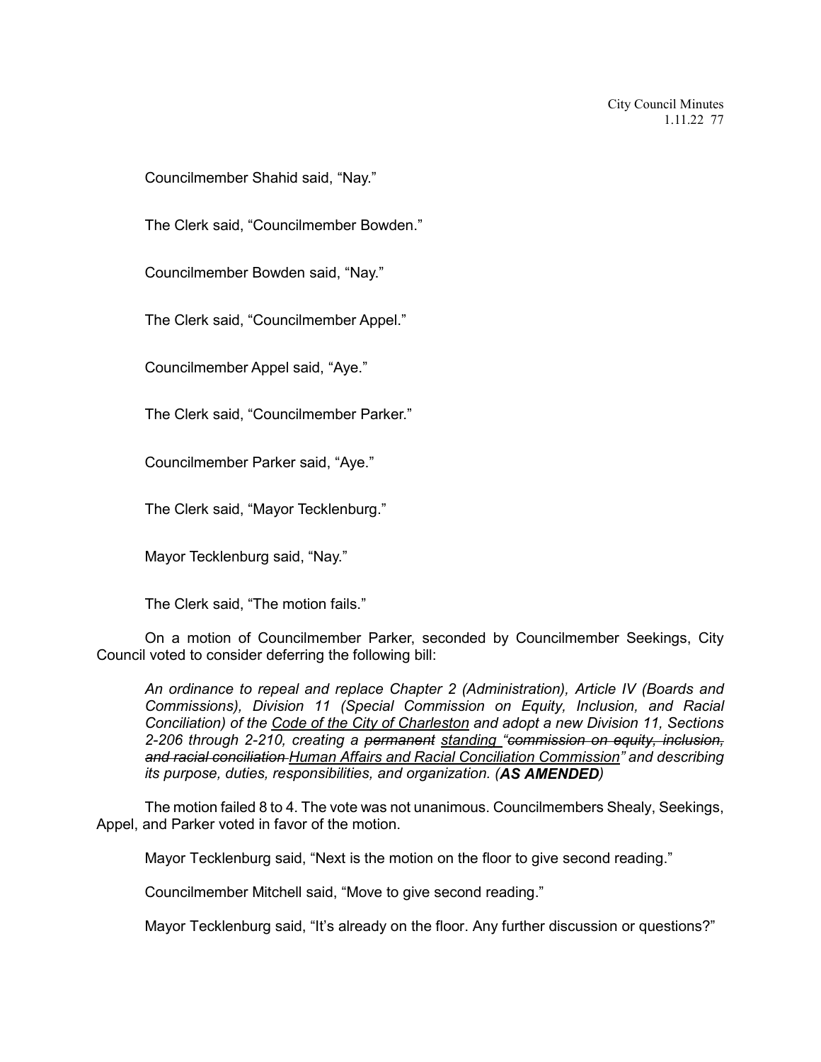Councilmember Shahid said, "Nay."

The Clerk said, "Councilmember Bowden."

Councilmember Bowden said, "Nay."

The Clerk said, "Councilmember Appel."

Councilmember Appel said, "Aye."

The Clerk said, "Councilmember Parker."

Councilmember Parker said, "Aye."

The Clerk said, "Mayor Tecklenburg."

Mayor Tecklenburg said, "Nay."

The Clerk said, "The motion fails."

On a motion of Councilmember Parker, seconded by Councilmember Seekings, City Council voted to consider deferring the following bill:

> *An ordinance to repeal and replace Chapter 2 (Administration), Article IV (Boards and Commissions), Division 11 (Special Commission on Equity, Inclusion, and Racial Conciliation) of the <u>Code of the City of Charleston</u> and adopt a new Division 11, Sections 2-206 through 2-210, creating a ~~permanent~~ <u>standing</u> "~~commission on equity, inclusion, and racial conciliation~~ <u>Human Affairs and Racial Conciliation Commission</u>" and describing its purpose, duties, responsibilities, and organization. (**AS AMENDED**)*

The motion failed 8 to 4. The vote was not unanimous. Councilmembers Shealy, Seekings, Appel, and Parker voted in favor of the motion.

Mayor Tecklenburg said, "Next is the motion on the floor to give second reading."

Councilmember Mitchell said, "Move to give second reading."

Mayor Tecklenburg said, "It's already on the floor. Any further discussion or questions?"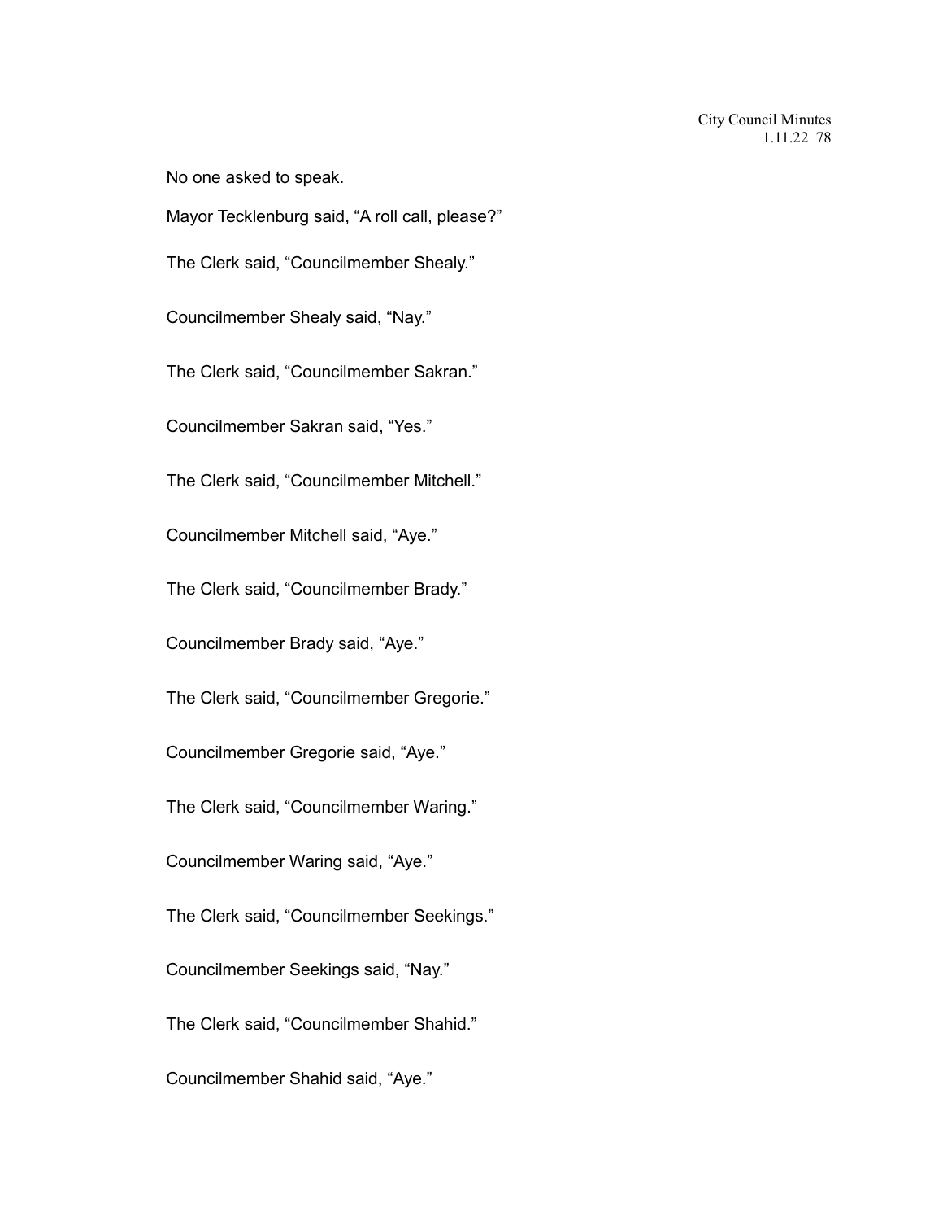No one asked to speak.

Mayor Tecklenburg said, “A roll call, please?”

The Clerk said, “Councilmember Shealy.”

Councilmember Shealy said, “Nay.”

The Clerk said, “Councilmember Sakran.”

Councilmember Sakran said, “Yes.”

The Clerk said, “Councilmember Mitchell.”

Councilmember Mitchell said, “Aye.”

The Clerk said, “Councilmember Brady.”

Councilmember Brady said, “Aye.”

The Clerk said, “Councilmember Gregorie.”

Councilmember Gregorie said, “Aye.”

The Clerk said, “Councilmember Waring.”

Councilmember Waring said, “Aye.”

The Clerk said, “Councilmember Seekings.”

Councilmember Seekings said, “Nay.”

The Clerk said, “Councilmember Shahid.”

Councilmember Shahid said, “Aye.”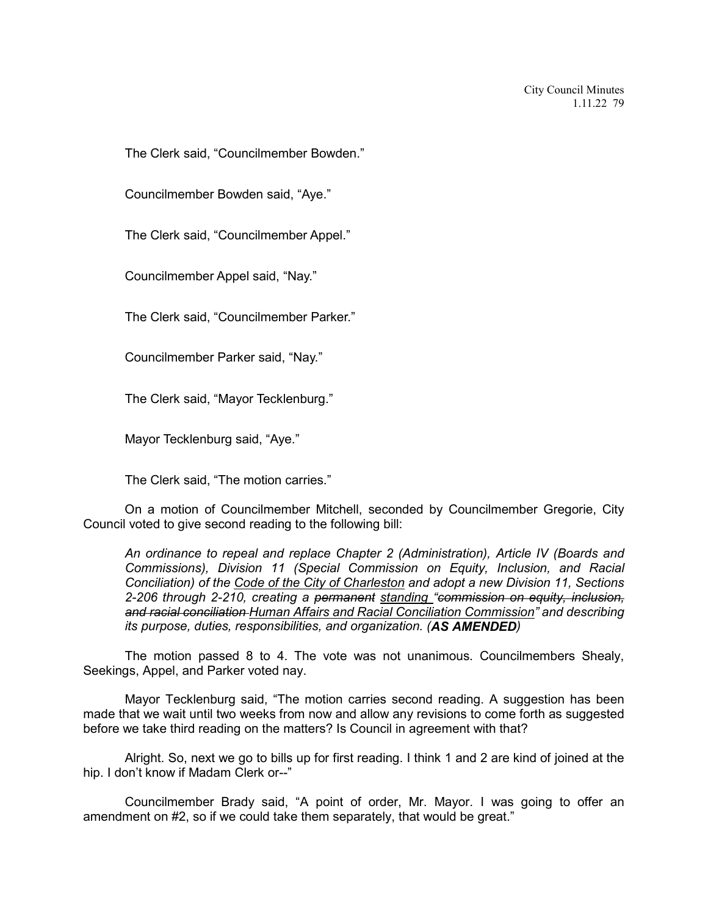The Clerk said, "Councilmember Bowden."

Councilmember Bowden said, "Aye."

The Clerk said, "Councilmember Appel."

Councilmember Appel said, "Nay."

The Clerk said, "Councilmember Parker."

Councilmember Parker said, "Nay."

The Clerk said, "Mayor Tecklenburg."

Mayor Tecklenburg said, "Aye."

The Clerk said, "The motion carries."

On a motion of Councilmember Mitchell, seconded by Councilmember Gregorie, City Council voted to give second reading to the following bill:

*An ordinance to repeal and replace Chapter 2 (Administration), Article IV (Boards and Commissions), Division 11 (Special Commission on Equity, Inclusion, and Racial Conciliation) of the <u>Code of the City of Charleston</u> and adopt a new Division 11, Sections 2-206 through 2-210, creating a ~~permanent~~ <u>standing</u> "~~commission on equity, inclusion, and racial conciliation~~ <u>Human Affairs and Racial Conciliation Commission</u>" and describing its purpose, duties, responsibilities, and organization. (**AS AMENDED**)*

The motion passed 8 to 4. The vote was not unanimous. Councilmembers Shealy, Seekings, Appel, and Parker voted nay.

Mayor Tecklenburg said, "The motion carries second reading. A suggestion has been made that we wait until two weeks from now and allow any revisions to come forth as suggested before we take third reading on the matters? Is Council in agreement with that?

Alright. So, next we go to bills up for first reading. I think 1 and 2 are kind of joined at the hip. I don't know if Madam Clerk or--"

Councilmember Brady said, "A point of order, Mr. Mayor. I was going to offer an amendment on #2, so if we could take them separately, that would be great."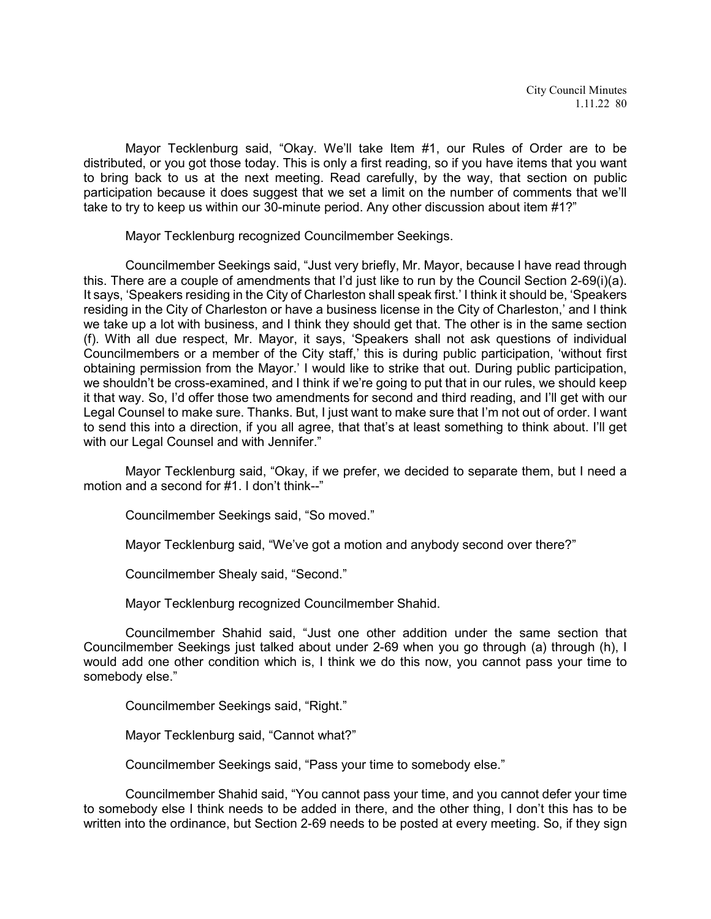Mayor Tecklenburg said, "Okay. We'll take Item #1, our Rules of Order are to be distributed, or you got those today. This is only a first reading, so if you have items that you want to bring back to us at the next meeting. Read carefully, by the way, that section on public participation because it does suggest that we set a limit on the number of comments that we'll take to try to keep us within our 30-minute period. Any other discussion about item #1?"

Mayor Tecklenburg recognized Councilmember Seekings.

Councilmember Seekings said, "Just very briefly, Mr. Mayor, because I have read through this. There are a couple of amendments that I'd just like to run by the Council Section 2-69(i)(a). It says, 'Speakers residing in the City of Charleston shall speak first.' I think it should be, 'Speakers residing in the City of Charleston or have a business license in the City of Charleston,' and I think we take up a lot with business, and I think they should get that. The other is in the same section (f). With all due respect, Mr. Mayor, it says, 'Speakers shall not ask questions of individual Councilmembers or a member of the City staff,' this is during public participation, 'without first obtaining permission from the Mayor.' I would like to strike that out. During public participation, we shouldn't be cross-examined, and I think if we're going to put that in our rules, we should keep it that way. So, I'd offer those two amendments for second and third reading, and I'll get with our Legal Counsel to make sure. Thanks. But, I just want to make sure that I'm not out of order. I want to send this into a direction, if you all agree, that that's at least something to think about. I'll get with our Legal Counsel and with Jennifer."

Mayor Tecklenburg said, "Okay, if we prefer, we decided to separate them, but I need a motion and a second for #1. I don't think--"

Councilmember Seekings said, "So moved."

Mayor Tecklenburg said, "We've got a motion and anybody second over there?"

Councilmember Shealy said, "Second."

Mayor Tecklenburg recognized Councilmember Shahid.

Councilmember Shahid said, "Just one other addition under the same section that Councilmember Seekings just talked about under 2-69 when you go through (a) through (h), I would add one other condition which is, I think we do this now, you cannot pass your time to somebody else."

Councilmember Seekings said, "Right."

Mayor Tecklenburg said, "Cannot what?"

Councilmember Seekings said, "Pass your time to somebody else."

Councilmember Shahid said, "You cannot pass your time, and you cannot defer your time to somebody else I think needs to be added in there, and the other thing, I don't this has to be written into the ordinance, but Section 2-69 needs to be posted at every meeting. So, if they sign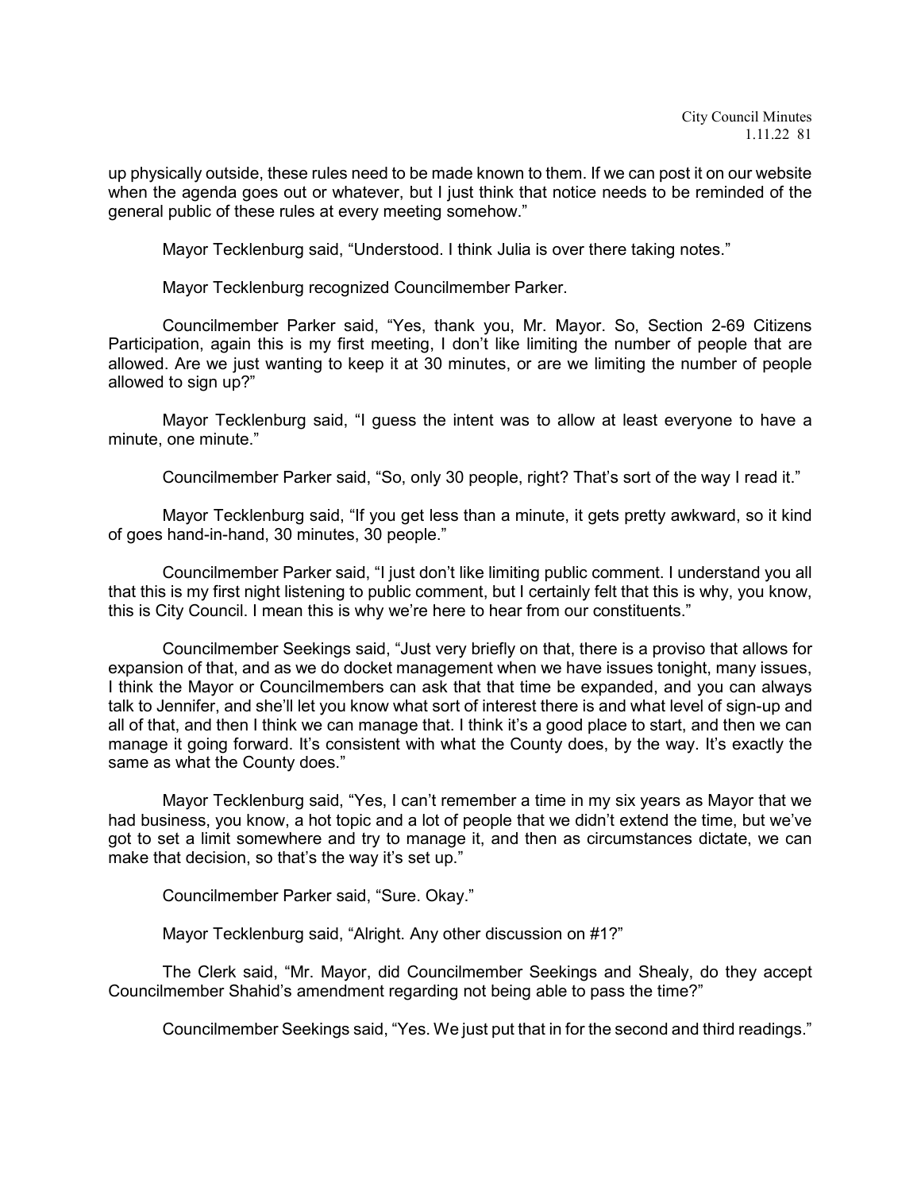up physically outside, these rules need to be made known to them. If we can post it on our website when the agenda goes out or whatever, but I just think that notice needs to be reminded of the general public of these rules at every meeting somehow."

Mayor Tecklenburg said, "Understood. I think Julia is over there taking notes."

Mayor Tecklenburg recognized Councilmember Parker.

Councilmember Parker said, "Yes, thank you, Mr. Mayor. So, Section 2-69 Citizens Participation, again this is my first meeting, I don't like limiting the number of people that are allowed. Are we just wanting to keep it at 30 minutes, or are we limiting the number of people allowed to sign up?"

Mayor Tecklenburg said, "I guess the intent was to allow at least everyone to have a minute, one minute."

Councilmember Parker said, "So, only 30 people, right? That's sort of the way I read it."

Mayor Tecklenburg said, "If you get less than a minute, it gets pretty awkward, so it kind of goes hand-in-hand, 30 minutes, 30 people."

Councilmember Parker said, "I just don't like limiting public comment. I understand you all that this is my first night listening to public comment, but I certainly felt that this is why, you know, this is City Council. I mean this is why we're here to hear from our constituents."

Councilmember Seekings said, "Just very briefly on that, there is a proviso that allows for expansion of that, and as we do docket management when we have issues tonight, many issues, I think the Mayor or Councilmembers can ask that that time be expanded, and you can always talk to Jennifer, and she'll let you know what sort of interest there is and what level of sign-up and all of that, and then I think we can manage that. I think it's a good place to start, and then we can manage it going forward. It's consistent with what the County does, by the way. It's exactly the same as what the County does."

Mayor Tecklenburg said, "Yes, I can't remember a time in my six years as Mayor that we had business, you know, a hot topic and a lot of people that we didn't extend the time, but we've got to set a limit somewhere and try to manage it, and then as circumstances dictate, we can make that decision, so that's the way it's set up."

Councilmember Parker said, "Sure. Okay."

Mayor Tecklenburg said, "Alright. Any other discussion on #1?"

The Clerk said, "Mr. Mayor, did Councilmember Seekings and Shealy, do they accept Councilmember Shahid's amendment regarding not being able to pass the time?"

Councilmember Seekings said, "Yes. We just put that in for the second and third readings."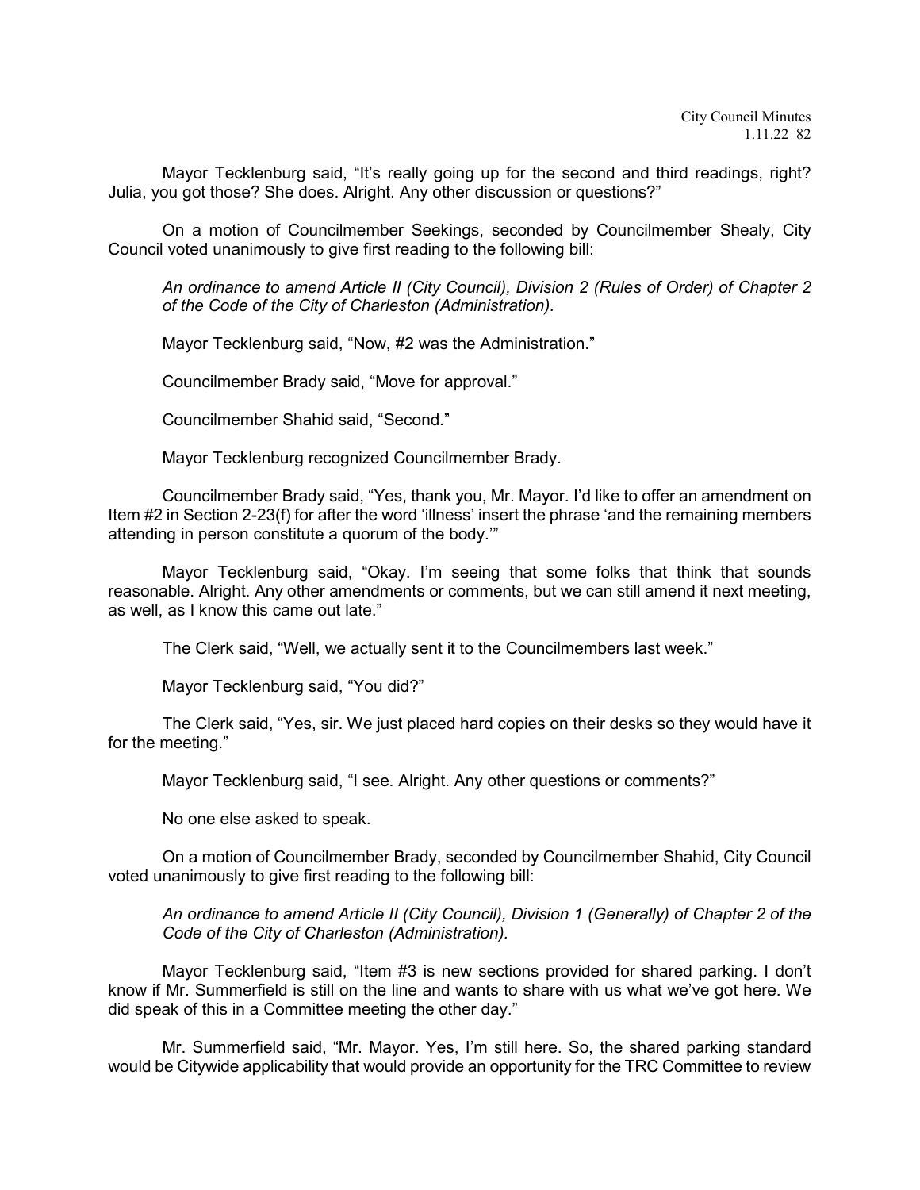Mayor Tecklenburg said, "It's really going up for the second and third readings, right? Julia, you got those? She does. Alright. Any other discussion or questions?"

On a motion of Councilmember Seekings, seconded by Councilmember Shealy, City Council voted unanimously to give first reading to the following bill:

*An ordinance to amend Article II (City Council), Division 2 (Rules of Order) of Chapter 2 of the Code of the City of Charleston (Administration).*

Mayor Tecklenburg said, "Now, #2 was the Administration."

Councilmember Brady said, "Move for approval."

Councilmember Shahid said, "Second."

Mayor Tecklenburg recognized Councilmember Brady.

Councilmember Brady said, "Yes, thank you, Mr. Mayor. I'd like to offer an amendment on Item #2 in Section 2-23(f) for after the word 'illness' insert the phrase 'and the remaining members attending in person constitute a quorum of the body.'"

Mayor Tecklenburg said, "Okay. I'm seeing that some folks that think that sounds reasonable. Alright. Any other amendments or comments, but we can still amend it next meeting, as well, as I know this came out late."

The Clerk said, "Well, we actually sent it to the Councilmembers last week."

Mayor Tecklenburg said, "You did?"

The Clerk said, "Yes, sir. We just placed hard copies on their desks so they would have it for the meeting."

Mayor Tecklenburg said, "I see. Alright. Any other questions or comments?"

No one else asked to speak.

On a motion of Councilmember Brady, seconded by Councilmember Shahid, City Council voted unanimously to give first reading to the following bill:

*An ordinance to amend Article II (City Council), Division 1 (Generally) of Chapter 2 of the Code of the City of Charleston (Administration).*

Mayor Tecklenburg said, "Item #3 is new sections provided for shared parking. I don't know if Mr. Summerfield is still on the line and wants to share with us what we've got here. We did speak of this in a Committee meeting the other day."

Mr. Summerfield said, "Mr. Mayor. Yes, I'm still here. So, the shared parking standard would be Citywide applicability that would provide an opportunity for the TRC Committee to review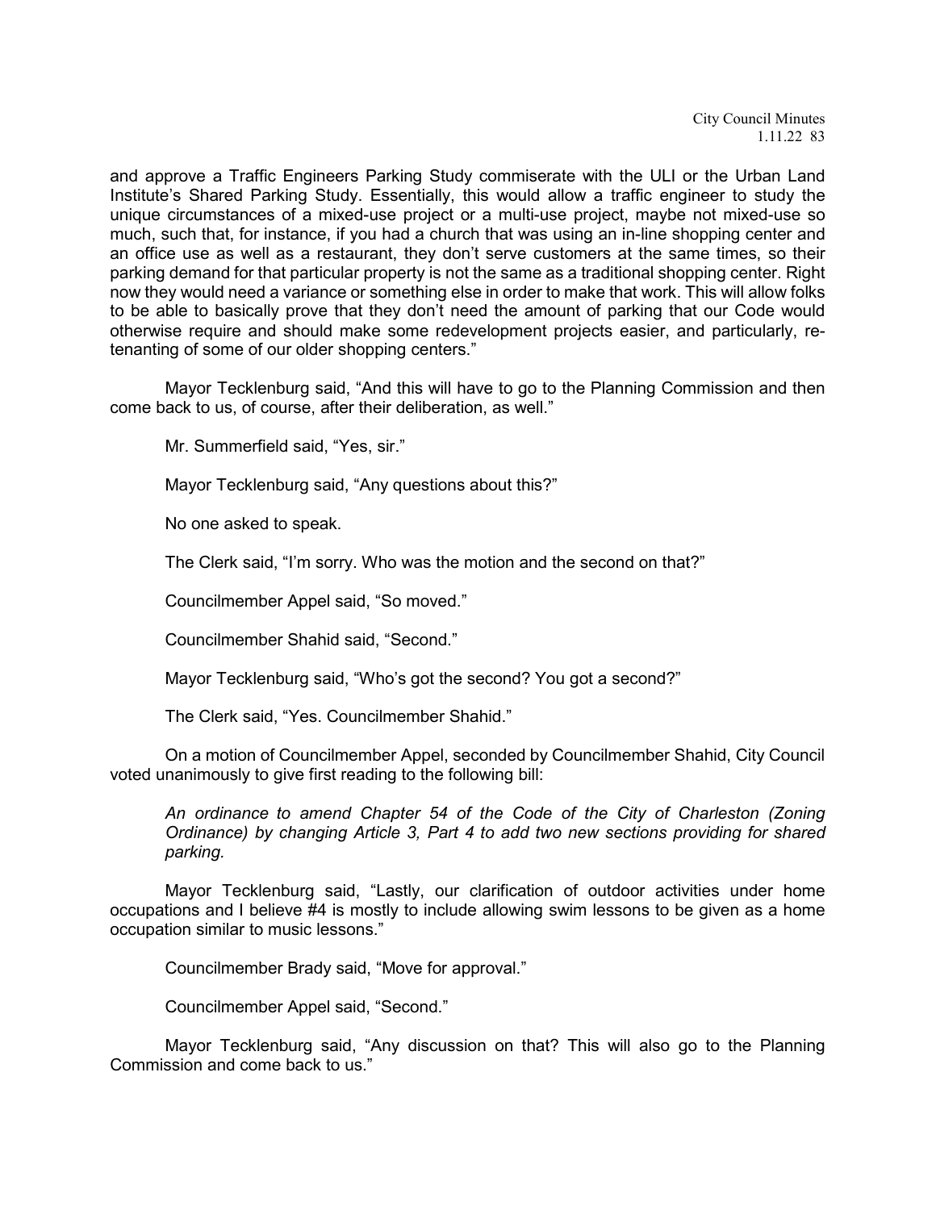and approve a Traffic Engineers Parking Study commiserate with the ULI or the Urban Land Institute's Shared Parking Study. Essentially, this would allow a traffic engineer to study the unique circumstances of a mixed-use project or a multi-use project, maybe not mixed-use so much, such that, for instance, if you had a church that was using an in-line shopping center and an office use as well as a restaurant, they don't serve customers at the same times, so their parking demand for that particular property is not the same as a traditional shopping center. Right now they would need a variance or something else in order to make that work. This will allow folks to be able to basically prove that they don't need the amount of parking that our Code would otherwise require and should make some redevelopment projects easier, and particularly, re-tenanting of some of our older shopping centers."

Mayor Tecklenburg said, "And this will have to go to the Planning Commission and then come back to us, of course, after their deliberation, as well."

Mr. Summerfield said, "Yes, sir."

Mayor Tecklenburg said, "Any questions about this?"

No one asked to speak.

The Clerk said, "I'm sorry. Who was the motion and the second on that?"

Councilmember Appel said, "So moved."

Councilmember Shahid said, "Second."

Mayor Tecklenburg said, "Who's got the second? You got a second?"

The Clerk said, "Yes. Councilmember Shahid."

On a motion of Councilmember Appel, seconded by Councilmember Shahid, City Council voted unanimously to give first reading to the following bill:

*An ordinance to amend Chapter 54 of the Code of the City of Charleston (Zoning Ordinance) by changing Article 3, Part 4 to add two new sections providing for shared parking.*

Mayor Tecklenburg said, "Lastly, our clarification of outdoor activities under home occupations and I believe #4 is mostly to include allowing swim lessons to be given as a home occupation similar to music lessons."

Councilmember Brady said, "Move for approval."

Councilmember Appel said, "Second."

Mayor Tecklenburg said, "Any discussion on that? This will also go to the Planning Commission and come back to us."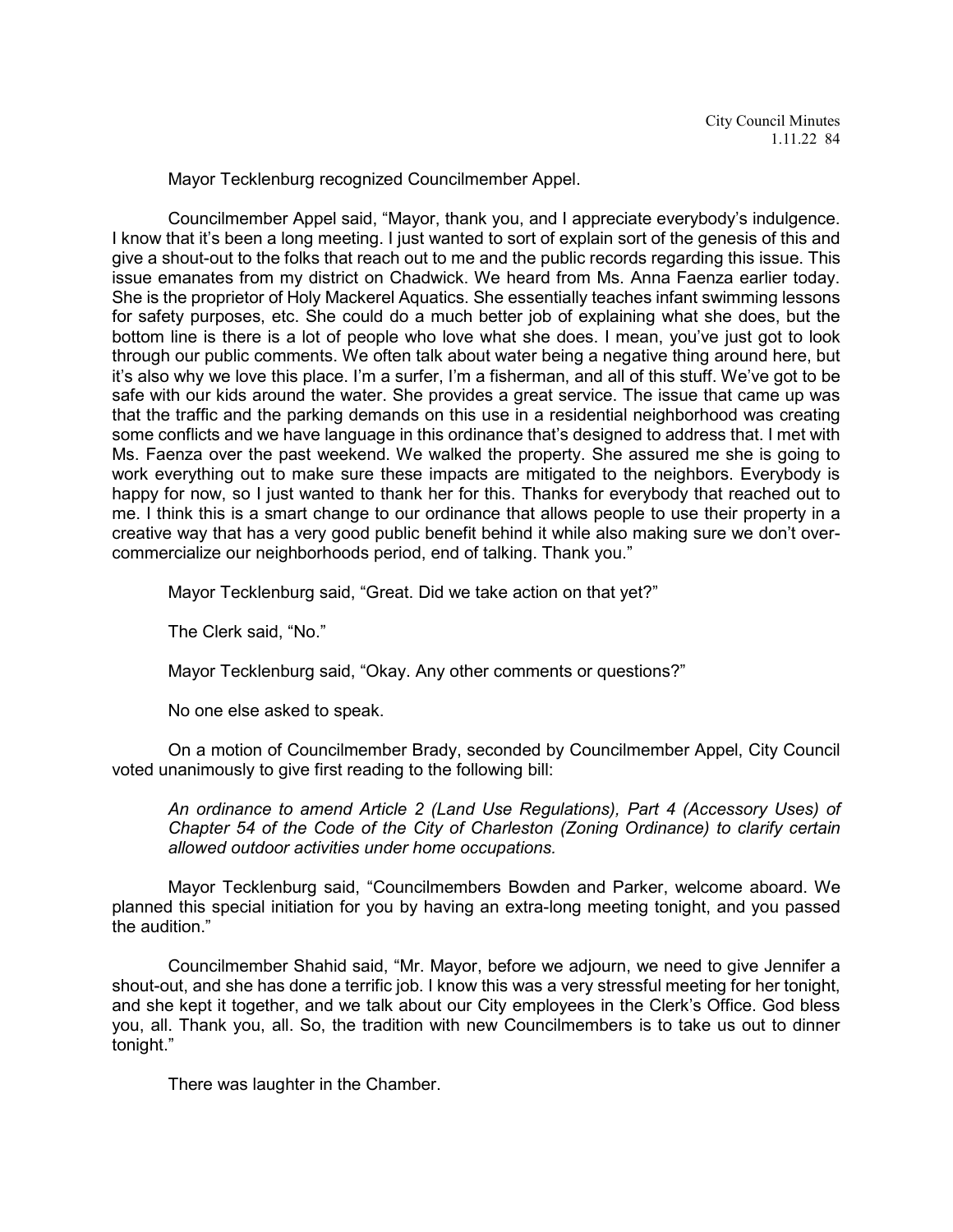Mayor Tecklenburg recognized Councilmember Appel.

Councilmember Appel said, "Mayor, thank you, and I appreciate everybody's indulgence. I know that it's been a long meeting. I just wanted to sort of explain sort of the genesis of this and give a shout-out to the folks that reach out to me and the public records regarding this issue. This issue emanates from my district on Chadwick. We heard from Ms. Anna Faenza earlier today. She is the proprietor of Holy Mackerel Aquatics. She essentially teaches infant swimming lessons for safety purposes, etc. She could do a much better job of explaining what she does, but the bottom line is there is a lot of people who love what she does. I mean, you've just got to look through our public comments. We often talk about water being a negative thing around here, but it's also why we love this place. I'm a surfer, I'm a fisherman, and all of this stuff. We've got to be safe with our kids around the water. She provides a great service. The issue that came up was that the traffic and the parking demands on this use in a residential neighborhood was creating some conflicts and we have language in this ordinance that's designed to address that. I met with Ms. Faenza over the past weekend. We walked the property. She assured me she is going to work everything out to make sure these impacts are mitigated to the neighbors. Everybody is happy for now, so I just wanted to thank her for this. Thanks for everybody that reached out to me. I think this is a smart change to our ordinance that allows people to use their property in a creative way that has a very good public benefit behind it while also making sure we don't over-commercialize our neighborhoods period, end of talking. Thank you."

Mayor Tecklenburg said, "Great. Did we take action on that yet?"

The Clerk said, "No."

Mayor Tecklenburg said, "Okay. Any other comments or questions?"

No one else asked to speak.

On a motion of Councilmember Brady, seconded by Councilmember Appel, City Council voted unanimously to give first reading to the following bill:

*An ordinance to amend Article 2 (Land Use Regulations), Part 4 (Accessory Uses) of Chapter 54 of the Code of the City of Charleston (Zoning Ordinance) to clarify certain allowed outdoor activities under home occupations.*

Mayor Tecklenburg said, "Councilmembers Bowden and Parker, welcome aboard. We planned this special initiation for you by having an extra-long meeting tonight, and you passed the audition."

Councilmember Shahid said, "Mr. Mayor, before we adjourn, we need to give Jennifer a shout-out, and she has done a terrific job. I know this was a very stressful meeting for her tonight, and she kept it together, and we talk about our City employees in the Clerk's Office. God bless you, all. Thank you, all. So, the tradition with new Councilmembers is to take us out to dinner tonight."

There was laughter in the Chamber.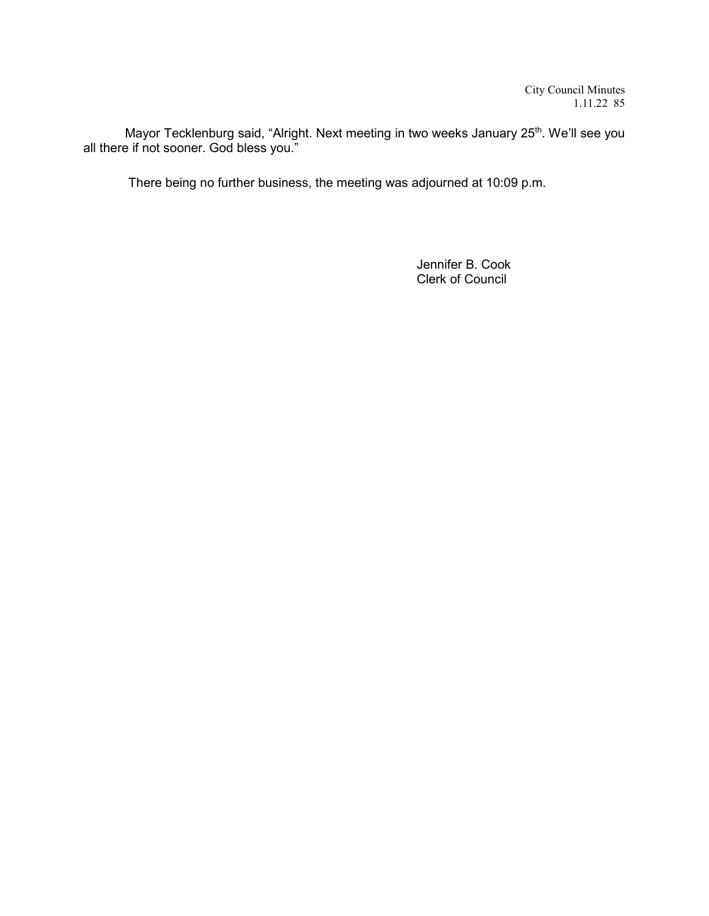Mayor Tecklenburg said, "Alright. Next meeting in two weeks January 25th. We'll see you all there if not sooner. God bless you."

There being no further business, the meeting was adjourned at 10:09 p.m.

Jennifer B. Cook
Clerk of Council